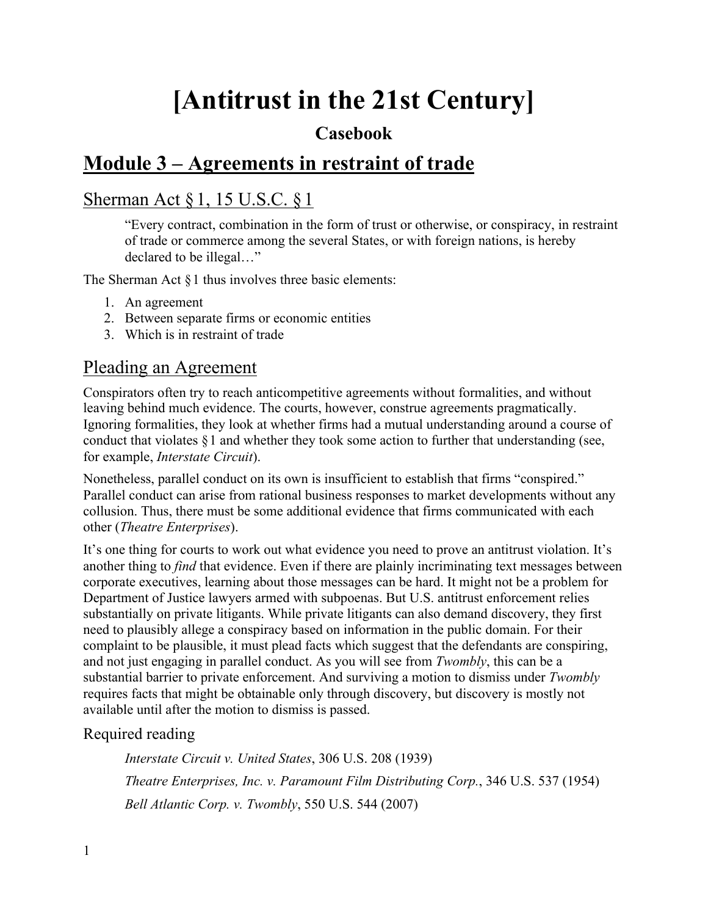# [Antitrust in the 21st Century]

### Casebook

## Module 3 – Agreements in restraint of trade

## Sherman Act § 1, 15 U.S.C. § 1

> "Every contract, combination in the form of trust or otherwise, or conspiracy, in restraint of trade or commerce among the several States, or with foreign nations, is hereby declared to be illegal…"

The Sherman Act § 1 thus involves three basic elements:

1. An agreement
2. Between separate firms or economic entities
3. Which is in restraint of trade

## Pleading an Agreement

Conspirators often try to reach anticompetitive agreements without formalities, and without leaving behind much evidence. The courts, however, construe agreements pragmatically. Ignoring formalities, they look at whether firms had a mutual understanding around a course of conduct that violates § 1 and whether they took some action to further that understanding (see, for example, *Interstate Circuit*).

Nonetheless, parallel conduct on its own is insufficient to establish that firms "conspired." Parallel conduct can arise from rational business responses to market developments without any collusion. Thus, there must be some additional evidence that firms communicated with each other (*Theatre Enterprises*).

It's one thing for courts to work out what evidence you need to prove an antitrust violation. It's another thing to *find* that evidence. Even if there are plainly incriminating text messages between corporate executives, learning about those messages can be hard. It might not be a problem for Department of Justice lawyers armed with subpoenas. But U.S. antitrust enforcement relies substantially on private litigants. While private litigants can also demand discovery, they first need to plausibly allege a conspiracy based on information in the public domain. For their complaint to be plausible, it must plead facts which suggest that the defendants are conspiring, and not just engaging in parallel conduct. As you will see from *Twombly*, this can be a substantial barrier to private enforcement. And surviving a motion to dismiss under *Twombly* requires facts that might be obtainable only through discovery, but discovery is mostly not available until after the motion to dismiss is passed.

### Required reading

> *Interstate Circuit v. United States*, 306 U.S. 208 (1939)
>
> *Theatre Enterprises, Inc. v. Paramount Film Distributing Corp.*, 346 U.S. 537 (1954)
>
> *Bell Atlantic Corp. v. Twombly*, 550 U.S. 544 (2007)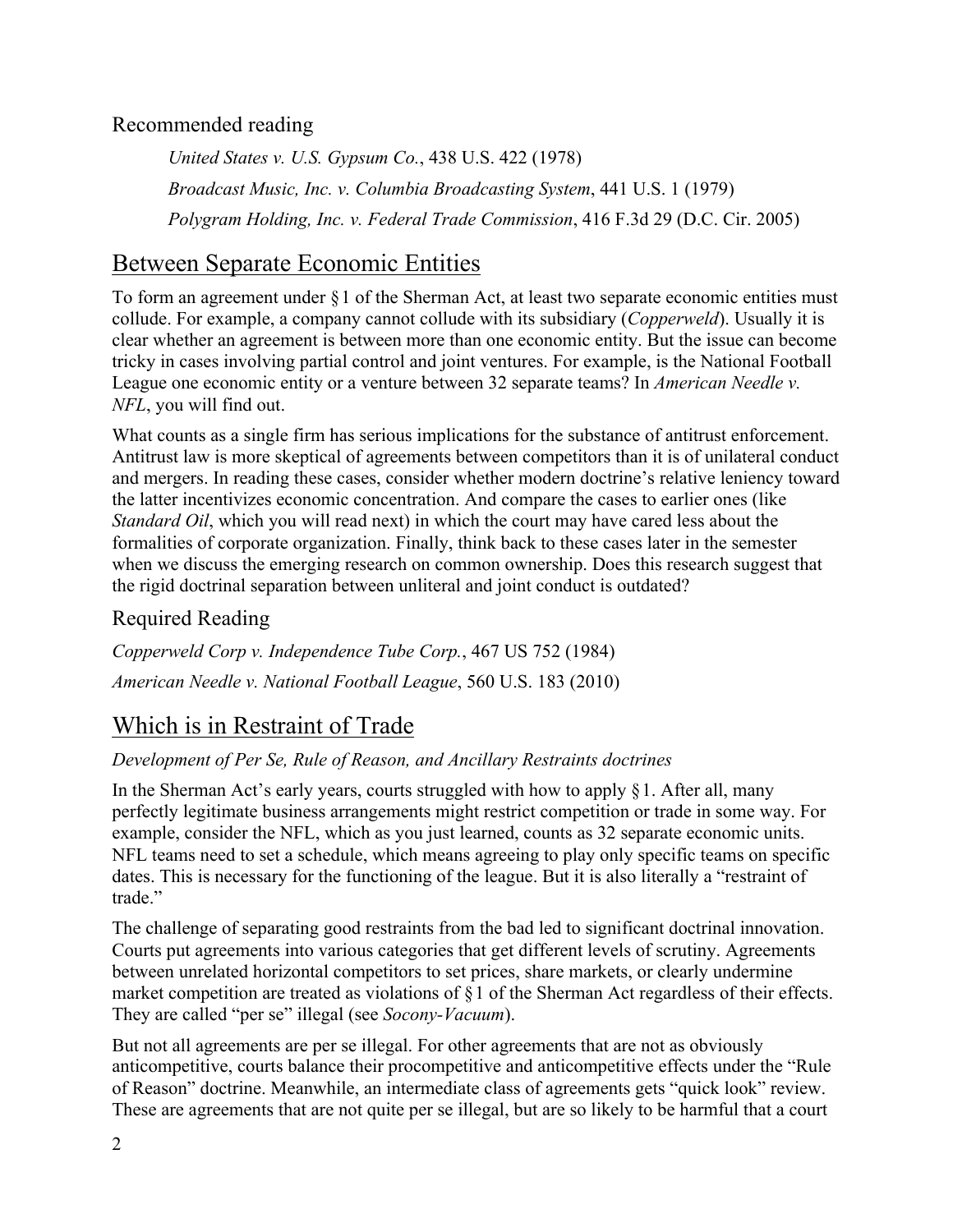### Recommended reading

*United States v. U.S. Gypsum Co.*, 438 U.S. 422 (1978)

*Broadcast Music, Inc. v. Columbia Broadcasting System*, 441 U.S. 1 (1979)

*Polygram Holding, Inc. v. Federal Trade Commission*, 416 F.3d 29 (D.C. Cir. 2005)

## Between Separate Economic Entities

To form an agreement under §1 of the Sherman Act, at least two separate economic entities must collude. For example, a company cannot collude with its subsidiary (*Copperweld*). Usually it is clear whether an agreement is between more than one economic entity. But the issue can become tricky in cases involving partial control and joint ventures. For example, is the National Football League one economic entity or a venture between 32 separate teams? In *American Needle v. NFL*, you will find out.

What counts as a single firm has serious implications for the substance of antitrust enforcement. Antitrust law is more skeptical of agreements between competitors than it is of unilateral conduct and mergers. In reading these cases, consider whether modern doctrine's relative leniency toward the latter incentivizes economic concentration. And compare the cases to earlier ones (like *Standard Oil*, which you will read next) in which the court may have cared less about the formalities of corporate organization. Finally, think back to these cases later in the semester when we discuss the emerging research on common ownership. Does this research suggest that the rigid doctrinal separation between unliteral and joint conduct is outdated?

### Required Reading

*Copperweld Corp v. Independence Tube Corp.*, 467 US 752 (1984)

*American Needle v. National Football League*, 560 U.S. 183 (2010)

## Which is in Restraint of Trade

*Development of Per Se, Rule of Reason, and Ancillary Restraints doctrines*

In the Sherman Act's early years, courts struggled with how to apply §1. After all, many perfectly legitimate business arrangements might restrict competition or trade in some way. For example, consider the NFL, which as you just learned, counts as 32 separate economic units. NFL teams need to set a schedule, which means agreeing to play only specific teams on specific dates. This is necessary for the functioning of the league. But it is also literally a "restraint of trade."

The challenge of separating good restraints from the bad led to significant doctrinal innovation. Courts put agreements into various categories that get different levels of scrutiny. Agreements between unrelated horizontal competitors to set prices, share markets, or clearly undermine market competition are treated as violations of §1 of the Sherman Act regardless of their effects. They are called "per se" illegal (see *Socony-Vacuum*).

But not all agreements are per se illegal. For other agreements that are not as obviously anticompetitive, courts balance their procompetitive and anticompetitive effects under the "Rule of Reason" doctrine. Meanwhile, an intermediate class of agreements gets "quick look" review. These are agreements that are not quite per se illegal, but are so likely to be harmful that a court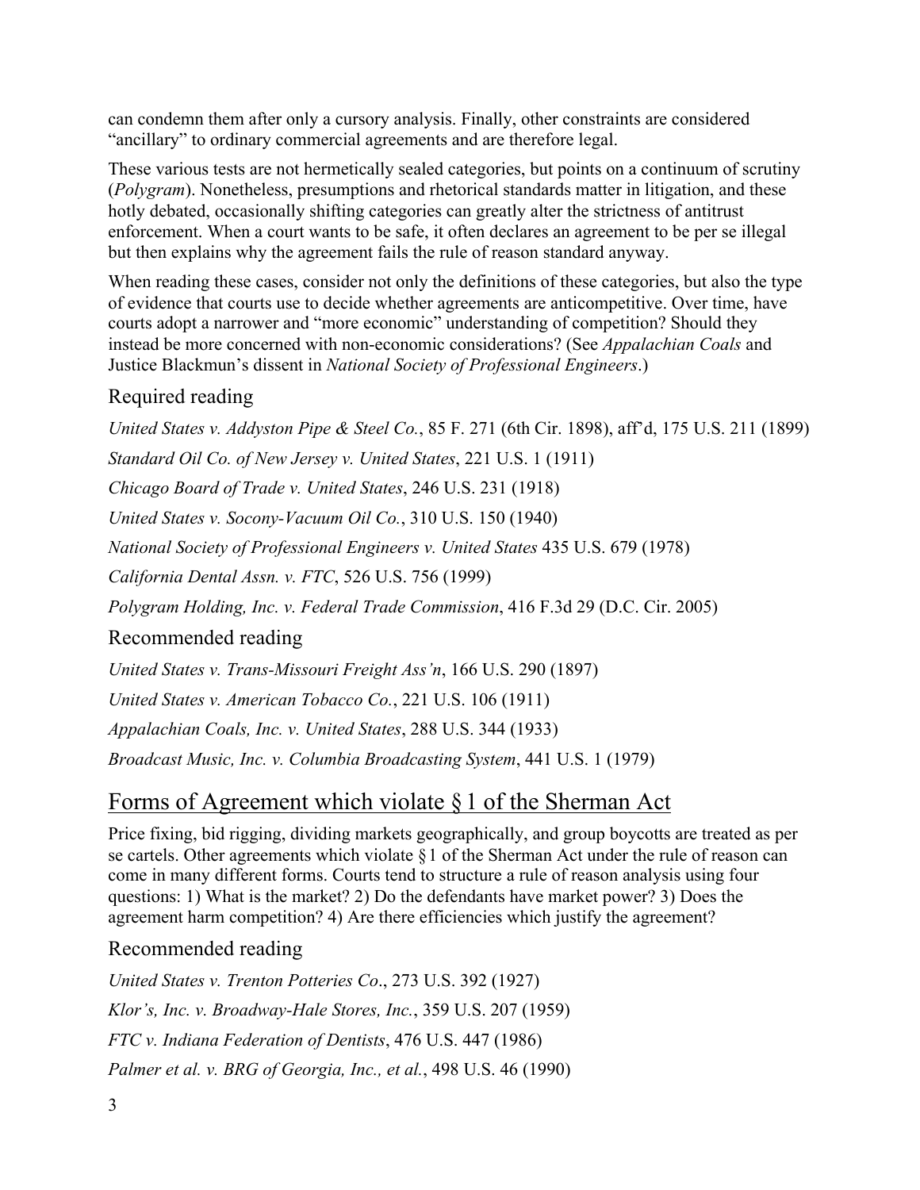can condemn them after only a cursory analysis. Finally, other constraints are considered "ancillary" to ordinary commercial agreements and are therefore legal.

These various tests are not hermetically sealed categories, but points on a continuum of scrutiny (*Polygram*). Nonetheless, presumptions and rhetorical standards matter in litigation, and these hotly debated, occasionally shifting categories can greatly alter the strictness of antitrust enforcement. When a court wants to be safe, it often declares an agreement to be per se illegal but then explains why the agreement fails the rule of reason standard anyway.

When reading these cases, consider not only the definitions of these categories, but also the type of evidence that courts use to decide whether agreements are anticompetitive. Over time, have courts adopt a narrower and "more economic" understanding of competition? Should they instead be more concerned with non-economic considerations? (See *Appalachian Coals* and Justice Blackmun's dissent in *National Society of Professional Engineers*.)

### Required reading

*United States v. Addyston Pipe & Steel Co.*, 85 F. 271 (6th Cir. 1898), aff'd, 175 U.S. 211 (1899)

*Standard Oil Co. of New Jersey v. United States*, 221 U.S. 1 (1911)

*Chicago Board of Trade v. United States*, 246 U.S. 231 (1918)

*United States v. Socony-Vacuum Oil Co.*, 310 U.S. 150 (1940)

*National Society of Professional Engineers v. United States* 435 U.S. 679 (1978)

*California Dental Assn. v. FTC*, 526 U.S. 756 (1999)

*Polygram Holding, Inc. v. Federal Trade Commission*, 416 F.3d 29 (D.C. Cir. 2005)

### Recommended reading

*United States v. Trans-Missouri Freight Ass'n*, 166 U.S. 290 (1897)

*United States v. American Tobacco Co.*, 221 U.S. 106 (1911)

*Appalachian Coals, Inc. v. United States*, 288 U.S. 344 (1933)

*Broadcast Music, Inc. v. Columbia Broadcasting System*, 441 U.S. 1 (1979)

## Forms of Agreement which violate § 1 of the Sherman Act

Price fixing, bid rigging, dividing markets geographically, and group boycotts are treated as per se cartels. Other agreements which violate § 1 of the Sherman Act under the rule of reason can come in many different forms. Courts tend to structure a rule of reason analysis using four questions: 1) What is the market? 2) Do the defendants have market power? 3) Does the agreement harm competition? 4) Are there efficiencies which justify the agreement?

### Recommended reading

*United States v. Trenton Potteries Co*., 273 U.S. 392 (1927)

*Klor's, Inc. v. Broadway-Hale Stores, Inc.*, 359 U.S. 207 (1959)

*FTC v. Indiana Federation of Dentists*, 476 U.S. 447 (1986)

*Palmer et al. v. BRG of Georgia, Inc., et al.*, 498 U.S. 46 (1990)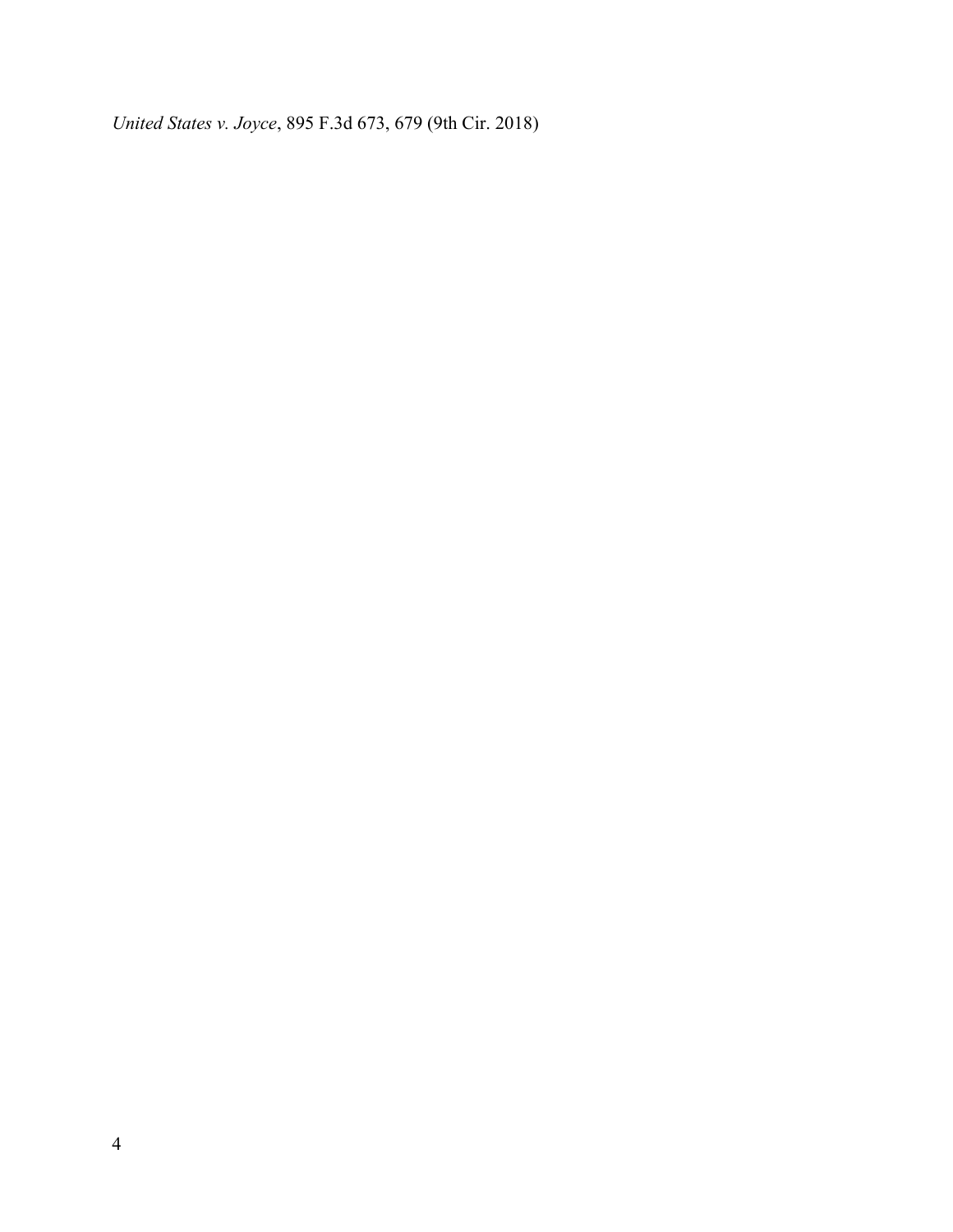*United States v. Joyce*, 895 F.3d 673, 679 (9th Cir. 2018)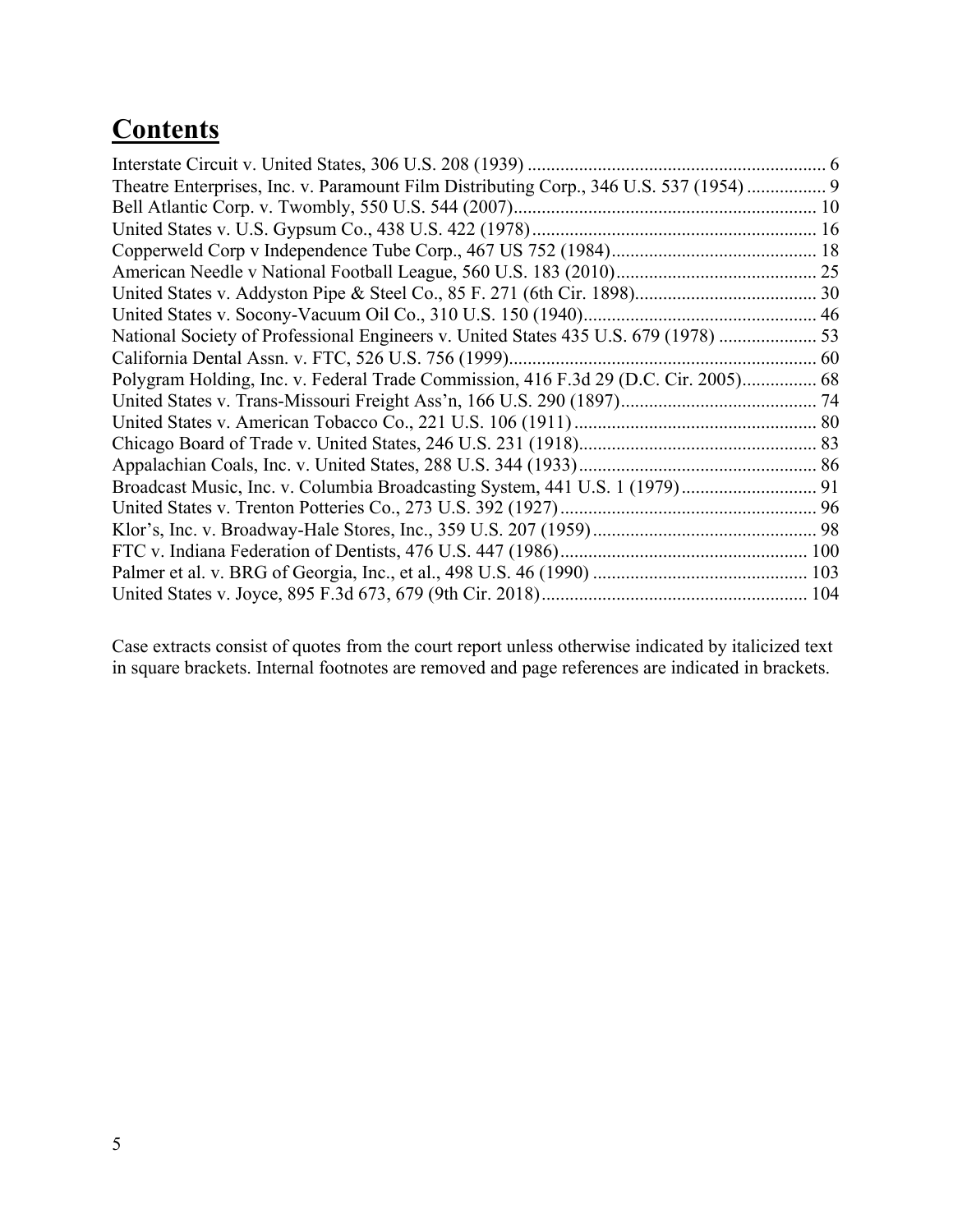# Contents

Interstate Circuit v. United States, 306 U.S. 208 (1939) ................................................................ 6
Theatre Enterprises, Inc. v. Paramount Film Distributing Corp., 346 U.S. 537 (1954) ................. 9
Bell Atlantic Corp. v. Twombly, 550 U.S. 544 (2007)................................................................. 10
United States v. U.S. Gypsum Co., 438 U.S. 422 (1978)............................................................. 16
Copperweld Corp v Independence Tube Corp., 467 US 752 (1984)............................................ 18
American Needle v National Football League, 560 U.S. 183 (2010)........................................... 25
United States v. Addyston Pipe & Steel Co., 85 F. 271 (6th Cir. 1898)....................................... 30
United States v. Socony-Vacuum Oil Co., 310 U.S. 150 (1940).................................................. 46
National Society of Professional Engineers v. United States 435 U.S. 679 (1978) ..................... 53
California Dental Assn. v. FTC, 526 U.S. 756 (1999).................................................................. 60
Polygram Holding, Inc. v. Federal Trade Commission, 416 F.3d 29 (D.C. Cir. 2005)................ 68
United States v. Trans-Missouri Freight Ass'n, 166 U.S. 290 (1897).......................................... 74
United States v. American Tobacco Co., 221 U.S. 106 (1911).................................................... 80
Chicago Board of Trade v. United States, 246 U.S. 231 (1918)................................................... 83
Appalachian Coals, Inc. v. United States, 288 U.S. 344 (1933)................................................... 86
Broadcast Music, Inc. v. Columbia Broadcasting System, 441 U.S. 1 (1979)............................. 91
United States v. Trenton Potteries Co., 273 U.S. 392 (1927)....................................................... 96
Klor's, Inc. v. Broadway-Hale Stores, Inc., 359 U.S. 207 (1959)................................................ 98
FTC v. Indiana Federation of Dentists, 476 U.S. 447 (1986)...................................................... 100
Palmer et al. v. BRG of Georgia, Inc., et al., 498 U.S. 46 (1990) .............................................. 103
United States v. Joyce, 895 F.3d 673, 679 (9th Cir. 2018)......................................................... 104

Case extracts consist of quotes from the court report unless otherwise indicated by italicized text in square brackets. Internal footnotes are removed and page references are indicated in brackets.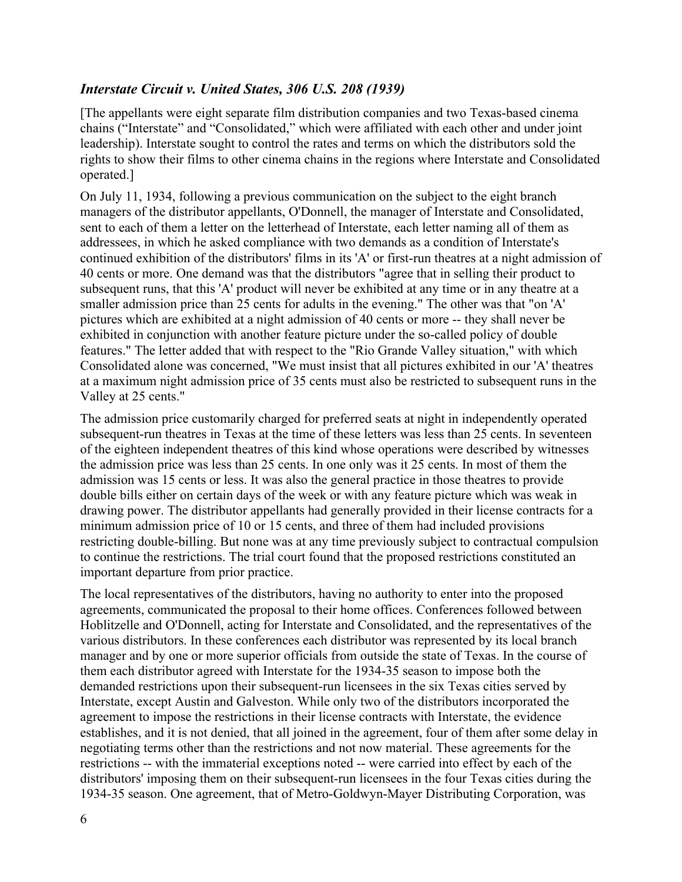### *Interstate Circuit v. United States, 306 U.S. 208 (1939)*

[The appellants were eight separate film distribution companies and two Texas-based cinema chains ("Interstate" and "Consolidated," which were affiliated with each other and under joint leadership). Interstate sought to control the rates and terms on which the distributors sold the rights to show their films to other cinema chains in the regions where Interstate and Consolidated operated.]

On July 11, 1934, following a previous communication on the subject to the eight branch managers of the distributor appellants, O'Donnell, the manager of Interstate and Consolidated, sent to each of them a letter on the letterhead of Interstate, each letter naming all of them as addressees, in which he asked compliance with two demands as a condition of Interstate's continued exhibition of the distributors' films in its 'A' or first-run theatres at a night admission of 40 cents or more. One demand was that the distributors "agree that in selling their product to subsequent runs, that this 'A' product will never be exhibited at any time or in any theatre at a smaller admission price than 25 cents for adults in the evening." The other was that "on 'A' pictures which are exhibited at a night admission of 40 cents or more -- they shall never be exhibited in conjunction with another feature picture under the so-called policy of double features." The letter added that with respect to the "Rio Grande Valley situation," with which Consolidated alone was concerned, "We must insist that all pictures exhibited in our 'A' theatres at a maximum night admission price of 35 cents must also be restricted to subsequent runs in the Valley at 25 cents."

The admission price customarily charged for preferred seats at night in independently operated subsequent-run theatres in Texas at the time of these letters was less than 25 cents. In seventeen of the eighteen independent theatres of this kind whose operations were described by witnesses the admission price was less than 25 cents. In one only was it 25 cents. In most of them the admission was 15 cents or less. It was also the general practice in those theatres to provide double bills either on certain days of the week or with any feature picture which was weak in drawing power. The distributor appellants had generally provided in their license contracts for a minimum admission price of 10 or 15 cents, and three of them had included provisions restricting double-billing. But none was at any time previously subject to contractual compulsion to continue the restrictions. The trial court found that the proposed restrictions constituted an important departure from prior practice.

The local representatives of the distributors, having no authority to enter into the proposed agreements, communicated the proposal to their home offices. Conferences followed between Hoblitzelle and O'Donnell, acting for Interstate and Consolidated, and the representatives of the various distributors. In these conferences each distributor was represented by its local branch manager and by one or more superior officials from outside the state of Texas. In the course of them each distributor agreed with Interstate for the 1934-35 season to impose both the demanded restrictions upon their subsequent-run licensees in the six Texas cities served by Interstate, except Austin and Galveston. While only two of the distributors incorporated the agreement to impose the restrictions in their license contracts with Interstate, the evidence establishes, and it is not denied, that all joined in the agreement, four of them after some delay in negotiating terms other than the restrictions and not now material. These agreements for the restrictions -- with the immaterial exceptions noted -- were carried into effect by each of the distributors' imposing them on their subsequent-run licensees in the four Texas cities during the 1934-35 season. One agreement, that of Metro-Goldwyn-Mayer Distributing Corporation, was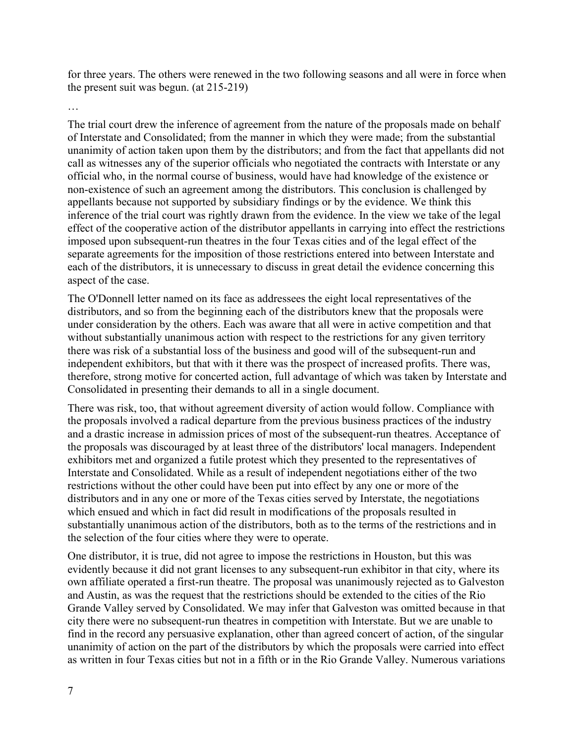for three years. The others were renewed in the two following seasons and all were in force when the present suit was begun. (at 215-219)

…

The trial court drew the inference of agreement from the nature of the proposals made on behalf of Interstate and Consolidated; from the manner in which they were made; from the substantial unanimity of action taken upon them by the distributors; and from the fact that appellants did not call as witnesses any of the superior officials who negotiated the contracts with Interstate or any official who, in the normal course of business, would have had knowledge of the existence or non-existence of such an agreement among the distributors. This conclusion is challenged by appellants because not supported by subsidiary findings or by the evidence. We think this inference of the trial court was rightly drawn from the evidence. In the view we take of the legal effect of the cooperative action of the distributor appellants in carrying into effect the restrictions imposed upon subsequent-run theatres in the four Texas cities and of the legal effect of the separate agreements for the imposition of those restrictions entered into between Interstate and each of the distributors, it is unnecessary to discuss in great detail the evidence concerning this aspect of the case.

The O'Donnell letter named on its face as addressees the eight local representatives of the distributors, and so from the beginning each of the distributors knew that the proposals were under consideration by the others. Each was aware that all were in active competition and that without substantially unanimous action with respect to the restrictions for any given territory there was risk of a substantial loss of the business and good will of the subsequent-run and independent exhibitors, but that with it there was the prospect of increased profits. There was, therefore, strong motive for concerted action, full advantage of which was taken by Interstate and Consolidated in presenting their demands to all in a single document.

There was risk, too, that without agreement diversity of action would follow. Compliance with the proposals involved a radical departure from the previous business practices of the industry and a drastic increase in admission prices of most of the subsequent-run theatres. Acceptance of the proposals was discouraged by at least three of the distributors' local managers. Independent exhibitors met and organized a futile protest which they presented to the representatives of Interstate and Consolidated. While as a result of independent negotiations either of the two restrictions without the other could have been put into effect by any one or more of the distributors and in any one or more of the Texas cities served by Interstate, the negotiations which ensued and which in fact did result in modifications of the proposals resulted in substantially unanimous action of the distributors, both as to the terms of the restrictions and in the selection of the four cities where they were to operate.

One distributor, it is true, did not agree to impose the restrictions in Houston, but this was evidently because it did not grant licenses to any subsequent-run exhibitor in that city, where its own affiliate operated a first-run theatre. The proposal was unanimously rejected as to Galveston and Austin, as was the request that the restrictions should be extended to the cities of the Rio Grande Valley served by Consolidated. We may infer that Galveston was omitted because in that city there were no subsequent-run theatres in competition with Interstate. But we are unable to find in the record any persuasive explanation, other than agreed concert of action, of the singular unanimity of action on the part of the distributors by which the proposals were carried into effect as written in four Texas cities but not in a fifth or in the Rio Grande Valley. Numerous variations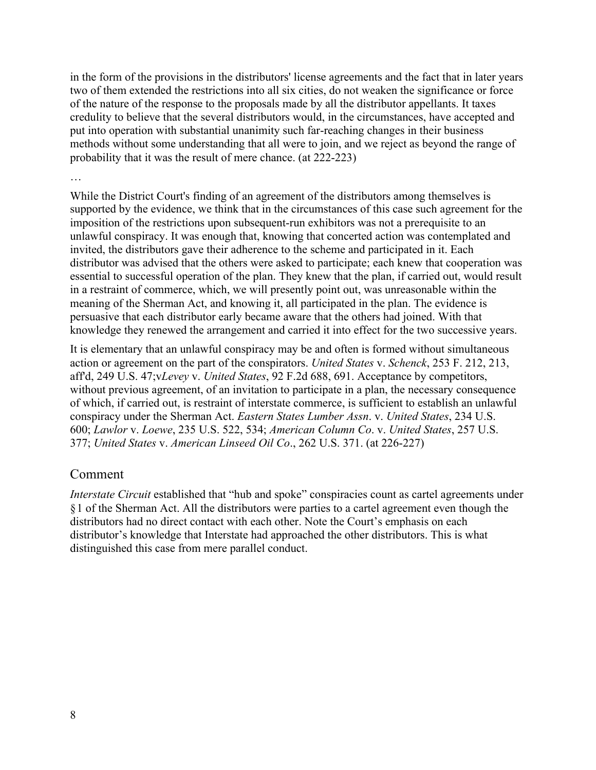in the form of the provisions in the distributors' license agreements and the fact that in later years two of them extended the restrictions into all six cities, do not weaken the significance or force of the nature of the response to the proposals made by all the distributor appellants. It taxes credulity to believe that the several distributors would, in the circumstances, have accepted and put into operation with substantial unanimity such far-reaching changes in their business methods without some understanding that all were to join, and we reject as beyond the range of probability that it was the result of mere chance. (at 222-223)

…

While the District Court's finding of an agreement of the distributors among themselves is supported by the evidence, we think that in the circumstances of this case such agreement for the imposition of the restrictions upon subsequent-run exhibitors was not a prerequisite to an unlawful conspiracy. It was enough that, knowing that concerted action was contemplated and invited, the distributors gave their adherence to the scheme and participated in it. Each distributor was advised that the others were asked to participate; each knew that cooperation was essential to successful operation of the plan. They knew that the plan, if carried out, would result in a restraint of commerce, which, we will presently point out, was unreasonable within the meaning of the Sherman Act, and knowing it, all participated in the plan. The evidence is persuasive that each distributor early became aware that the others had joined. With that knowledge they renewed the arrangement and carried it into effect for the two successive years.

It is elementary that an unlawful conspiracy may be and often is formed without simultaneous action or agreement on the part of the conspirators. *United States* v. *Schenck*, 253 F. 212, 213, aff'd, 249 U.S. 47;v*Levey* v. *United States*, 92 F.2d 688, 691. Acceptance by competitors, without previous agreement, of an invitation to participate in a plan, the necessary consequence of which, if carried out, is restraint of interstate commerce, is sufficient to establish an unlawful conspiracy under the Sherman Act. *Eastern States Lumber Assn*. v. *United States*, 234 U.S. 600; *Lawlor* v. *Loewe*, 235 U.S. 522, 534; *American Column Co*. v. *United States*, 257 U.S. 377; *United States* v. *American Linseed Oil Co*., 262 U.S. 371. (at 226-227)

## Comment

*Interstate Circuit* established that "hub and spoke" conspiracies count as cartel agreements under §1 of the Sherman Act. All the distributors were parties to a cartel agreement even though the distributors had no direct contact with each other. Note the Court's emphasis on each distributor's knowledge that Interstate had approached the other distributors. This is what distinguished this case from mere parallel conduct.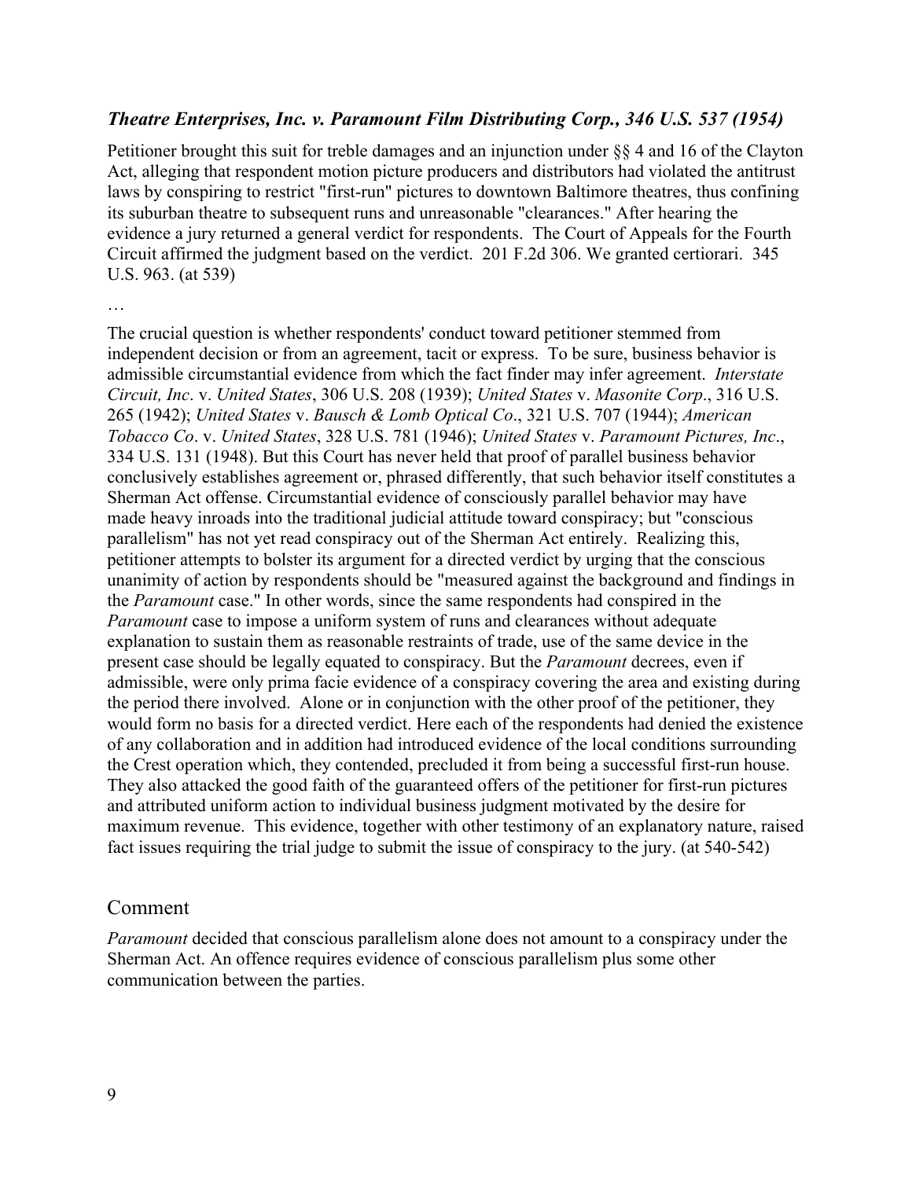### *Theatre Enterprises, Inc. v. Paramount Film Distributing Corp., 346 U.S. 537 (1954)*

Petitioner brought this suit for treble damages and an injunction under §§ 4 and 16 of the Clayton Act, alleging that respondent motion picture producers and distributors had violated the antitrust laws by conspiring to restrict "first-run" pictures to downtown Baltimore theatres, thus confining its suburban theatre to subsequent runs and unreasonable "clearances." After hearing the evidence a jury returned a general verdict for respondents. The Court of Appeals for the Fourth Circuit affirmed the judgment based on the verdict. 201 F.2d 306. We granted certiorari. 345 U.S. 963. (at 539)

…

The crucial question is whether respondents' conduct toward petitioner stemmed from independent decision or from an agreement, tacit or express. To be sure, business behavior is admissible circumstantial evidence from which the fact finder may infer agreement. *Interstate Circuit, Inc*. v. *United States*, 306 U.S. 208 (1939); *United States* v. *Masonite Corp*., 316 U.S. 265 (1942); *United States* v. *Bausch & Lomb Optical Co*., 321 U.S. 707 (1944); *American Tobacco Co*. v. *United States*, 328 U.S. 781 (1946); *United States* v. *Paramount Pictures, Inc*., 334 U.S. 131 (1948). But this Court has never held that proof of parallel business behavior conclusively establishes agreement or, phrased differently, that such behavior itself constitutes a Sherman Act offense. Circumstantial evidence of consciously parallel behavior may have made heavy inroads into the traditional judicial attitude toward conspiracy; but "conscious parallelism" has not yet read conspiracy out of the Sherman Act entirely. Realizing this, petitioner attempts to bolster its argument for a directed verdict by urging that the conscious unanimity of action by respondents should be "measured against the background and findings in the *Paramount* case." In other words, since the same respondents had conspired in the *Paramount* case to impose a uniform system of runs and clearances without adequate explanation to sustain them as reasonable restraints of trade, use of the same device in the present case should be legally equated to conspiracy. But the *Paramount* decrees, even if admissible, were only prima facie evidence of a conspiracy covering the area and existing during the period there involved. Alone or in conjunction with the other proof of the petitioner, they would form no basis for a directed verdict. Here each of the respondents had denied the existence of any collaboration and in addition had introduced evidence of the local conditions surrounding the Crest operation which, they contended, precluded it from being a successful first-run house. They also attacked the good faith of the guaranteed offers of the petitioner for first-run pictures and attributed uniform action to individual business judgment motivated by the desire for maximum revenue. This evidence, together with other testimony of an explanatory nature, raised fact issues requiring the trial judge to submit the issue of conspiracy to the jury. (at 540-542)

## Comment

*Paramount* decided that conscious parallelism alone does not amount to a conspiracy under the Sherman Act. An offence requires evidence of conscious parallelism plus some other communication between the parties.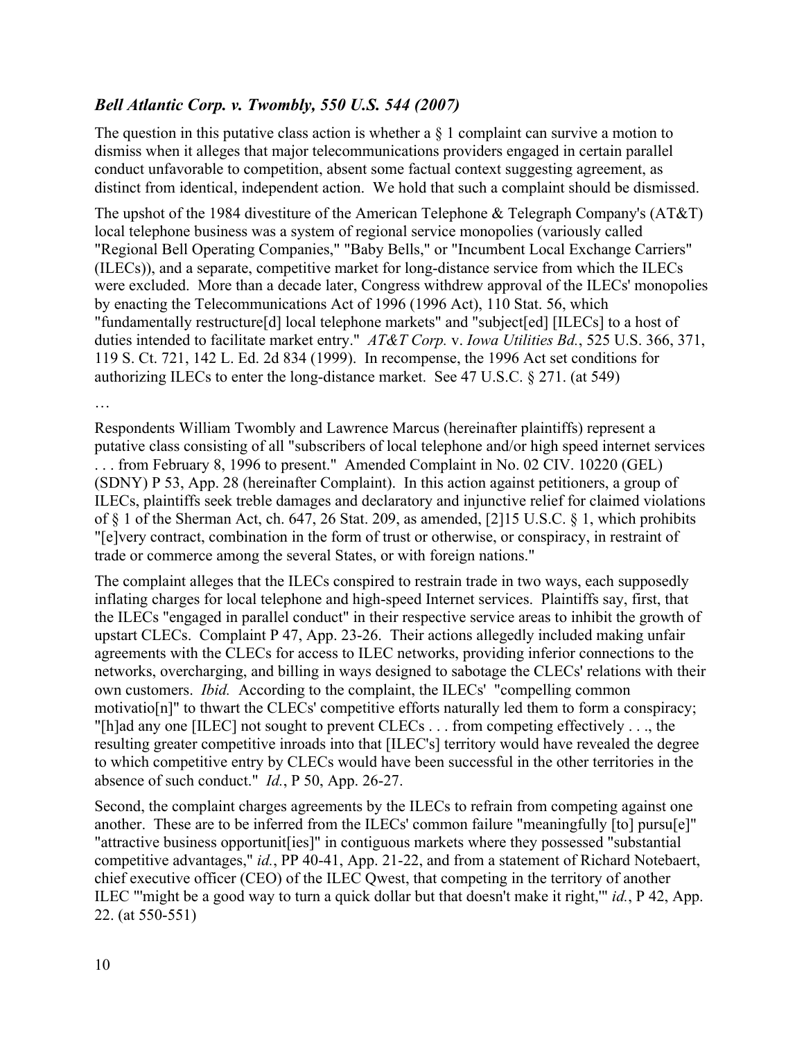### *Bell Atlantic Corp. v. Twombly, 550 U.S. 544 (2007)*

The question in this putative class action is whether a § 1 complaint can survive a motion to dismiss when it alleges that major telecommunications providers engaged in certain parallel conduct unfavorable to competition, absent some factual context suggesting agreement, as distinct from identical, independent action. We hold that such a complaint should be dismissed.

The upshot of the 1984 divestiture of the American Telephone & Telegraph Company's (AT&T) local telephone business was a system of regional service monopolies (variously called "Regional Bell Operating Companies," "Baby Bells," or "Incumbent Local Exchange Carriers" (ILECs)), and a separate, competitive market for long-distance service from which the ILECs were excluded. More than a decade later, Congress withdrew approval of the ILECs' monopolies by enacting the Telecommunications Act of 1996 (1996 Act), 110 Stat. 56, which "fundamentally restructure[d] local telephone markets" and "subject[ed] [ILECs] to a host of duties intended to facilitate market entry." *AT&T Corp.* v. *Iowa Utilities Bd.*, 525 U.S. 366, 371, 119 S. Ct. 721, 142 L. Ed. 2d 834 (1999). In recompense, the 1996 Act set conditions for authorizing ILECs to enter the long-distance market. See 47 U.S.C. § 271. (at 549)

…

Respondents William Twombly and Lawrence Marcus (hereinafter plaintiffs) represent a putative class consisting of all "subscribers of local telephone and/or high speed internet services . . . from February 8, 1996 to present." Amended Complaint in No. 02 CIV. 10220 (GEL) (SDNY) P 53, App. 28 (hereinafter Complaint). In this action against petitioners, a group of ILECs, plaintiffs seek treble damages and declaratory and injunctive relief for claimed violations of § 1 of the Sherman Act, ch. 647, 26 Stat. 209, as amended, [2]15 U.S.C. § 1, which prohibits "[e]very contract, combination in the form of trust or otherwise, or conspiracy, in restraint of trade or commerce among the several States, or with foreign nations."

The complaint alleges that the ILECs conspired to restrain trade in two ways, each supposedly inflating charges for local telephone and high-speed Internet services. Plaintiffs say, first, that the ILECs "engaged in parallel conduct" in their respective service areas to inhibit the growth of upstart CLECs. Complaint P 47, App. 23-26. Their actions allegedly included making unfair agreements with the CLECs for access to ILEC networks, providing inferior connections to the networks, overcharging, and billing in ways designed to sabotage the CLECs' relations with their own customers. *Ibid.* According to the complaint, the ILECs' "compelling common motivatio[n]" to thwart the CLECs' competitive efforts naturally led them to form a conspiracy; "[h]ad any one [ILEC] not sought to prevent CLECs . . . from competing effectively . . ., the resulting greater competitive inroads into that [ILEC's] territory would have revealed the degree to which competitive entry by CLECs would have been successful in the other territories in the absence of such conduct." *Id.*, P 50, App. 26-27.

Second, the complaint charges agreements by the ILECs to refrain from competing against one another. These are to be inferred from the ILECs' common failure "meaningfully [to] pursu[e]" "attractive business opportunit[ies]" in contiguous markets where they possessed "substantial competitive advantages," *id.*, PP 40-41, App. 21-22, and from a statement of Richard Notebaert, chief executive officer (CEO) of the ILEC Qwest, that competing in the territory of another ILEC "'might be a good way to turn a quick dollar but that doesn't make it right,'" *id.*, P 42, App. 22. (at 550-551)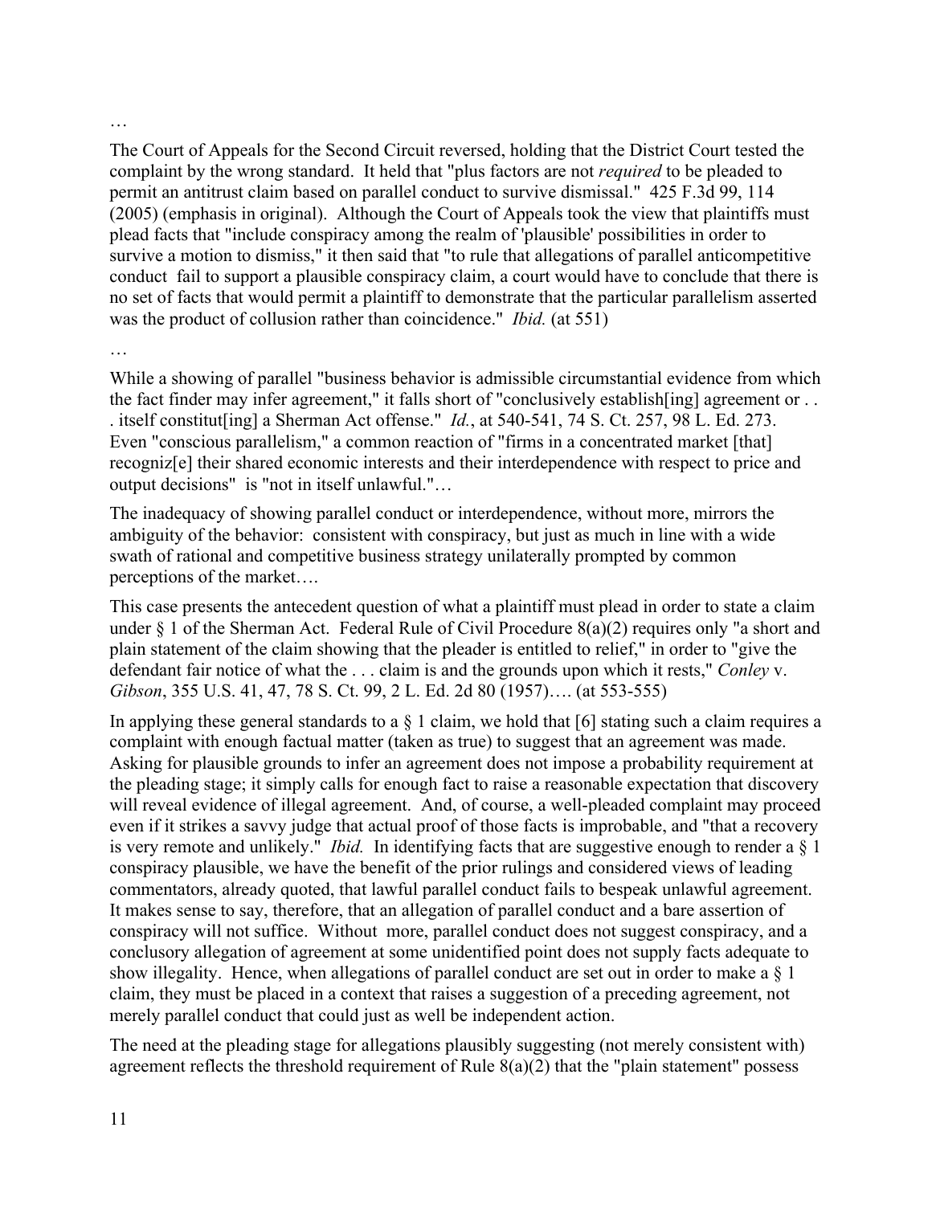…

The Court of Appeals for the Second Circuit reversed, holding that the District Court tested the complaint by the wrong standard. It held that "plus factors are not *required* to be pleaded to permit an antitrust claim based on parallel conduct to survive dismissal." 425 F.3d 99, 114 (2005) (emphasis in original). Although the Court of Appeals took the view that plaintiffs must plead facts that "include conspiracy among the realm of 'plausible' possibilities in order to survive a motion to dismiss," it then said that "to rule that allegations of parallel anticompetitive conduct fail to support a plausible conspiracy claim, a court would have to conclude that there is no set of facts that would permit a plaintiff to demonstrate that the particular parallelism asserted was the product of collusion rather than coincidence." *Ibid.* (at 551)

…

While a showing of parallel "business behavior is admissible circumstantial evidence from which the fact finder may infer agreement," it falls short of "conclusively establish[ing] agreement or . . . itself constitut[ing] a Sherman Act offense." *Id.*, at 540-541, 74 S. Ct. 257, 98 L. Ed. 273. Even "conscious parallelism," a common reaction of "firms in a concentrated market [that] recogniz[e] their shared economic interests and their interdependence with respect to price and output decisions" is "not in itself unlawful."…

The inadequacy of showing parallel conduct or interdependence, without more, mirrors the ambiguity of the behavior: consistent with conspiracy, but just as much in line with a wide swath of rational and competitive business strategy unilaterally prompted by common perceptions of the market….

This case presents the antecedent question of what a plaintiff must plead in order to state a claim under § 1 of the Sherman Act. Federal Rule of Civil Procedure 8(a)(2) requires only "a short and plain statement of the claim showing that the pleader is entitled to relief," in order to "give the defendant fair notice of what the . . . claim is and the grounds upon which it rests," *Conley* v. *Gibson*, 355 U.S. 41, 47, 78 S. Ct. 99, 2 L. Ed. 2d 80 (1957)…. (at 553-555)

In applying these general standards to a § 1 claim, we hold that [6] stating such a claim requires a complaint with enough factual matter (taken as true) to suggest that an agreement was made. Asking for plausible grounds to infer an agreement does not impose a probability requirement at the pleading stage; it simply calls for enough fact to raise a reasonable expectation that discovery will reveal evidence of illegal agreement. And, of course, a well-pleaded complaint may proceed even if it strikes a savvy judge that actual proof of those facts is improbable, and "that a recovery is very remote and unlikely." *Ibid.* In identifying facts that are suggestive enough to render a § 1 conspiracy plausible, we have the benefit of the prior rulings and considered views of leading commentators, already quoted, that lawful parallel conduct fails to bespeak unlawful agreement. It makes sense to say, therefore, that an allegation of parallel conduct and a bare assertion of conspiracy will not suffice. Without more, parallel conduct does not suggest conspiracy, and a conclusory allegation of agreement at some unidentified point does not supply facts adequate to show illegality. Hence, when allegations of parallel conduct are set out in order to make a § 1 claim, they must be placed in a context that raises a suggestion of a preceding agreement, not merely parallel conduct that could just as well be independent action.

The need at the pleading stage for allegations plausibly suggesting (not merely consistent with) agreement reflects the threshold requirement of Rule 8(a)(2) that the "plain statement" possess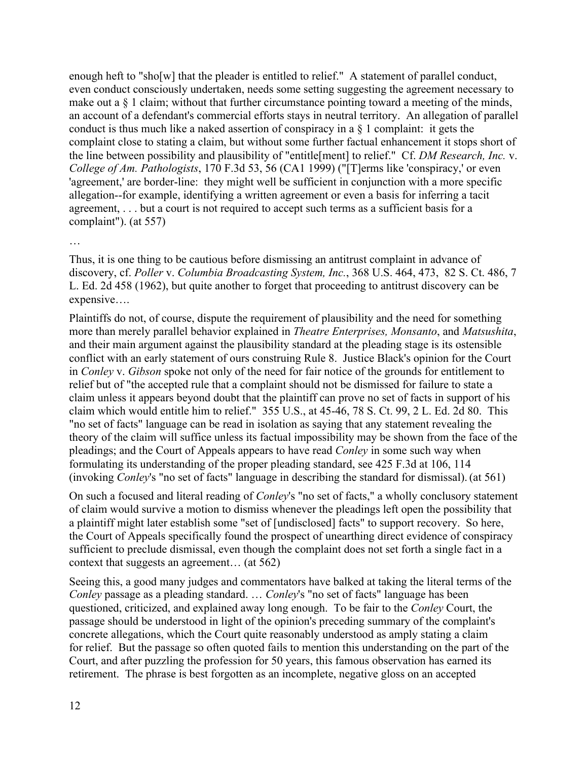enough heft to "sho[w] that the pleader is entitled to relief." A statement of parallel conduct, even conduct consciously undertaken, needs some setting suggesting the agreement necessary to make out a § 1 claim; without that further circumstance pointing toward a meeting of the minds, an account of a defendant's commercial efforts stays in neutral territory. An allegation of parallel conduct is thus much like a naked assertion of conspiracy in a § 1 complaint: it gets the complaint close to stating a claim, but without some further factual enhancement it stops short of the line between possibility and plausibility of "entitle[ment] to relief." Cf. *DM Research, Inc.* v. *College of Am. Pathologists*, 170 F.3d 53, 56 (CA1 1999) ("[T]erms like 'conspiracy,' or even 'agreement,' are border-line: they might well be sufficient in conjunction with a more specific allegation--for example, identifying a written agreement or even a basis for inferring a tacit agreement, . . . but a court is not required to accept such terms as a sufficient basis for a complaint"). (at 557)

…

Thus, it is one thing to be cautious before dismissing an antitrust complaint in advance of discovery, cf. *Poller* v. *Columbia Broadcasting System, Inc.*, 368 U.S. 464, 473, 82 S. Ct. 486, 7 L. Ed. 2d 458 (1962), but quite another to forget that proceeding to antitrust discovery can be expensive….

Plaintiffs do not, of course, dispute the requirement of plausibility and the need for something more than merely parallel behavior explained in *Theatre Enterprises, Monsanto*, and *Matsushita*, and their main argument against the plausibility standard at the pleading stage is its ostensible conflict with an early statement of ours construing Rule 8. Justice Black's opinion for the Court in *Conley* v. *Gibson* spoke not only of the need for fair notice of the grounds for entitlement to relief but of "the accepted rule that a complaint should not be dismissed for failure to state a claim unless it appears beyond doubt that the plaintiff can prove no set of facts in support of his claim which would entitle him to relief." 355 U.S., at 45-46, 78 S. Ct. 99, 2 L. Ed. 2d 80. This "no set of facts" language can be read in isolation as saying that any statement revealing the theory of the claim will suffice unless its factual impossibility may be shown from the face of the pleadings; and the Court of Appeals appears to have read *Conley* in some such way when formulating its understanding of the proper pleading standard, see 425 F.3d at 106, 114 (invoking *Conley*'s "no set of facts" language in describing the standard for dismissal). (at 561)

On such a focused and literal reading of *Conley*'s "no set of facts," a wholly conclusory statement of claim would survive a motion to dismiss whenever the pleadings left open the possibility that a plaintiff might later establish some "set of [undisclosed] facts" to support recovery. So here, the Court of Appeals specifically found the prospect of unearthing direct evidence of conspiracy sufficient to preclude dismissal, even though the complaint does not set forth a single fact in a context that suggests an agreement… (at 562)

Seeing this, a good many judges and commentators have balked at taking the literal terms of the *Conley* passage as a pleading standard. … *Conley*'s "no set of facts" language has been questioned, criticized, and explained away long enough. To be fair to the *Conley* Court, the passage should be understood in light of the opinion's preceding summary of the complaint's concrete allegations, which the Court quite reasonably understood as amply stating a claim for relief. But the passage so often quoted fails to mention this understanding on the part of the Court, and after puzzling the profession for 50 years, this famous observation has earned its retirement. The phrase is best forgotten as an incomplete, negative gloss on an accepted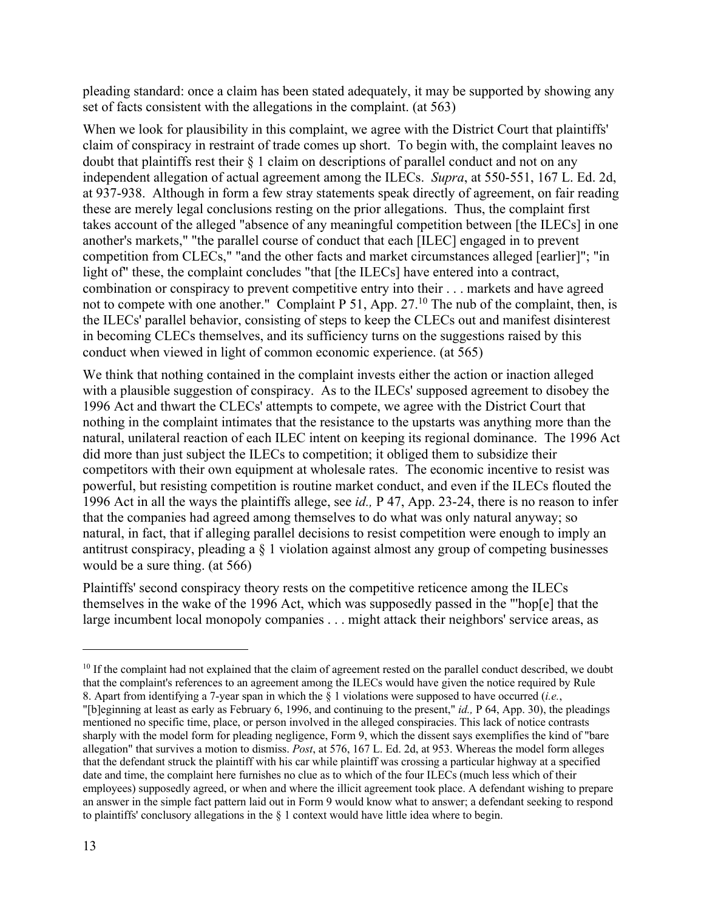pleading standard: once a claim has been stated adequately, it may be supported by showing any set of facts consistent with the allegations in the complaint. (at 563)

When we look for plausibility in this complaint, we agree with the District Court that plaintiffs' claim of conspiracy in restraint of trade comes up short. To begin with, the complaint leaves no doubt that plaintiffs rest their § 1 claim on descriptions of parallel conduct and not on any independent allegation of actual agreement among the ILECs. *Supra*, at 550-551, 167 L. Ed. 2d, at 937-938. Although in form a few stray statements speak directly of agreement, on fair reading these are merely legal conclusions resting on the prior allegations. Thus, the complaint first takes account of the alleged "absence of any meaningful competition between [the ILECs] in one another's markets," "the parallel course of conduct that each [ILEC] engaged in to prevent competition from CLECs," "and the other facts and market circumstances alleged [earlier]"; "in light of" these, the complaint concludes "that [the ILECs] have entered into a contract, combination or conspiracy to prevent competitive entry into their . . . markets and have agreed not to compete with one another." Complaint P 51, App. 27.[10] The nub of the complaint, then, is the ILECs' parallel behavior, consisting of steps to keep the CLECs out and manifest disinterest in becoming CLECs themselves, and its sufficiency turns on the suggestions raised by this conduct when viewed in light of common economic experience. (at 565)

We think that nothing contained in the complaint invests either the action or inaction alleged with a plausible suggestion of conspiracy. As to the ILECs' supposed agreement to disobey the 1996 Act and thwart the CLECs' attempts to compete, we agree with the District Court that nothing in the complaint intimates that the resistance to the upstarts was anything more than the natural, unilateral reaction of each ILEC intent on keeping its regional dominance. The 1996 Act did more than just subject the ILECs to competition; it obliged them to subsidize their competitors with their own equipment at wholesale rates. The economic incentive to resist was powerful, but resisting competition is routine market conduct, and even if the ILECs flouted the 1996 Act in all the ways the plaintiffs allege, see *id.,* P 47, App. 23-24, there is no reason to infer that the companies had agreed among themselves to do what was only natural anyway; so natural, in fact, that if alleging parallel decisions to resist competition were enough to imply an antitrust conspiracy, pleading a § 1 violation against almost any group of competing businesses would be a sure thing. (at 566)

Plaintiffs' second conspiracy theory rests on the competitive reticence among the ILECs themselves in the wake of the 1996 Act, which was supposedly passed in the "'hop[e] that the large incumbent local monopoly companies . . . might attack their neighbors' service areas, as

---

[10] If the complaint had not explained that the claim of agreement rested on the parallel conduct described, we doubt that the complaint's references to an agreement among the ILECs would have given the notice required by Rule 8. Apart from identifying a 7-year span in which the § 1 violations were supposed to have occurred (*i.e.*, "[b]eginning at least as early as February 6, 1996, and continuing to the present," *id.,* P 64, App. 30), the pleadings mentioned no specific time, place, or person involved in the alleged conspiracies. This lack of notice contrasts sharply with the model form for pleading negligence, Form 9, which the dissent says exemplifies the kind of "bare allegation" that survives a motion to dismiss. *Post*, at 576, 167 L. Ed. 2d, at 953. Whereas the model form alleges that the defendant struck the plaintiff with his car while plaintiff was crossing a particular highway at a specified date and time, the complaint here furnishes no clue as to which of the four ILECs (much less which of their employees) supposedly agreed, or when and where the illicit agreement took place. A defendant wishing to prepare an answer in the simple fact pattern laid out in Form 9 would know what to answer; a defendant seeking to respond to plaintiffs' conclusory allegations in the § 1 context would have little idea where to begin.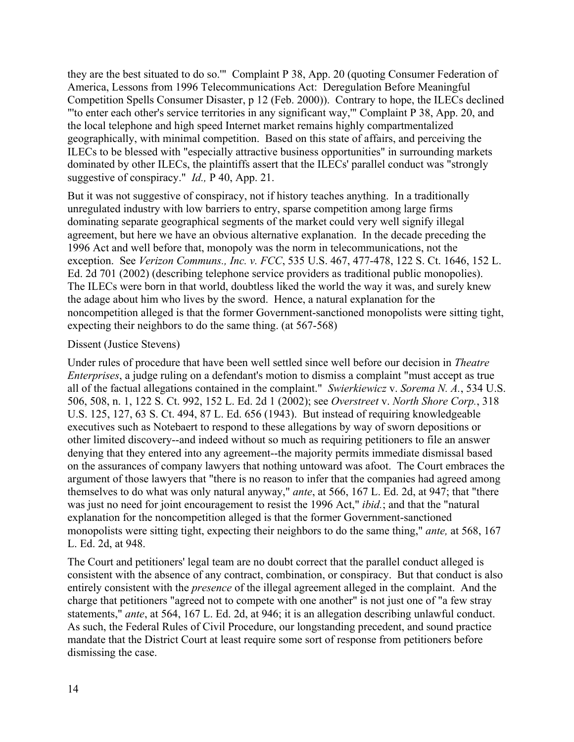they are the best situated to do so.'" Complaint P 38, App. 20 (quoting Consumer Federation of America, Lessons from 1996 Telecommunications Act: Deregulation Before Meaningful Competition Spells Consumer Disaster, p 12 (Feb. 2000)). Contrary to hope, the ILECs declined "'to enter each other's service territories in any significant way,'" Complaint P 38, App. 20, and the local telephone and high speed Internet market remains highly compartmentalized geographically, with minimal competition. Based on this state of affairs, and perceiving the ILECs to be blessed with "especially attractive business opportunities" in surrounding markets dominated by other ILECs, the plaintiffs assert that the ILECs' parallel conduct was "strongly suggestive of conspiracy." *Id.,* P 40, App. 21.

But it was not suggestive of conspiracy, not if history teaches anything. In a traditionally unregulated industry with low barriers to entry, sparse competition among large firms dominating separate geographical segments of the market could very well signify illegal agreement, but here we have an obvious alternative explanation. In the decade preceding the 1996 Act and well before that, monopoly was the norm in telecommunications, not the exception. See *Verizon Communs., Inc. v. FCC*, 535 U.S. 467, 477-478, 122 S. Ct. 1646, 152 L. Ed. 2d 701 (2002) (describing telephone service providers as traditional public monopolies). The ILECs were born in that world, doubtless liked the world the way it was, and surely knew the adage about him who lives by the sword. Hence, a natural explanation for the noncompetition alleged is that the former Government-sanctioned monopolists were sitting tight, expecting their neighbors to do the same thing. (at 567-568)

Dissent (Justice Stevens)

Under rules of procedure that have been well settled since well before our decision in *Theatre Enterprises*, a judge ruling on a defendant's motion to dismiss a complaint "must accept as true all of the factual allegations contained in the complaint." *Swierkiewicz* v. *Sorema N. A.*, 534 U.S. 506, 508, n. 1, 122 S. Ct. 992, 152 L. Ed. 2d 1 (2002); see *Overstreet* v. *North Shore Corp.*, 318 U.S. 125, 127, 63 S. Ct. 494, 87 L. Ed. 656 (1943). But instead of requiring knowledgeable executives such as Notebaert to respond to these allegations by way of sworn depositions or other limited discovery--and indeed without so much as requiring petitioners to file an answer denying that they entered into any agreement--the majority permits immediate dismissal based on the assurances of company lawyers that nothing untoward was afoot. The Court embraces the argument of those lawyers that "there is no reason to infer that the companies had agreed among themselves to do what was only natural anyway," *ante*, at 566, 167 L. Ed. 2d, at 947; that "there was just no need for joint encouragement to resist the 1996 Act," *ibid.*; and that the "natural explanation for the noncompetition alleged is that the former Government-sanctioned monopolists were sitting tight, expecting their neighbors to do the same thing," *ante,* at 568, 167 L. Ed. 2d, at 948.

The Court and petitioners' legal team are no doubt correct that the parallel conduct alleged is consistent with the absence of any contract, combination, or conspiracy. But that conduct is also entirely consistent with the *presence* of the illegal agreement alleged in the complaint. And the charge that petitioners "agreed not to compete with one another" is not just one of "a few stray statements," *ante*, at 564, 167 L. Ed. 2d, at 946; it is an allegation describing unlawful conduct. As such, the Federal Rules of Civil Procedure, our longstanding precedent, and sound practice mandate that the District Court at least require some sort of response from petitioners before dismissing the case.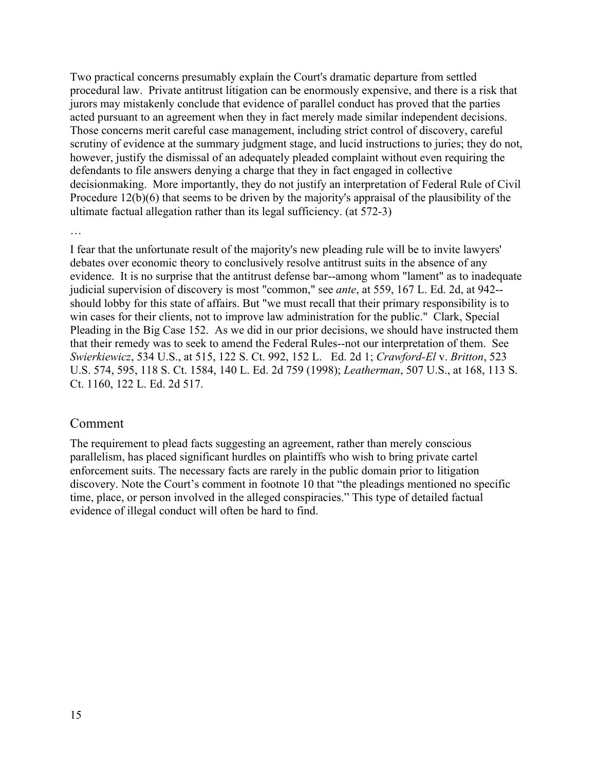Two practical concerns presumably explain the Court's dramatic departure from settled procedural law. Private antitrust litigation can be enormously expensive, and there is a risk that jurors may mistakenly conclude that evidence of parallel conduct has proved that the parties acted pursuant to an agreement when they in fact merely made similar independent decisions. Those concerns merit careful case management, including strict control of discovery, careful scrutiny of evidence at the summary judgment stage, and lucid instructions to juries; they do not, however, justify the dismissal of an adequately pleaded complaint without even requiring the defendants to file answers denying a charge that they in fact engaged in collective decisionmaking. More importantly, they do not justify an interpretation of Federal Rule of Civil Procedure 12(b)(6) that seems to be driven by the majority's appraisal of the plausibility of the ultimate factual allegation rather than its legal sufficiency. (at 572-3)

…

I fear that the unfortunate result of the majority's new pleading rule will be to invite lawyers' debates over economic theory to conclusively resolve antitrust suits in the absence of any evidence. It is no surprise that the antitrust defense bar--among whom "lament" as to inadequate judicial supervision of discovery is most "common," see *ante*, at 559, 167 L. Ed. 2d, at 942--should lobby for this state of affairs. But "we must recall that their primary responsibility is to win cases for their clients, not to improve law administration for the public." Clark, Special Pleading in the Big Case 152. As we did in our prior decisions, we should have instructed them that their remedy was to seek to amend the Federal Rules--not our interpretation of them. See *Swierkiewicz*, 534 U.S., at 515, 122 S. Ct. 992, 152 L. Ed. 2d 1; *Crawford-El* v. *Britton*, 523 U.S. 574, 595, 118 S. Ct. 1584, 140 L. Ed. 2d 759 (1998); *Leatherman*, 507 U.S., at 168, 113 S. Ct. 1160, 122 L. Ed. 2d 517.

## Comment

The requirement to plead facts suggesting an agreement, rather than merely conscious parallelism, has placed significant hurdles on plaintiffs who wish to bring private cartel enforcement suits. The necessary facts are rarely in the public domain prior to litigation discovery. Note the Court's comment in footnote 10 that "the pleadings mentioned no specific time, place, or person involved in the alleged conspiracies." This type of detailed factual evidence of illegal conduct will often be hard to find.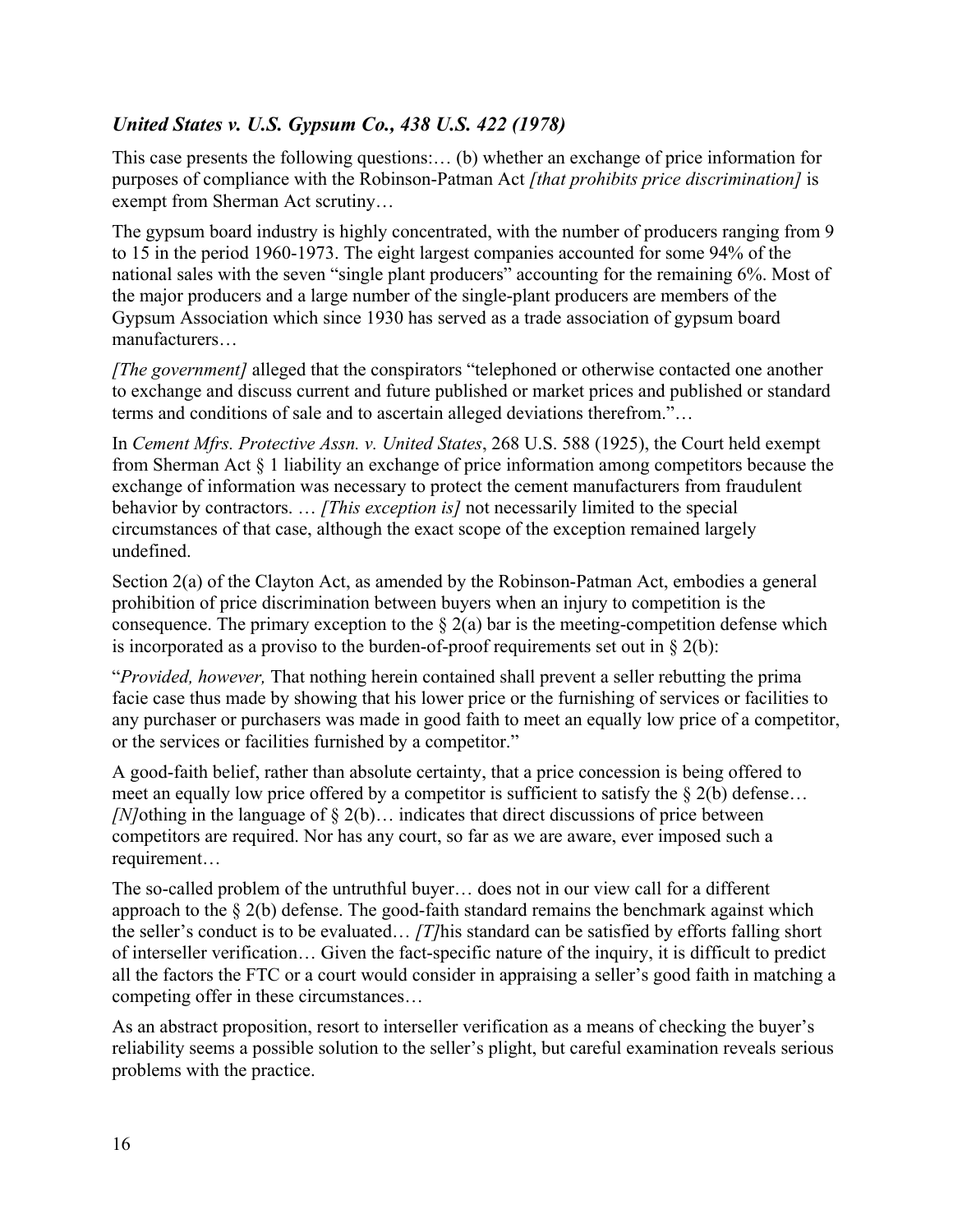### *United States v. U.S. Gypsum Co., 438 U.S. 422 (1978)*

This case presents the following questions:… (b) whether an exchange of price information for purposes of compliance with the Robinson-Patman Act *[that prohibits price discrimination]* is exempt from Sherman Act scrutiny…

The gypsum board industry is highly concentrated, with the number of producers ranging from 9 to 15 in the period 1960-1973. The eight largest companies accounted for some 94% of the national sales with the seven "single plant producers" accounting for the remaining 6%. Most of the major producers and a large number of the single-plant producers are members of the Gypsum Association which since 1930 has served as a trade association of gypsum board manufacturers…

*[The government]* alleged that the conspirators "telephoned or otherwise contacted one another to exchange and discuss current and future published or market prices and published or standard terms and conditions of sale and to ascertain alleged deviations therefrom."…

In *Cement Mfrs. Protective Assn. v. United States*, 268 U.S. 588 (1925), the Court held exempt from Sherman Act § 1 liability an exchange of price information among competitors because the exchange of information was necessary to protect the cement manufacturers from fraudulent behavior by contractors. … *[This exception is]* not necessarily limited to the special circumstances of that case, although the exact scope of the exception remained largely undefined.

Section 2(a) of the Clayton Act, as amended by the Robinson-Patman Act, embodies a general prohibition of price discrimination between buyers when an injury to competition is the consequence. The primary exception to the § 2(a) bar is the meeting-competition defense which is incorporated as a proviso to the burden-of-proof requirements set out in § 2(b):

"*Provided, however,* That nothing herein contained shall prevent a seller rebutting the prima facie case thus made by showing that his lower price or the furnishing of services or facilities to any purchaser or purchasers was made in good faith to meet an equally low price of a competitor, or the services or facilities furnished by a competitor."

A good-faith belief, rather than absolute certainty, that a price concession is being offered to meet an equally low price offered by a competitor is sufficient to satisfy the § 2(b) defense… *[N]*othing in the language of § 2(b)… indicates that direct discussions of price between competitors are required. Nor has any court, so far as we are aware, ever imposed such a requirement…

The so-called problem of the untruthful buyer… does not in our view call for a different approach to the § 2(b) defense. The good-faith standard remains the benchmark against which the seller's conduct is to be evaluated… *[T]*his standard can be satisfied by efforts falling short of interseller verification… Given the fact-specific nature of the inquiry, it is difficult to predict all the factors the FTC or a court would consider in appraising a seller's good faith in matching a competing offer in these circumstances…

As an abstract proposition, resort to interseller verification as a means of checking the buyer's reliability seems a possible solution to the seller's plight, but careful examination reveals serious problems with the practice.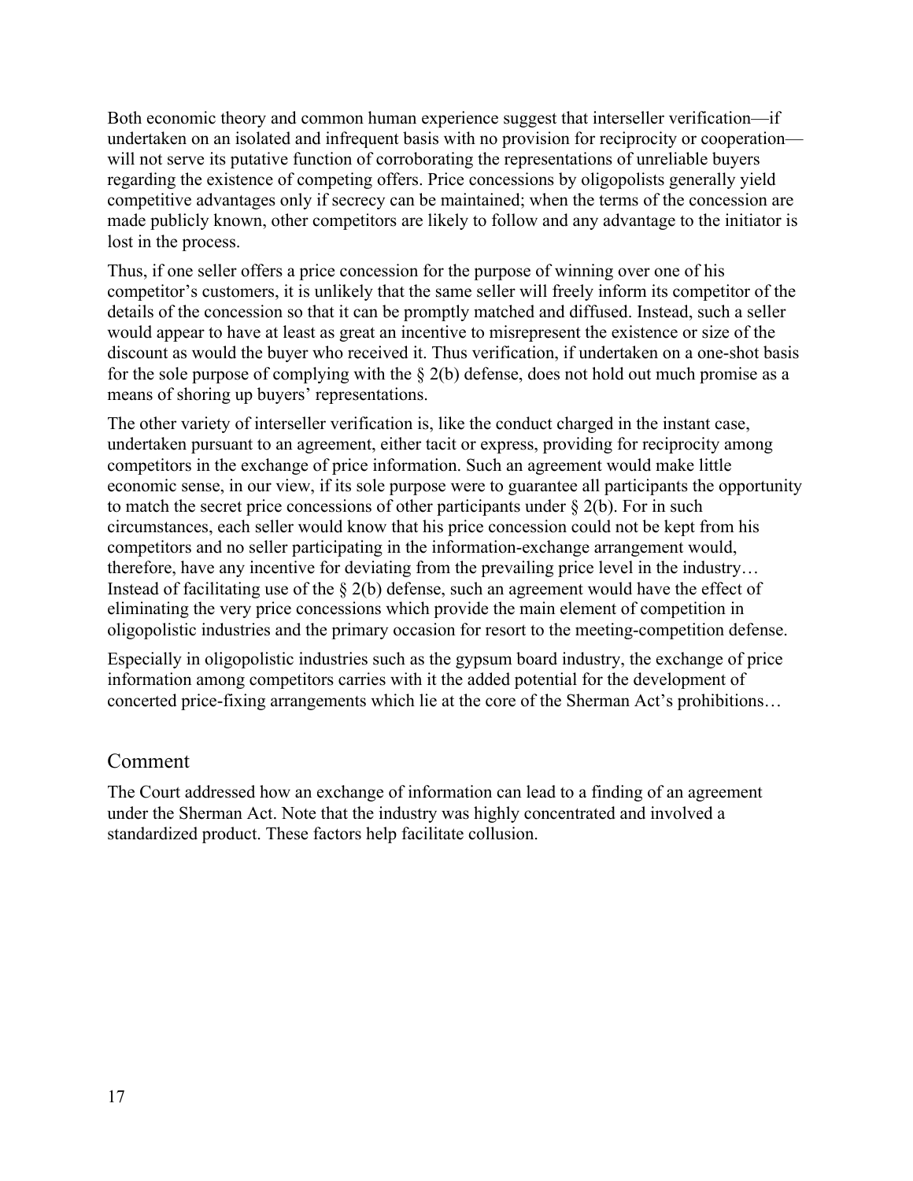Both economic theory and common human experience suggest that interseller verification—if undertaken on an isolated and infrequent basis with no provision for reciprocity or cooperation—will not serve its putative function of corroborating the representations of unreliable buyers regarding the existence of competing offers. Price concessions by oligopolists generally yield competitive advantages only if secrecy can be maintained; when the terms of the concession are made publicly known, other competitors are likely to follow and any advantage to the initiator is lost in the process.

Thus, if one seller offers a price concession for the purpose of winning over one of his competitor's customers, it is unlikely that the same seller will freely inform its competitor of the details of the concession so that it can be promptly matched and diffused. Instead, such a seller would appear to have at least as great an incentive to misrepresent the existence or size of the discount as would the buyer who received it. Thus verification, if undertaken on a one-shot basis for the sole purpose of complying with the § 2(b) defense, does not hold out much promise as a means of shoring up buyers' representations.

The other variety of interseller verification is, like the conduct charged in the instant case, undertaken pursuant to an agreement, either tacit or express, providing for reciprocity among competitors in the exchange of price information. Such an agreement would make little economic sense, in our view, if its sole purpose were to guarantee all participants the opportunity to match the secret price concessions of other participants under § 2(b). For in such circumstances, each seller would know that his price concession could not be kept from his competitors and no seller participating in the information-exchange arrangement would, therefore, have any incentive for deviating from the prevailing price level in the industry… Instead of facilitating use of the § 2(b) defense, such an agreement would have the effect of eliminating the very price concessions which provide the main element of competition in oligopolistic industries and the primary occasion for resort to the meeting-competition defense.

Especially in oligopolistic industries such as the gypsum board industry, the exchange of price information among competitors carries with it the added potential for the development of concerted price-fixing arrangements which lie at the core of the Sherman Act's prohibitions…

## Comment

The Court addressed how an exchange of information can lead to a finding of an agreement under the Sherman Act. Note that the industry was highly concentrated and involved a standardized product. These factors help facilitate collusion.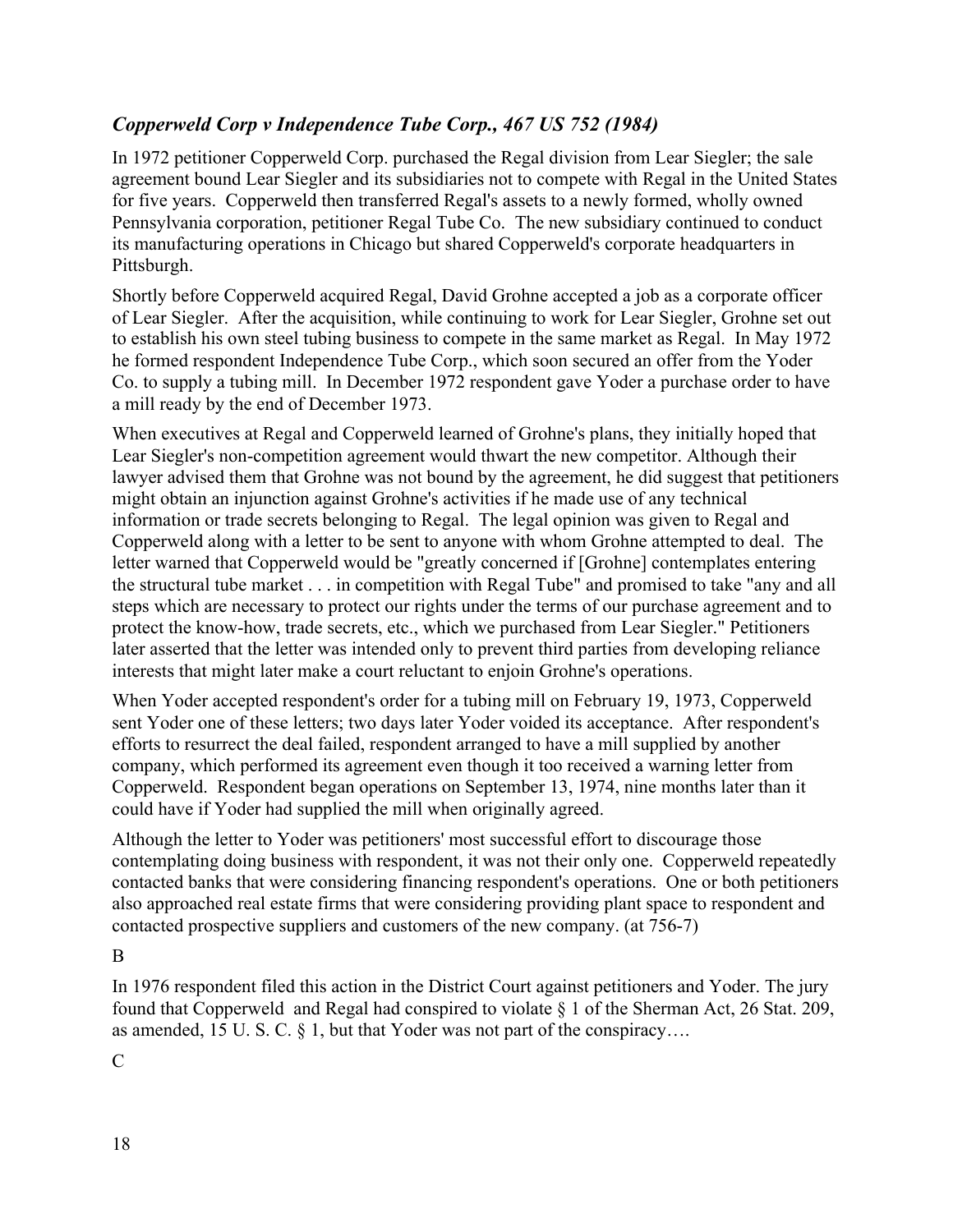### *Copperweld Corp v Independence Tube Corp., 467 US 752 (1984)*

In 1972 petitioner Copperweld Corp. purchased the Regal division from Lear Siegler; the sale agreement bound Lear Siegler and its subsidiaries not to compete with Regal in the United States for five years. Copperweld then transferred Regal's assets to a newly formed, wholly owned Pennsylvania corporation, petitioner Regal Tube Co. The new subsidiary continued to conduct its manufacturing operations in Chicago but shared Copperweld's corporate headquarters in Pittsburgh.

Shortly before Copperweld acquired Regal, David Grohne accepted a job as a corporate officer of Lear Siegler. After the acquisition, while continuing to work for Lear Siegler, Grohne set out to establish his own steel tubing business to compete in the same market as Regal. In May 1972 he formed respondent Independence Tube Corp., which soon secured an offer from the Yoder Co. to supply a tubing mill. In December 1972 respondent gave Yoder a purchase order to have a mill ready by the end of December 1973.

When executives at Regal and Copperweld learned of Grohne's plans, they initially hoped that Lear Siegler's non-competition agreement would thwart the new competitor. Although their lawyer advised them that Grohne was not bound by the agreement, he did suggest that petitioners might obtain an injunction against Grohne's activities if he made use of any technical information or trade secrets belonging to Regal. The legal opinion was given to Regal and Copperweld along with a letter to be sent to anyone with whom Grohne attempted to deal. The letter warned that Copperweld would be "greatly concerned if [Grohne] contemplates entering the structural tube market . . . in competition with Regal Tube" and promised to take "any and all steps which are necessary to protect our rights under the terms of our purchase agreement and to protect the know-how, trade secrets, etc., which we purchased from Lear Siegler." Petitioners later asserted that the letter was intended only to prevent third parties from developing reliance interests that might later make a court reluctant to enjoin Grohne's operations.

When Yoder accepted respondent's order for a tubing mill on February 19, 1973, Copperweld sent Yoder one of these letters; two days later Yoder voided its acceptance. After respondent's efforts to resurrect the deal failed, respondent arranged to have a mill supplied by another company, which performed its agreement even though it too received a warning letter from Copperweld. Respondent began operations on September 13, 1974, nine months later than it could have if Yoder had supplied the mill when originally agreed.

Although the letter to Yoder was petitioners' most successful effort to discourage those contemplating doing business with respondent, it was not their only one. Copperweld repeatedly contacted banks that were considering financing respondent's operations. One or both petitioners also approached real estate firms that were considering providing plant space to respondent and contacted prospective suppliers and customers of the new company. (at 756-7)

B

In 1976 respondent filed this action in the District Court against petitioners and Yoder. The jury found that Copperweld and Regal had conspired to violate § 1 of the Sherman Act, 26 Stat. 209, as amended, 15 U. S. C. § 1, but that Yoder was not part of the conspiracy….

C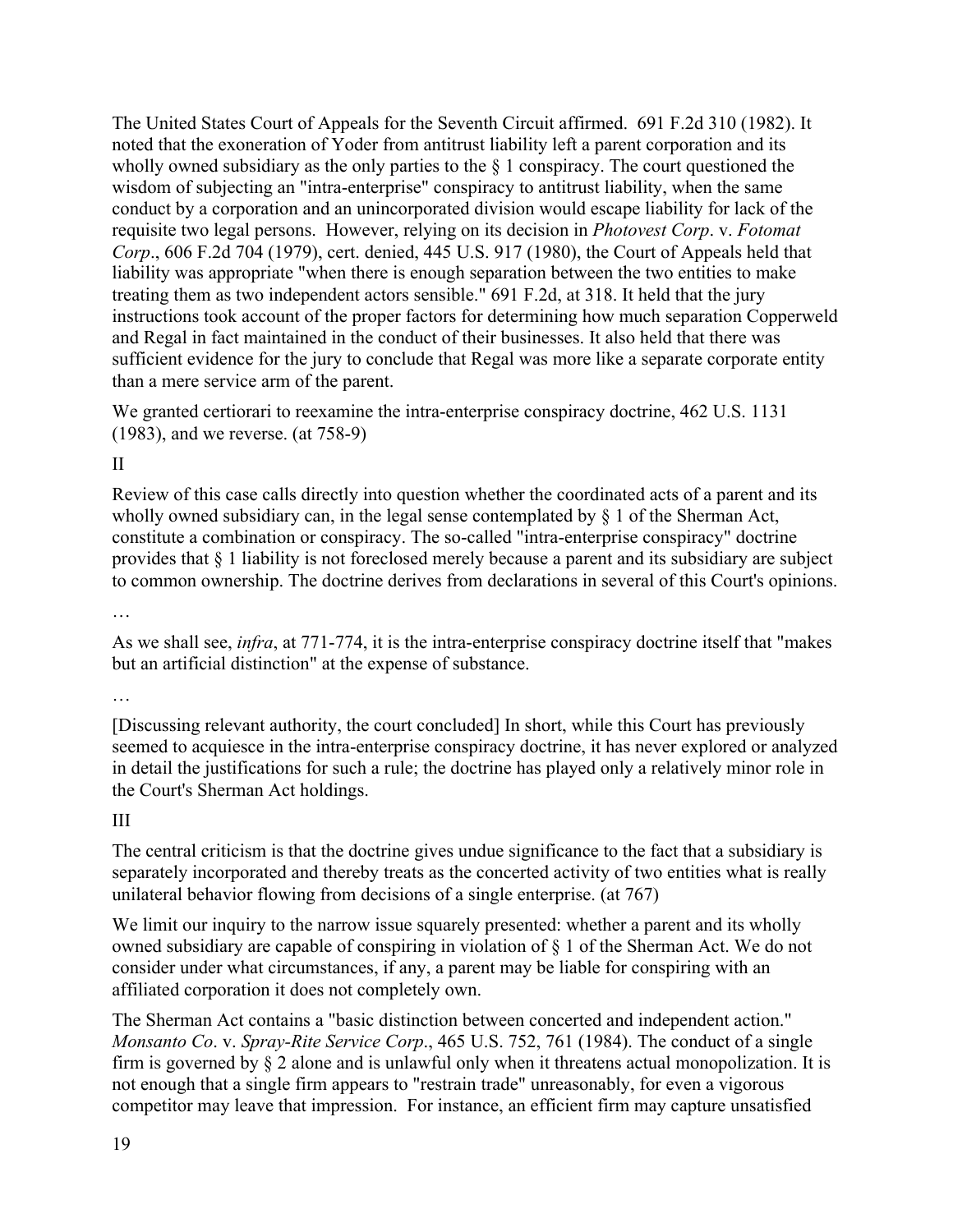The United States Court of Appeals for the Seventh Circuit affirmed. 691 F.2d 310 (1982). It noted that the exoneration of Yoder from antitrust liability left a parent corporation and its wholly owned subsidiary as the only parties to the § 1 conspiracy. The court questioned the wisdom of subjecting an "intra-enterprise" conspiracy to antitrust liability, when the same conduct by a corporation and an unincorporated division would escape liability for lack of the requisite two legal persons. However, relying on its decision in *Photovest Corp*. v. *Fotomat Corp*., 606 F.2d 704 (1979), cert. denied, 445 U.S. 917 (1980), the Court of Appeals held that liability was appropriate "when there is enough separation between the two entities to make treating them as two independent actors sensible." 691 F.2d, at 318. It held that the jury instructions took account of the proper factors for determining how much separation Copperweld and Regal in fact maintained in the conduct of their businesses. It also held that there was sufficient evidence for the jury to conclude that Regal was more like a separate corporate entity than a mere service arm of the parent.

We granted certiorari to reexamine the intra-enterprise conspiracy doctrine, 462 U.S. 1131 (1983), and we reverse. (at 758-9)

II

Review of this case calls directly into question whether the coordinated acts of a parent and its wholly owned subsidiary can, in the legal sense contemplated by § 1 of the Sherman Act, constitute a combination or conspiracy. The so-called "intra-enterprise conspiracy" doctrine provides that § 1 liability is not foreclosed merely because a parent and its subsidiary are subject to common ownership. The doctrine derives from declarations in several of this Court's opinions.

…

As we shall see, *infra*, at 771-774, it is the intra-enterprise conspiracy doctrine itself that "makes but an artificial distinction" at the expense of substance.

…

[Discussing relevant authority, the court concluded] In short, while this Court has previously seemed to acquiesce in the intra-enterprise conspiracy doctrine, it has never explored or analyzed in detail the justifications for such a rule; the doctrine has played only a relatively minor role in the Court's Sherman Act holdings.

III

The central criticism is that the doctrine gives undue significance to the fact that a subsidiary is separately incorporated and thereby treats as the concerted activity of two entities what is really unilateral behavior flowing from decisions of a single enterprise. (at 767)

We limit our inquiry to the narrow issue squarely presented: whether a parent and its wholly owned subsidiary are capable of conspiring in violation of § 1 of the Sherman Act. We do not consider under what circumstances, if any, a parent may be liable for conspiring with an affiliated corporation it does not completely own.

The Sherman Act contains a "basic distinction between concerted and independent action." *Monsanto Co*. v. *Spray-Rite Service Corp*., 465 U.S. 752, 761 (1984). The conduct of a single firm is governed by § 2 alone and is unlawful only when it threatens actual monopolization. It is not enough that a single firm appears to "restrain trade" unreasonably, for even a vigorous competitor may leave that impression. For instance, an efficient firm may capture unsatisfied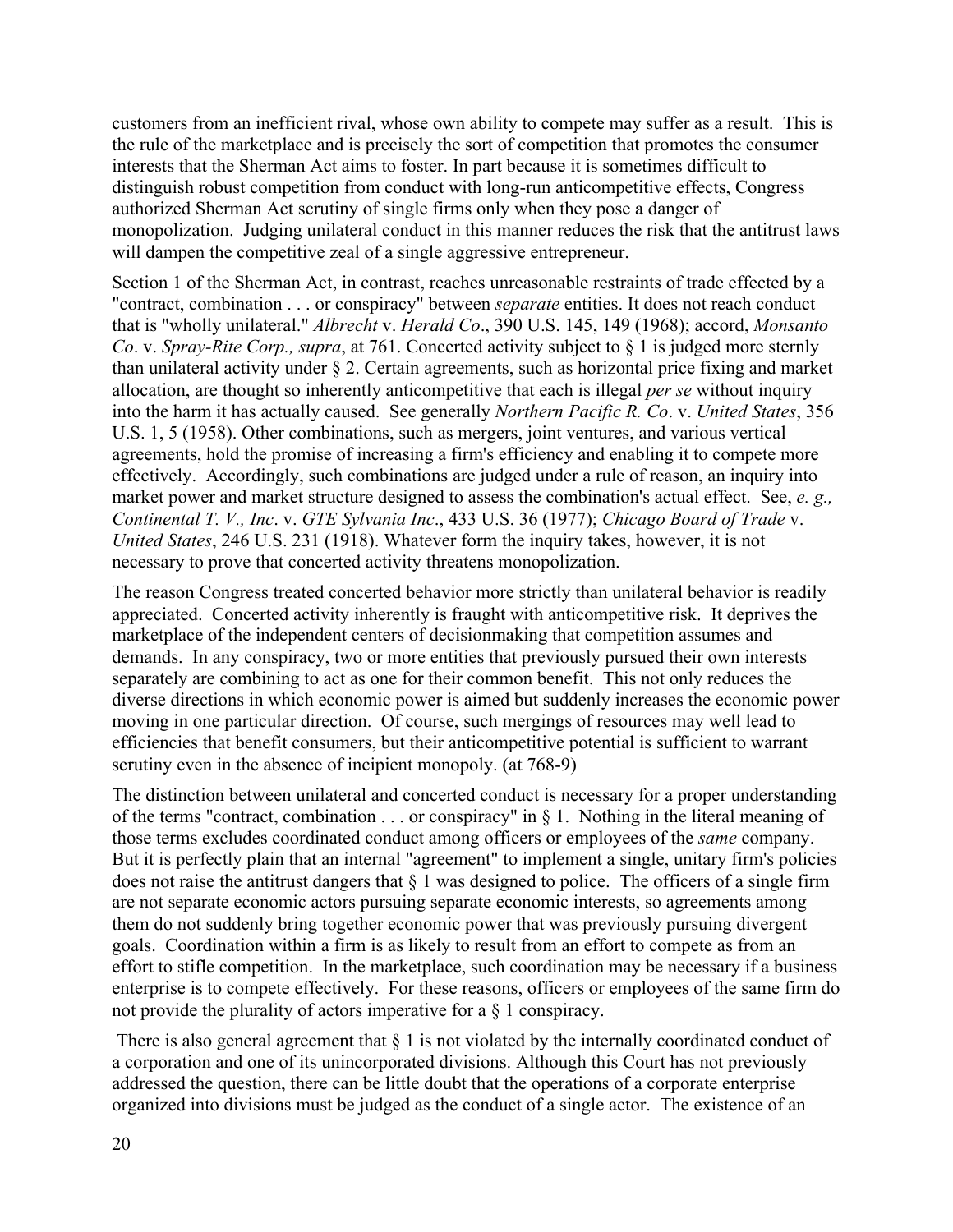customers from an inefficient rival, whose own ability to compete may suffer as a result. This is the rule of the marketplace and is precisely the sort of competition that promotes the consumer interests that the Sherman Act aims to foster. In part because it is sometimes difficult to distinguish robust competition from conduct with long-run anticompetitive effects, Congress authorized Sherman Act scrutiny of single firms only when they pose a danger of monopolization. Judging unilateral conduct in this manner reduces the risk that the antitrust laws will dampen the competitive zeal of a single aggressive entrepreneur.

Section 1 of the Sherman Act, in contrast, reaches unreasonable restraints of trade effected by a "contract, combination . . . or conspiracy" between *separate* entities. It does not reach conduct that is "wholly unilateral." *Albrecht* v. *Herald Co*., 390 U.S. 145, 149 (1968); accord, *Monsanto Co*. v. *Spray-Rite Corp., supra*, at 761. Concerted activity subject to § 1 is judged more sternly than unilateral activity under § 2. Certain agreements, such as horizontal price fixing and market allocation, are thought so inherently anticompetitive that each is illegal *per se* without inquiry into the harm it has actually caused. See generally *Northern Pacific R. Co*. v. *United States*, 356 U.S. 1, 5 (1958). Other combinations, such as mergers, joint ventures, and various vertical agreements, hold the promise of increasing a firm's efficiency and enabling it to compete more effectively. Accordingly, such combinations are judged under a rule of reason, an inquiry into market power and market structure designed to assess the combination's actual effect. See, *e. g., Continental T. V., Inc*. v. *GTE Sylvania Inc*., 433 U.S. 36 (1977); *Chicago Board of Trade* v. *United States*, 246 U.S. 231 (1918). Whatever form the inquiry takes, however, it is not necessary to prove that concerted activity threatens monopolization.

The reason Congress treated concerted behavior more strictly than unilateral behavior is readily appreciated. Concerted activity inherently is fraught with anticompetitive risk. It deprives the marketplace of the independent centers of decisionmaking that competition assumes and demands. In any conspiracy, two or more entities that previously pursued their own interests separately are combining to act as one for their common benefit. This not only reduces the diverse directions in which economic power is aimed but suddenly increases the economic power moving in one particular direction. Of course, such mergings of resources may well lead to efficiencies that benefit consumers, but their anticompetitive potential is sufficient to warrant scrutiny even in the absence of incipient monopoly. (at 768-9)

The distinction between unilateral and concerted conduct is necessary for a proper understanding of the terms "contract, combination . . . or conspiracy" in § 1. Nothing in the literal meaning of those terms excludes coordinated conduct among officers or employees of the *same* company. But it is perfectly plain that an internal "agreement" to implement a single, unitary firm's policies does not raise the antitrust dangers that § 1 was designed to police. The officers of a single firm are not separate economic actors pursuing separate economic interests, so agreements among them do not suddenly bring together economic power that was previously pursuing divergent goals. Coordination within a firm is as likely to result from an effort to compete as from an effort to stifle competition. In the marketplace, such coordination may be necessary if a business enterprise is to compete effectively. For these reasons, officers or employees of the same firm do not provide the plurality of actors imperative for a § 1 conspiracy.

There is also general agreement that § 1 is not violated by the internally coordinated conduct of a corporation and one of its unincorporated divisions. Although this Court has not previously addressed the question, there can be little doubt that the operations of a corporate enterprise organized into divisions must be judged as the conduct of a single actor. The existence of an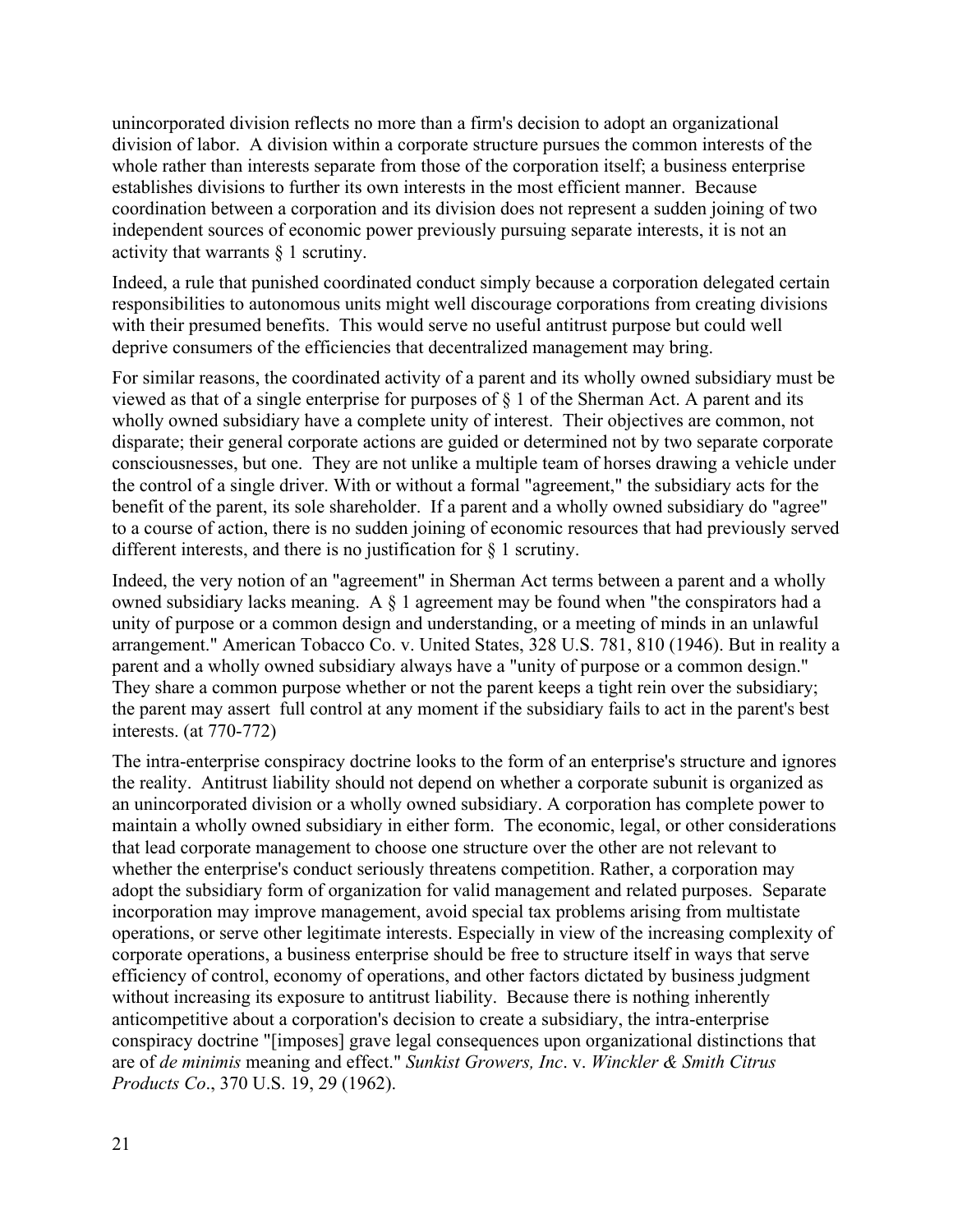unincorporated division reflects no more than a firm's decision to adopt an organizational division of labor. A division within a corporate structure pursues the common interests of the whole rather than interests separate from those of the corporation itself; a business enterprise establishes divisions to further its own interests in the most efficient manner. Because coordination between a corporation and its division does not represent a sudden joining of two independent sources of economic power previously pursuing separate interests, it is not an activity that warrants § 1 scrutiny.

Indeed, a rule that punished coordinated conduct simply because a corporation delegated certain responsibilities to autonomous units might well discourage corporations from creating divisions with their presumed benefits. This would serve no useful antitrust purpose but could well deprive consumers of the efficiencies that decentralized management may bring.

For similar reasons, the coordinated activity of a parent and its wholly owned subsidiary must be viewed as that of a single enterprise for purposes of § 1 of the Sherman Act. A parent and its wholly owned subsidiary have a complete unity of interest. Their objectives are common, not disparate; their general corporate actions are guided or determined not by two separate corporate consciousnesses, but one. They are not unlike a multiple team of horses drawing a vehicle under the control of a single driver. With or without a formal "agreement," the subsidiary acts for the benefit of the parent, its sole shareholder. If a parent and a wholly owned subsidiary do "agree" to a course of action, there is no sudden joining of economic resources that had previously served different interests, and there is no justification for § 1 scrutiny.

Indeed, the very notion of an "agreement" in Sherman Act terms between a parent and a wholly owned subsidiary lacks meaning. A § 1 agreement may be found when "the conspirators had a unity of purpose or a common design and understanding, or a meeting of minds in an unlawful arrangement." American Tobacco Co. v. United States, 328 U.S. 781, 810 (1946). But in reality a parent and a wholly owned subsidiary always have a "unity of purpose or a common design." They share a common purpose whether or not the parent keeps a tight rein over the subsidiary; the parent may assert full control at any moment if the subsidiary fails to act in the parent's best interests. (at 770-772)

The intra-enterprise conspiracy doctrine looks to the form of an enterprise's structure and ignores the reality. Antitrust liability should not depend on whether a corporate subunit is organized as an unincorporated division or a wholly owned subsidiary. A corporation has complete power to maintain a wholly owned subsidiary in either form. The economic, legal, or other considerations that lead corporate management to choose one structure over the other are not relevant to whether the enterprise's conduct seriously threatens competition. Rather, a corporation may adopt the subsidiary form of organization for valid management and related purposes. Separate incorporation may improve management, avoid special tax problems arising from multistate operations, or serve other legitimate interests. Especially in view of the increasing complexity of corporate operations, a business enterprise should be free to structure itself in ways that serve efficiency of control, economy of operations, and other factors dictated by business judgment without increasing its exposure to antitrust liability. Because there is nothing inherently anticompetitive about a corporation's decision to create a subsidiary, the intra-enterprise conspiracy doctrine "[imposes] grave legal consequences upon organizational distinctions that are of *de minimis* meaning and effect." *Sunkist Growers, Inc*. v. *Winckler & Smith Citrus Products Co*., 370 U.S. 19, 29 (1962).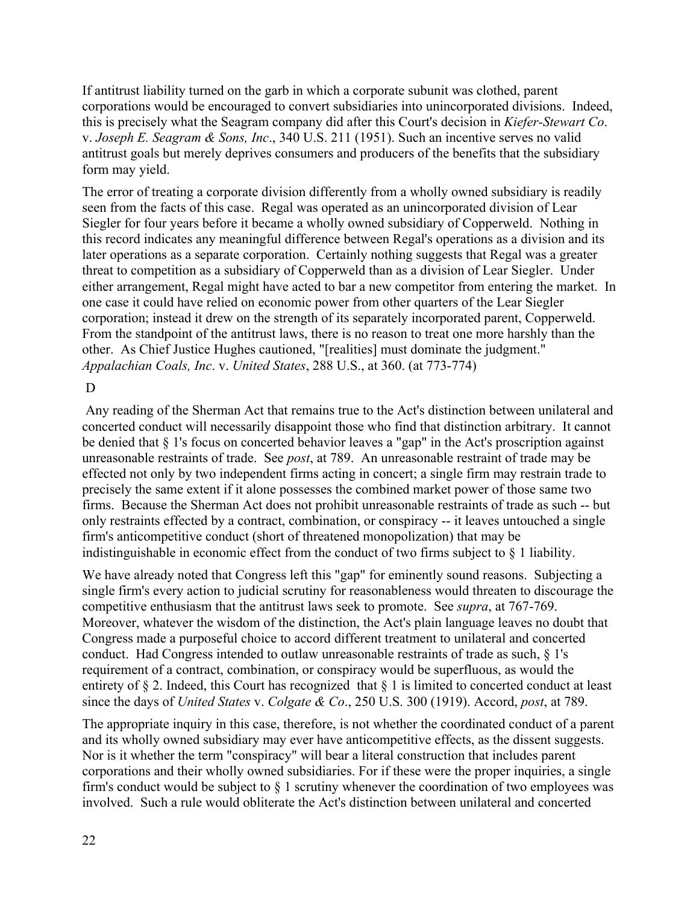If antitrust liability turned on the garb in which a corporate subunit was clothed, parent corporations would be encouraged to convert subsidiaries into unincorporated divisions. Indeed, this is precisely what the Seagram company did after this Court's decision in *Kiefer-Stewart Co*. v. *Joseph E. Seagram & Sons, Inc*., 340 U.S. 211 (1951). Such an incentive serves no valid antitrust goals but merely deprives consumers and producers of the benefits that the subsidiary form may yield.

The error of treating a corporate division differently from a wholly owned subsidiary is readily seen from the facts of this case. Regal was operated as an unincorporated division of Lear Siegler for four years before it became a wholly owned subsidiary of Copperweld. Nothing in this record indicates any meaningful difference between Regal's operations as a division and its later operations as a separate corporation. Certainly nothing suggests that Regal was a greater threat to competition as a subsidiary of Copperweld than as a division of Lear Siegler. Under either arrangement, Regal might have acted to bar a new competitor from entering the market. In one case it could have relied on economic power from other quarters of the Lear Siegler corporation; instead it drew on the strength of its separately incorporated parent, Copperweld. From the standpoint of the antitrust laws, there is no reason to treat one more harshly than the other. As Chief Justice Hughes cautioned, "[realities] must dominate the judgment." *Appalachian Coals, Inc*. v. *United States*, 288 U.S., at 360. (at 773-774)

D

Any reading of the Sherman Act that remains true to the Act's distinction between unilateral and concerted conduct will necessarily disappoint those who find that distinction arbitrary. It cannot be denied that § 1's focus on concerted behavior leaves a "gap" in the Act's proscription against unreasonable restraints of trade. See *post*, at 789. An unreasonable restraint of trade may be effected not only by two independent firms acting in concert; a single firm may restrain trade to precisely the same extent if it alone possesses the combined market power of those same two firms. Because the Sherman Act does not prohibit unreasonable restraints of trade as such -- but only restraints effected by a contract, combination, or conspiracy -- it leaves untouched a single firm's anticompetitive conduct (short of threatened monopolization) that may be indistinguishable in economic effect from the conduct of two firms subject to § 1 liability.

We have already noted that Congress left this "gap" for eminently sound reasons. Subjecting a single firm's every action to judicial scrutiny for reasonableness would threaten to discourage the competitive enthusiasm that the antitrust laws seek to promote. See *supra*, at 767-769. Moreover, whatever the wisdom of the distinction, the Act's plain language leaves no doubt that Congress made a purposeful choice to accord different treatment to unilateral and concerted conduct. Had Congress intended to outlaw unreasonable restraints of trade as such, § 1's requirement of a contract, combination, or conspiracy would be superfluous, as would the entirety of § 2. Indeed, this Court has recognized that § 1 is limited to concerted conduct at least since the days of *United States* v. *Colgate & Co*., 250 U.S. 300 (1919). Accord, *post*, at 789.

The appropriate inquiry in this case, therefore, is not whether the coordinated conduct of a parent and its wholly owned subsidiary may ever have anticompetitive effects, as the dissent suggests. Nor is it whether the term "conspiracy" will bear a literal construction that includes parent corporations and their wholly owned subsidiaries. For if these were the proper inquiries, a single firm's conduct would be subject to § 1 scrutiny whenever the coordination of two employees was involved. Such a rule would obliterate the Act's distinction between unilateral and concerted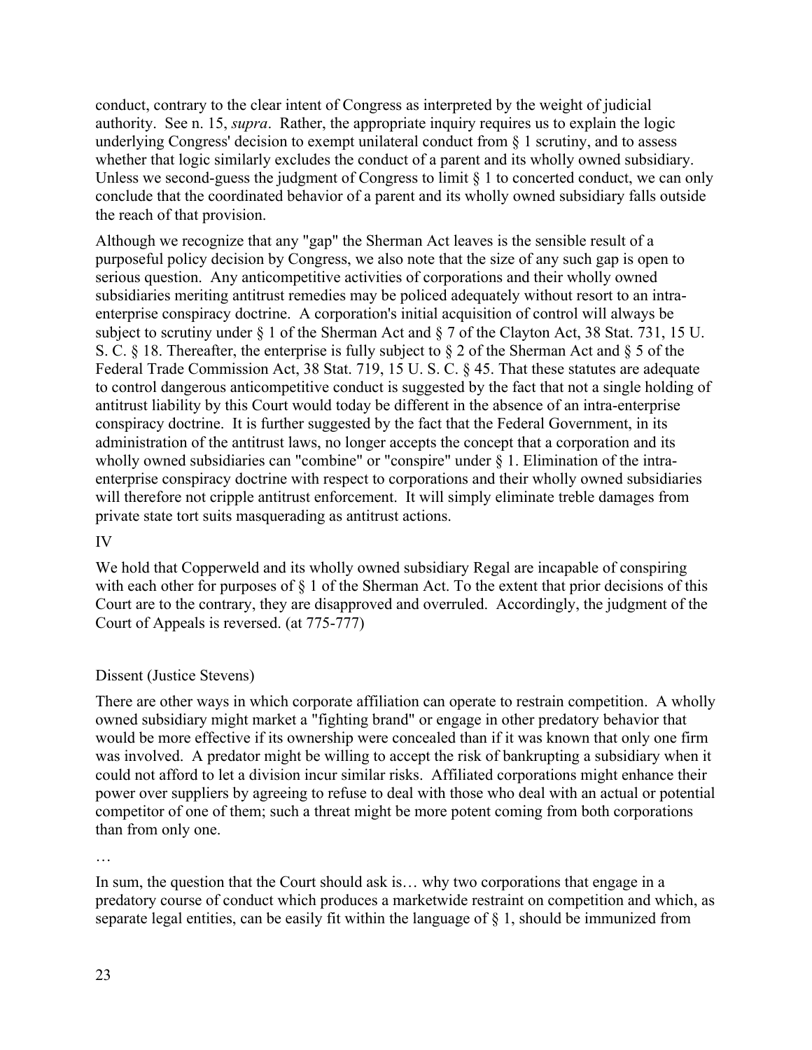conduct, contrary to the clear intent of Congress as interpreted by the weight of judicial authority. See n. 15, *supra*. Rather, the appropriate inquiry requires us to explain the logic underlying Congress' decision to exempt unilateral conduct from § 1 scrutiny, and to assess whether that logic similarly excludes the conduct of a parent and its wholly owned subsidiary. Unless we second-guess the judgment of Congress to limit § 1 to concerted conduct, we can only conclude that the coordinated behavior of a parent and its wholly owned subsidiary falls outside the reach of that provision.

Although we recognize that any "gap" the Sherman Act leaves is the sensible result of a purposeful policy decision by Congress, we also note that the size of any such gap is open to serious question. Any anticompetitive activities of corporations and their wholly owned subsidiaries meriting antitrust remedies may be policed adequately without resort to an intra-enterprise conspiracy doctrine. A corporation's initial acquisition of control will always be subject to scrutiny under § 1 of the Sherman Act and § 7 of the Clayton Act, 38 Stat. 731, 15 U. S. C. § 18. Thereafter, the enterprise is fully subject to § 2 of the Sherman Act and § 5 of the Federal Trade Commission Act, 38 Stat. 719, 15 U. S. C. § 45. That these statutes are adequate to control dangerous anticompetitive conduct is suggested by the fact that not a single holding of antitrust liability by this Court would today be different in the absence of an intra-enterprise conspiracy doctrine. It is further suggested by the fact that the Federal Government, in its administration of the antitrust laws, no longer accepts the concept that a corporation and its wholly owned subsidiaries can "combine" or "conspire" under § 1. Elimination of the intra-enterprise conspiracy doctrine with respect to corporations and their wholly owned subsidiaries will therefore not cripple antitrust enforcement. It will simply eliminate treble damages from private state tort suits masquerading as antitrust actions.

IV

We hold that Copperweld and its wholly owned subsidiary Regal are incapable of conspiring with each other for purposes of § 1 of the Sherman Act. To the extent that prior decisions of this Court are to the contrary, they are disapproved and overruled. Accordingly, the judgment of the Court of Appeals is reversed. (at 775-777)

Dissent (Justice Stevens)

There are other ways in which corporate affiliation can operate to restrain competition. A wholly owned subsidiary might market a "fighting brand" or engage in other predatory behavior that would be more effective if its ownership were concealed than if it was known that only one firm was involved. A predator might be willing to accept the risk of bankrupting a subsidiary when it could not afford to let a division incur similar risks. Affiliated corporations might enhance their power over suppliers by agreeing to refuse to deal with those who deal with an actual or potential competitor of one of them; such a threat might be more potent coming from both corporations than from only one.

…

In sum, the question that the Court should ask is… why two corporations that engage in a predatory course of conduct which produces a marketwide restraint on competition and which, as separate legal entities, can be easily fit within the language of § 1, should be immunized from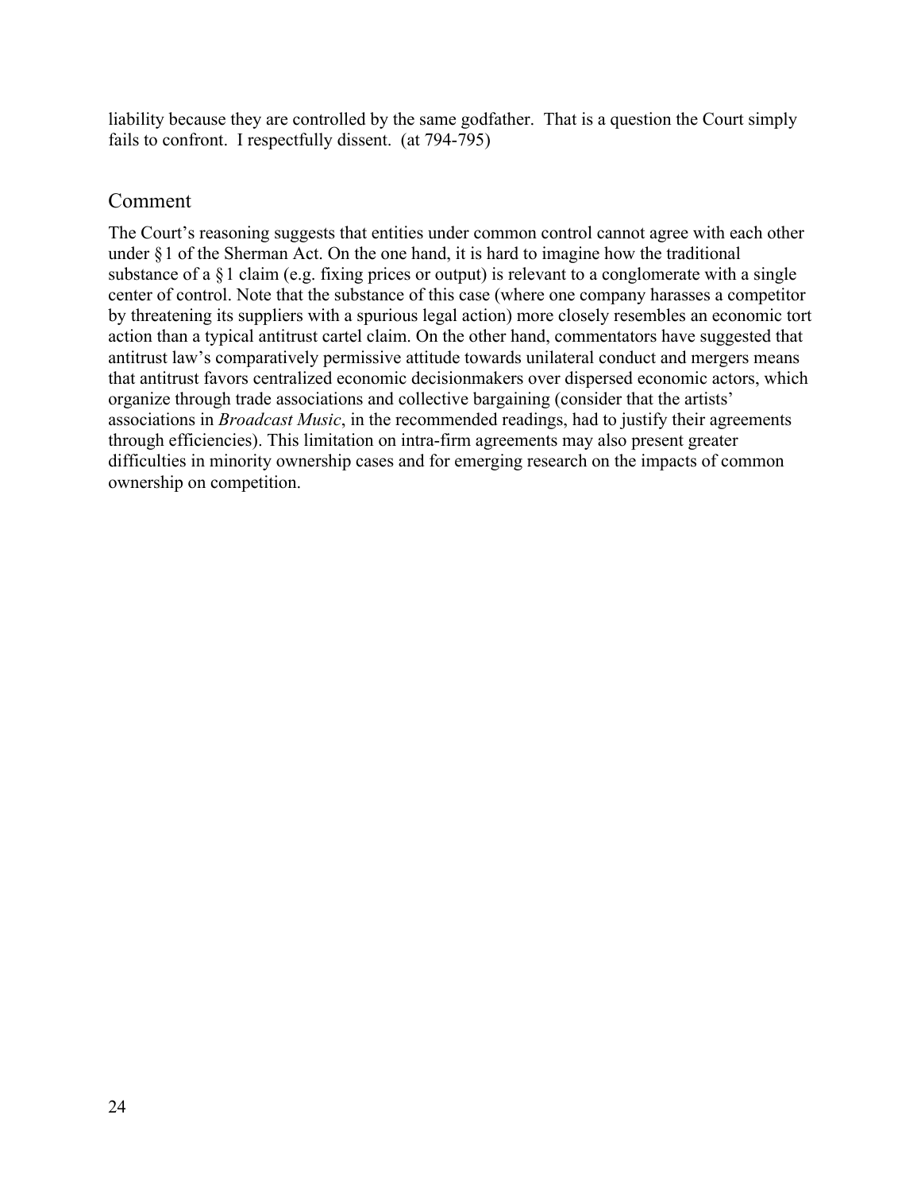liability because they are controlled by the same godfather. That is a question the Court simply fails to confront. I respectfully dissent. (at 794-795)

## Comment

The Court's reasoning suggests that entities under common control cannot agree with each other under §1 of the Sherman Act. On the one hand, it is hard to imagine how the traditional substance of a §1 claim (e.g. fixing prices or output) is relevant to a conglomerate with a single center of control. Note that the substance of this case (where one company harasses a competitor by threatening its suppliers with a spurious legal action) more closely resembles an economic tort action than a typical antitrust cartel claim. On the other hand, commentators have suggested that antitrust law's comparatively permissive attitude towards unilateral conduct and mergers means that antitrust favors centralized economic decisionmakers over dispersed economic actors, which organize through trade associations and collective bargaining (consider that the artists' associations in *Broadcast Music*, in the recommended readings, had to justify their agreements through efficiencies). This limitation on intra-firm agreements may also present greater difficulties in minority ownership cases and for emerging research on the impacts of common ownership on competition.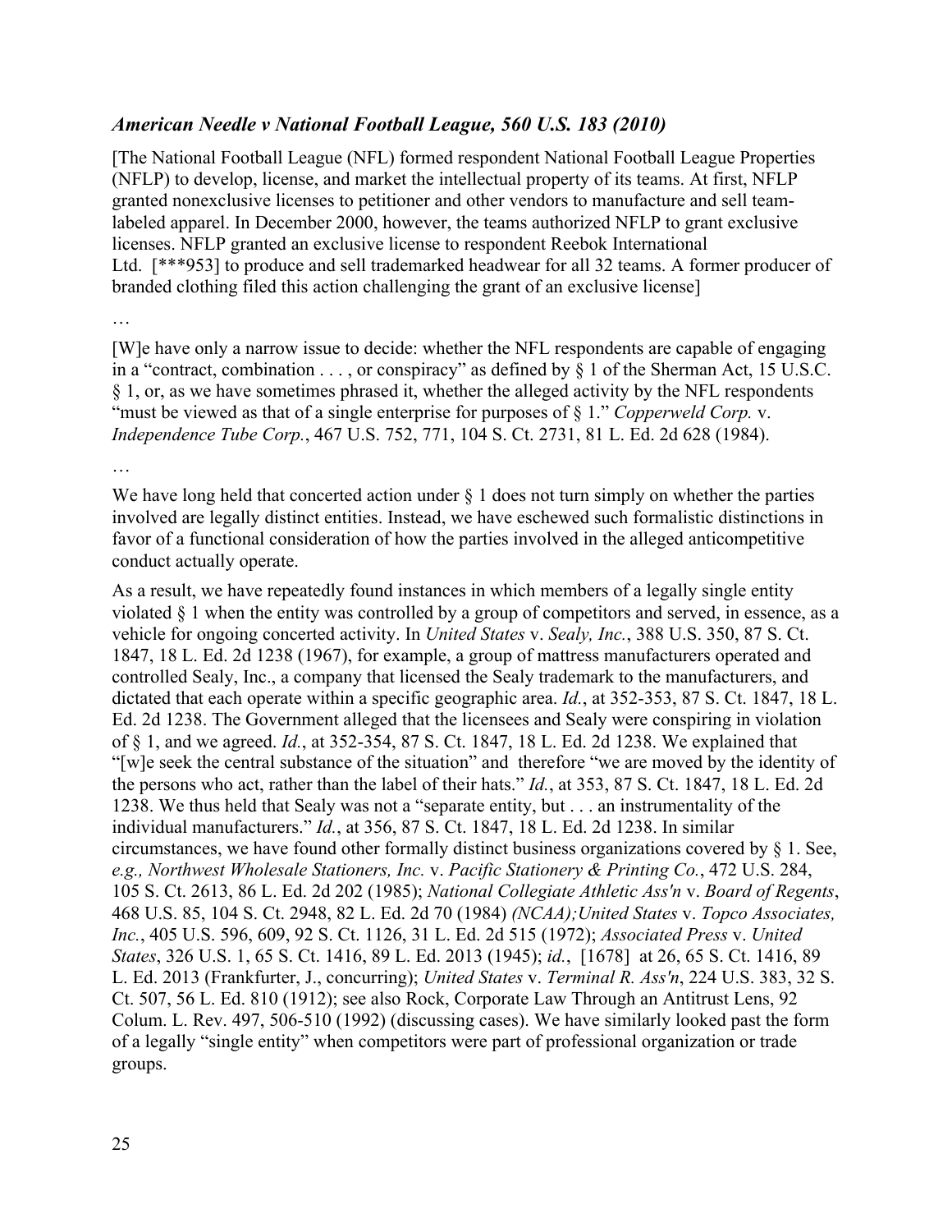### *American Needle v National Football League, 560 U.S. 183 (2010)*

[The National Football League (NFL) formed respondent National Football League Properties (NFLP) to develop, license, and market the intellectual property of its teams. At first, NFLP granted nonexclusive licenses to petitioner and other vendors to manufacture and sell team-labeled apparel. In December 2000, however, the teams authorized NFLP to grant exclusive licenses. NFLP granted an exclusive license to respondent Reebok International Ltd. [***953] to produce and sell trademarked headwear for all 32 teams. A former producer of branded clothing filed this action challenging the grant of an exclusive license]

…

[W]e have only a narrow issue to decide: whether the NFL respondents are capable of engaging in a "contract, combination . . . , or conspiracy" as defined by § 1 of the Sherman Act, 15 U.S.C. § 1, or, as we have sometimes phrased it, whether the alleged activity by the NFL respondents "must be viewed as that of a single enterprise for purposes of § 1." *Copperweld Corp.* v. *Independence Tube Corp.*, 467 U.S. 752, 771, 104 S. Ct. 2731, 81 L. Ed. 2d 628 (1984).

…

We have long held that concerted action under § 1 does not turn simply on whether the parties involved are legally distinct entities. Instead, we have eschewed such formalistic distinctions in favor of a functional consideration of how the parties involved in the alleged anticompetitive conduct actually operate.

As a result, we have repeatedly found instances in which members of a legally single entity violated § 1 when the entity was controlled by a group of competitors and served, in essence, as a vehicle for ongoing concerted activity. In *United States* v. *Sealy, Inc.*, 388 U.S. 350, 87 S. Ct. 1847, 18 L. Ed. 2d 1238 (1967), for example, a group of mattress manufacturers operated and controlled Sealy, Inc., a company that licensed the Sealy trademark to the manufacturers, and dictated that each operate within a specific geographic area. *Id.*, at 352-353, 87 S. Ct. 1847, 18 L. Ed. 2d 1238. The Government alleged that the licensees and Sealy were conspiring in violation of § 1, and we agreed. *Id.*, at 352-354, 87 S. Ct. 1847, 18 L. Ed. 2d 1238. We explained that "[w]e seek the central substance of the situation" and therefore "we are moved by the identity of the persons who act, rather than the label of their hats." *Id.*, at 353, 87 S. Ct. 1847, 18 L. Ed. 2d 1238. We thus held that Sealy was not a "separate entity, but . . . an instrumentality of the individual manufacturers." *Id.*, at 356, 87 S. Ct. 1847, 18 L. Ed. 2d 1238. In similar circumstances, we have found other formally distinct business organizations covered by § 1. See, *e.g., Northwest Wholesale Stationers, Inc.* v. *Pacific Stationery & Printing Co.*, 472 U.S. 284, 105 S. Ct. 2613, 86 L. Ed. 2d 202 (1985); *National Collegiate Athletic Ass'n* v. *Board of Regents*, 468 U.S. 85, 104 S. Ct. 2948, 82 L. Ed. 2d 70 (1984) *(NCAA);United States* v. *Topco Associates, Inc.*, 405 U.S. 596, 609, 92 S. Ct. 1126, 31 L. Ed. 2d 515 (1972); *Associated Press* v. *United States*, 326 U.S. 1, 65 S. Ct. 1416, 89 L. Ed. 2013 (1945); *id.*, [1678] at 26, 65 S. Ct. 1416, 89 L. Ed. 2013 (Frankfurter, J., concurring); *United States* v. *Terminal R. Ass'n*, 224 U.S. 383, 32 S. Ct. 507, 56 L. Ed. 810 (1912); see also Rock, Corporate Law Through an Antitrust Lens, 92 Colum. L. Rev. 497, 506-510 (1992) (discussing cases). We have similarly looked past the form of a legally "single entity" when competitors were part of professional organization or trade groups.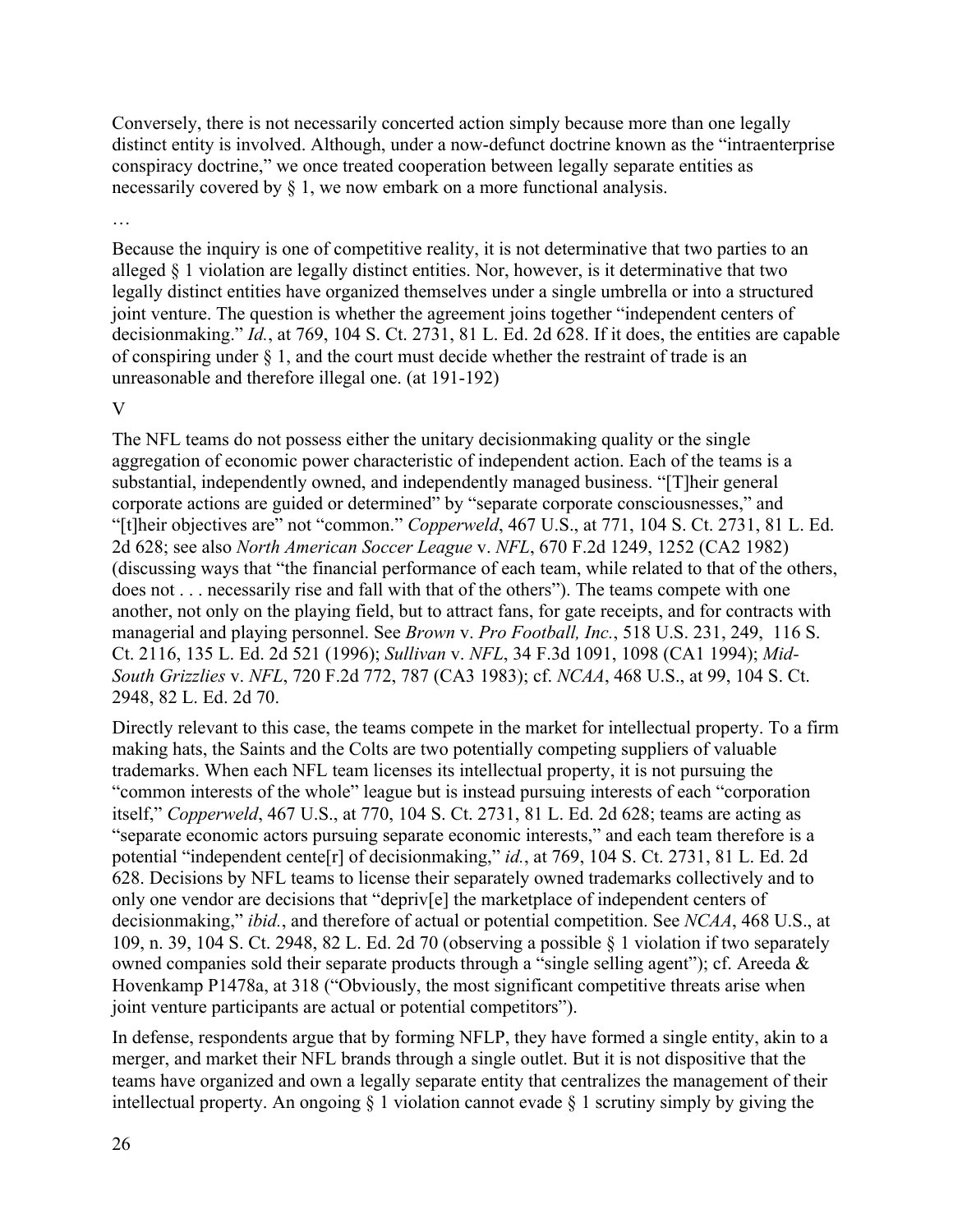Conversely, there is not necessarily concerted action simply because more than one legally distinct entity is involved. Although, under a now-defunct doctrine known as the "intraenterprise conspiracy doctrine," we once treated cooperation between legally separate entities as necessarily covered by § 1, we now embark on a more functional analysis.

…

Because the inquiry is one of competitive reality, it is not determinative that two parties to an alleged § 1 violation are legally distinct entities. Nor, however, is it determinative that two legally distinct entities have organized themselves under a single umbrella or into a structured joint venture. The question is whether the agreement joins together "independent centers of decisionmaking." *Id.*, at 769, 104 S. Ct. 2731, 81 L. Ed. 2d 628. If it does, the entities are capable of conspiring under § 1, and the court must decide whether the restraint of trade is an unreasonable and therefore illegal one. (at 191-192)

V

The NFL teams do not possess either the unitary decisionmaking quality or the single aggregation of economic power characteristic of independent action. Each of the teams is a substantial, independently owned, and independently managed business. "[T]heir general corporate actions are guided or determined" by "separate corporate consciousnesses," and "[t]heir objectives are" not "common." *Copperweld*, 467 U.S., at 771, 104 S. Ct. 2731, 81 L. Ed. 2d 628; see also *North American Soccer League* v. *NFL*, 670 F.2d 1249, 1252 (CA2 1982) (discussing ways that "the financial performance of each team, while related to that of the others, does not . . . necessarily rise and fall with that of the others"). The teams compete with one another, not only on the playing field, but to attract fans, for gate receipts, and for contracts with managerial and playing personnel. See *Brown* v. *Pro Football, Inc.*, 518 U.S. 231, 249, 116 S. Ct. 2116, 135 L. Ed. 2d 521 (1996); *Sullivan* v. *NFL*, 34 F.3d 1091, 1098 (CA1 1994); *Mid-South Grizzlies* v. *NFL*, 720 F.2d 772, 787 (CA3 1983); cf. *NCAA*, 468 U.S., at 99, 104 S. Ct. 2948, 82 L. Ed. 2d 70.

Directly relevant to this case, the teams compete in the market for intellectual property. To a firm making hats, the Saints and the Colts are two potentially competing suppliers of valuable trademarks. When each NFL team licenses its intellectual property, it is not pursuing the "common interests of the whole" league but is instead pursuing interests of each "corporation itself," *Copperweld*, 467 U.S., at 770, 104 S. Ct. 2731, 81 L. Ed. 2d 628; teams are acting as "separate economic actors pursuing separate economic interests," and each team therefore is a potential "independent cente[r] of decisionmaking," *id.*, at 769, 104 S. Ct. 2731, 81 L. Ed. 2d 628. Decisions by NFL teams to license their separately owned trademarks collectively and to only one vendor are decisions that "depriv[e] the marketplace of independent centers of decisionmaking," *ibid.*, and therefore of actual or potential competition. See *NCAA*, 468 U.S., at 109, n. 39, 104 S. Ct. 2948, 82 L. Ed. 2d 70 (observing a possible § 1 violation if two separately owned companies sold their separate products through a "single selling agent"); cf. Areeda & Hovenkamp P1478a, at 318 ("Obviously, the most significant competitive threats arise when joint venture participants are actual or potential competitors").

In defense, respondents argue that by forming NFLP, they have formed a single entity, akin to a merger, and market their NFL brands through a single outlet. But it is not dispositive that the teams have organized and own a legally separate entity that centralizes the management of their intellectual property. An ongoing § 1 violation cannot evade § 1 scrutiny simply by giving the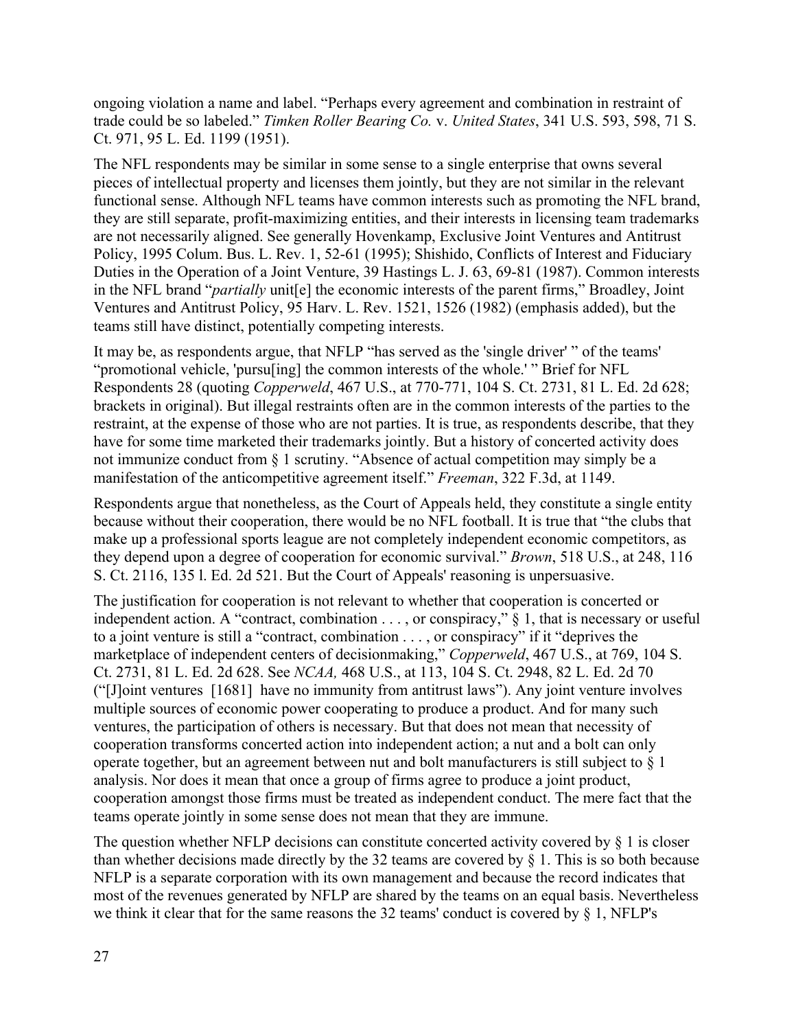ongoing violation a name and label. "Perhaps every agreement and combination in restraint of trade could be so labeled." *Timken Roller Bearing Co.* v. *United States*, 341 U.S. 593, 598, 71 S. Ct. 971, 95 L. Ed. 1199 (1951).

The NFL respondents may be similar in some sense to a single enterprise that owns several pieces of intellectual property and licenses them jointly, but they are not similar in the relevant functional sense. Although NFL teams have common interests such as promoting the NFL brand, they are still separate, profit-maximizing entities, and their interests in licensing team trademarks are not necessarily aligned. See generally Hovenkamp, Exclusive Joint Ventures and Antitrust Policy, 1995 Colum. Bus. L. Rev. 1, 52-61 (1995); Shishido, Conflicts of Interest and Fiduciary Duties in the Operation of a Joint Venture, 39 Hastings L. J. 63, 69-81 (1987). Common interests in the NFL brand "*partially* unit[e] the economic interests of the parent firms," Broadley, Joint Ventures and Antitrust Policy, 95 Harv. L. Rev. 1521, 1526 (1982) (emphasis added), but the teams still have distinct, potentially competing interests.

It may be, as respondents argue, that NFLP "has served as the 'single driver' " of the teams' "promotional vehicle, 'pursu[ing] the common interests of the whole.' " Brief for NFL Respondents 28 (quoting *Copperweld*, 467 U.S., at 770-771, 104 S. Ct. 2731, 81 L. Ed. 2d 628; brackets in original). But illegal restraints often are in the common interests of the parties to the restraint, at the expense of those who are not parties. It is true, as respondents describe, that they have for some time marketed their trademarks jointly. But a history of concerted activity does not immunize conduct from § 1 scrutiny. "Absence of actual competition may simply be a manifestation of the anticompetitive agreement itself." *Freeman*, 322 F.3d, at 1149.

Respondents argue that nonetheless, as the Court of Appeals held, they constitute a single entity because without their cooperation, there would be no NFL football. It is true that "the clubs that make up a professional sports league are not completely independent economic competitors, as they depend upon a degree of cooperation for economic survival." *Brown*, 518 U.S., at 248, 116 S. Ct. 2116, 135 l. Ed. 2d 521. But the Court of Appeals' reasoning is unpersuasive.

The justification for cooperation is not relevant to whether that cooperation is concerted or independent action. A "contract, combination . . . , or conspiracy," § 1, that is necessary or useful to a joint venture is still a "contract, combination . . . , or conspiracy" if it "deprives the marketplace of independent centers of decisionmaking," *Copperweld*, 467 U.S., at 769, 104 S. Ct. 2731, 81 L. Ed. 2d 628. See *NCAA,* 468 U.S., at 113, 104 S. Ct. 2948, 82 L. Ed. 2d 70 ("[J]oint ventures [1681] have no immunity from antitrust laws"). Any joint venture involves multiple sources of economic power cooperating to produce a product. And for many such ventures, the participation of others is necessary. But that does not mean that necessity of cooperation transforms concerted action into independent action; a nut and a bolt can only operate together, but an agreement between nut and bolt manufacturers is still subject to § 1 analysis. Nor does it mean that once a group of firms agree to produce a joint product, cooperation amongst those firms must be treated as independent conduct. The mere fact that the teams operate jointly in some sense does not mean that they are immune.

The question whether NFLP decisions can constitute concerted activity covered by § 1 is closer than whether decisions made directly by the 32 teams are covered by § 1. This is so both because NFLP is a separate corporation with its own management and because the record indicates that most of the revenues generated by NFLP are shared by the teams on an equal basis. Nevertheless we think it clear that for the same reasons the 32 teams' conduct is covered by § 1, NFLP's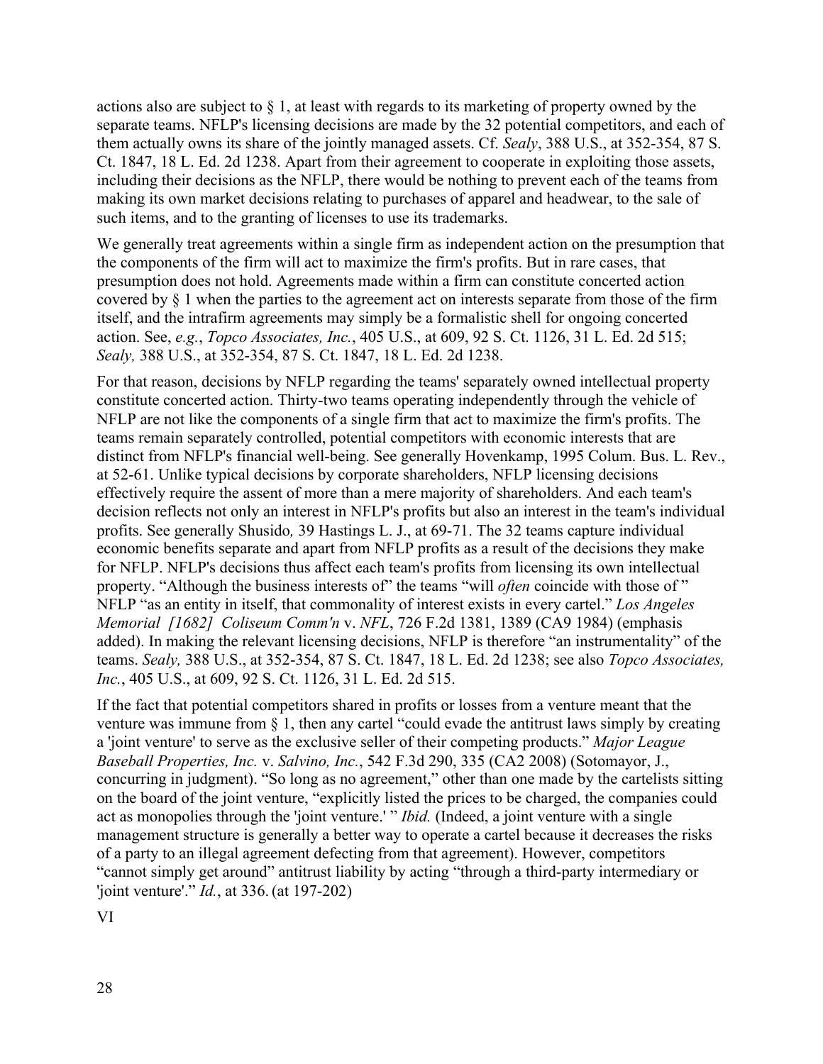actions also are subject to § 1, at least with regards to its marketing of property owned by the separate teams. NFLP's licensing decisions are made by the 32 potential competitors, and each of them actually owns its share of the jointly managed assets. Cf. *Sealy*, 388 U.S., at 352-354, 87 S. Ct. 1847, 18 L. Ed. 2d 1238. Apart from their agreement to cooperate in exploiting those assets, including their decisions as the NFLP, there would be nothing to prevent each of the teams from making its own market decisions relating to purchases of apparel and headwear, to the sale of such items, and to the granting of licenses to use its trademarks.

We generally treat agreements within a single firm as independent action on the presumption that the components of the firm will act to maximize the firm's profits. But in rare cases, that presumption does not hold. Agreements made within a firm can constitute concerted action covered by § 1 when the parties to the agreement act on interests separate from those of the firm itself, and the intrafirm agreements may simply be a formalistic shell for ongoing concerted action. See, *e.g.*, *Topco Associates, Inc.*, 405 U.S., at 609, 92 S. Ct. 1126, 31 L. Ed. 2d 515; *Sealy,* 388 U.S., at 352-354, 87 S. Ct. 1847, 18 L. Ed. 2d 1238.

For that reason, decisions by NFLP regarding the teams' separately owned intellectual property constitute concerted action. Thirty-two teams operating independently through the vehicle of NFLP are not like the components of a single firm that act to maximize the firm's profits. The teams remain separately controlled, potential competitors with economic interests that are distinct from NFLP's financial well-being. See generally Hovenkamp, 1995 Colum. Bus. L. Rev., at 52-61. Unlike typical decisions by corporate shareholders, NFLP licensing decisions effectively require the assent of more than a mere majority of shareholders. And each team's decision reflects not only an interest in NFLP's profits but also an interest in the team's individual profits. See generally Shusido*,* 39 Hastings L. J., at 69-71. The 32 teams capture individual economic benefits separate and apart from NFLP profits as a result of the decisions they make for NFLP. NFLP's decisions thus affect each team's profits from licensing its own intellectual property. "Although the business interests of" the teams "will *often* coincide with those of " NFLP "as an entity in itself, that commonality of interest exists in every cartel." *Los Angeles Memorial [1682] Coliseum Comm'n* v. *NFL*, 726 F.2d 1381, 1389 (CA9 1984) (emphasis added). In making the relevant licensing decisions, NFLP is therefore "an instrumentality" of the teams. *Sealy,* 388 U.S., at 352-354, 87 S. Ct. 1847, 18 L. Ed. 2d 1238; see also *Topco Associates, Inc.*, 405 U.S., at 609, 92 S. Ct. 1126, 31 L. Ed. 2d 515.

If the fact that potential competitors shared in profits or losses from a venture meant that the venture was immune from § 1, then any cartel "could evade the antitrust laws simply by creating a 'joint venture' to serve as the exclusive seller of their competing products." *Major League Baseball Properties, Inc.* v. *Salvino, Inc.*, 542 F.3d 290, 335 (CA2 2008) (Sotomayor, J., concurring in judgment). "So long as no agreement," other than one made by the cartelists sitting on the board of the joint venture, "explicitly listed the prices to be charged, the companies could act as monopolies through the 'joint venture.' " *Ibid.* (Indeed, a joint venture with a single management structure is generally a better way to operate a cartel because it decreases the risks of a party to an illegal agreement defecting from that agreement). However, competitors "cannot simply get around" antitrust liability by acting "through a third-party intermediary or 'joint venture'." *Id.*, at 336. (at 197-202)

VI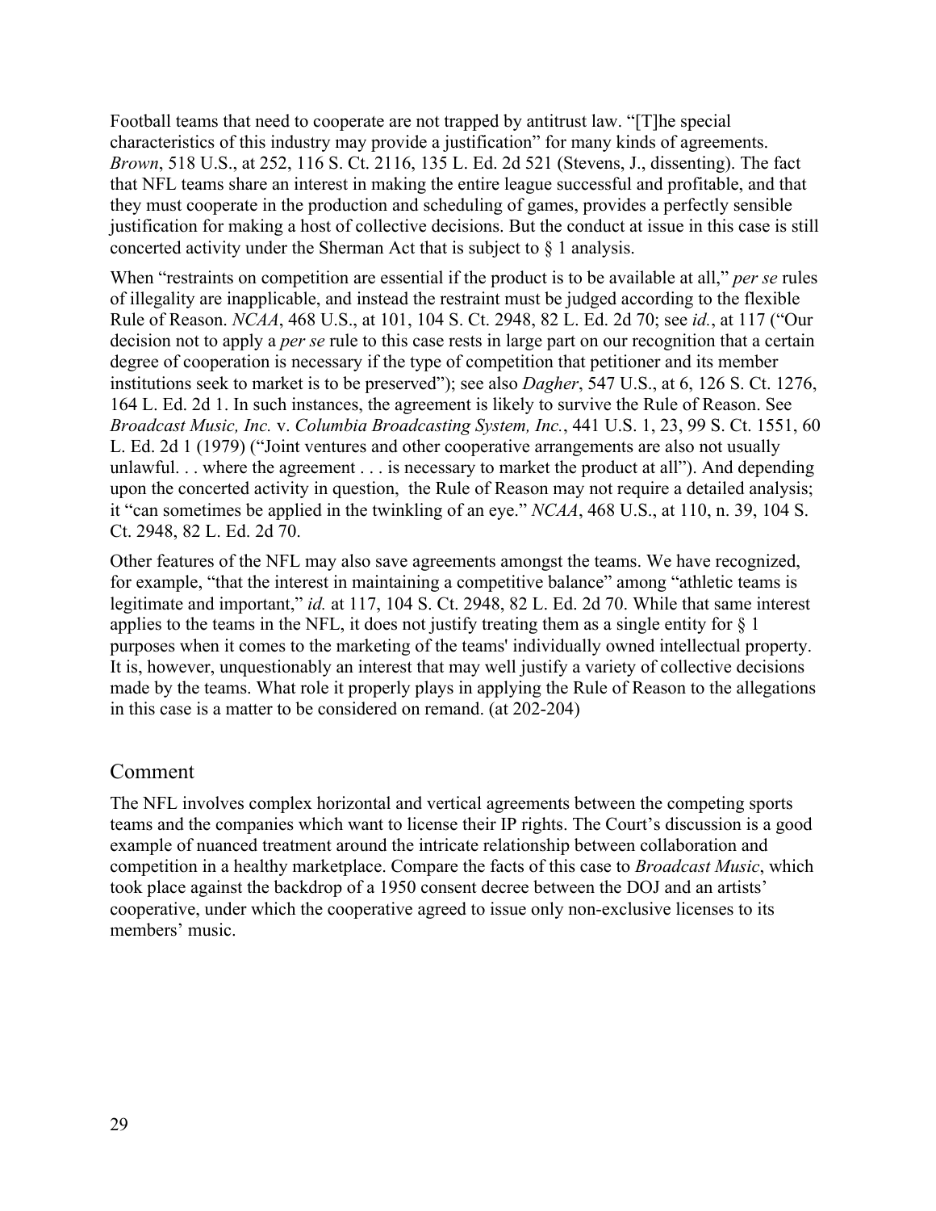Football teams that need to cooperate are not trapped by antitrust law. "[T]he special characteristics of this industry may provide a justification" for many kinds of agreements. *Brown*, 518 U.S., at 252, 116 S. Ct. 2116, 135 L. Ed. 2d 521 (Stevens, J., dissenting). The fact that NFL teams share an interest in making the entire league successful and profitable, and that they must cooperate in the production and scheduling of games, provides a perfectly sensible justification for making a host of collective decisions. But the conduct at issue in this case is still concerted activity under the Sherman Act that is subject to § 1 analysis.

When "restraints on competition are essential if the product is to be available at all," *per se* rules of illegality are inapplicable, and instead the restraint must be judged according to the flexible Rule of Reason. *NCAA*, 468 U.S., at 101, 104 S. Ct. 2948, 82 L. Ed. 2d 70; see *id.*, at 117 ("Our decision not to apply a *per se* rule to this case rests in large part on our recognition that a certain degree of cooperation is necessary if the type of competition that petitioner and its member institutions seek to market is to be preserved"); see also *Dagher*, 547 U.S., at 6, 126 S. Ct. 1276, 164 L. Ed. 2d 1. In such instances, the agreement is likely to survive the Rule of Reason. See *Broadcast Music, Inc.* v. *Columbia Broadcasting System, Inc.*, 441 U.S. 1, 23, 99 S. Ct. 1551, 60 L. Ed. 2d 1 (1979) ("Joint ventures and other cooperative arrangements are also not usually unlawful. . . where the agreement . . . is necessary to market the product at all"). And depending upon the concerted activity in question, the Rule of Reason may not require a detailed analysis; it "can sometimes be applied in the twinkling of an eye." *NCAA*, 468 U.S., at 110, n. 39, 104 S. Ct. 2948, 82 L. Ed. 2d 70.

Other features of the NFL may also save agreements amongst the teams. We have recognized, for example, "that the interest in maintaining a competitive balance" among "athletic teams is legitimate and important," *id.* at 117, 104 S. Ct. 2948, 82 L. Ed. 2d 70. While that same interest applies to the teams in the NFL, it does not justify treating them as a single entity for § 1 purposes when it comes to the marketing of the teams' individually owned intellectual property. It is, however, unquestionably an interest that may well justify a variety of collective decisions made by the teams. What role it properly plays in applying the Rule of Reason to the allegations in this case is a matter to be considered on remand. (at 202-204)

## Comment

The NFL involves complex horizontal and vertical agreements between the competing sports teams and the companies which want to license their IP rights. The Court's discussion is a good example of nuanced treatment around the intricate relationship between collaboration and competition in a healthy marketplace. Compare the facts of this case to *Broadcast Music*, which took place against the backdrop of a 1950 consent decree between the DOJ and an artists' cooperative, under which the cooperative agreed to issue only non-exclusive licenses to its members' music.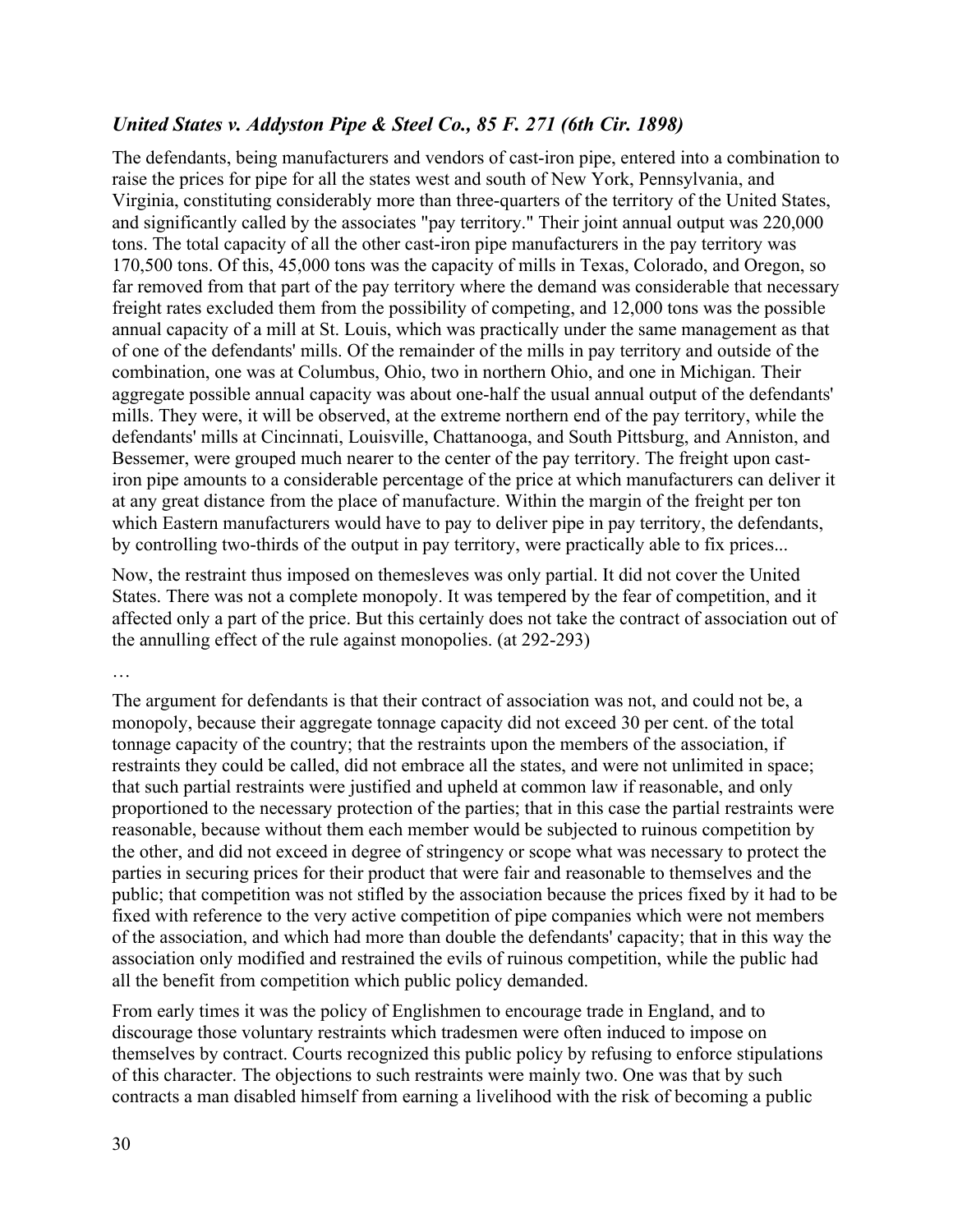### *United States v. Addyston Pipe & Steel Co., 85 F. 271 (6th Cir. 1898)*

The defendants, being manufacturers and vendors of cast-iron pipe, entered into a combination to raise the prices for pipe for all the states west and south of New York, Pennsylvania, and Virginia, constituting considerably more than three-quarters of the territory of the United States, and significantly called by the associates "pay territory." Their joint annual output was 220,000 tons. The total capacity of all the other cast-iron pipe manufacturers in the pay territory was 170,500 tons. Of this, 45,000 tons was the capacity of mills in Texas, Colorado, and Oregon, so far removed from that part of the pay territory where the demand was considerable that necessary freight rates excluded them from the possibility of competing, and 12,000 tons was the possible annual capacity of a mill at St. Louis, which was practically under the same management as that of one of the defendants' mills. Of the remainder of the mills in pay territory and outside of the combination, one was at Columbus, Ohio, two in northern Ohio, and one in Michigan. Their aggregate possible annual capacity was about one-half the usual annual output of the defendants' mills. They were, it will be observed, at the extreme northern end of the pay territory, while the defendants' mills at Cincinnati, Louisville, Chattanooga, and South Pittsburg, and Anniston, and Bessemer, were grouped much nearer to the center of the pay territory. The freight upon cast-iron pipe amounts to a considerable percentage of the price at which manufacturers can deliver it at any great distance from the place of manufacture. Within the margin of the freight per ton which Eastern manufacturers would have to pay to deliver pipe in pay territory, the defendants, by controlling two-thirds of the output in pay territory, were practically able to fix prices...

Now, the restraint thus imposed on themsleves was only partial. It did not cover the United States. There was not a complete monopoly. It was tempered by the fear of competition, and it affected only a part of the price. But this certainly does not take the contract of association out of the annulling effect of the rule against monopolies. (at 292-293)

…

The argument for defendants is that their contract of association was not, and could not be, a monopoly, because their aggregate tonnage capacity did not exceed 30 per cent. of the total tonnage capacity of the country; that the restraints upon the members of the association, if restraints they could be called, did not embrace all the states, and were not unlimited in space; that such partial restraints were justified and upheld at common law if reasonable, and only proportioned to the necessary protection of the parties; that in this case the partial restraints were reasonable, because without them each member would be subjected to ruinous competition by the other, and did not exceed in degree of stringency or scope what was necessary to protect the parties in securing prices for their product that were fair and reasonable to themselves and the public; that competition was not stifled by the association because the prices fixed by it had to be fixed with reference to the very active competition of pipe companies which were not members of the association, and which had more than double the defendants' capacity; that in this way the association only modified and restrained the evils of ruinous competition, while the public had all the benefit from competition which public policy demanded.

From early times it was the policy of Englishmen to encourage trade in England, and to discourage those voluntary restraints which tradesmen were often induced to impose on themselves by contract. Courts recognized this public policy by refusing to enforce stipulations of this character. The objections to such restraints were mainly two. One was that by such contracts a man disabled himself from earning a livelihood with the risk of becoming a public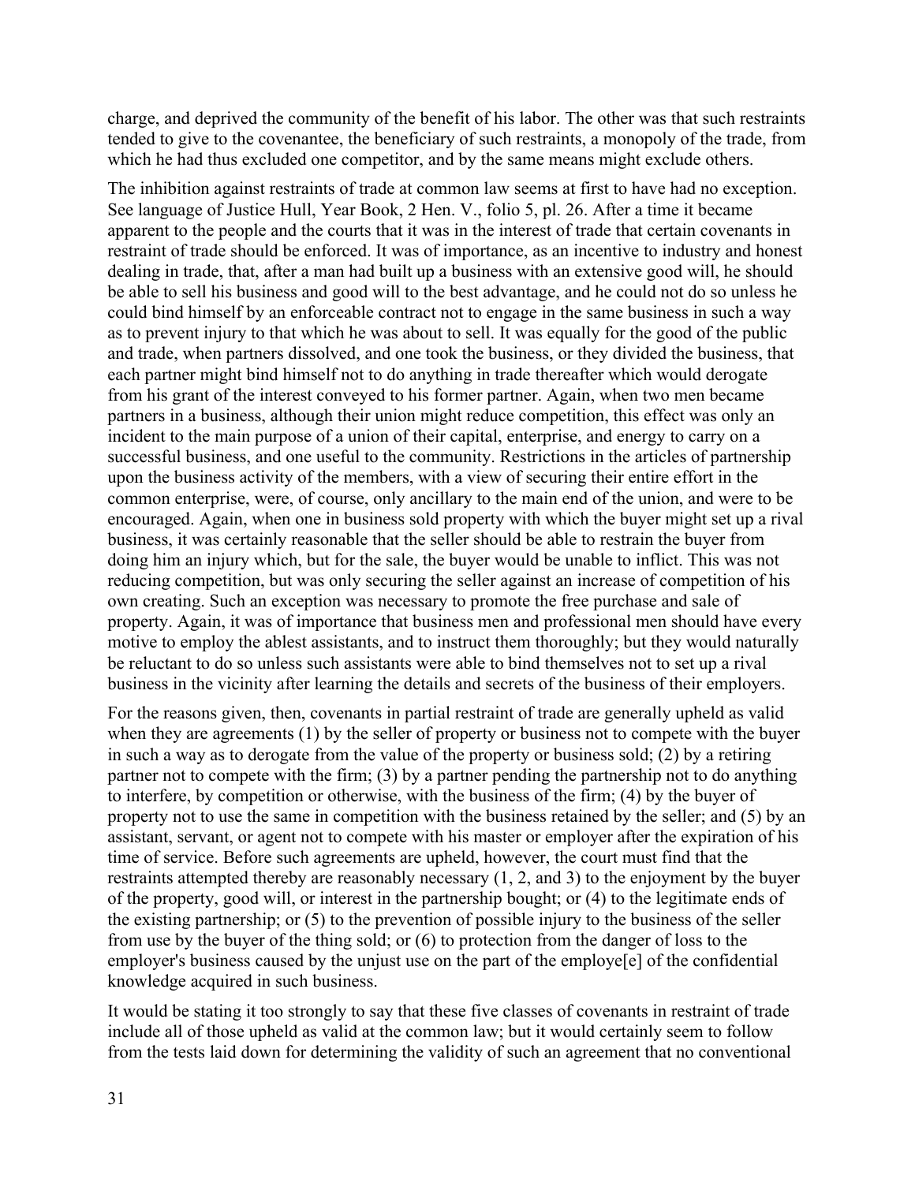charge, and deprived the community of the benefit of his labor. The other was that such restraints tended to give to the covenantee, the beneficiary of such restraints, a monopoly of the trade, from which he had thus excluded one competitor, and by the same means might exclude others.

The inhibition against restraints of trade at common law seems at first to have had no exception. See language of Justice Hull, Year Book, 2 Hen. V., folio 5, pl. 26. After a time it became apparent to the people and the courts that it was in the interest of trade that certain covenants in restraint of trade should be enforced. It was of importance, as an incentive to industry and honest dealing in trade, that, after a man had built up a business with an extensive good will, he should be able to sell his business and good will to the best advantage, and he could not do so unless he could bind himself by an enforceable contract not to engage in the same business in such a way as to prevent injury to that which he was about to sell. It was equally for the good of the public and trade, when partners dissolved, and one took the business, or they divided the business, that each partner might bind himself not to do anything in trade thereafter which would derogate from his grant of the interest conveyed to his former partner. Again, when two men became partners in a business, although their union might reduce competition, this effect was only an incident to the main purpose of a union of their capital, enterprise, and energy to carry on a successful business, and one useful to the community. Restrictions in the articles of partnership upon the business activity of the members, with a view of securing their entire effort in the common enterprise, were, of course, only ancillary to the main end of the union, and were to be encouraged. Again, when one in business sold property with which the buyer might set up a rival business, it was certainly reasonable that the seller should be able to restrain the buyer from doing him an injury which, but for the sale, the buyer would be unable to inflict. This was not reducing competition, but was only securing the seller against an increase of competition of his own creating. Such an exception was necessary to promote the free purchase and sale of property. Again, it was of importance that business men and professional men should have every motive to employ the ablest assistants, and to instruct them thoroughly; but they would naturally be reluctant to do so unless such assistants were able to bind themselves not to set up a rival business in the vicinity after learning the details and secrets of the business of their employers.

For the reasons given, then, covenants in partial restraint of trade are generally upheld as valid when they are agreements (1) by the seller of property or business not to compete with the buyer in such a way as to derogate from the value of the property or business sold; (2) by a retiring partner not to compete with the firm; (3) by a partner pending the partnership not to do anything to interfere, by competition or otherwise, with the business of the firm; (4) by the buyer of property not to use the same in competition with the business retained by the seller; and (5) by an assistant, servant, or agent not to compete with his master or employer after the expiration of his time of service. Before such agreements are upheld, however, the court must find that the restraints attempted thereby are reasonably necessary (1, 2, and 3) to the enjoyment by the buyer of the property, good will, or interest in the partnership bought; or (4) to the legitimate ends of the existing partnership; or (5) to the prevention of possible injury to the business of the seller from use by the buyer of the thing sold; or (6) to protection from the danger of loss to the employer's business caused by the unjust use on the part of the employe[e] of the confidential knowledge acquired in such business.

It would be stating it too strongly to say that these five classes of covenants in restraint of trade include all of those upheld as valid at the common law; but it would certainly seem to follow from the tests laid down for determining the validity of such an agreement that no conventional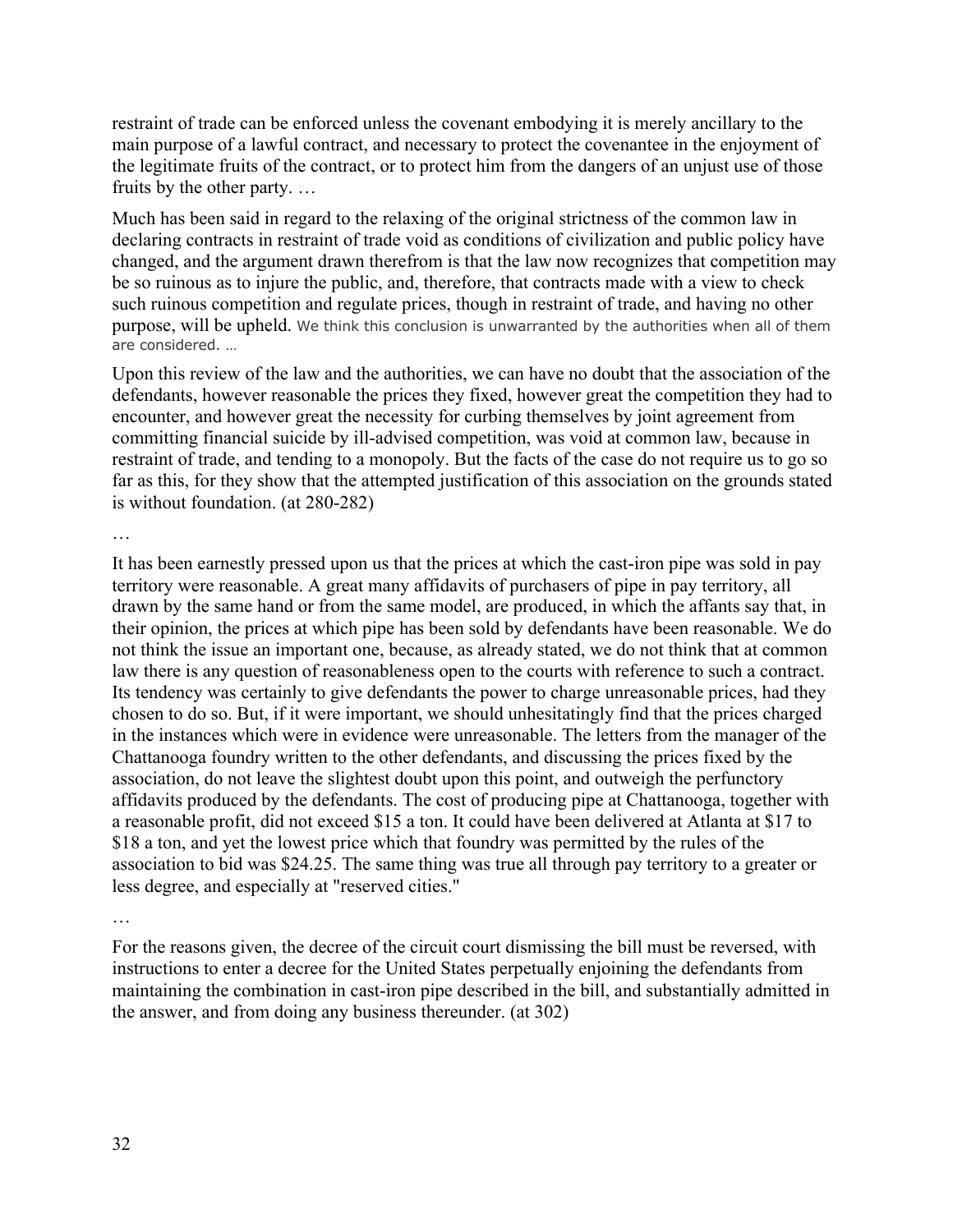restraint of trade can be enforced unless the covenant embodying it is merely ancillary to the main purpose of a lawful contract, and necessary to protect the covenantee in the enjoyment of the legitimate fruits of the contract, or to protect him from the dangers of an unjust use of those fruits by the other party. …

Much has been said in regard to the relaxing of the original strictness of the common law in declaring contracts in restraint of trade void as conditions of civilization and public policy have changed, and the argument drawn therefrom is that the law now recognizes that competition may be so ruinous as to injure the public, and, therefore, that contracts made with a view to check such ruinous competition and regulate prices, though in restraint of trade, and having no other purpose, will be upheld. We think this conclusion is unwarranted by the authorities when all of them are considered. …

Upon this review of the law and the authorities, we can have no doubt that the association of the defendants, however reasonable the prices they fixed, however great the competition they had to encounter, and however great the necessity for curbing themselves by joint agreement from committing financial suicide by ill-advised competition, was void at common law, because in restraint of trade, and tending to a monopoly. But the facts of the case do not require us to go so far as this, for they show that the attempted justification of this association on the grounds stated is without foundation. (at 280-282)

…

It has been earnestly pressed upon us that the prices at which the cast-iron pipe was sold in pay territory were reasonable. A great many affidavits of purchasers of pipe in pay territory, all drawn by the same hand or from the same model, are produced, in which the affants say that, in their opinion, the prices at which pipe has been sold by defendants have been reasonable. We do not think the issue an important one, because, as already stated, we do not think that at common law there is any question of reasonableness open to the courts with reference to such a contract. Its tendency was certainly to give defendants the power to charge unreasonable prices, had they chosen to do so. But, if it were important, we should unhesitatingly find that the prices charged in the instances which were in evidence were unreasonable. The letters from the manager of the Chattanooga foundry written to the other defendants, and discussing the prices fixed by the association, do not leave the slightest doubt upon this point, and outweigh the perfunctory affidavits produced by the defendants. The cost of producing pipe at Chattanooga, together with a reasonable profit, did not exceed $15 a ton. It could have been delivered at Atlanta at $17 to $18 a ton, and yet the lowest price which that foundry was permitted by the rules of the association to bid was $24.25. The same thing was true all through pay territory to a greater or less degree, and especially at "reserved cities."

…

For the reasons given, the decree of the circuit court dismissing the bill must be reversed, with instructions to enter a decree for the United States perpetually enjoining the defendants from maintaining the combination in cast-iron pipe described in the bill, and substantially admitted in the answer, and from doing any business thereunder. (at 302)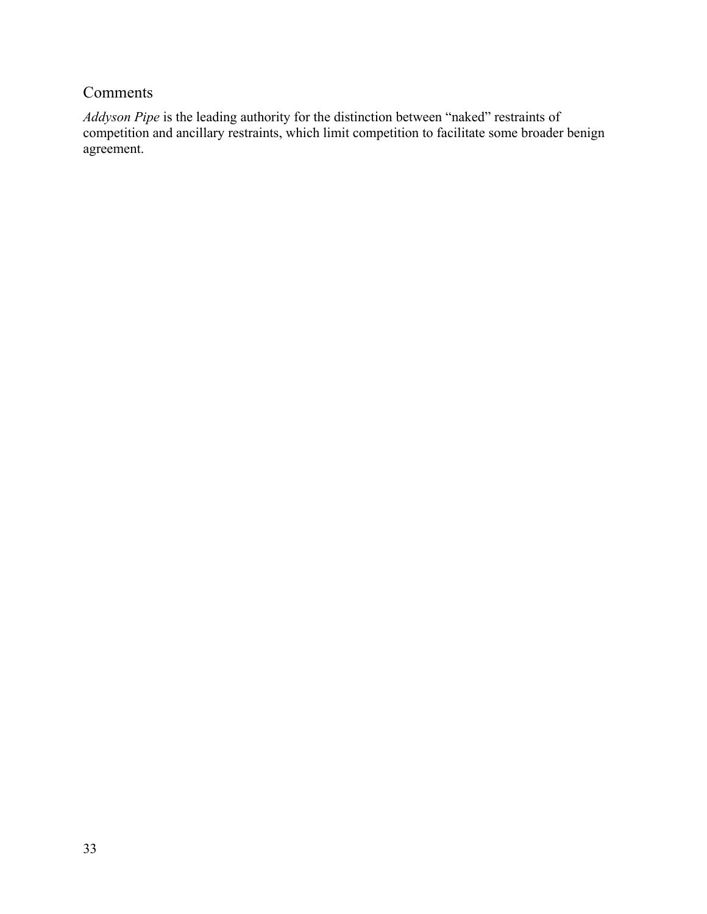## Comments

*Addyson Pipe* is the leading authority for the distinction between “naked” restraints of competition and ancillary restraints, which limit competition to facilitate some broader benign agreement.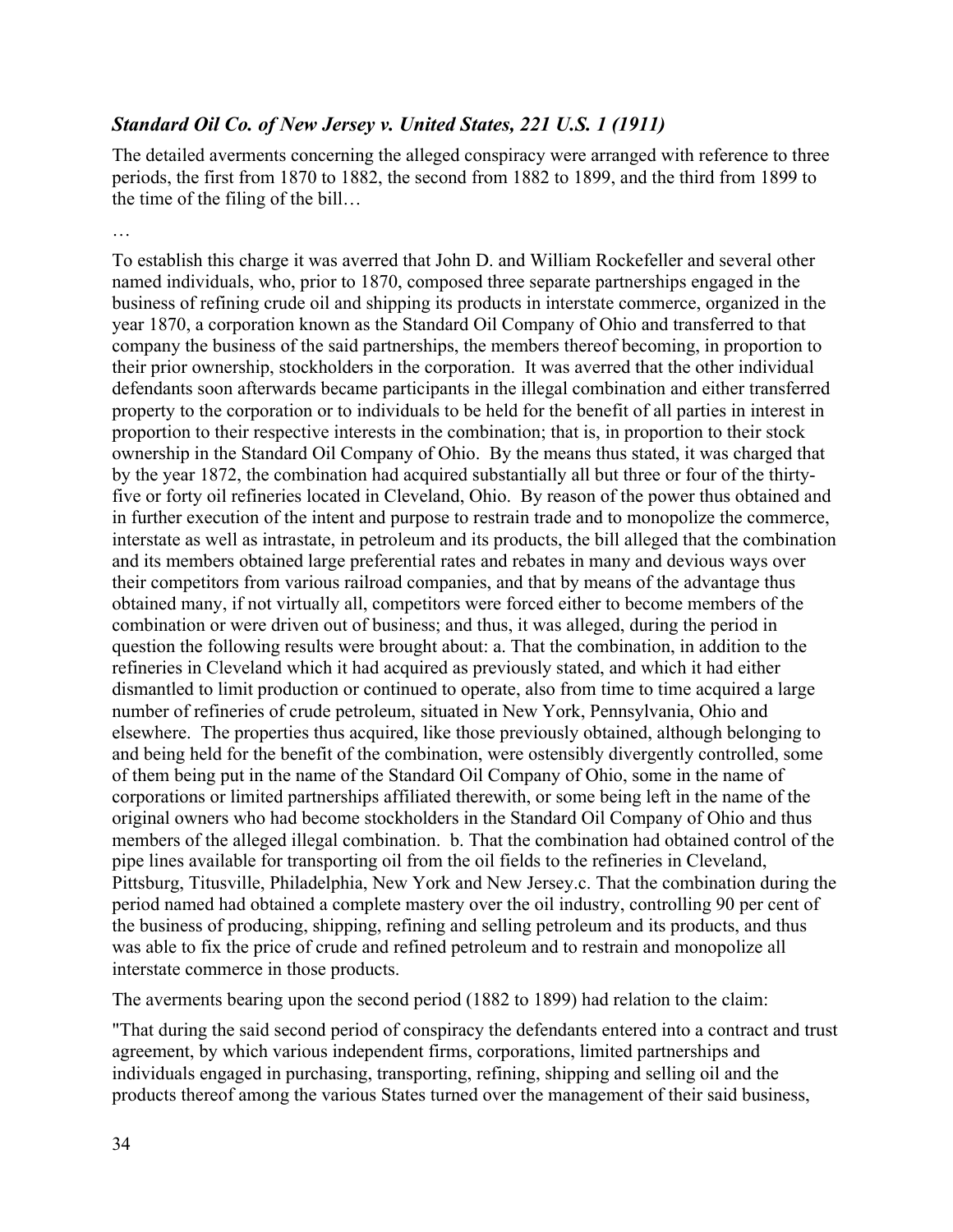### *Standard Oil Co. of New Jersey v. United States, 221 U.S. 1 (1911)*

The detailed averments concerning the alleged conspiracy were arranged with reference to three periods, the first from 1870 to 1882, the second from 1882 to 1899, and the third from 1899 to the time of the filing of the bill…

…

To establish this charge it was averred that John D. and William Rockefeller and several other named individuals, who, prior to 1870, composed three separate partnerships engaged in the business of refining crude oil and shipping its products in interstate commerce, organized in the year 1870, a corporation known as the Standard Oil Company of Ohio and transferred to that company the business of the said partnerships, the members thereof becoming, in proportion to their prior ownership, stockholders in the corporation. It was averred that the other individual defendants soon afterwards became participants in the illegal combination and either transferred property to the corporation or to individuals to be held for the benefit of all parties in interest in proportion to their respective interests in the combination; that is, in proportion to their stock ownership in the Standard Oil Company of Ohio. By the means thus stated, it was charged that by the year 1872, the combination had acquired substantially all but three or four of the thirty-five or forty oil refineries located in Cleveland, Ohio. By reason of the power thus obtained and in further execution of the intent and purpose to restrain trade and to monopolize the commerce, interstate as well as intrastate, in petroleum and its products, the bill alleged that the combination and its members obtained large preferential rates and rebates in many and devious ways over their competitors from various railroad companies, and that by means of the advantage thus obtained many, if not virtually all, competitors were forced either to become members of the combination or were driven out of business; and thus, it was alleged, during the period in question the following results were brought about: a. That the combination, in addition to the refineries in Cleveland which it had acquired as previously stated, and which it had either dismantled to limit production or continued to operate, also from time to time acquired a large number of refineries of crude petroleum, situated in New York, Pennsylvania, Ohio and elsewhere. The properties thus acquired, like those previously obtained, although belonging to and being held for the benefit of the combination, were ostensibly divergently controlled, some of them being put in the name of the Standard Oil Company of Ohio, some in the name of corporations or limited partnerships affiliated therewith, or some being left in the name of the original owners who had become stockholders in the Standard Oil Company of Ohio and thus members of the alleged illegal combination. b. That the combination had obtained control of the pipe lines available for transporting oil from the oil fields to the refineries in Cleveland, Pittsburg, Titusville, Philadelphia, New York and New Jersey.c. That the combination during the period named had obtained a complete mastery over the oil industry, controlling 90 per cent of the business of producing, shipping, refining and selling petroleum and its products, and thus was able to fix the price of crude and refined petroleum and to restrain and monopolize all interstate commerce in those products.

The averments bearing upon the second period (1882 to 1899) had relation to the claim:

"That during the said second period of conspiracy the defendants entered into a contract and trust agreement, by which various independent firms, corporations, limited partnerships and individuals engaged in purchasing, transporting, refining, shipping and selling oil and the products thereof among the various States turned over the management of their said business,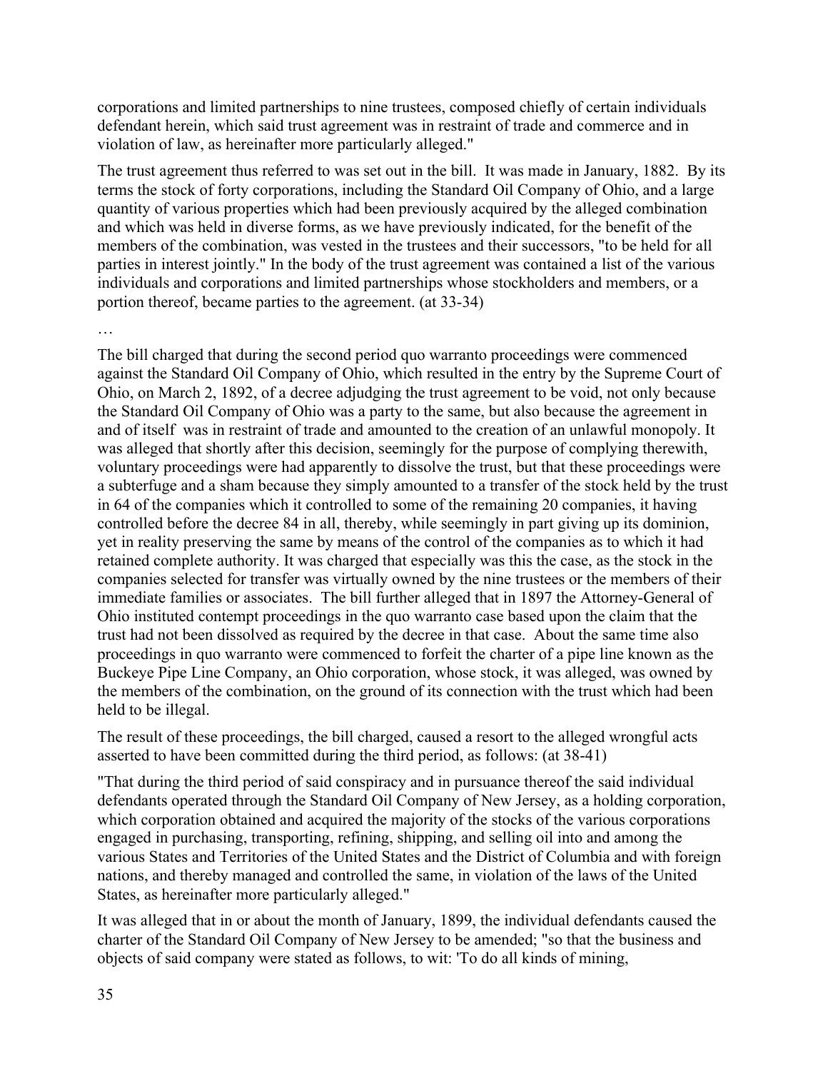corporations and limited partnerships to nine trustees, composed chiefly of certain individuals defendant herein, which said trust agreement was in restraint of trade and commerce and in violation of law, as hereinafter more particularly alleged."

The trust agreement thus referred to was set out in the bill. It was made in January, 1882. By its terms the stock of forty corporations, including the Standard Oil Company of Ohio, and a large quantity of various properties which had been previously acquired by the alleged combination and which was held in diverse forms, as we have previously indicated, for the benefit of the members of the combination, was vested in the trustees and their successors, "to be held for all parties in interest jointly." In the body of the trust agreement was contained a list of the various individuals and corporations and limited partnerships whose stockholders and members, or a portion thereof, became parties to the agreement. (at 33-34)

…

The bill charged that during the second period quo warranto proceedings were commenced against the Standard Oil Company of Ohio, which resulted in the entry by the Supreme Court of Ohio, on March 2, 1892, of a decree adjudging the trust agreement to be void, not only because the Standard Oil Company of Ohio was a party to the same, but also because the agreement in and of itself was in restraint of trade and amounted to the creation of an unlawful monopoly. It was alleged that shortly after this decision, seemingly for the purpose of complying therewith, voluntary proceedings were had apparently to dissolve the trust, but that these proceedings were a subterfuge and a sham because they simply amounted to a transfer of the stock held by the trust in 64 of the companies which it controlled to some of the remaining 20 companies, it having controlled before the decree 84 in all, thereby, while seemingly in part giving up its dominion, yet in reality preserving the same by means of the control of the companies as to which it had retained complete authority. It was charged that especially was this the case, as the stock in the companies selected for transfer was virtually owned by the nine trustees or the members of their immediate families or associates. The bill further alleged that in 1897 the Attorney-General of Ohio instituted contempt proceedings in the quo warranto case based upon the claim that the trust had not been dissolved as required by the decree in that case. About the same time also proceedings in quo warranto were commenced to forfeit the charter of a pipe line known as the Buckeye Pipe Line Company, an Ohio corporation, whose stock, it was alleged, was owned by the members of the combination, on the ground of its connection with the trust which had been held to be illegal.

The result of these proceedings, the bill charged, caused a resort to the alleged wrongful acts asserted to have been committed during the third period, as follows: (at 38-41)

"That during the third period of said conspiracy and in pursuance thereof the said individual defendants operated through the Standard Oil Company of New Jersey, as a holding corporation, which corporation obtained and acquired the majority of the stocks of the various corporations engaged in purchasing, transporting, refining, shipping, and selling oil into and among the various States and Territories of the United States and the District of Columbia and with foreign nations, and thereby managed and controlled the same, in violation of the laws of the United States, as hereinafter more particularly alleged."

It was alleged that in or about the month of January, 1899, the individual defendants caused the charter of the Standard Oil Company of New Jersey to be amended; "so that the business and objects of said company were stated as follows, to wit: 'To do all kinds of mining,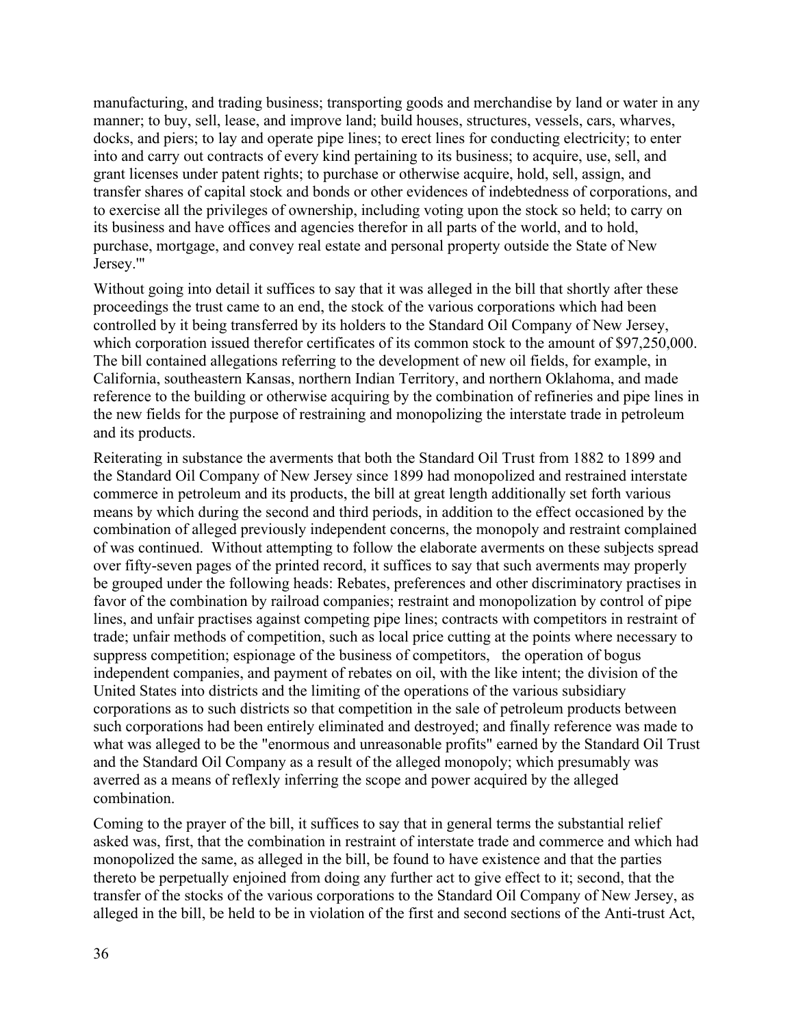manufacturing, and trading business; transporting goods and merchandise by land or water in any manner; to buy, sell, lease, and improve land; build houses, structures, vessels, cars, wharves, docks, and piers; to lay and operate pipe lines; to erect lines for conducting electricity; to enter into and carry out contracts of every kind pertaining to its business; to acquire, use, sell, and grant licenses under patent rights; to purchase or otherwise acquire, hold, sell, assign, and transfer shares of capital stock and bonds or other evidences of indebtedness of corporations, and to exercise all the privileges of ownership, including voting upon the stock so held; to carry on its business and have offices and agencies therefor in all parts of the world, and to hold, purchase, mortgage, and convey real estate and personal property outside the State of New Jersey.'"

Without going into detail it suffices to say that it was alleged in the bill that shortly after these proceedings the trust came to an end, the stock of the various corporations which had been controlled by it being transferred by its holders to the Standard Oil Company of New Jersey, which corporation issued therefor certificates of its common stock to the amount of $97,250,000. The bill contained allegations referring to the development of new oil fields, for example, in California, southeastern Kansas, northern Indian Territory, and northern Oklahoma, and made reference to the building or otherwise acquiring by the combination of refineries and pipe lines in the new fields for the purpose of restraining and monopolizing the interstate trade in petroleum and its products.

Reiterating in substance the averments that both the Standard Oil Trust from 1882 to 1899 and the Standard Oil Company of New Jersey since 1899 had monopolized and restrained interstate commerce in petroleum and its products, the bill at great length additionally set forth various means by which during the second and third periods, in addition to the effect occasioned by the combination of alleged previously independent concerns, the monopoly and restraint complained of was continued. Without attempting to follow the elaborate averments on these subjects spread over fifty-seven pages of the printed record, it suffices to say that such averments may properly be grouped under the following heads: Rebates, preferences and other discriminatory practises in favor of the combination by railroad companies; restraint and monopolization by control of pipe lines, and unfair practises against competing pipe lines; contracts with competitors in restraint of trade; unfair methods of competition, such as local price cutting at the points where necessary to suppress competition; espionage of the business of competitors, the operation of bogus independent companies, and payment of rebates on oil, with the like intent; the division of the United States into districts and the limiting of the operations of the various subsidiary corporations as to such districts so that competition in the sale of petroleum products between such corporations had been entirely eliminated and destroyed; and finally reference was made to what was alleged to be the "enormous and unreasonable profits" earned by the Standard Oil Trust and the Standard Oil Company as a result of the alleged monopoly; which presumably was averred as a means of reflexly inferring the scope and power acquired by the alleged combination.

Coming to the prayer of the bill, it suffices to say that in general terms the substantial relief asked was, first, that the combination in restraint of interstate trade and commerce and which had monopolized the same, as alleged in the bill, be found to have existence and that the parties thereto be perpetually enjoined from doing any further act to give effect to it; second, that the transfer of the stocks of the various corporations to the Standard Oil Company of New Jersey, as alleged in the bill, be held to be in violation of the first and second sections of the Anti-trust Act,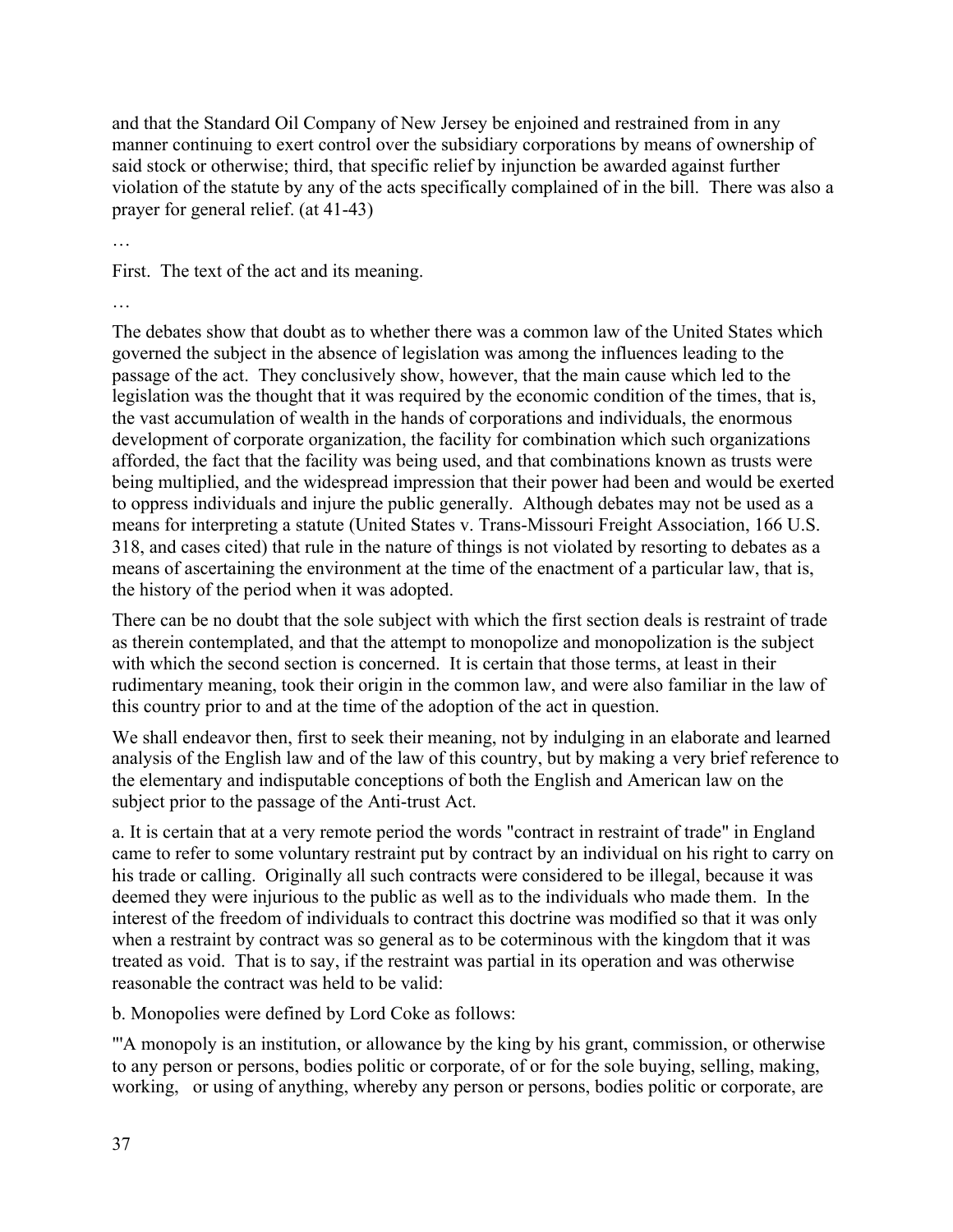and that the Standard Oil Company of New Jersey be enjoined and restrained from in any manner continuing to exert control over the subsidiary corporations by means of ownership of said stock or otherwise; third, that specific relief by injunction be awarded against further violation of the statute by any of the acts specifically complained of in the bill. There was also a prayer for general relief. (at 41-43)

…

First. The text of the act and its meaning.

…

The debates show that doubt as to whether there was a common law of the United States which governed the subject in the absence of legislation was among the influences leading to the passage of the act. They conclusively show, however, that the main cause which led to the legislation was the thought that it was required by the economic condition of the times, that is, the vast accumulation of wealth in the hands of corporations and individuals, the enormous development of corporate organization, the facility for combination which such organizations afforded, the fact that the facility was being used, and that combinations known as trusts were being multiplied, and the widespread impression that their power had been and would be exerted to oppress individuals and injure the public generally. Although debates may not be used as a means for interpreting a statute (United States v. Trans-Missouri Freight Association, 166 U.S. 318, and cases cited) that rule in the nature of things is not violated by resorting to debates as a means of ascertaining the environment at the time of the enactment of a particular law, that is, the history of the period when it was adopted.

There can be no doubt that the sole subject with which the first section deals is restraint of trade as therein contemplated, and that the attempt to monopolize and monopolization is the subject with which the second section is concerned. It is certain that those terms, at least in their rudimentary meaning, took their origin in the common law, and were also familiar in the law of this country prior to and at the time of the adoption of the act in question.

We shall endeavor then, first to seek their meaning, not by indulging in an elaborate and learned analysis of the English law and of the law of this country, but by making a very brief reference to the elementary and indisputable conceptions of both the English and American law on the subject prior to the passage of the Anti-trust Act.

a. It is certain that at a very remote period the words "contract in restraint of trade" in England came to refer to some voluntary restraint put by contract by an individual on his right to carry on his trade or calling. Originally all such contracts were considered to be illegal, because it was deemed they were injurious to the public as well as to the individuals who made them. In the interest of the freedom of individuals to contract this doctrine was modified so that it was only when a restraint by contract was so general as to be coterminous with the kingdom that it was treated as void. That is to say, if the restraint was partial in its operation and was otherwise reasonable the contract was held to be valid:

b. Monopolies were defined by Lord Coke as follows:

"'A monopoly is an institution, or allowance by the king by his grant, commission, or otherwise to any person or persons, bodies politic or corporate, of or for the sole buying, selling, making, working, or using of anything, whereby any person or persons, bodies politic or corporate, are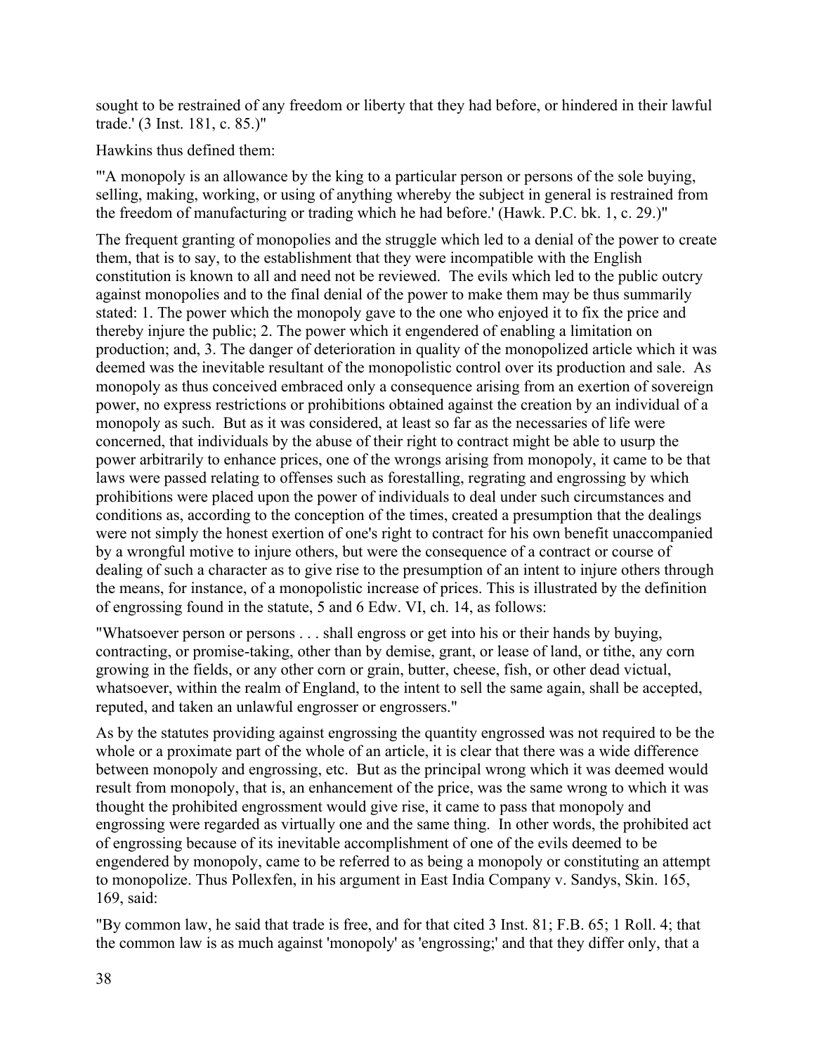sought to be restrained of any freedom or liberty that they had before, or hindered in their lawful trade.' (3 Inst. 181, c. 85.)"

Hawkins thus defined them:

"'A monopoly is an allowance by the king to a particular person or persons of the sole buying, selling, making, working, or using of anything whereby the subject in general is restrained from the freedom of manufacturing or trading which he had before.' (Hawk. P.C. bk. 1, c. 29.)"

The frequent granting of monopolies and the struggle which led to a denial of the power to create them, that is to say, to the establishment that they were incompatible with the English constitution is known to all and need not be reviewed. The evils which led to the public outcry against monopolies and to the final denial of the power to make them may be thus summarily stated: 1. The power which the monopoly gave to the one who enjoyed it to fix the price and thereby injure the public; 2. The power which it engendered of enabling a limitation on production; and, 3. The danger of deterioration in quality of the monopolized article which it was deemed was the inevitable resultant of the monopolistic control over its production and sale. As monopoly as thus conceived embraced only a consequence arising from an exertion of sovereign power, no express restrictions or prohibitions obtained against the creation by an individual of a monopoly as such. But as it was considered, at least so far as the necessaries of life were concerned, that individuals by the abuse of their right to contract might be able to usurp the power arbitrarily to enhance prices, one of the wrongs arising from monopoly, it came to be that laws were passed relating to offenses such as forestalling, regrating and engrossing by which prohibitions were placed upon the power of individuals to deal under such circumstances and conditions as, according to the conception of the times, created a presumption that the dealings were not simply the honest exertion of one's right to contract for his own benefit unaccompanied by a wrongful motive to injure others, but were the consequence of a contract or course of dealing of such a character as to give rise to the presumption of an intent to injure others through the means, for instance, of a monopolistic increase of prices. This is illustrated by the definition of engrossing found in the statute, 5 and 6 Edw. VI, ch. 14, as follows:

"Whatsoever person or persons . . . shall engross or get into his or their hands by buying, contracting, or promise-taking, other than by demise, grant, or lease of land, or tithe, any corn growing in the fields, or any other corn or grain, butter, cheese, fish, or other dead victual, whatsoever, within the realm of England, to the intent to sell the same again, shall be accepted, reputed, and taken an unlawful engrosser or engrossers."

As by the statutes providing against engrossing the quantity engrossed was not required to be the whole or a proximate part of the whole of an article, it is clear that there was a wide difference between monopoly and engrossing, etc. But as the principal wrong which it was deemed would result from monopoly, that is, an enhancement of the price, was the same wrong to which it was thought the prohibited engrossment would give rise, it came to pass that monopoly and engrossing were regarded as virtually one and the same thing. In other words, the prohibited act of engrossing because of its inevitable accomplishment of one of the evils deemed to be engendered by monopoly, came to be referred to as being a monopoly or constituting an attempt to monopolize. Thus Pollexfen, in his argument in East India Company v. Sandys, Skin. 165, 169, said:

"By common law, he said that trade is free, and for that cited 3 Inst. 81; F.B. 65; 1 Roll. 4; that the common law is as much against 'monopoly' as 'engrossing;' and that they differ only, that a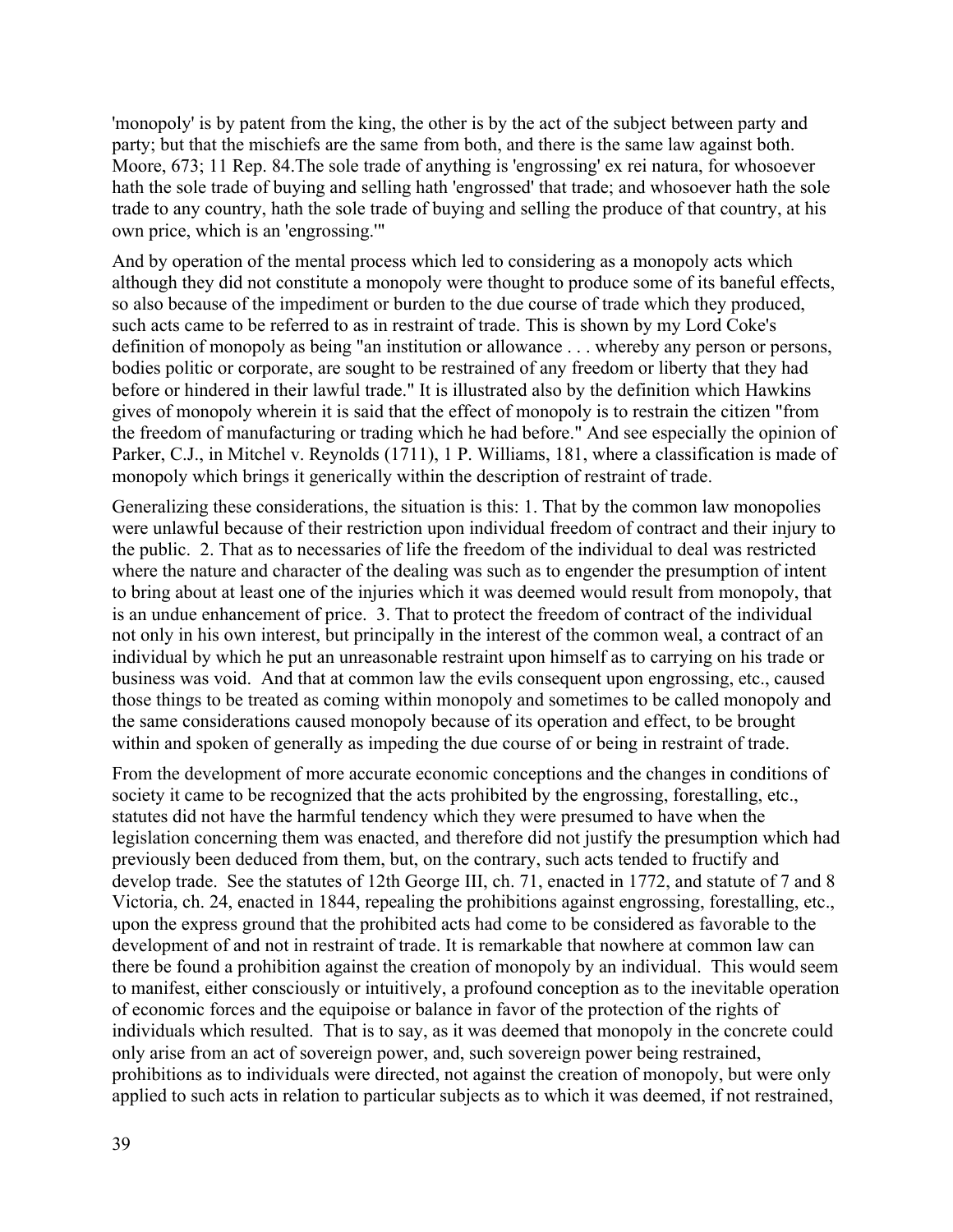'monopoly' is by patent from the king, the other is by the act of the subject between party and party; but that the mischiefs are the same from both, and there is the same law against both. Moore, 673; 11 Rep. 84.The sole trade of anything is 'engrossing' ex rei natura, for whosoever hath the sole trade of buying and selling hath 'engrossed' that trade; and whosoever hath the sole trade to any country, hath the sole trade of buying and selling the produce of that country, at his own price, which is an 'engrossing.'"

And by operation of the mental process which led to considering as a monopoly acts which although they did not constitute a monopoly were thought to produce some of its baneful effects, so also because of the impediment or burden to the due course of trade which they produced, such acts came to be referred to as in restraint of trade. This is shown by my Lord Coke's definition of monopoly as being "an institution or allowance . . . whereby any person or persons, bodies politic or corporate, are sought to be restrained of any freedom or liberty that they had before or hindered in their lawful trade." It is illustrated also by the definition which Hawkins gives of monopoly wherein it is said that the effect of monopoly is to restrain the citizen "from the freedom of manufacturing or trading which he had before." And see especially the opinion of Parker, C.J., in Mitchel v. Reynolds (1711), 1 P. Williams, 181, where a classification is made of monopoly which brings it generically within the description of restraint of trade.

Generalizing these considerations, the situation is this: 1. That by the common law monopolies were unlawful because of their restriction upon individual freedom of contract and their injury to the public. 2. That as to necessaries of life the freedom of the individual to deal was restricted where the nature and character of the dealing was such as to engender the presumption of intent to bring about at least one of the injuries which it was deemed would result from monopoly, that is an undue enhancement of price. 3. That to protect the freedom of contract of the individual not only in his own interest, but principally in the interest of the common weal, a contract of an individual by which he put an unreasonable restraint upon himself as to carrying on his trade or business was void. And that at common law the evils consequent upon engrossing, etc., caused those things to be treated as coming within monopoly and sometimes to be called monopoly and the same considerations caused monopoly because of its operation and effect, to be brought within and spoken of generally as impeding the due course of or being in restraint of trade.

From the development of more accurate economic conceptions and the changes in conditions of society it came to be recognized that the acts prohibited by the engrossing, forestalling, etc., statutes did not have the harmful tendency which they were presumed to have when the legislation concerning them was enacted, and therefore did not justify the presumption which had previously been deduced from them, but, on the contrary, such acts tended to fructify and develop trade. See the statutes of 12th George III, ch. 71, enacted in 1772, and statute of 7 and 8 Victoria, ch. 24, enacted in 1844, repealing the prohibitions against engrossing, forestalling, etc., upon the express ground that the prohibited acts had come to be considered as favorable to the development of and not in restraint of trade. It is remarkable that nowhere at common law can there be found a prohibition against the creation of monopoly by an individual. This would seem to manifest, either consciously or intuitively, a profound conception as to the inevitable operation of economic forces and the equipoise or balance in favor of the protection of the rights of individuals which resulted. That is to say, as it was deemed that monopoly in the concrete could only arise from an act of sovereign power, and, such sovereign power being restrained, prohibitions as to individuals were directed, not against the creation of monopoly, but were only applied to such acts in relation to particular subjects as to which it was deemed, if not restrained,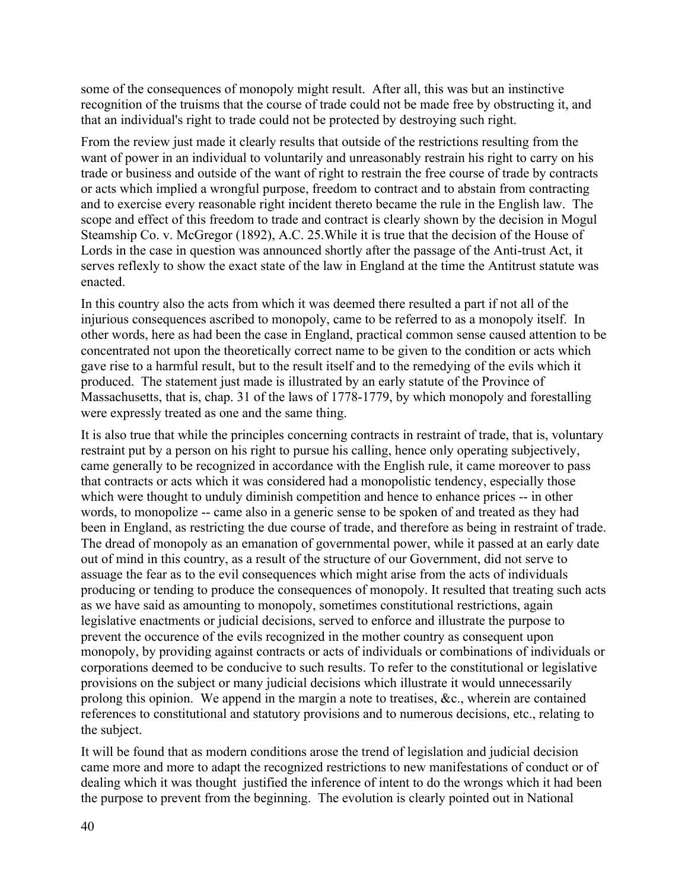some of the consequences of monopoly might result. After all, this was but an instinctive recognition of the truisms that the course of trade could not be made free by obstructing it, and that an individual's right to trade could not be protected by destroying such right.

From the review just made it clearly results that outside of the restrictions resulting from the want of power in an individual to voluntarily and unreasonably restrain his right to carry on his trade or business and outside of the want of right to restrain the free course of trade by contracts or acts which implied a wrongful purpose, freedom to contract and to abstain from contracting and to exercise every reasonable right incident thereto became the rule in the English law. The scope and effect of this freedom to trade and contract is clearly shown by the decision in Mogul Steamship Co. v. McGregor (1892), A.C. 25.While it is true that the decision of the House of Lords in the case in question was announced shortly after the passage of the Anti-trust Act, it serves reflexly to show the exact state of the law in England at the time the Antitrust statute was enacted.

In this country also the acts from which it was deemed there resulted a part if not all of the injurious consequences ascribed to monopoly, came to be referred to as a monopoly itself. In other words, here as had been the case in England, practical common sense caused attention to be concentrated not upon the theoretically correct name to be given to the condition or acts which gave rise to a harmful result, but to the result itself and to the remedying of the evils which it produced. The statement just made is illustrated by an early statute of the Province of Massachusetts, that is, chap. 31 of the laws of 1778-1779, by which monopoly and forestalling were expressly treated as one and the same thing.

It is also true that while the principles concerning contracts in restraint of trade, that is, voluntary restraint put by a person on his right to pursue his calling, hence only operating subjectively, came generally to be recognized in accordance with the English rule, it came moreover to pass that contracts or acts which it was considered had a monopolistic tendency, especially those which were thought to unduly diminish competition and hence to enhance prices -- in other words, to monopolize -- came also in a generic sense to be spoken of and treated as they had been in England, as restricting the due course of trade, and therefore as being in restraint of trade. The dread of monopoly as an emanation of governmental power, while it passed at an early date out of mind in this country, as a result of the structure of our Government, did not serve to assuage the fear as to the evil consequences which might arise from the acts of individuals producing or tending to produce the consequences of monopoly. It resulted that treating such acts as we have said as amounting to monopoly, sometimes constitutional restrictions, again legislative enactments or judicial decisions, served to enforce and illustrate the purpose to prevent the occurence of the evils recognized in the mother country as consequent upon monopoly, by providing against contracts or acts of individuals or combinations of individuals or corporations deemed to be conducive to such results. To refer to the constitutional or legislative provisions on the subject or many judicial decisions which illustrate it would unnecessarily prolong this opinion. We append in the margin a note to treatises, &c., wherein are contained references to constitutional and statutory provisions and to numerous decisions, etc., relating to the subject.

It will be found that as modern conditions arose the trend of legislation and judicial decision came more and more to adapt the recognized restrictions to new manifestations of conduct or of dealing which it was thought justified the inference of intent to do the wrongs which it had been the purpose to prevent from the beginning. The evolution is clearly pointed out in National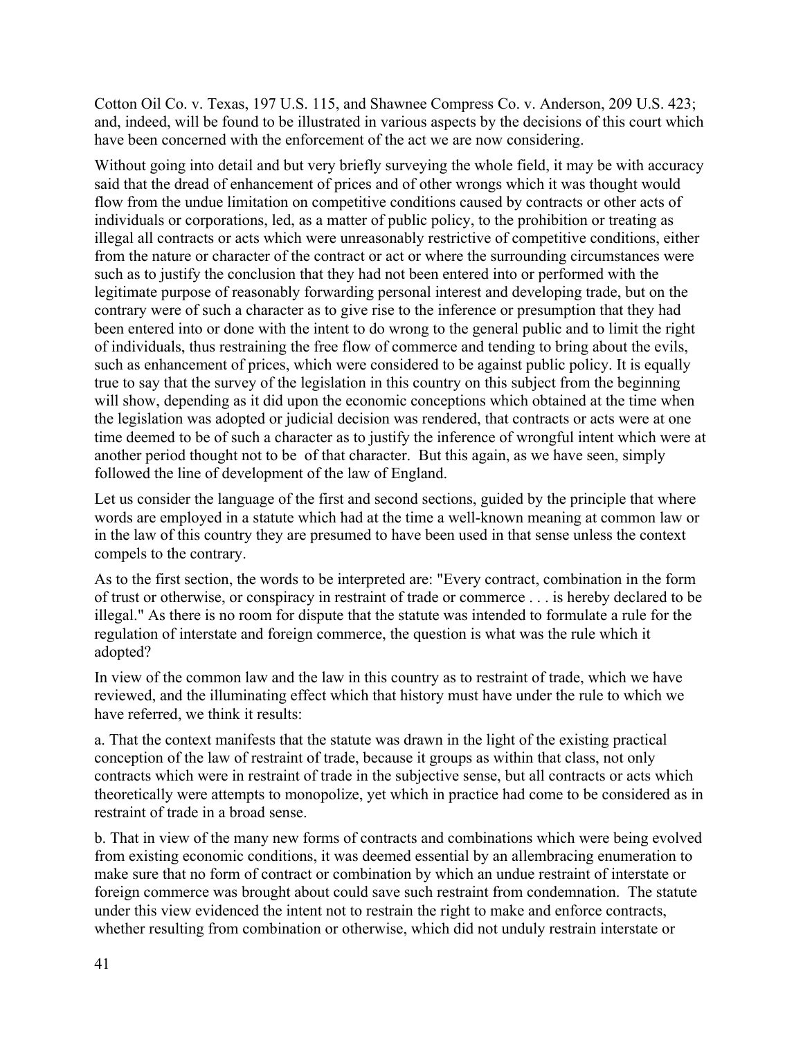Cotton Oil Co. v. Texas, 197 U.S. 115, and Shawnee Compress Co. v. Anderson, 209 U.S. 423; and, indeed, will be found to be illustrated in various aspects by the decisions of this court which have been concerned with the enforcement of the act we are now considering.

Without going into detail and but very briefly surveying the whole field, it may be with accuracy said that the dread of enhancement of prices and of other wrongs which it was thought would flow from the undue limitation on competitive conditions caused by contracts or other acts of individuals or corporations, led, as a matter of public policy, to the prohibition or treating as illegal all contracts or acts which were unreasonably restrictive of competitive conditions, either from the nature or character of the contract or act or where the surrounding circumstances were such as to justify the conclusion that they had not been entered into or performed with the legitimate purpose of reasonably forwarding personal interest and developing trade, but on the contrary were of such a character as to give rise to the inference or presumption that they had been entered into or done with the intent to do wrong to the general public and to limit the right of individuals, thus restraining the free flow of commerce and tending to bring about the evils, such as enhancement of prices, which were considered to be against public policy. It is equally true to say that the survey of the legislation in this country on this subject from the beginning will show, depending as it did upon the economic conceptions which obtained at the time when the legislation was adopted or judicial decision was rendered, that contracts or acts were at one time deemed to be of such a character as to justify the inference of wrongful intent which were at another period thought not to be of that character. But this again, as we have seen, simply followed the line of development of the law of England.

Let us consider the language of the first and second sections, guided by the principle that where words are employed in a statute which had at the time a well-known meaning at common law or in the law of this country they are presumed to have been used in that sense unless the context compels to the contrary.

As to the first section, the words to be interpreted are: "Every contract, combination in the form of trust or otherwise, or conspiracy in restraint of trade or commerce . . . is hereby declared to be illegal." As there is no room for dispute that the statute was intended to formulate a rule for the regulation of interstate and foreign commerce, the question is what was the rule which it adopted?

In view of the common law and the law in this country as to restraint of trade, which we have reviewed, and the illuminating effect which that history must have under the rule to which we have referred, we think it results:

a. That the context manifests that the statute was drawn in the light of the existing practical conception of the law of restraint of trade, because it groups as within that class, not only contracts which were in restraint of trade in the subjective sense, but all contracts or acts which theoretically were attempts to monopolize, yet which in practice had come to be considered as in restraint of trade in a broad sense.

b. That in view of the many new forms of contracts and combinations which were being evolved from existing economic conditions, it was deemed essential by an allembracing enumeration to make sure that no form of contract or combination by which an undue restraint of interstate or foreign commerce was brought about could save such restraint from condemnation. The statute under this view evidenced the intent not to restrain the right to make and enforce contracts, whether resulting from combination or otherwise, which did not unduly restrain interstate or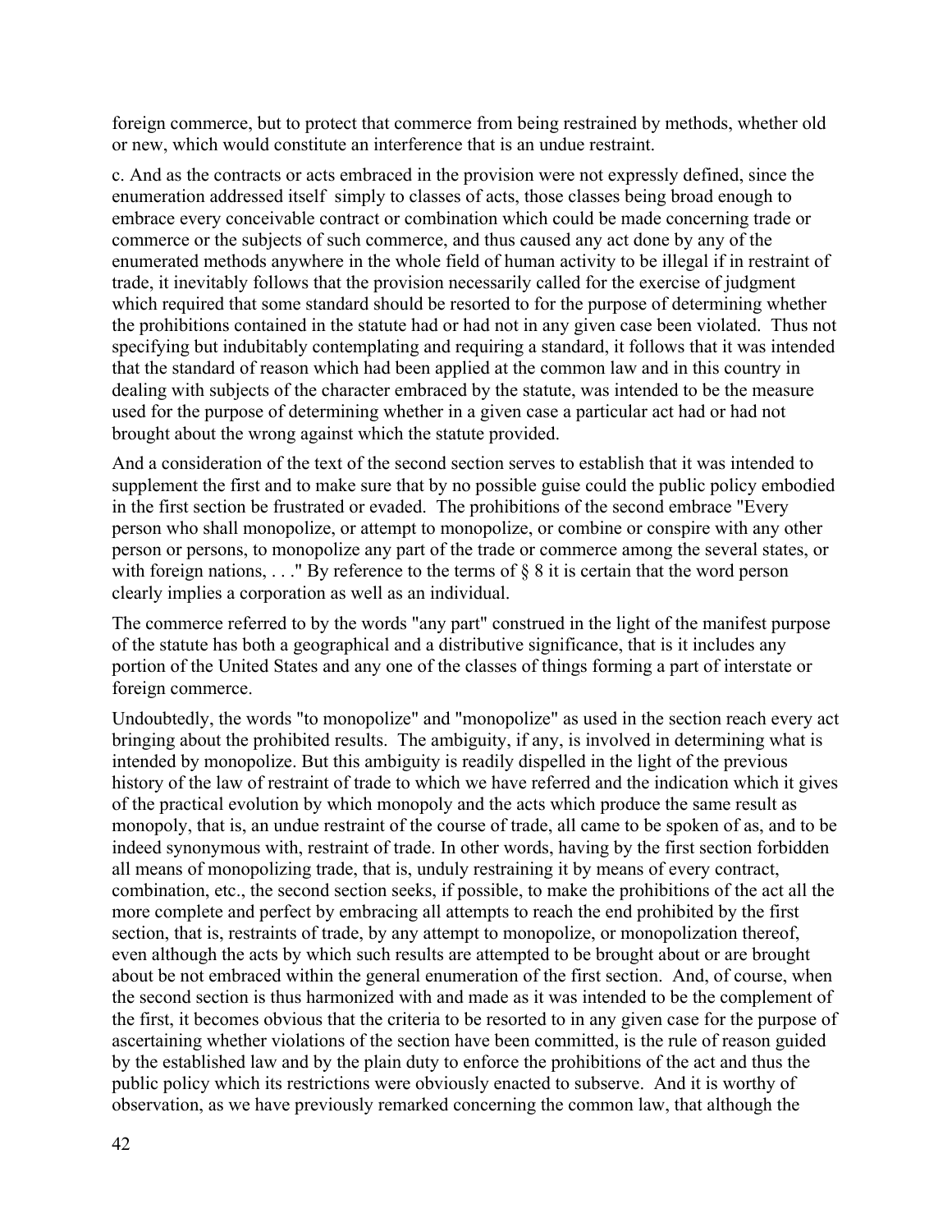foreign commerce, but to protect that commerce from being restrained by methods, whether old or new, which would constitute an interference that is an undue restraint.

c. And as the contracts or acts embraced in the provision were not expressly defined, since the enumeration addressed itself simply to classes of acts, those classes being broad enough to embrace every conceivable contract or combination which could be made concerning trade or commerce or the subjects of such commerce, and thus caused any act done by any of the enumerated methods anywhere in the whole field of human activity to be illegal if in restraint of trade, it inevitably follows that the provision necessarily called for the exercise of judgment which required that some standard should be resorted to for the purpose of determining whether the prohibitions contained in the statute had or had not in any given case been violated. Thus not specifying but indubitably contemplating and requiring a standard, it follows that it was intended that the standard of reason which had been applied at the common law and in this country in dealing with subjects of the character embraced by the statute, was intended to be the measure used for the purpose of determining whether in a given case a particular act had or had not brought about the wrong against which the statute provided.

And a consideration of the text of the second section serves to establish that it was intended to supplement the first and to make sure that by no possible guise could the public policy embodied in the first section be frustrated or evaded. The prohibitions of the second embrace "Every person who shall monopolize, or attempt to monopolize, or combine or conspire with any other person or persons, to monopolize any part of the trade or commerce among the several states, or with foreign nations, . . ." By reference to the terms of § 8 it is certain that the word person clearly implies a corporation as well as an individual.

The commerce referred to by the words "any part" construed in the light of the manifest purpose of the statute has both a geographical and a distributive significance, that is it includes any portion of the United States and any one of the classes of things forming a part of interstate or foreign commerce.

Undoubtedly, the words "to monopolize" and "monopolize" as used in the section reach every act bringing about the prohibited results. The ambiguity, if any, is involved in determining what is intended by monopolize. But this ambiguity is readily dispelled in the light of the previous history of the law of restraint of trade to which we have referred and the indication which it gives of the practical evolution by which monopoly and the acts which produce the same result as monopoly, that is, an undue restraint of the course of trade, all came to be spoken of as, and to be indeed synonymous with, restraint of trade. In other words, having by the first section forbidden all means of monopolizing trade, that is, unduly restraining it by means of every contract, combination, etc., the second section seeks, if possible, to make the prohibitions of the act all the more complete and perfect by embracing all attempts to reach the end prohibited by the first section, that is, restraints of trade, by any attempt to monopolize, or monopolization thereof, even although the acts by which such results are attempted to be brought about or are brought about be not embraced within the general enumeration of the first section. And, of course, when the second section is thus harmonized with and made as it was intended to be the complement of the first, it becomes obvious that the criteria to be resorted to in any given case for the purpose of ascertaining whether violations of the section have been committed, is the rule of reason guided by the established law and by the plain duty to enforce the prohibitions of the act and thus the public policy which its restrictions were obviously enacted to subserve. And it is worthy of observation, as we have previously remarked concerning the common law, that although the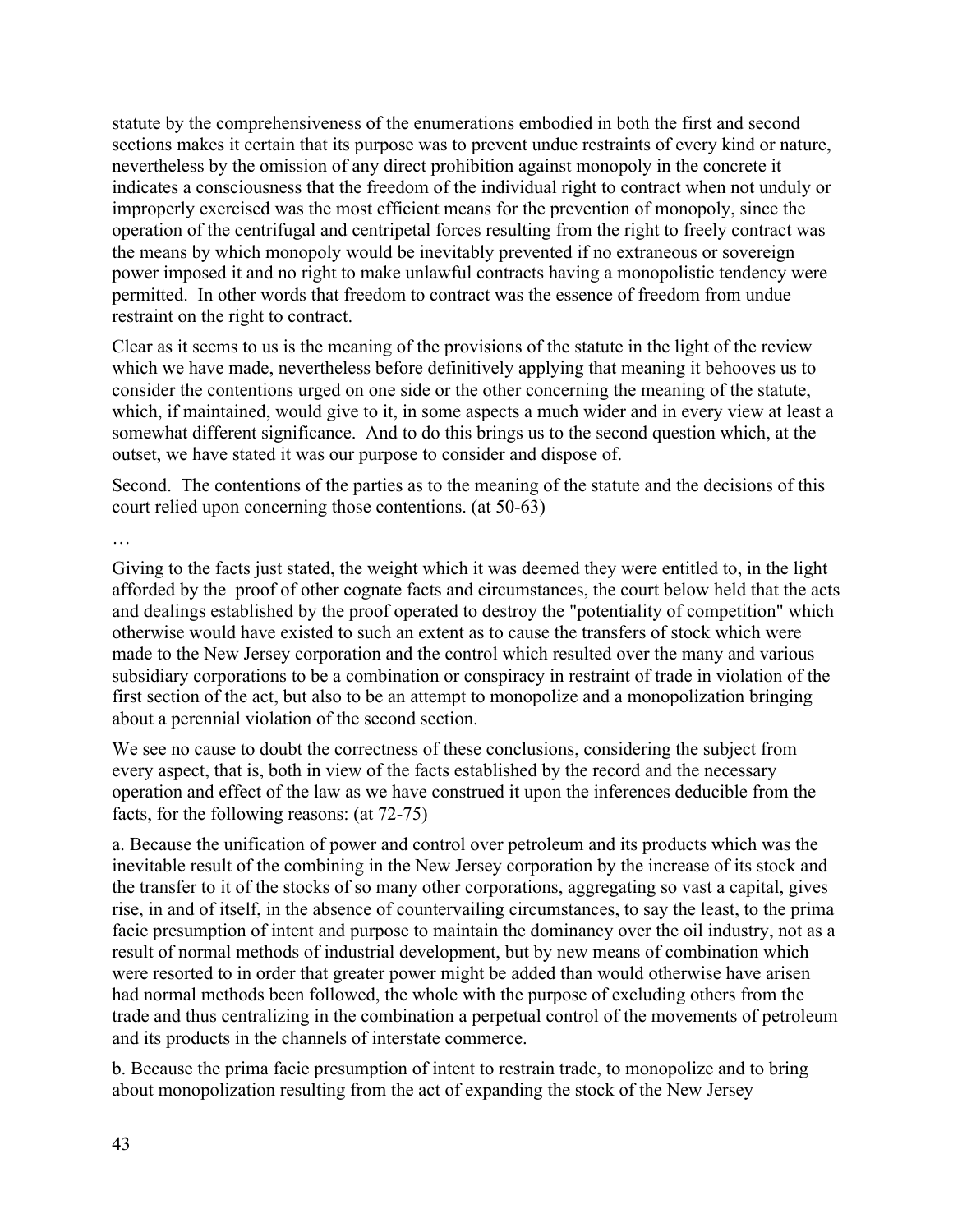statute by the comprehensiveness of the enumerations embodied in both the first and second sections makes it certain that its purpose was to prevent undue restraints of every kind or nature, nevertheless by the omission of any direct prohibition against monopoly in the concrete it indicates a consciousness that the freedom of the individual right to contract when not unduly or improperly exercised was the most efficient means for the prevention of monopoly, since the operation of the centrifugal and centripetal forces resulting from the right to freely contract was the means by which monopoly would be inevitably prevented if no extraneous or sovereign power imposed it and no right to make unlawful contracts having a monopolistic tendency were permitted. In other words that freedom to contract was the essence of freedom from undue restraint on the right to contract.

Clear as it seems to us is the meaning of the provisions of the statute in the light of the review which we have made, nevertheless before definitively applying that meaning it behooves us to consider the contentions urged on one side or the other concerning the meaning of the statute, which, if maintained, would give to it, in some aspects a much wider and in every view at least a somewhat different significance. And to do this brings us to the second question which, at the outset, we have stated it was our purpose to consider and dispose of.

Second. The contentions of the parties as to the meaning of the statute and the decisions of this court relied upon concerning those contentions. (at 50-63)

…

Giving to the facts just stated, the weight which it was deemed they were entitled to, in the light afforded by the proof of other cognate facts and circumstances, the court below held that the acts and dealings established by the proof operated to destroy the "potentiality of competition" which otherwise would have existed to such an extent as to cause the transfers of stock which were made to the New Jersey corporation and the control which resulted over the many and various subsidiary corporations to be a combination or conspiracy in restraint of trade in violation of the first section of the act, but also to be an attempt to monopolize and a monopolization bringing about a perennial violation of the second section.

We see no cause to doubt the correctness of these conclusions, considering the subject from every aspect, that is, both in view of the facts established by the record and the necessary operation and effect of the law as we have construed it upon the inferences deducible from the facts, for the following reasons: (at 72-75)

a. Because the unification of power and control over petroleum and its products which was the inevitable result of the combining in the New Jersey corporation by the increase of its stock and the transfer to it of the stocks of so many other corporations, aggregating so vast a capital, gives rise, in and of itself, in the absence of countervailing circumstances, to say the least, to the prima facie presumption of intent and purpose to maintain the dominancy over the oil industry, not as a result of normal methods of industrial development, but by new means of combination which were resorted to in order that greater power might be added than would otherwise have arisen had normal methods been followed, the whole with the purpose of excluding others from the trade and thus centralizing in the combination a perpetual control of the movements of petroleum and its products in the channels of interstate commerce.

b. Because the prima facie presumption of intent to restrain trade, to monopolize and to bring about monopolization resulting from the act of expanding the stock of the New Jersey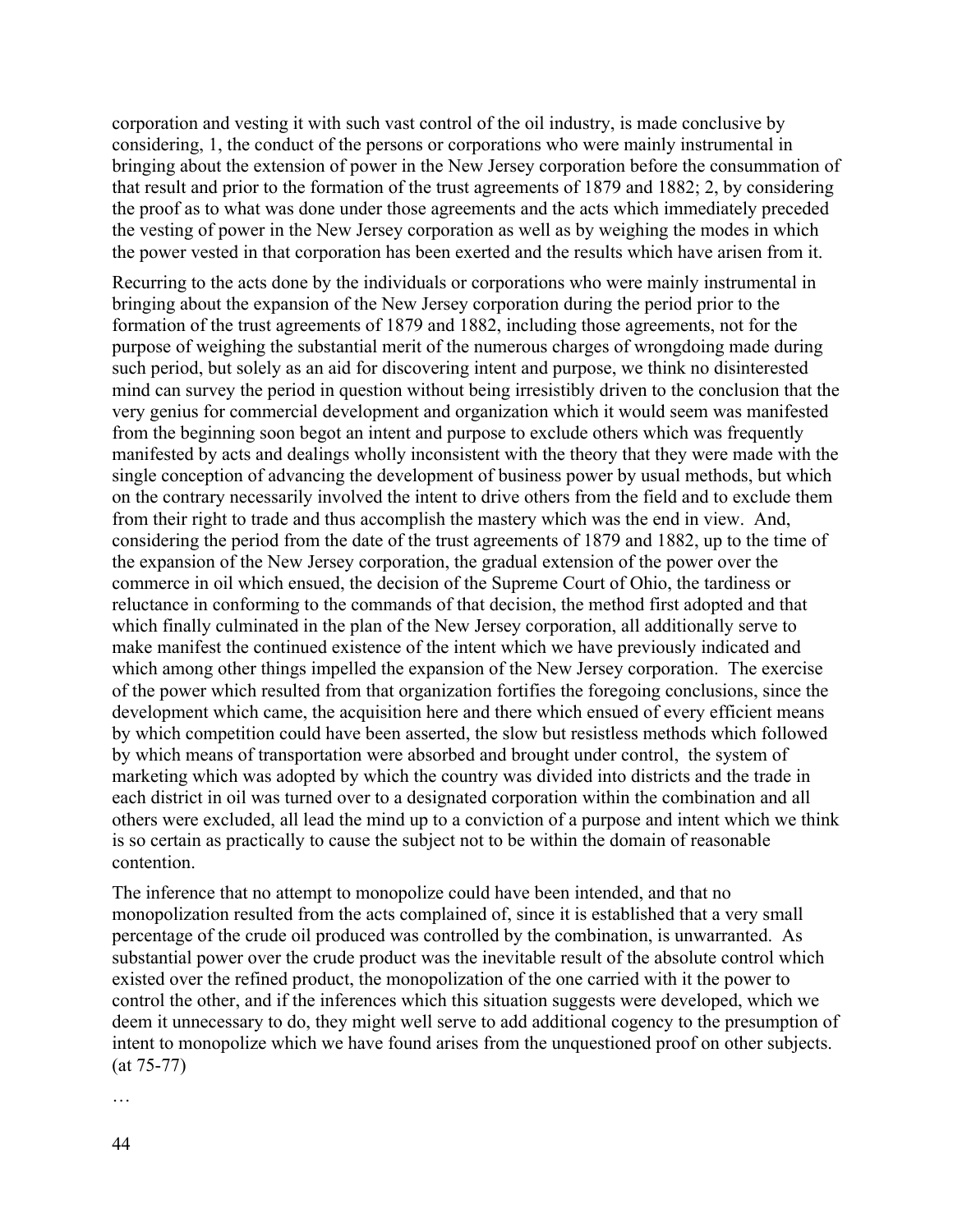corporation and vesting it with such vast control of the oil industry, is made conclusive by considering, 1, the conduct of the persons or corporations who were mainly instrumental in bringing about the extension of power in the New Jersey corporation before the consummation of that result and prior to the formation of the trust agreements of 1879 and 1882; 2, by considering the proof as to what was done under those agreements and the acts which immediately preceded the vesting of power in the New Jersey corporation as well as by weighing the modes in which the power vested in that corporation has been exerted and the results which have arisen from it.

Recurring to the acts done by the individuals or corporations who were mainly instrumental in bringing about the expansion of the New Jersey corporation during the period prior to the formation of the trust agreements of 1879 and 1882, including those agreements, not for the purpose of weighing the substantial merit of the numerous charges of wrongdoing made during such period, but solely as an aid for discovering intent and purpose, we think no disinterested mind can survey the period in question without being irresistibly driven to the conclusion that the very genius for commercial development and organization which it would seem was manifested from the beginning soon begot an intent and purpose to exclude others which was frequently manifested by acts and dealings wholly inconsistent with the theory that they were made with the single conception of advancing the development of business power by usual methods, but which on the contrary necessarily involved the intent to drive others from the field and to exclude them from their right to trade and thus accomplish the mastery which was the end in view. And, considering the period from the date of the trust agreements of 1879 and 1882, up to the time of the expansion of the New Jersey corporation, the gradual extension of the power over the commerce in oil which ensued, the decision of the Supreme Court of Ohio, the tardiness or reluctance in conforming to the commands of that decision, the method first adopted and that which finally culminated in the plan of the New Jersey corporation, all additionally serve to make manifest the continued existence of the intent which we have previously indicated and which among other things impelled the expansion of the New Jersey corporation. The exercise of the power which resulted from that organization fortifies the foregoing conclusions, since the development which came, the acquisition here and there which ensued of every efficient means by which competition could have been asserted, the slow but resistless methods which followed by which means of transportation were absorbed and brought under control, the system of marketing which was adopted by which the country was divided into districts and the trade in each district in oil was turned over to a designated corporation within the combination and all others were excluded, all lead the mind up to a conviction of a purpose and intent which we think is so certain as practically to cause the subject not to be within the domain of reasonable contention.

The inference that no attempt to monopolize could have been intended, and that no monopolization resulted from the acts complained of, since it is established that a very small percentage of the crude oil produced was controlled by the combination, is unwarranted. As substantial power over the crude product was the inevitable result of the absolute control which existed over the refined product, the monopolization of the one carried with it the power to control the other, and if the inferences which this situation suggests were developed, which we deem it unnecessary to do, they might well serve to add additional cogency to the presumption of intent to monopolize which we have found arises from the unquestioned proof on other subjects. (at 75-77)

…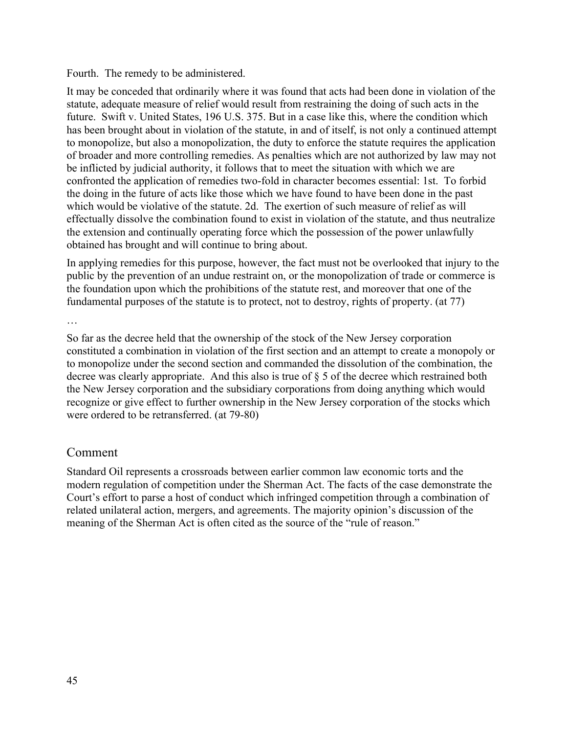Fourth. The remedy to be administered.

It may be conceded that ordinarily where it was found that acts had been done in violation of the statute, adequate measure of relief would result from restraining the doing of such acts in the future. Swift v. United States, 196 U.S. 375. But in a case like this, where the condition which has been brought about in violation of the statute, in and of itself, is not only a continued attempt to monopolize, but also a monopolization, the duty to enforce the statute requires the application of broader and more controlling remedies. As penalties which are not authorized by law may not be inflicted by judicial authority, it follows that to meet the situation with which we are confronted the application of remedies two-fold in character becomes essential: 1st. To forbid the doing in the future of acts like those which we have found to have been done in the past which would be violative of the statute. 2d. The exertion of such measure of relief as will effectually dissolve the combination found to exist in violation of the statute, and thus neutralize the extension and continually operating force which the possession of the power unlawfully obtained has brought and will continue to bring about.

In applying remedies for this purpose, however, the fact must not be overlooked that injury to the public by the prevention of an undue restraint on, or the monopolization of trade or commerce is the foundation upon which the prohibitions of the statute rest, and moreover that one of the fundamental purposes of the statute is to protect, not to destroy, rights of property. (at 77)

…

So far as the decree held that the ownership of the stock of the New Jersey corporation constituted a combination in violation of the first section and an attempt to create a monopoly or to monopolize under the second section and commanded the dissolution of the combination, the decree was clearly appropriate. And this also is true of § 5 of the decree which restrained both the New Jersey corporation and the subsidiary corporations from doing anything which would recognize or give effect to further ownership in the New Jersey corporation of the stocks which were ordered to be retransferred. (at 79-80)

## Comment

Standard Oil represents a crossroads between earlier common law economic torts and the modern regulation of competition under the Sherman Act. The facts of the case demonstrate the Court's effort to parse a host of conduct which infringed competition through a combination of related unilateral action, mergers, and agreements. The majority opinion's discussion of the meaning of the Sherman Act is often cited as the source of the "rule of reason."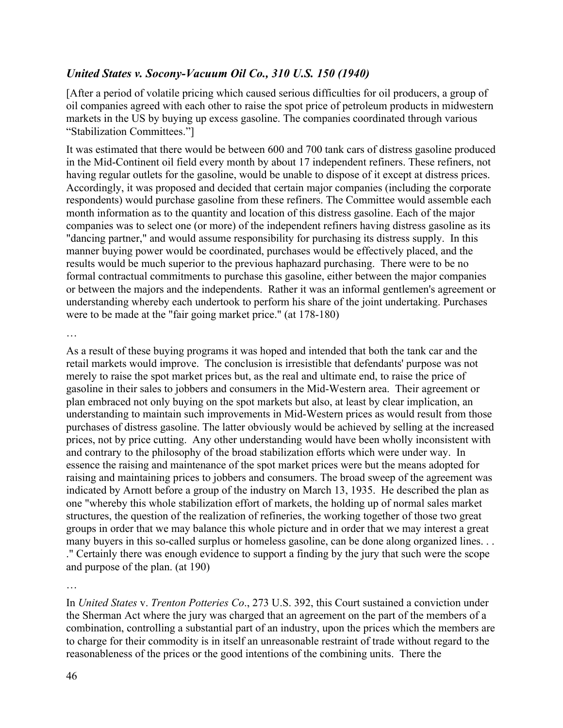### *United States v. Socony-Vacuum Oil Co., 310 U.S. 150 (1940)*

[After a period of volatile pricing which caused serious difficulties for oil producers, a group of oil companies agreed with each other to raise the spot price of petroleum products in midwestern markets in the US by buying up excess gasoline. The companies coordinated through various "Stabilization Committees."]

It was estimated that there would be between 600 and 700 tank cars of distress gasoline produced in the Mid-Continent oil field every month by about 17 independent refiners. These refiners, not having regular outlets for the gasoline, would be unable to dispose of it except at distress prices. Accordingly, it was proposed and decided that certain major companies (including the corporate respondents) would purchase gasoline from these refiners. The Committee would assemble each month information as to the quantity and location of this distress gasoline. Each of the major companies was to select one (or more) of the independent refiners having distress gasoline as its "dancing partner," and would assume responsibility for purchasing its distress supply. In this manner buying power would be coordinated, purchases would be effectively placed, and the results would be much superior to the previous haphazard purchasing. There were to be no formal contractual commitments to purchase this gasoline, either between the major companies or between the majors and the independents. Rather it was an informal gentlemen's agreement or understanding whereby each undertook to perform his share of the joint undertaking. Purchases were to be made at the "fair going market price." (at 178-180)

…

As a result of these buying programs it was hoped and intended that both the tank car and the retail markets would improve. The conclusion is irresistible that defendants' purpose was not merely to raise the spot market prices but, as the real and ultimate end, to raise the price of gasoline in their sales to jobbers and consumers in the Mid-Western area. Their agreement or plan embraced not only buying on the spot markets but also, at least by clear implication, an understanding to maintain such improvements in Mid-Western prices as would result from those purchases of distress gasoline. The latter obviously would be achieved by selling at the increased prices, not by price cutting. Any other understanding would have been wholly inconsistent with and contrary to the philosophy of the broad stabilization efforts which were under way. In essence the raising and maintenance of the spot market prices were but the means adopted for raising and maintaining prices to jobbers and consumers. The broad sweep of the agreement was indicated by Arnott before a group of the industry on March 13, 1935. He described the plan as one "whereby this whole stabilization effort of markets, the holding up of normal sales market structures, the question of the realization of refineries, the working together of those two great groups in order that we may balance this whole picture and in order that we may interest a great many buyers in this so-called surplus or homeless gasoline, can be done along organized lines. . . ." Certainly there was enough evidence to support a finding by the jury that such were the scope and purpose of the plan. (at 190)

…

In *United States* v. *Trenton Potteries Co*., 273 U.S. 392, this Court sustained a conviction under the Sherman Act where the jury was charged that an agreement on the part of the members of a combination, controlling a substantial part of an industry, upon the prices which the members are to charge for their commodity is in itself an unreasonable restraint of trade without regard to the reasonableness of the prices or the good intentions of the combining units. There the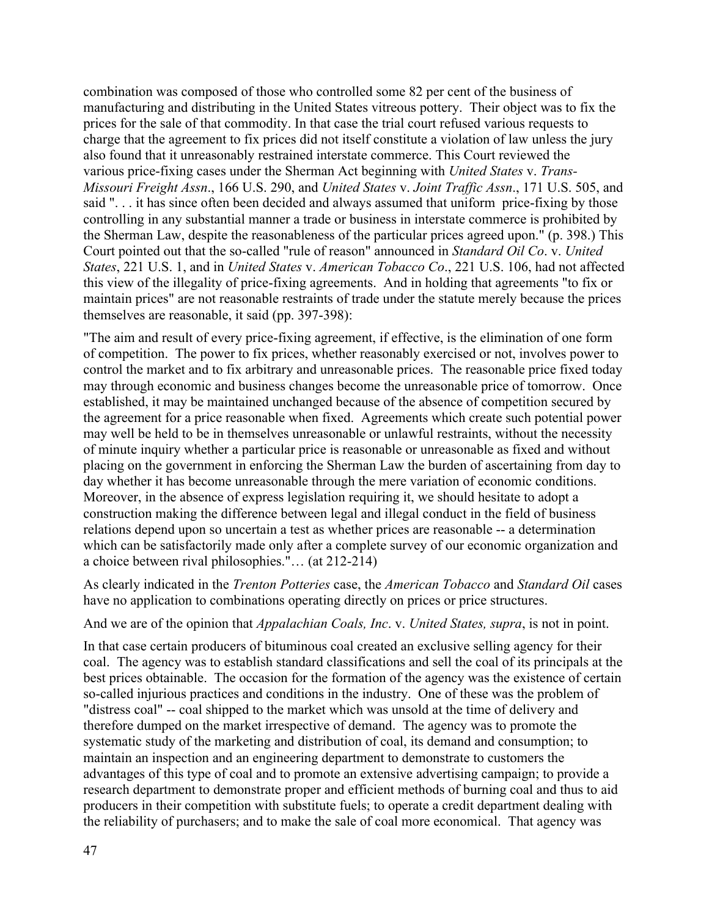combination was composed of those who controlled some 82 per cent of the business of manufacturing and distributing in the United States vitreous pottery. Their object was to fix the prices for the sale of that commodity. In that case the trial court refused various requests to charge that the agreement to fix prices did not itself constitute a violation of law unless the jury also found that it unreasonably restrained interstate commerce. This Court reviewed the various price-fixing cases under the Sherman Act beginning with *United States* v. *Trans-Missouri Freight Assn*., 166 U.S. 290, and *United States* v. *Joint Traffic Assn*., 171 U.S. 505, and said ". . . it has since often been decided and always assumed that uniform price-fixing by those controlling in any substantial manner a trade or business in interstate commerce is prohibited by the Sherman Law, despite the reasonableness of the particular prices agreed upon." (p. 398.) This Court pointed out that the so-called "rule of reason" announced in *Standard Oil Co*. v. *United States*, 221 U.S. 1, and in *United States* v. *American Tobacco Co*., 221 U.S. 106, had not affected this view of the illegality of price-fixing agreements. And in holding that agreements "to fix or maintain prices" are not reasonable restraints of trade under the statute merely because the prices themselves are reasonable, it said (pp. 397-398):

"The aim and result of every price-fixing agreement, if effective, is the elimination of one form of competition. The power to fix prices, whether reasonably exercised or not, involves power to control the market and to fix arbitrary and unreasonable prices. The reasonable price fixed today may through economic and business changes become the unreasonable price of tomorrow. Once established, it may be maintained unchanged because of the absence of competition secured by the agreement for a price reasonable when fixed. Agreements which create such potential power may well be held to be in themselves unreasonable or unlawful restraints, without the necessity of minute inquiry whether a particular price is reasonable or unreasonable as fixed and without placing on the government in enforcing the Sherman Law the burden of ascertaining from day to day whether it has become unreasonable through the mere variation of economic conditions. Moreover, in the absence of express legislation requiring it, we should hesitate to adopt a construction making the difference between legal and illegal conduct in the field of business relations depend upon so uncertain a test as whether prices are reasonable -- a determination which can be satisfactorily made only after a complete survey of our economic organization and a choice between rival philosophies."… (at 212-214)

As clearly indicated in the *Trenton Potteries* case, the *American Tobacco* and *Standard Oil* cases have no application to combinations operating directly on prices or price structures.

And we are of the opinion that *Appalachian Coals, Inc*. v. *United States, supra*, is not in point.

In that case certain producers of bituminous coal created an exclusive selling agency for their coal. The agency was to establish standard classifications and sell the coal of its principals at the best prices obtainable. The occasion for the formation of the agency was the existence of certain so-called injurious practices and conditions in the industry. One of these was the problem of "distress coal" -- coal shipped to the market which was unsold at the time of delivery and therefore dumped on the market irrespective of demand. The agency was to promote the systematic study of the marketing and distribution of coal, its demand and consumption; to maintain an inspection and an engineering department to demonstrate to customers the advantages of this type of coal and to promote an extensive advertising campaign; to provide a research department to demonstrate proper and efficient methods of burning coal and thus to aid producers in their competition with substitute fuels; to operate a credit department dealing with the reliability of purchasers; and to make the sale of coal more economical. That agency was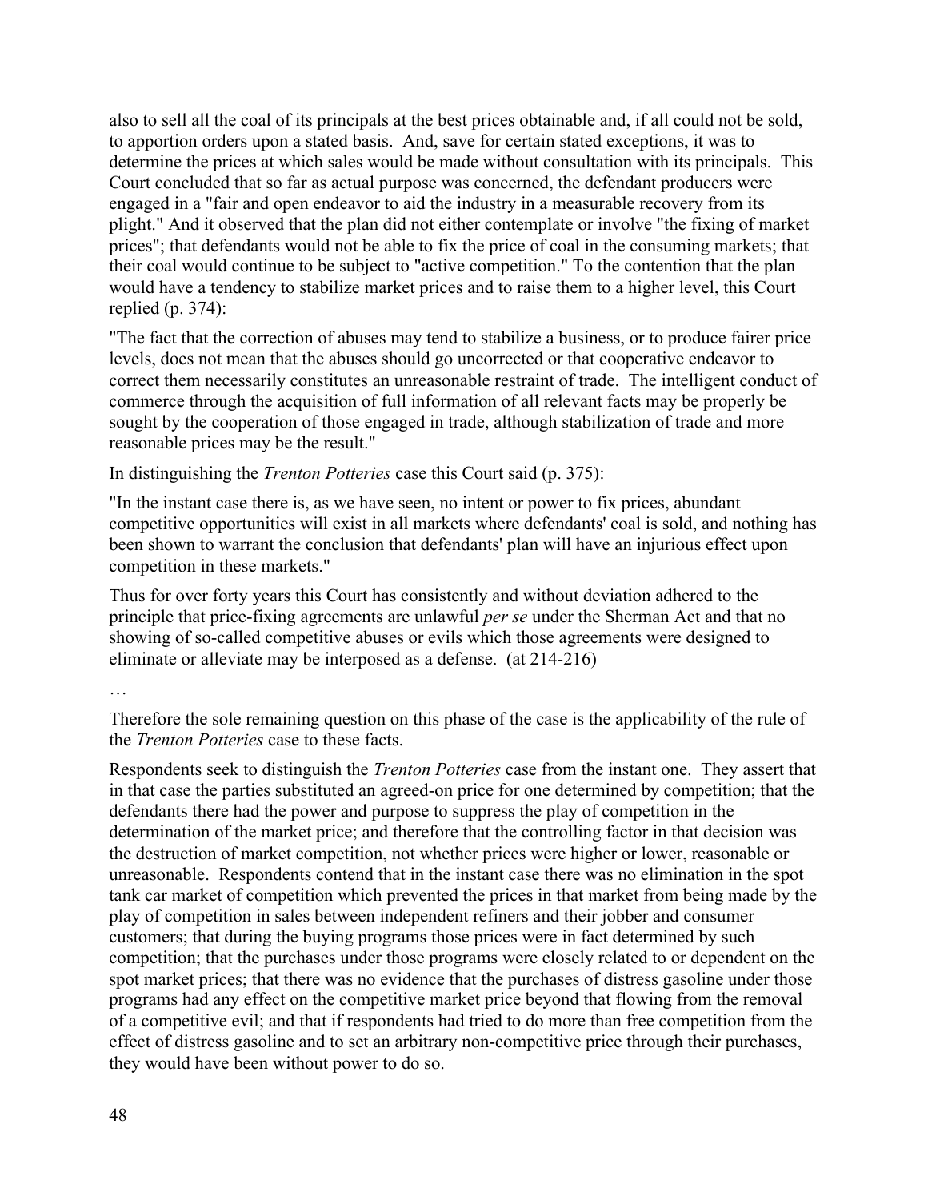also to sell all the coal of its principals at the best prices obtainable and, if all could not be sold, to apportion orders upon a stated basis. And, save for certain stated exceptions, it was to determine the prices at which sales would be made without consultation with its principals. This Court concluded that so far as actual purpose was concerned, the defendant producers were engaged in a "fair and open endeavor to aid the industry in a measurable recovery from its plight." And it observed that the plan did not either contemplate or involve "the fixing of market prices"; that defendants would not be able to fix the price of coal in the consuming markets; that their coal would continue to be subject to "active competition." To the contention that the plan would have a tendency to stabilize market prices and to raise them to a higher level, this Court replied (p. 374):

"The fact that the correction of abuses may tend to stabilize a business, or to produce fairer price levels, does not mean that the abuses should go uncorrected or that cooperative endeavor to correct them necessarily constitutes an unreasonable restraint of trade. The intelligent conduct of commerce through the acquisition of full information of all relevant facts may be properly be sought by the cooperation of those engaged in trade, although stabilization of trade and more reasonable prices may be the result."

In distinguishing the *Trenton Potteries* case this Court said (p. 375):

"In the instant case there is, as we have seen, no intent or power to fix prices, abundant competitive opportunities will exist in all markets where defendants' coal is sold, and nothing has been shown to warrant the conclusion that defendants' plan will have an injurious effect upon competition in these markets."

Thus for over forty years this Court has consistently and without deviation adhered to the principle that price-fixing agreements are unlawful *per se* under the Sherman Act and that no showing of so-called competitive abuses or evils which those agreements were designed to eliminate or alleviate may be interposed as a defense. (at 214-216)

…

Therefore the sole remaining question on this phase of the case is the applicability of the rule of the *Trenton Potteries* case to these facts.

Respondents seek to distinguish the *Trenton Potteries* case from the instant one. They assert that in that case the parties substituted an agreed-on price for one determined by competition; that the defendants there had the power and purpose to suppress the play of competition in the determination of the market price; and therefore that the controlling factor in that decision was the destruction of market competition, not whether prices were higher or lower, reasonable or unreasonable. Respondents contend that in the instant case there was no elimination in the spot tank car market of competition which prevented the prices in that market from being made by the play of competition in sales between independent refiners and their jobber and consumer customers; that during the buying programs those prices were in fact determined by such competition; that the purchases under those programs were closely related to or dependent on the spot market prices; that there was no evidence that the purchases of distress gasoline under those programs had any effect on the competitive market price beyond that flowing from the removal of a competitive evil; and that if respondents had tried to do more than free competition from the effect of distress gasoline and to set an arbitrary non-competitive price through their purchases, they would have been without power to do so.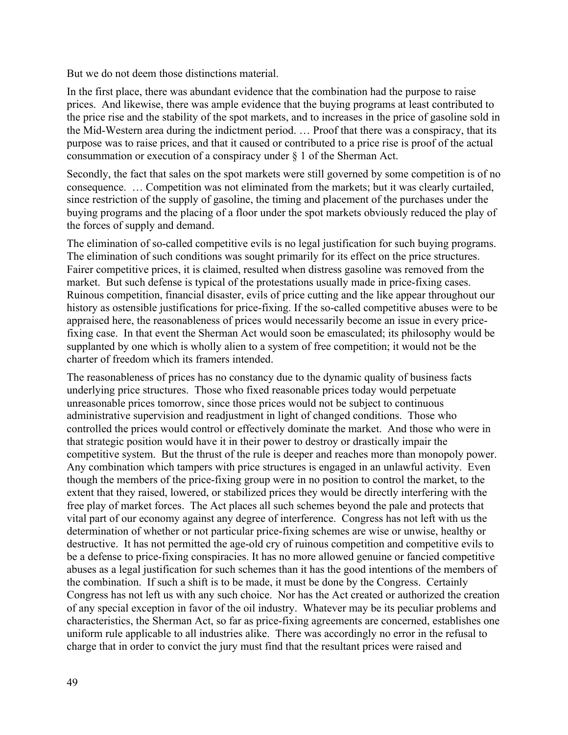But we do not deem those distinctions material.

In the first place, there was abundant evidence that the combination had the purpose to raise prices. And likewise, there was ample evidence that the buying programs at least contributed to the price rise and the stability of the spot markets, and to increases in the price of gasoline sold in the Mid-Western area during the indictment period. … Proof that there was a conspiracy, that its purpose was to raise prices, and that it caused or contributed to a price rise is proof of the actual consummation or execution of a conspiracy under § 1 of the Sherman Act.

Secondly, the fact that sales on the spot markets were still governed by some competition is of no consequence. … Competition was not eliminated from the markets; but it was clearly curtailed, since restriction of the supply of gasoline, the timing and placement of the purchases under the buying programs and the placing of a floor under the spot markets obviously reduced the play of the forces of supply and demand.

The elimination of so-called competitive evils is no legal justification for such buying programs. The elimination of such conditions was sought primarily for its effect on the price structures. Fairer competitive prices, it is claimed, resulted when distress gasoline was removed from the market. But such defense is typical of the protestations usually made in price-fixing cases. Ruinous competition, financial disaster, evils of price cutting and the like appear throughout our history as ostensible justifications for price-fixing. If the so-called competitive abuses were to be appraised here, the reasonableness of prices would necessarily become an issue in every price-fixing case. In that event the Sherman Act would soon be emasculated; its philosophy would be supplanted by one which is wholly alien to a system of free competition; it would not be the charter of freedom which its framers intended.

The reasonableness of prices has no constancy due to the dynamic quality of business facts underlying price structures. Those who fixed reasonable prices today would perpetuate unreasonable prices tomorrow, since those prices would not be subject to continuous administrative supervision and readjustment in light of changed conditions. Those who controlled the prices would control or effectively dominate the market. And those who were in that strategic position would have it in their power to destroy or drastically impair the competitive system. But the thrust of the rule is deeper and reaches more than monopoly power. Any combination which tampers with price structures is engaged in an unlawful activity. Even though the members of the price-fixing group were in no position to control the market, to the extent that they raised, lowered, or stabilized prices they would be directly interfering with the free play of market forces. The Act places all such schemes beyond the pale and protects that vital part of our economy against any degree of interference. Congress has not left with us the determination of whether or not particular price-fixing schemes are wise or unwise, healthy or destructive. It has not permitted the age-old cry of ruinous competition and competitive evils to be a defense to price-fixing conspiracies. It has no more allowed genuine or fancied competitive abuses as a legal justification for such schemes than it has the good intentions of the members of the combination. If such a shift is to be made, it must be done by the Congress. Certainly Congress has not left us with any such choice. Nor has the Act created or authorized the creation of any special exception in favor of the oil industry. Whatever may be its peculiar problems and characteristics, the Sherman Act, so far as price-fixing agreements are concerned, establishes one uniform rule applicable to all industries alike. There was accordingly no error in the refusal to charge that in order to convict the jury must find that the resultant prices were raised and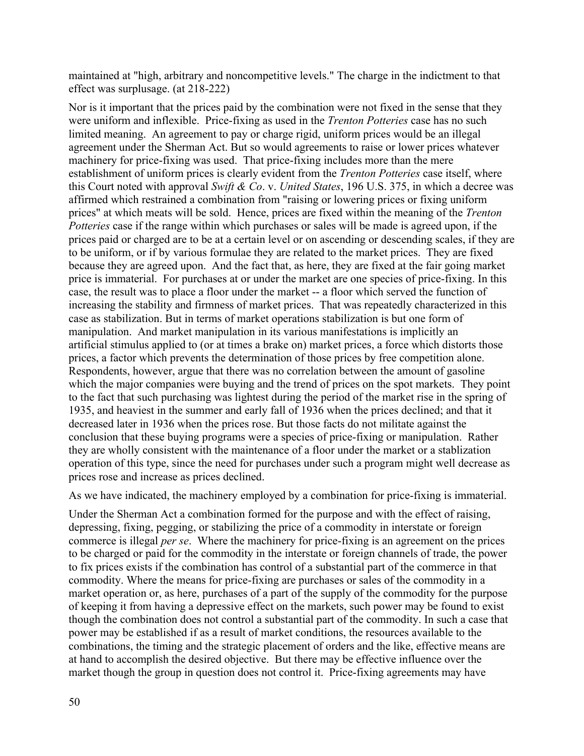maintained at "high, arbitrary and noncompetitive levels." The charge in the indictment to that effect was surplusage. (at 218-222)

Nor is it important that the prices paid by the combination were not fixed in the sense that they were uniform and inflexible. Price-fixing as used in the *Trenton Potteries* case has no such limited meaning. An agreement to pay or charge rigid, uniform prices would be an illegal agreement under the Sherman Act. But so would agreements to raise or lower prices whatever machinery for price-fixing was used. That price-fixing includes more than the mere establishment of uniform prices is clearly evident from the *Trenton Potteries* case itself, where this Court noted with approval *Swift & Co*. v. *United States*, 196 U.S. 375, in which a decree was affirmed which restrained a combination from "raising or lowering prices or fixing uniform prices" at which meats will be sold. Hence, prices are fixed within the meaning of the *Trenton Potteries* case if the range within which purchases or sales will be made is agreed upon, if the prices paid or charged are to be at a certain level or on ascending or descending scales, if they are to be uniform, or if by various formulae they are related to the market prices. They are fixed because they are agreed upon. And the fact that, as here, they are fixed at the fair going market price is immaterial. For purchases at or under the market are one species of price-fixing. In this case, the result was to place a floor under the market -- a floor which served the function of increasing the stability and firmness of market prices. That was repeatedly characterized in this case as stabilization. But in terms of market operations stabilization is but one form of manipulation. And market manipulation in its various manifestations is implicitly an artificial stimulus applied to (or at times a brake on) market prices, a force which distorts those prices, a factor which prevents the determination of those prices by free competition alone. Respondents, however, argue that there was no correlation between the amount of gasoline which the major companies were buying and the trend of prices on the spot markets. They point to the fact that such purchasing was lightest during the period of the market rise in the spring of 1935, and heaviest in the summer and early fall of 1936 when the prices declined; and that it decreased later in 1936 when the prices rose. But those facts do not militate against the conclusion that these buying programs were a species of price-fixing or manipulation. Rather they are wholly consistent with the maintenance of a floor under the market or a stablization operation of this type, since the need for purchases under such a program might well decrease as prices rose and increase as prices declined.

As we have indicated, the machinery employed by a combination for price-fixing is immaterial.

Under the Sherman Act a combination formed for the purpose and with the effect of raising, depressing, fixing, pegging, or stabilizing the price of a commodity in interstate or foreign commerce is illegal *per se*. Where the machinery for price-fixing is an agreement on the prices to be charged or paid for the commodity in the interstate or foreign channels of trade, the power to fix prices exists if the combination has control of a substantial part of the commerce in that commodity. Where the means for price-fixing are purchases or sales of the commodity in a market operation or, as here, purchases of a part of the supply of the commodity for the purpose of keeping it from having a depressive effect on the markets, such power may be found to exist though the combination does not control a substantial part of the commodity. In such a case that power may be established if as a result of market conditions, the resources available to the combinations, the timing and the strategic placement of orders and the like, effective means are at hand to accomplish the desired objective. But there may be effective influence over the market though the group in question does not control it. Price-fixing agreements may have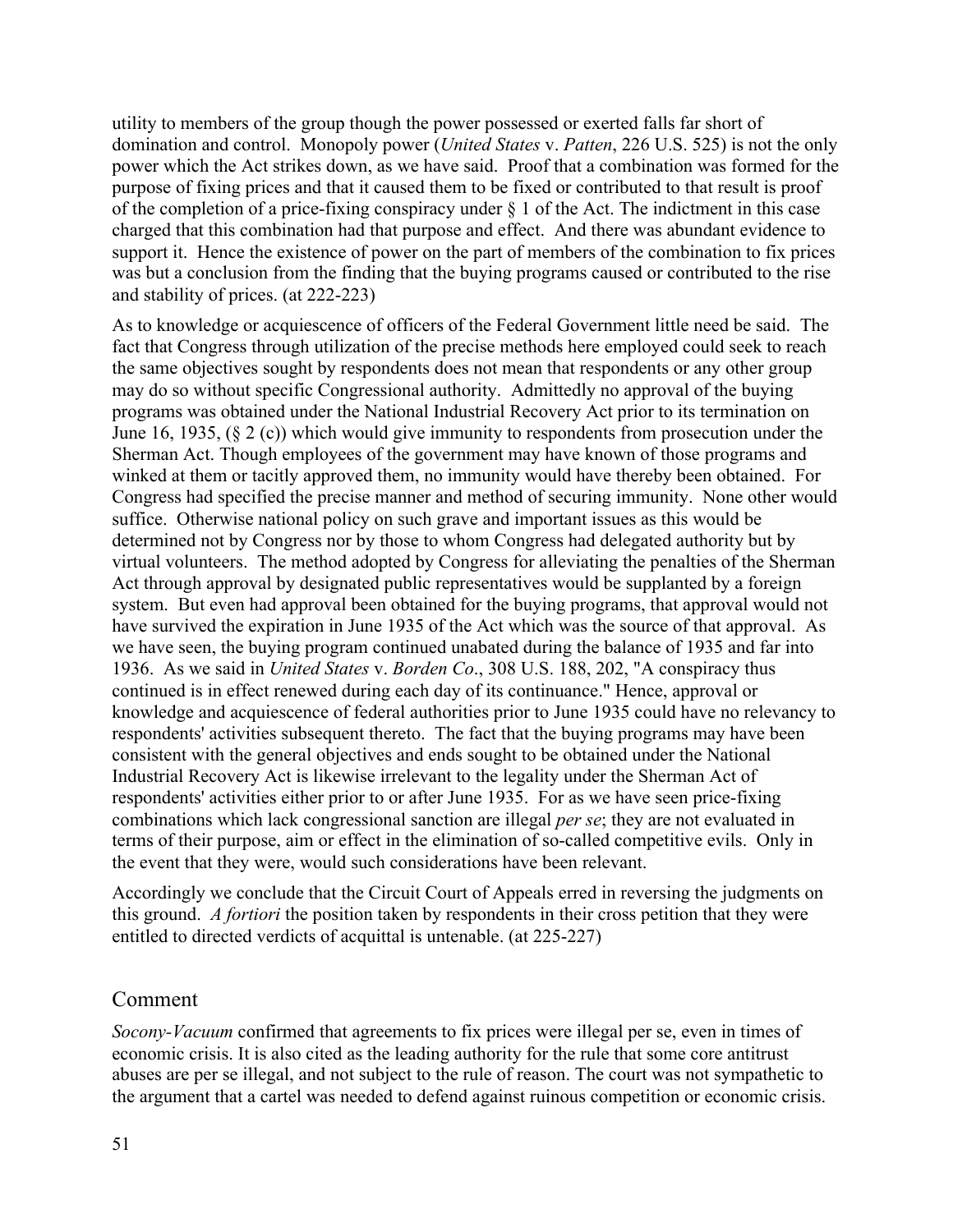utility to members of the group though the power possessed or exerted falls far short of domination and control. Monopoly power (*United States* v. *Patten*, 226 U.S. 525) is not the only power which the Act strikes down, as we have said. Proof that a combination was formed for the purpose of fixing prices and that it caused them to be fixed or contributed to that result is proof of the completion of a price-fixing conspiracy under § 1 of the Act. The indictment in this case charged that this combination had that purpose and effect. And there was abundant evidence to support it. Hence the existence of power on the part of members of the combination to fix prices was but a conclusion from the finding that the buying programs caused or contributed to the rise and stability of prices. (at 222-223)

As to knowledge or acquiescence of officers of the Federal Government little need be said. The fact that Congress through utilization of the precise methods here employed could seek to reach the same objectives sought by respondents does not mean that respondents or any other group may do so without specific Congressional authority. Admittedly no approval of the buying programs was obtained under the National Industrial Recovery Act prior to its termination on June 16, 1935, (§ 2 (c)) which would give immunity to respondents from prosecution under the Sherman Act. Though employees of the government may have known of those programs and winked at them or tacitly approved them, no immunity would have thereby been obtained. For Congress had specified the precise manner and method of securing immunity. None other would suffice. Otherwise national policy on such grave and important issues as this would be determined not by Congress nor by those to whom Congress had delegated authority but by virtual volunteers. The method adopted by Congress for alleviating the penalties of the Sherman Act through approval by designated public representatives would be supplanted by a foreign system. But even had approval been obtained for the buying programs, that approval would not have survived the expiration in June 1935 of the Act which was the source of that approval. As we have seen, the buying program continued unabated during the balance of 1935 and far into 1936. As we said in *United States* v. *Borden Co*., 308 U.S. 188, 202, "A conspiracy thus continued is in effect renewed during each day of its continuance." Hence, approval or knowledge and acquiescence of federal authorities prior to June 1935 could have no relevancy to respondents' activities subsequent thereto. The fact that the buying programs may have been consistent with the general objectives and ends sought to be obtained under the National Industrial Recovery Act is likewise irrelevant to the legality under the Sherman Act of respondents' activities either prior to or after June 1935. For as we have seen price-fixing combinations which lack congressional sanction are illegal *per se*; they are not evaluated in terms of their purpose, aim or effect in the elimination of so-called competitive evils. Only in the event that they were, would such considerations have been relevant.

Accordingly we conclude that the Circuit Court of Appeals erred in reversing the judgments on this ground. *A fortiori* the position taken by respondents in their cross petition that they were entitled to directed verdicts of acquittal is untenable. (at 225-227)

## Comment

*Socony-Vacuum* confirmed that agreements to fix prices were illegal per se, even in times of economic crisis. It is also cited as the leading authority for the rule that some core antitrust abuses are per se illegal, and not subject to the rule of reason. The court was not sympathetic to the argument that a cartel was needed to defend against ruinous competition or economic crisis.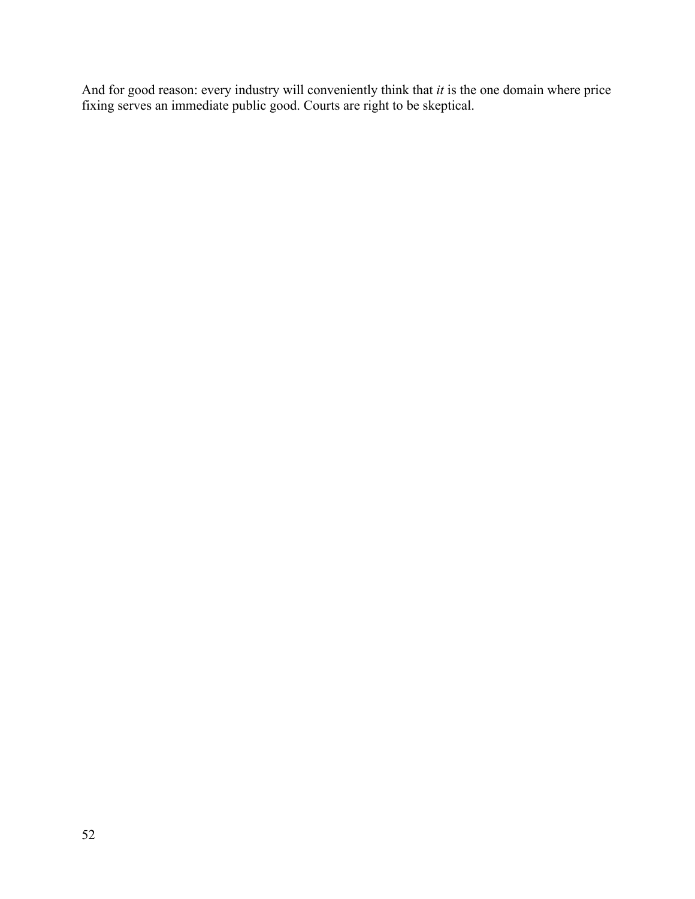And for good reason: every industry will conveniently think that *it* is the one domain where price fixing serves an immediate public good. Courts are right to be skeptical.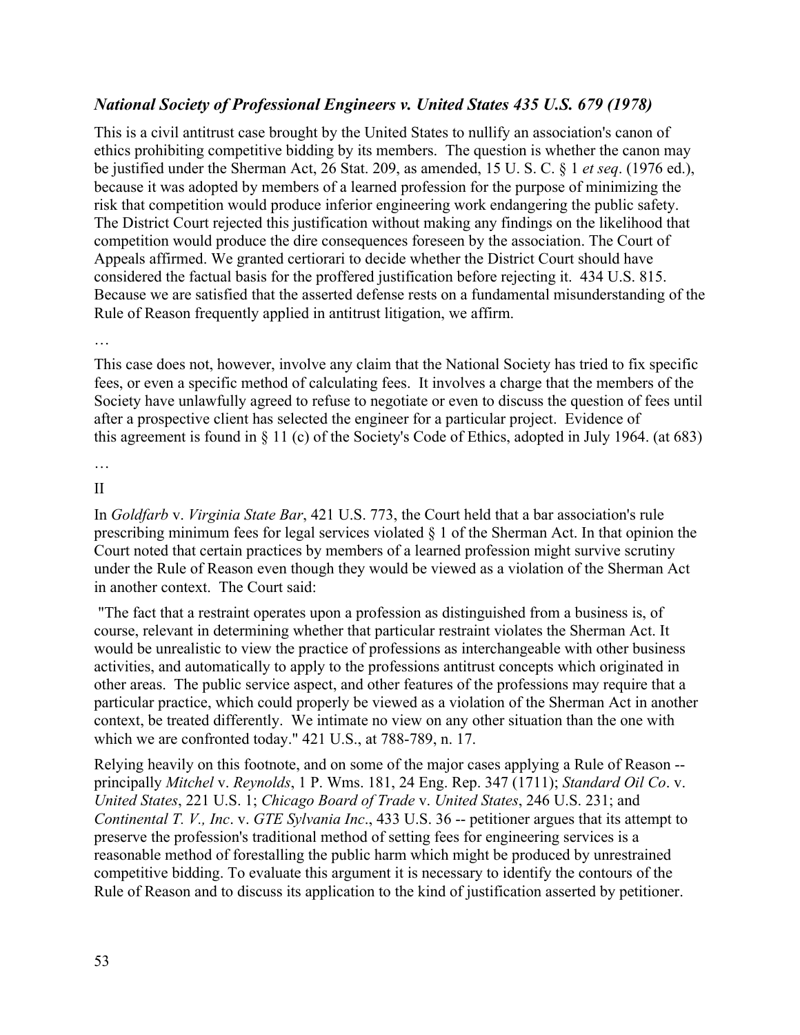### *National Society of Professional Engineers v. United States 435 U.S. 679 (1978)*

This is a civil antitrust case brought by the United States to nullify an association's canon of ethics prohibiting competitive bidding by its members. The question is whether the canon may be justified under the Sherman Act, 26 Stat. 209, as amended, 15 U. S. C. § 1 *et seq*. (1976 ed.), because it was adopted by members of a learned profession for the purpose of minimizing the risk that competition would produce inferior engineering work endangering the public safety. The District Court rejected this justification without making any findings on the likelihood that competition would produce the dire consequences foreseen by the association. The Court of Appeals affirmed. We granted certiorari to decide whether the District Court should have considered the factual basis for the proffered justification before rejecting it. 434 U.S. 815. Because we are satisfied that the asserted defense rests on a fundamental misunderstanding of the Rule of Reason frequently applied in antitrust litigation, we affirm.

…

This case does not, however, involve any claim that the National Society has tried to fix specific fees, or even a specific method of calculating fees. It involves a charge that the members of the Society have unlawfully agreed to refuse to negotiate or even to discuss the question of fees until after a prospective client has selected the engineer for a particular project. Evidence of this agreement is found in § 11 (c) of the Society's Code of Ethics, adopted in July 1964. (at 683)

…

II

In *Goldfarb* v. *Virginia State Bar*, 421 U.S. 773, the Court held that a bar association's rule prescribing minimum fees for legal services violated § 1 of the Sherman Act. In that opinion the Court noted that certain practices by members of a learned profession might survive scrutiny under the Rule of Reason even though they would be viewed as a violation of the Sherman Act in another context. The Court said:

"The fact that a restraint operates upon a profession as distinguished from a business is, of course, relevant in determining whether that particular restraint violates the Sherman Act. It would be unrealistic to view the practice of professions as interchangeable with other business activities, and automatically to apply to the professions antitrust concepts which originated in other areas. The public service aspect, and other features of the professions may require that a particular practice, which could properly be viewed as a violation of the Sherman Act in another context, be treated differently. We intimate no view on any other situation than the one with which we are confronted today." 421 U.S., at 788-789, n. 17.

Relying heavily on this footnote, and on some of the major cases applying a Rule of Reason -- principally *Mitchel* v. *Reynolds*, 1 P. Wms. 181, 24 Eng. Rep. 347 (1711); *Standard Oil Co*. v. *United States*, 221 U.S. 1; *Chicago Board of Trade* v. *United States*, 246 U.S. 231; and *Continental T. V., Inc*. v. *GTE Sylvania Inc*., 433 U.S. 36 -- petitioner argues that its attempt to preserve the profession's traditional method of setting fees for engineering services is a reasonable method of forestalling the public harm which might be produced by unrestrained competitive bidding. To evaluate this argument it is necessary to identify the contours of the Rule of Reason and to discuss its application to the kind of justification asserted by petitioner.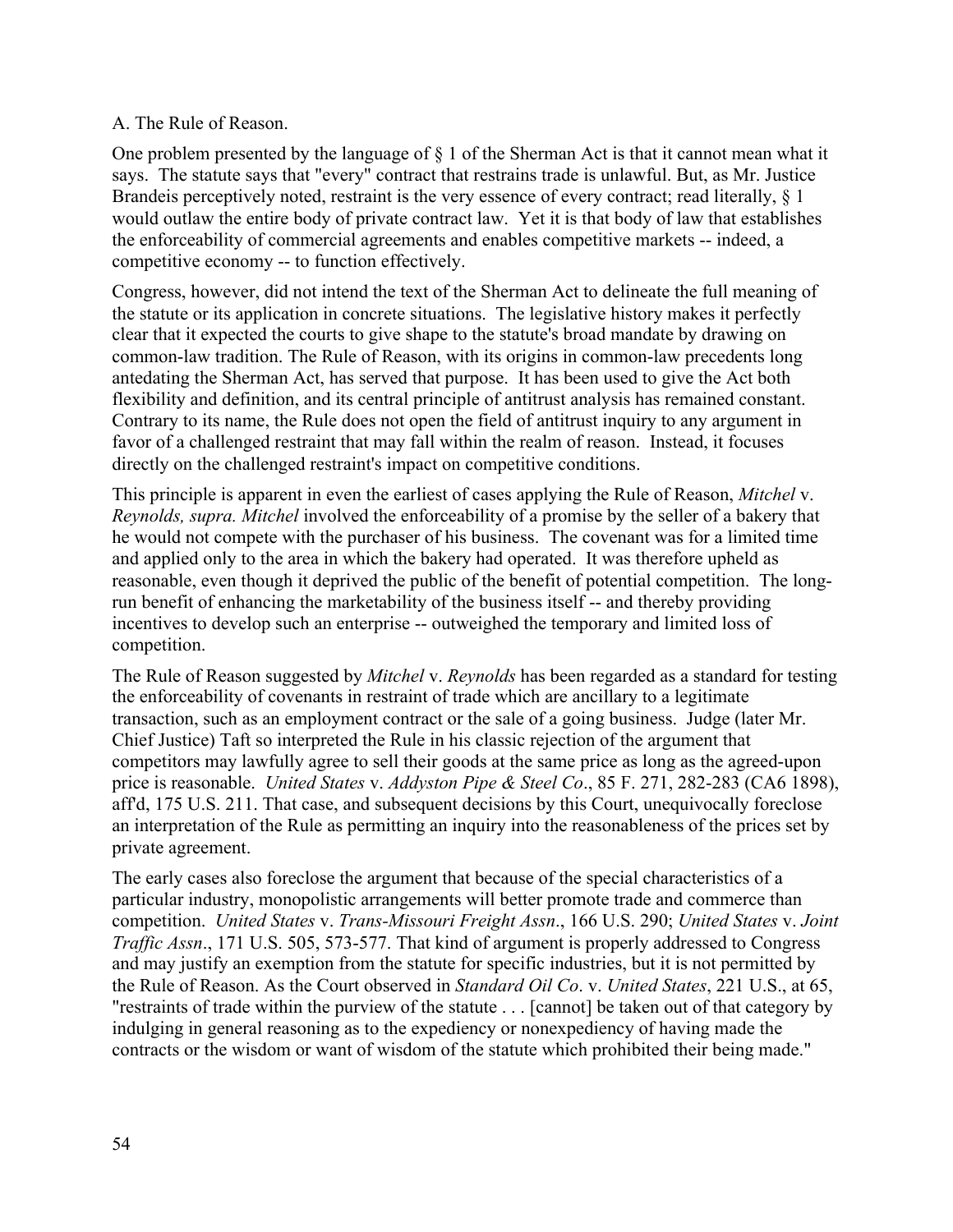A. The Rule of Reason.

One problem presented by the language of § 1 of the Sherman Act is that it cannot mean what it says. The statute says that "every" contract that restrains trade is unlawful. But, as Mr. Justice Brandeis perceptively noted, restraint is the very essence of every contract; read literally, § 1 would outlaw the entire body of private contract law. Yet it is that body of law that establishes the enforceability of commercial agreements and enables competitive markets -- indeed, a competitive economy -- to function effectively.

Congress, however, did not intend the text of the Sherman Act to delineate the full meaning of the statute or its application in concrete situations. The legislative history makes it perfectly clear that it expected the courts to give shape to the statute's broad mandate by drawing on common-law tradition. The Rule of Reason, with its origins in common-law precedents long antedating the Sherman Act, has served that purpose. It has been used to give the Act both flexibility and definition, and its central principle of antitrust analysis has remained constant. Contrary to its name, the Rule does not open the field of antitrust inquiry to any argument in favor of a challenged restraint that may fall within the realm of reason. Instead, it focuses directly on the challenged restraint's impact on competitive conditions.

This principle is apparent in even the earliest of cases applying the Rule of Reason, *Mitchel* v. *Reynolds, supra. Mitchel* involved the enforceability of a promise by the seller of a bakery that he would not compete with the purchaser of his business. The covenant was for a limited time and applied only to the area in which the bakery had operated. It was therefore upheld as reasonable, even though it deprived the public of the benefit of potential competition. The long-run benefit of enhancing the marketability of the business itself -- and thereby providing incentives to develop such an enterprise -- outweighed the temporary and limited loss of competition.

The Rule of Reason suggested by *Mitchel* v. *Reynolds* has been regarded as a standard for testing the enforceability of covenants in restraint of trade which are ancillary to a legitimate transaction, such as an employment contract or the sale of a going business. Judge (later Mr. Chief Justice) Taft so interpreted the Rule in his classic rejection of the argument that competitors may lawfully agree to sell their goods at the same price as long as the agreed-upon price is reasonable. *United States* v. *Addyston Pipe & Steel Co*., 85 F. 271, 282-283 (CA6 1898), aff'd, 175 U.S. 211. That case, and subsequent decisions by this Court, unequivocally foreclose an interpretation of the Rule as permitting an inquiry into the reasonableness of the prices set by private agreement.

The early cases also foreclose the argument that because of the special characteristics of a particular industry, monopolistic arrangements will better promote trade and commerce than competition. *United States* v. *Trans-Missouri Freight Assn*., 166 U.S. 290; *United States* v. *Joint Traffic Assn*., 171 U.S. 505, 573-577. That kind of argument is properly addressed to Congress and may justify an exemption from the statute for specific industries, but it is not permitted by the Rule of Reason. As the Court observed in *Standard Oil Co*. v. *United States*, 221 U.S., at 65, "restraints of trade within the purview of the statute . . . [cannot] be taken out of that category by indulging in general reasoning as to the expediency or nonexpediency of having made the contracts or the wisdom or want of wisdom of the statute which prohibited their being made."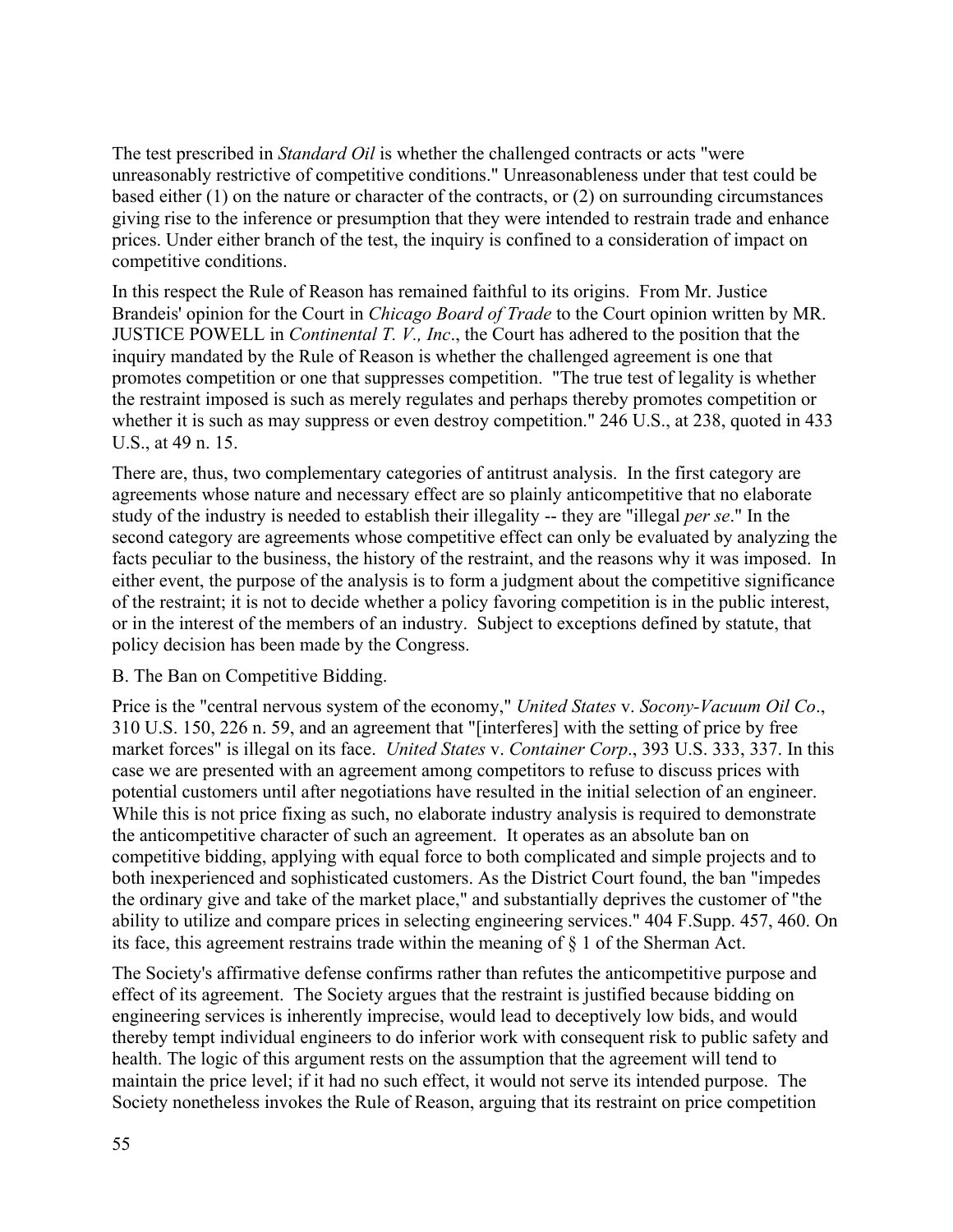The test prescribed in *Standard Oil* is whether the challenged contracts or acts "were unreasonably restrictive of competitive conditions." Unreasonableness under that test could be based either (1) on the nature or character of the contracts, or (2) on surrounding circumstances giving rise to the inference or presumption that they were intended to restrain trade and enhance prices. Under either branch of the test, the inquiry is confined to a consideration of impact on competitive conditions.

In this respect the Rule of Reason has remained faithful to its origins. From Mr. Justice Brandeis' opinion for the Court in *Chicago Board of Trade* to the Court opinion written by MR. JUSTICE POWELL in *Continental T. V., Inc*., the Court has adhered to the position that the inquiry mandated by the Rule of Reason is whether the challenged agreement is one that promotes competition or one that suppresses competition. "The true test of legality is whether the restraint imposed is such as merely regulates and perhaps thereby promotes competition or whether it is such as may suppress or even destroy competition." 246 U.S., at 238, quoted in 433 U.S., at 49 n. 15.

There are, thus, two complementary categories of antitrust analysis. In the first category are agreements whose nature and necessary effect are so plainly anticompetitive that no elaborate study of the industry is needed to establish their illegality -- they are "illegal *per se*." In the second category are agreements whose competitive effect can only be evaluated by analyzing the facts peculiar to the business, the history of the restraint, and the reasons why it was imposed. In either event, the purpose of the analysis is to form a judgment about the competitive significance of the restraint; it is not to decide whether a policy favoring competition is in the public interest, or in the interest of the members of an industry. Subject to exceptions defined by statute, that policy decision has been made by the Congress.

B. The Ban on Competitive Bidding.

Price is the "central nervous system of the economy," *United States* v. *Socony-Vacuum Oil Co*., 310 U.S. 150, 226 n. 59, and an agreement that "[interferes] with the setting of price by free market forces" is illegal on its face. *United States* v. *Container Corp*., 393 U.S. 333, 337. In this case we are presented with an agreement among competitors to refuse to discuss prices with potential customers until after negotiations have resulted in the initial selection of an engineer. While this is not price fixing as such, no elaborate industry analysis is required to demonstrate the anticompetitive character of such an agreement. It operates as an absolute ban on competitive bidding, applying with equal force to both complicated and simple projects and to both inexperienced and sophisticated customers. As the District Court found, the ban "impedes the ordinary give and take of the market place," and substantially deprives the customer of "the ability to utilize and compare prices in selecting engineering services." 404 F.Supp. 457, 460. On its face, this agreement restrains trade within the meaning of § 1 of the Sherman Act.

The Society's affirmative defense confirms rather than refutes the anticompetitive purpose and effect of its agreement. The Society argues that the restraint is justified because bidding on engineering services is inherently imprecise, would lead to deceptively low bids, and would thereby tempt individual engineers to do inferior work with consequent risk to public safety and health. The logic of this argument rests on the assumption that the agreement will tend to maintain the price level; if it had no such effect, it would not serve its intended purpose. The Society nonetheless invokes the Rule of Reason, arguing that its restraint on price competition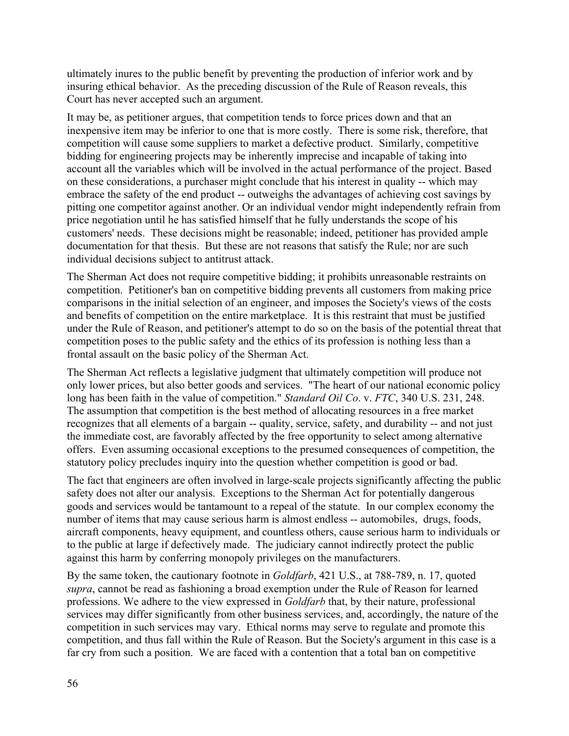ultimately inures to the public benefit by preventing the production of inferior work and by insuring ethical behavior. As the preceding discussion of the Rule of Reason reveals, this Court has never accepted such an argument.

It may be, as petitioner argues, that competition tends to force prices down and that an inexpensive item may be inferior to one that is more costly. There is some risk, therefore, that competition will cause some suppliers to market a defective product. Similarly, competitive bidding for engineering projects may be inherently imprecise and incapable of taking into account all the variables which will be involved in the actual performance of the project. Based on these considerations, a purchaser might conclude that his interest in quality -- which may embrace the safety of the end product -- outweighs the advantages of achieving cost savings by pitting one competitor against another. Or an individual vendor might independently refrain from price negotiation until he has satisfied himself that he fully understands the scope of his customers' needs. These decisions might be reasonable; indeed, petitioner has provided ample documentation for that thesis. But these are not reasons that satisfy the Rule; nor are such individual decisions subject to antitrust attack.

The Sherman Act does not require competitive bidding; it prohibits unreasonable restraints on competition. Petitioner's ban on competitive bidding prevents all customers from making price comparisons in the initial selection of an engineer, and imposes the Society's views of the costs and benefits of competition on the entire marketplace. It is this restraint that must be justified under the Rule of Reason, and petitioner's attempt to do so on the basis of the potential threat that competition poses to the public safety and the ethics of its profession is nothing less than a frontal assault on the basic policy of the Sherman Act.

The Sherman Act reflects a legislative judgment that ultimately competition will produce not only lower prices, but also better goods and services. "The heart of our national economic policy long has been faith in the value of competition." *Standard Oil Co*. v. *FTC*, 340 U.S. 231, 248. The assumption that competition is the best method of allocating resources in a free market recognizes that all elements of a bargain -- quality, service, safety, and durability -- and not just the immediate cost, are favorably affected by the free opportunity to select among alternative offers. Even assuming occasional exceptions to the presumed consequences of competition, the statutory policy precludes inquiry into the question whether competition is good or bad.

The fact that engineers are often involved in large-scale projects significantly affecting the public safety does not alter our analysis. Exceptions to the Sherman Act for potentially dangerous goods and services would be tantamount to a repeal of the statute. In our complex economy the number of items that may cause serious harm is almost endless -- automobiles, drugs, foods, aircraft components, heavy equipment, and countless others, cause serious harm to individuals or to the public at large if defectively made. The judiciary cannot indirectly protect the public against this harm by conferring monopoly privileges on the manufacturers.

By the same token, the cautionary footnote in *Goldfarb*, 421 U.S., at 788-789, n. 17, quoted *supra*, cannot be read as fashioning a broad exemption under the Rule of Reason for learned professions. We adhere to the view expressed in *Goldfarb* that, by their nature, professional services may differ significantly from other business services, and, accordingly, the nature of the competition in such services may vary. Ethical norms may serve to regulate and promote this competition, and thus fall within the Rule of Reason. But the Society's argument in this case is a far cry from such a position. We are faced with a contention that a total ban on competitive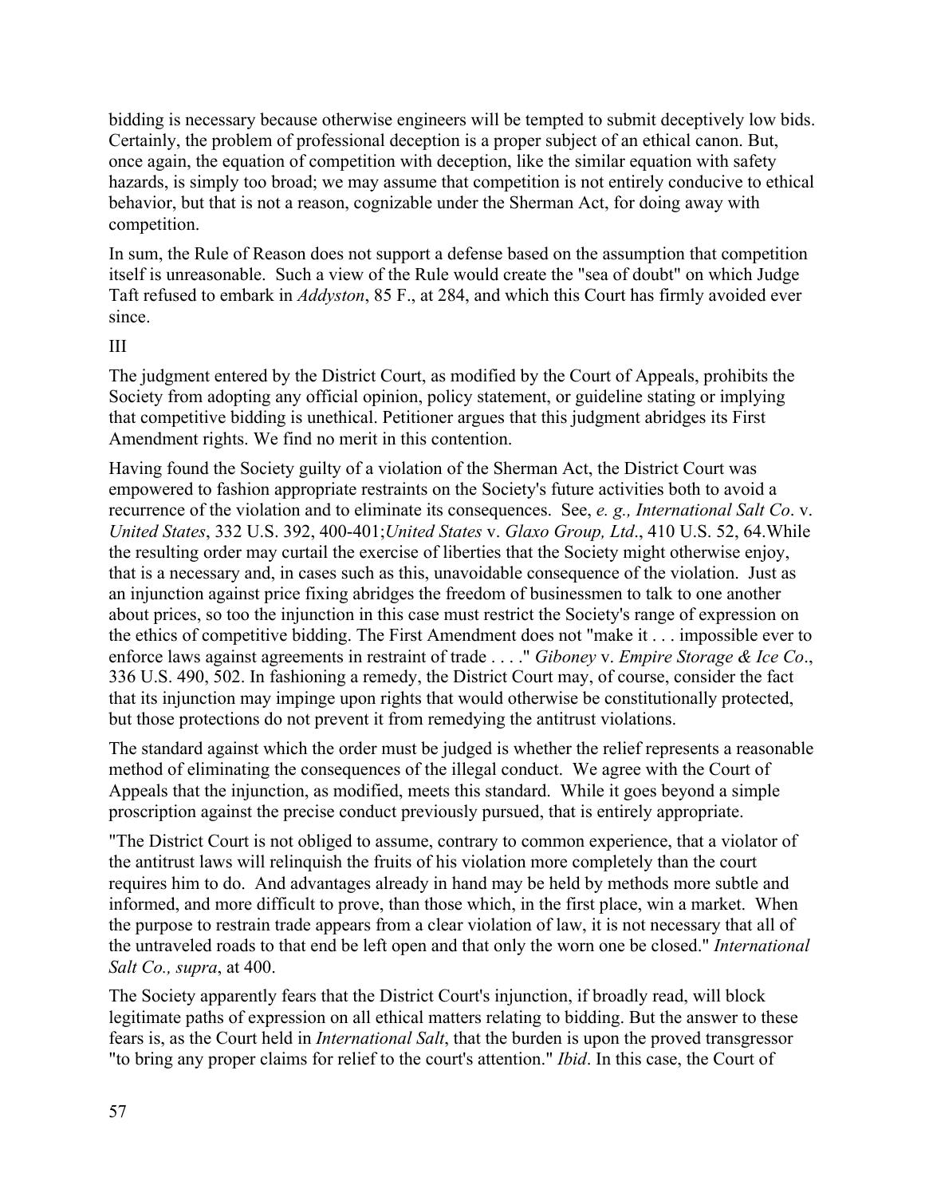bidding is necessary because otherwise engineers will be tempted to submit deceptively low bids. Certainly, the problem of professional deception is a proper subject of an ethical canon. But, once again, the equation of competition with deception, like the similar equation with safety hazards, is simply too broad; we may assume that competition is not entirely conducive to ethical behavior, but that is not a reason, cognizable under the Sherman Act, for doing away with competition.

In sum, the Rule of Reason does not support a defense based on the assumption that competition itself is unreasonable. Such a view of the Rule would create the "sea of doubt" on which Judge Taft refused to embark in *Addyston*, 85 F., at 284, and which this Court has firmly avoided ever since.

III

The judgment entered by the District Court, as modified by the Court of Appeals, prohibits the Society from adopting any official opinion, policy statement, or guideline stating or implying that competitive bidding is unethical. Petitioner argues that this judgment abridges its First Amendment rights. We find no merit in this contention.

Having found the Society guilty of a violation of the Sherman Act, the District Court was empowered to fashion appropriate restraints on the Society's future activities both to avoid a recurrence of the violation and to eliminate its consequences. See, *e. g., International Salt Co*. v. *United States*, 332 U.S. 392, 400-401;*United States* v. *Glaxo Group, Ltd*., 410 U.S. 52, 64.While the resulting order may curtail the exercise of liberties that the Society might otherwise enjoy, that is a necessary and, in cases such as this, unavoidable consequence of the violation. Just as an injunction against price fixing abridges the freedom of businessmen to talk to one another about prices, so too the injunction in this case must restrict the Society's range of expression on the ethics of competitive bidding. The First Amendment does not "make it . . . impossible ever to enforce laws against agreements in restraint of trade . . . ." *Giboney* v. *Empire Storage & Ice Co*., 336 U.S. 490, 502. In fashioning a remedy, the District Court may, of course, consider the fact that its injunction may impinge upon rights that would otherwise be constitutionally protected, but those protections do not prevent it from remedying the antitrust violations.

The standard against which the order must be judged is whether the relief represents a reasonable method of eliminating the consequences of the illegal conduct. We agree with the Court of Appeals that the injunction, as modified, meets this standard. While it goes beyond a simple proscription against the precise conduct previously pursued, that is entirely appropriate.

"The District Court is not obliged to assume, contrary to common experience, that a violator of the antitrust laws will relinquish the fruits of his violation more completely than the court requires him to do. And advantages already in hand may be held by methods more subtle and informed, and more difficult to prove, than those which, in the first place, win a market. When the purpose to restrain trade appears from a clear violation of law, it is not necessary that all of the untraveled roads to that end be left open and that only the worn one be closed." *International Salt Co., supra*, at 400.

The Society apparently fears that the District Court's injunction, if broadly read, will block legitimate paths of expression on all ethical matters relating to bidding. But the answer to these fears is, as the Court held in *International Salt*, that the burden is upon the proved transgressor "to bring any proper claims for relief to the court's attention." *Ibid*. In this case, the Court of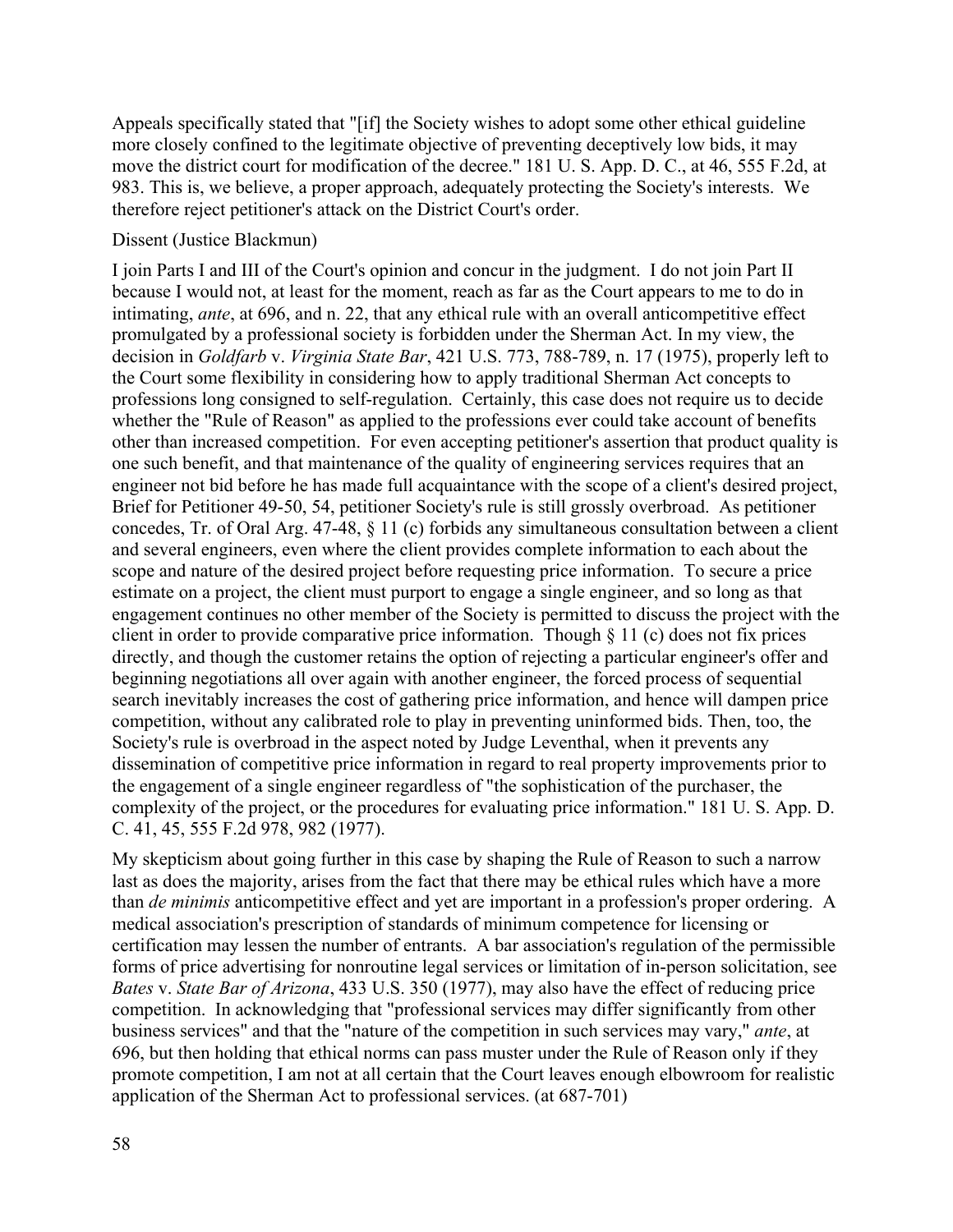Appeals specifically stated that "[if] the Society wishes to adopt some other ethical guideline more closely confined to the legitimate objective of preventing deceptively low bids, it may move the district court for modification of the decree." 181 U. S. App. D. C., at 46, 555 F.2d, at 983. This is, we believe, a proper approach, adequately protecting the Society's interests. We therefore reject petitioner's attack on the District Court's order.

Dissent (Justice Blackmun)

I join Parts I and III of the Court's opinion and concur in the judgment. I do not join Part II because I would not, at least for the moment, reach as far as the Court appears to me to do in intimating, *ante*, at 696, and n. 22, that any ethical rule with an overall anticompetitive effect promulgated by a professional society is forbidden under the Sherman Act. In my view, the decision in *Goldfarb* v. *Virginia State Bar*, 421 U.S. 773, 788-789, n. 17 (1975), properly left to the Court some flexibility in considering how to apply traditional Sherman Act concepts to professions long consigned to self-regulation. Certainly, this case does not require us to decide whether the "Rule of Reason" as applied to the professions ever could take account of benefits other than increased competition. For even accepting petitioner's assertion that product quality is one such benefit, and that maintenance of the quality of engineering services requires that an engineer not bid before he has made full acquaintance with the scope of a client's desired project, Brief for Petitioner 49-50, 54, petitioner Society's rule is still grossly overbroad. As petitioner concedes, Tr. of Oral Arg. 47-48, § 11 (c) forbids any simultaneous consultation between a client and several engineers, even where the client provides complete information to each about the scope and nature of the desired project before requesting price information. To secure a price estimate on a project, the client must purport to engage a single engineer, and so long as that engagement continues no other member of the Society is permitted to discuss the project with the client in order to provide comparative price information. Though § 11 (c) does not fix prices directly, and though the customer retains the option of rejecting a particular engineer's offer and beginning negotiations all over again with another engineer, the forced process of sequential search inevitably increases the cost of gathering price information, and hence will dampen price competition, without any calibrated role to play in preventing uninformed bids. Then, too, the Society's rule is overbroad in the aspect noted by Judge Leventhal, when it prevents any dissemination of competitive price information in regard to real property improvements prior to the engagement of a single engineer regardless of "the sophistication of the purchaser, the complexity of the project, or the procedures for evaluating price information." 181 U. S. App. D. C. 41, 45, 555 F.2d 978, 982 (1977).

My skepticism about going further in this case by shaping the Rule of Reason to such a narrow last as does the majority, arises from the fact that there may be ethical rules which have a more than *de minimis* anticompetitive effect and yet are important in a profession's proper ordering. A medical association's prescription of standards of minimum competence for licensing or certification may lessen the number of entrants. A bar association's regulation of the permissible forms of price advertising for nonroutine legal services or limitation of in-person solicitation, see *Bates* v. *State Bar of Arizona*, 433 U.S. 350 (1977), may also have the effect of reducing price competition. In acknowledging that "professional services may differ significantly from other business services" and that the "nature of the competition in such services may vary," *ante*, at 696, but then holding that ethical norms can pass muster under the Rule of Reason only if they promote competition, I am not at all certain that the Court leaves enough elbowroom for realistic application of the Sherman Act to professional services. (at 687-701)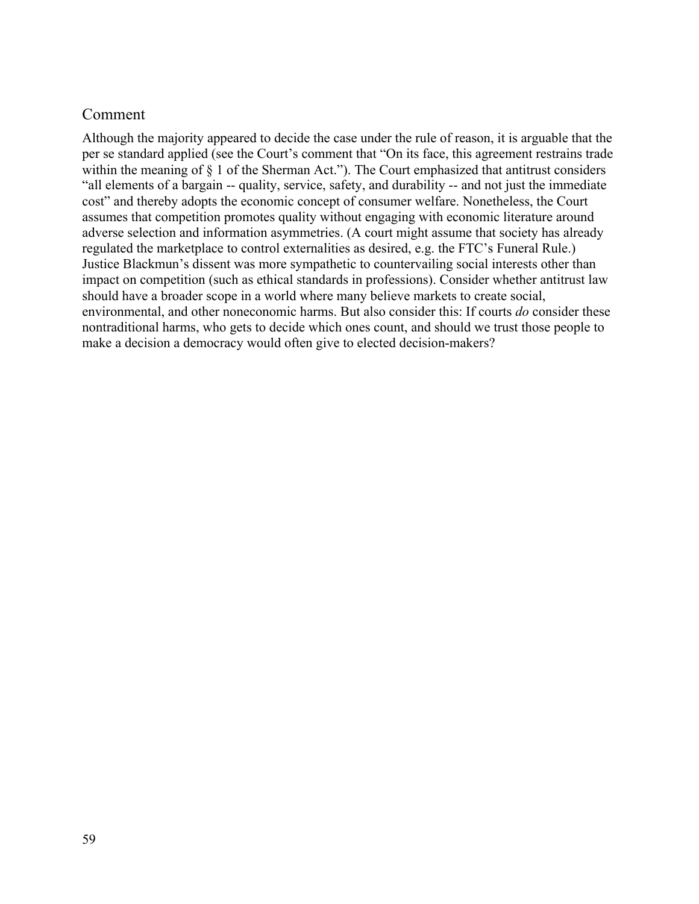## Comment

Although the majority appeared to decide the case under the rule of reason, it is arguable that the per se standard applied (see the Court's comment that "On its face, this agreement restrains trade within the meaning of § 1 of the Sherman Act."). The Court emphasized that antitrust considers "all elements of a bargain -- quality, service, safety, and durability -- and not just the immediate cost" and thereby adopts the economic concept of consumer welfare. Nonetheless, the Court assumes that competition promotes quality without engaging with economic literature around adverse selection and information asymmetries. (A court might assume that society has already regulated the marketplace to control externalities as desired, e.g. the FTC's Funeral Rule.) Justice Blackmun's dissent was more sympathetic to countervailing social interests other than impact on competition (such as ethical standards in professions). Consider whether antitrust law should have a broader scope in a world where many believe markets to create social, environmental, and other noneconomic harms. But also consider this: If courts *do* consider these nontraditional harms, who gets to decide which ones count, and should we trust those people to make a decision a democracy would often give to elected decision-makers?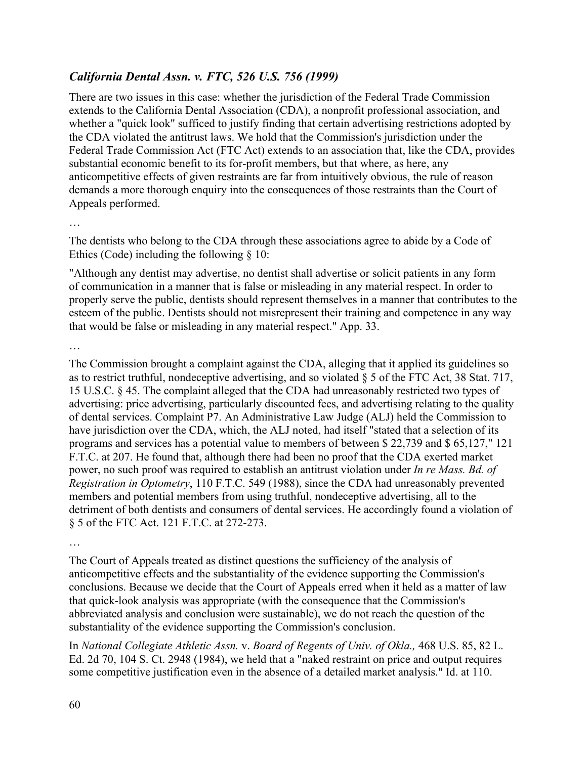### *California Dental Assn. v. FTC, 526 U.S. 756 (1999)*

There are two issues in this case: whether the jurisdiction of the Federal Trade Commission extends to the California Dental Association (CDA), a nonprofit professional association, and whether a "quick look" sufficed to justify finding that certain advertising restrictions adopted by the CDA violated the antitrust laws. We hold that the Commission's jurisdiction under the Federal Trade Commission Act (FTC Act) extends to an association that, like the CDA, provides substantial economic benefit to its for-profit members, but that where, as here, any anticompetitive effects of given restraints are far from intuitively obvious, the rule of reason demands a more thorough enquiry into the consequences of those restraints than the Court of Appeals performed.

…

The dentists who belong to the CDA through these associations agree to abide by a Code of Ethics (Code) including the following § 10:

"Although any dentist may advertise, no dentist shall advertise or solicit patients in any form of communication in a manner that is false or misleading in any material respect. In order to properly serve the public, dentists should represent themselves in a manner that contributes to the esteem of the public. Dentists should not misrepresent their training and competence in any way that would be false or misleading in any material respect." App. 33.

…

The Commission brought a complaint against the CDA, alleging that it applied its guidelines so as to restrict truthful, nondeceptive advertising, and so violated § 5 of the FTC Act, 38 Stat. 717, 15 U.S.C. § 45. The complaint alleged that the CDA had unreasonably restricted two types of advertising: price advertising, particularly discounted fees, and advertising relating to the quality of dental services. Complaint P7. An Administrative Law Judge (ALJ) held the Commission to have jurisdiction over the CDA, which, the ALJ noted, had itself "stated that a selection of its programs and services has a potential value to members of between $ 22,739 and $ 65,127," 121 F.T.C. at 207. He found that, although there had been no proof that the CDA exerted market power, no such proof was required to establish an antitrust violation under *In re Mass. Bd. of Registration in Optometry*, 110 F.T.C. 549 (1988), since the CDA had unreasonably prevented members and potential members from using truthful, nondeceptive advertising, all to the detriment of both dentists and consumers of dental services. He accordingly found a violation of § 5 of the FTC Act. 121 F.T.C. at 272-273.

…

The Court of Appeals treated as distinct questions the sufficiency of the analysis of anticompetitive effects and the substantiality of the evidence supporting the Commission's conclusions. Because we decide that the Court of Appeals erred when it held as a matter of law that quick-look analysis was appropriate (with the consequence that the Commission's abbreviated analysis and conclusion were sustainable), we do not reach the question of the substantiality of the evidence supporting the Commission's conclusion.

In *National Collegiate Athletic Assn.* v. *Board of Regents of Univ. of Okla.,* 468 U.S. 85, 82 L. Ed. 2d 70, 104 S. Ct. 2948 (1984), we held that a "naked restraint on price and output requires some competitive justification even in the absence of a detailed market analysis." Id. at 110.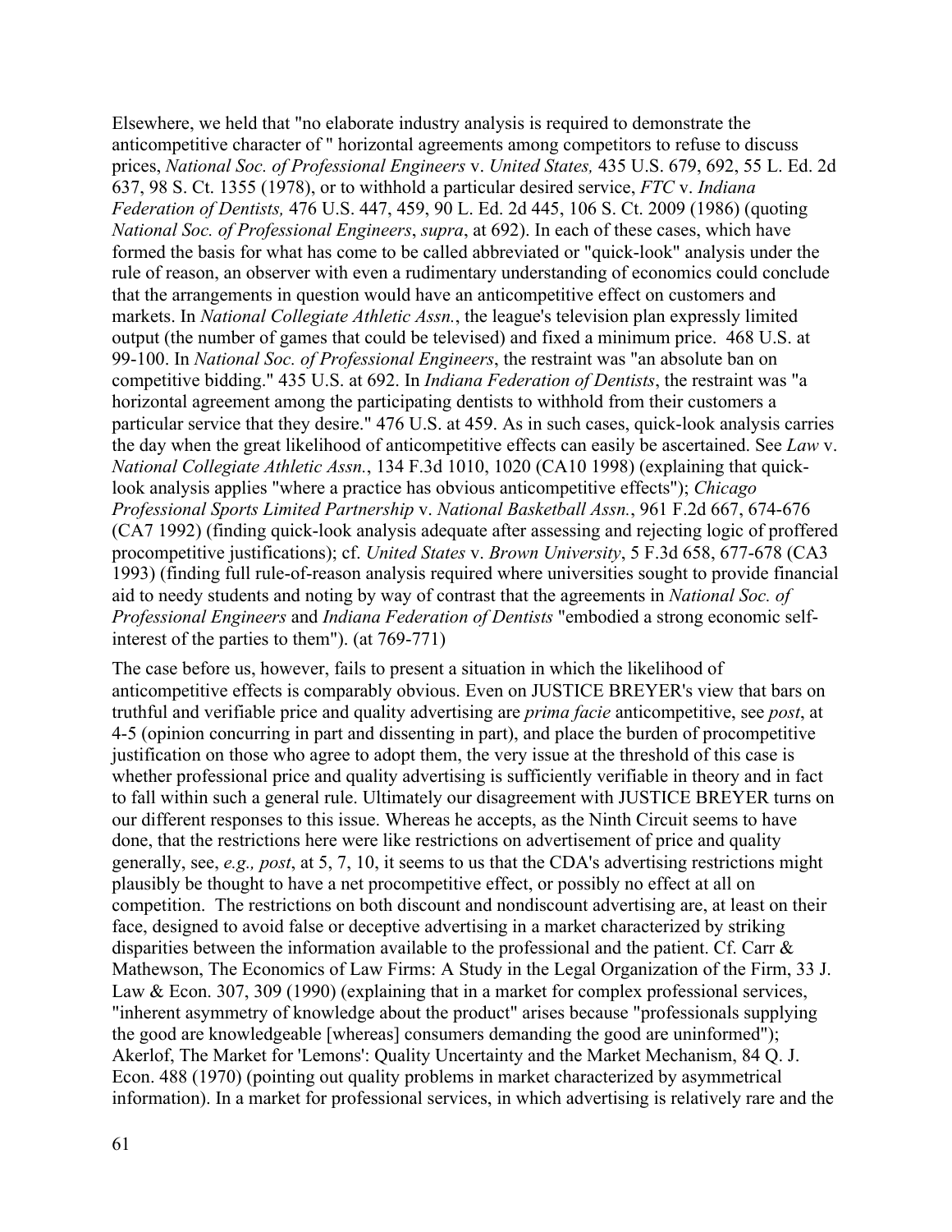Elsewhere, we held that "no elaborate industry analysis is required to demonstrate the anticompetitive character of " horizontal agreements among competitors to refuse to discuss prices, *National Soc. of Professional Engineers* v. *United States,* 435 U.S. 679, 692, 55 L. Ed. 2d 637, 98 S. Ct. 1355 (1978), or to withhold a particular desired service, *FTC* v. *Indiana Federation of Dentists,* 476 U.S. 447, 459, 90 L. Ed. 2d 445, 106 S. Ct. 2009 (1986) (quoting *National Soc. of Professional Engineers*, *supra*, at 692). In each of these cases, which have formed the basis for what has come to be called abbreviated or "quick-look" analysis under the rule of reason, an observer with even a rudimentary understanding of economics could conclude that the arrangements in question would have an anticompetitive effect on customers and markets. In *National Collegiate Athletic Assn.*, the league's television plan expressly limited output (the number of games that could be televised) and fixed a minimum price. 468 U.S. at 99-100. In *National Soc. of Professional Engineers*, the restraint was "an absolute ban on competitive bidding." 435 U.S. at 692. In *Indiana Federation of Dentists*, the restraint was "a horizontal agreement among the participating dentists to withhold from their customers a particular service that they desire." 476 U.S. at 459. As in such cases, quick-look analysis carries the day when the great likelihood of anticompetitive effects can easily be ascertained. See *Law* v. *National Collegiate Athletic Assn.*, 134 F.3d 1010, 1020 (CA10 1998) (explaining that quick-look analysis applies "where a practice has obvious anticompetitive effects"); *Chicago Professional Sports Limited Partnership* v. *National Basketball Assn.*, 961 F.2d 667, 674-676 (CA7 1992) (finding quick-look analysis adequate after assessing and rejecting logic of proffered procompetitive justifications); cf. *United States* v. *Brown University*, 5 F.3d 658, 677-678 (CA3 1993) (finding full rule-of-reason analysis required where universities sought to provide financial aid to needy students and noting by way of contrast that the agreements in *National Soc. of Professional Engineers* and *Indiana Federation of Dentists* "embodied a strong economic self-interest of the parties to them"). (at 769-771)

The case before us, however, fails to present a situation in which the likelihood of anticompetitive effects is comparably obvious. Even on JUSTICE BREYER's view that bars on truthful and verifiable price and quality advertising are *prima facie* anticompetitive, see *post*, at 4-5 (opinion concurring in part and dissenting in part), and place the burden of procompetitive justification on those who agree to adopt them, the very issue at the threshold of this case is whether professional price and quality advertising is sufficiently verifiable in theory and in fact to fall within such a general rule. Ultimately our disagreement with JUSTICE BREYER turns on our different responses to this issue. Whereas he accepts, as the Ninth Circuit seems to have done, that the restrictions here were like restrictions on advertisement of price and quality generally, see, *e.g., post*, at 5, 7, 10, it seems to us that the CDA's advertising restrictions might plausibly be thought to have a net procompetitive effect, or possibly no effect at all on competition. The restrictions on both discount and nondiscount advertising are, at least on their face, designed to avoid false or deceptive advertising in a market characterized by striking disparities between the information available to the professional and the patient. Cf. Carr & Mathewson, The Economics of Law Firms: A Study in the Legal Organization of the Firm, 33 J. Law & Econ. 307, 309 (1990) (explaining that in a market for complex professional services, "inherent asymmetry of knowledge about the product" arises because "professionals supplying the good are knowledgeable [whereas] consumers demanding the good are uninformed"); Akerlof, The Market for 'Lemons': Quality Uncertainty and the Market Mechanism, 84 Q. J. Econ. 488 (1970) (pointing out quality problems in market characterized by asymmetrical information). In a market for professional services, in which advertising is relatively rare and the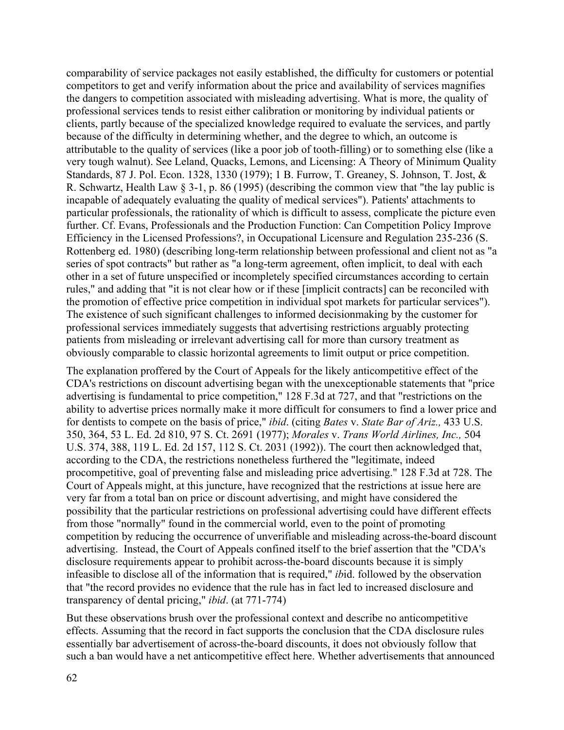comparability of service packages not easily established, the difficulty for customers or potential competitors to get and verify information about the price and availability of services magnifies the dangers to competition associated with misleading advertising. What is more, the quality of professional services tends to resist either calibration or monitoring by individual patients or clients, partly because of the specialized knowledge required to evaluate the services, and partly because of the difficulty in determining whether, and the degree to which, an outcome is attributable to the quality of services (like a poor job of tooth-filling) or to something else (like a very tough walnut). See Leland, Quacks, Lemons, and Licensing: A Theory of Minimum Quality Standards, 87 J. Pol. Econ. 1328, 1330 (1979); 1 B. Furrow, T. Greaney, S. Johnson, T. Jost, & R. Schwartz, Health Law § 3-1, p. 86 (1995) (describing the common view that "the lay public is incapable of adequately evaluating the quality of medical services"). Patients' attachments to particular professionals, the rationality of which is difficult to assess, complicate the picture even further. Cf. Evans, Professionals and the Production Function: Can Competition Policy Improve Efficiency in the Licensed Professions?, in Occupational Licensure and Regulation 235-236 (S. Rottenberg ed. 1980) (describing long-term relationship between professional and client not as "a series of spot contracts" but rather as "a long-term agreement, often implicit, to deal with each other in a set of future unspecified or incompletely specified circumstances according to certain rules," and adding that "it is not clear how or if these [implicit contracts] can be reconciled with the promotion of effective price competition in individual spot markets for particular services"). The existence of such significant challenges to informed decisionmaking by the customer for professional services immediately suggests that advertising restrictions arguably protecting patients from misleading or irrelevant advertising call for more than cursory treatment as obviously comparable to classic horizontal agreements to limit output or price competition.

The explanation proffered by the Court of Appeals for the likely anticompetitive effect of the CDA's restrictions on discount advertising began with the unexceptionable statements that "price advertising is fundamental to price competition," 128 F.3d at 727, and that "restrictions on the ability to advertise prices normally make it more difficult for consumers to find a lower price and for dentists to compete on the basis of price," *ibid*. (citing *Bates* v. *State Bar of Ariz.,* 433 U.S. 350, 364, 53 L. Ed. 2d 810, 97 S. Ct. 2691 (1977); *Morales* v. *Trans World Airlines, Inc.,* 504 U.S. 374, 388, 119 L. Ed. 2d 157, 112 S. Ct. 2031 (1992)). The court then acknowledged that, according to the CDA, the restrictions nonetheless furthered the "legitimate, indeed procompetitive, goal of preventing false and misleading price advertising." 128 F.3d at 728. The Court of Appeals might, at this juncture, have recognized that the restrictions at issue here are very far from a total ban on price or discount advertising, and might have considered the possibility that the particular restrictions on professional advertising could have different effects from those "normally" found in the commercial world, even to the point of promoting competition by reducing the occurrence of unverifiable and misleading across-the-board discount advertising. Instead, the Court of Appeals confined itself to the brief assertion that the "CDA's disclosure requirements appear to prohibit across-the-board discounts because it is simply infeasible to disclose all of the information that is required," *ib*id. followed by the observation that "the record provides no evidence that the rule has in fact led to increased disclosure and transparency of dental pricing," *ibid*. (at 771-774)

But these observations brush over the professional context and describe no anticompetitive effects. Assuming that the record in fact supports the conclusion that the CDA disclosure rules essentially bar advertisement of across-the-board discounts, it does not obviously follow that such a ban would have a net anticompetitive effect here. Whether advertisements that announced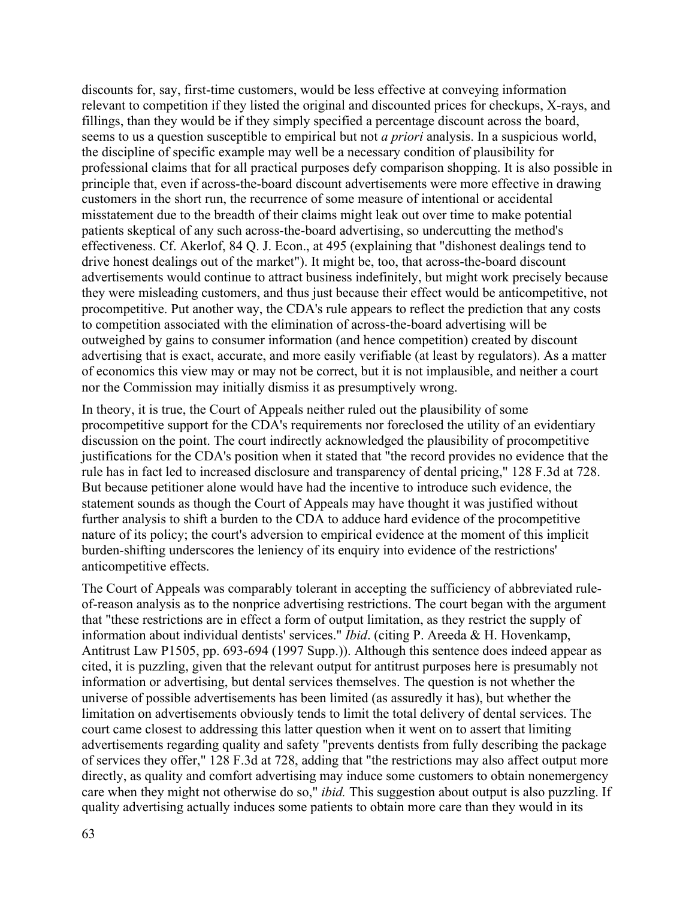discounts for, say, first-time customers, would be less effective at conveying information relevant to competition if they listed the original and discounted prices for checkups, X-rays, and fillings, than they would be if they simply specified a percentage discount across the board, seems to us a question susceptible to empirical but not *a priori* analysis. In a suspicious world, the discipline of specific example may well be a necessary condition of plausibility for professional claims that for all practical purposes defy comparison shopping. It is also possible in principle that, even if across-the-board discount advertisements were more effective in drawing customers in the short run, the recurrence of some measure of intentional or accidental misstatement due to the breadth of their claims might leak out over time to make potential patients skeptical of any such across-the-board advertising, so undercutting the method's effectiveness. Cf. Akerlof, 84 Q. J. Econ., at 495 (explaining that "dishonest dealings tend to drive honest dealings out of the market"). It might be, too, that across-the-board discount advertisements would continue to attract business indefinitely, but might work precisely because they were misleading customers, and thus just because their effect would be anticompetitive, not procompetitive. Put another way, the CDA's rule appears to reflect the prediction that any costs to competition associated with the elimination of across-the-board advertising will be outweighed by gains to consumer information (and hence competition) created by discount advertising that is exact, accurate, and more easily verifiable (at least by regulators). As a matter of economics this view may or may not be correct, but it is not implausible, and neither a court nor the Commission may initially dismiss it as presumptively wrong.

In theory, it is true, the Court of Appeals neither ruled out the plausibility of some procompetitive support for the CDA's requirements nor foreclosed the utility of an evidentiary discussion on the point. The court indirectly acknowledged the plausibility of procompetitive justifications for the CDA's position when it stated that "the record provides no evidence that the rule has in fact led to increased disclosure and transparency of dental pricing," 128 F.3d at 728. But because petitioner alone would have had the incentive to introduce such evidence, the statement sounds as though the Court of Appeals may have thought it was justified without further analysis to shift a burden to the CDA to adduce hard evidence of the procompetitive nature of its policy; the court's adversion to empirical evidence at the moment of this implicit burden-shifting underscores the leniency of its enquiry into evidence of the restrictions' anticompetitive effects.

The Court of Appeals was comparably tolerant in accepting the sufficiency of abbreviated rule-of-reason analysis as to the nonprice advertising restrictions. The court began with the argument that "these restrictions are in effect a form of output limitation, as they restrict the supply of information about individual dentists' services." *Ibid*. (citing P. Areeda & H. Hovenkamp, Antitrust Law P1505, pp. 693-694 (1997 Supp.)). Although this sentence does indeed appear as cited, it is puzzling, given that the relevant output for antitrust purposes here is presumably not information or advertising, but dental services themselves. The question is not whether the universe of possible advertisements has been limited (as assuredly it has), but whether the limitation on advertisements obviously tends to limit the total delivery of dental services. The court came closest to addressing this latter question when it went on to assert that limiting advertisements regarding quality and safety "prevents dentists from fully describing the package of services they offer," 128 F.3d at 728, adding that "the restrictions may also affect output more directly, as quality and comfort advertising may induce some customers to obtain nonemergency care when they might not otherwise do so," *ibid.* This suggestion about output is also puzzling. If quality advertising actually induces some patients to obtain more care than they would in its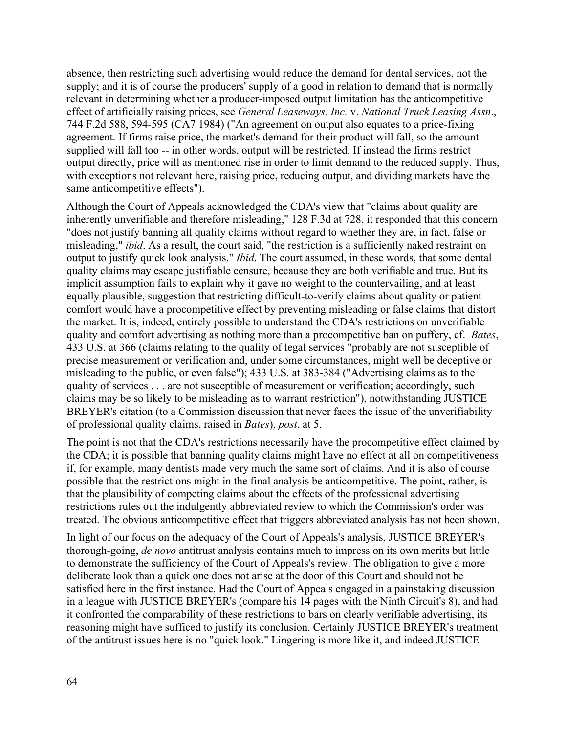absence, then restricting such advertising would reduce the demand for dental services, not the supply; and it is of course the producers' supply of a good in relation to demand that is normally relevant in determining whether a producer-imposed output limitation has the anticompetitive effect of artificially raising prices, see *General Leaseways, Inc.* v. *National Truck Leasing Assn*., 744 F.2d 588, 594-595 (CA7 1984) ("An agreement on output also equates to a price-fixing agreement. If firms raise price, the market's demand for their product will fall, so the amount supplied will fall too -- in other words, output will be restricted. If instead the firms restrict output directly, price will as mentioned rise in order to limit demand to the reduced supply. Thus, with exceptions not relevant here, raising price, reducing output, and dividing markets have the same anticompetitive effects").

Although the Court of Appeals acknowledged the CDA's view that "claims about quality are inherently unverifiable and therefore misleading," 128 F.3d at 728, it responded that this concern "does not justify banning all quality claims without regard to whether they are, in fact, false or misleading," *ibid*. As a result, the court said, "the restriction is a sufficiently naked restraint on output to justify quick look analysis." *Ibid*. The court assumed, in these words, that some dental quality claims may escape justifiable censure, because they are both verifiable and true. But its implicit assumption fails to explain why it gave no weight to the countervailing, and at least equally plausible, suggestion that restricting difficult-to-verify claims about quality or patient comfort would have a procompetitive effect by preventing misleading or false claims that distort the market. It is, indeed, entirely possible to understand the CDA's restrictions on unverifiable quality and comfort advertising as nothing more than a procompetitive ban on puffery, cf. *Bates*, 433 U.S. at 366 (claims relating to the quality of legal services "probably are not susceptible of precise measurement or verification and, under some circumstances, might well be deceptive or misleading to the public, or even false"); 433 U.S. at 383-384 ("Advertising claims as to the quality of services . . . are not susceptible of measurement or verification; accordingly, such claims may be so likely to be misleading as to warrant restriction"), notwithstanding JUSTICE BREYER's citation (to a Commission discussion that never faces the issue of the unverifiability of professional quality claims, raised in *Bates*), *post*, at 5.

The point is not that the CDA's restrictions necessarily have the procompetitive effect claimed by the CDA; it is possible that banning quality claims might have no effect at all on competitiveness if, for example, many dentists made very much the same sort of claims. And it is also of course possible that the restrictions might in the final analysis be anticompetitive. The point, rather, is that the plausibility of competing claims about the effects of the professional advertising restrictions rules out the indulgently abbreviated review to which the Commission's order was treated. The obvious anticompetitive effect that triggers abbreviated analysis has not been shown.

In light of our focus on the adequacy of the Court of Appeals's analysis, JUSTICE BREYER's thorough-going, *de novo* antitrust analysis contains much to impress on its own merits but little to demonstrate the sufficiency of the Court of Appeals's review. The obligation to give a more deliberate look than a quick one does not arise at the door of this Court and should not be satisfied here in the first instance. Had the Court of Appeals engaged in a painstaking discussion in a league with JUSTICE BREYER's (compare his 14 pages with the Ninth Circuit's 8), and had it confronted the comparability of these restrictions to bars on clearly verifiable advertising, its reasoning might have sufficed to justify its conclusion. Certainly JUSTICE BREYER's treatment of the antitrust issues here is no "quick look." Lingering is more like it, and indeed JUSTICE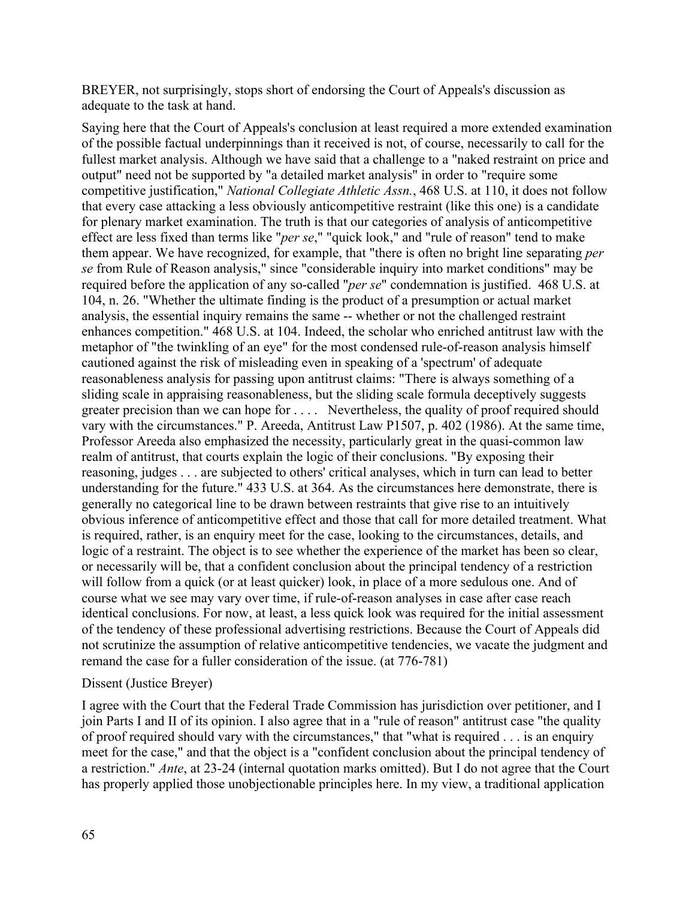BREYER, not surprisingly, stops short of endorsing the Court of Appeals's discussion as adequate to the task at hand.

Saying here that the Court of Appeals's conclusion at least required a more extended examination of the possible factual underpinnings than it received is not, of course, necessarily to call for the fullest market analysis. Although we have said that a challenge to a "naked restraint on price and output" need not be supported by "a detailed market analysis" in order to "require some competitive justification," *National Collegiate Athletic Assn.*, 468 U.S. at 110, it does not follow that every case attacking a less obviously anticompetitive restraint (like this one) is a candidate for plenary market examination. The truth is that our categories of analysis of anticompetitive effect are less fixed than terms like "*per se*," "quick look," and "rule of reason" tend to make them appear. We have recognized, for example, that "there is often no bright line separating *per se* from Rule of Reason analysis," since "considerable inquiry into market conditions" may be required before the application of any so-called "*per se*" condemnation is justified. 468 U.S. at 104, n. 26. "Whether the ultimate finding is the product of a presumption or actual market analysis, the essential inquiry remains the same -- whether or not the challenged restraint enhances competition." 468 U.S. at 104. Indeed, the scholar who enriched antitrust law with the metaphor of "the twinkling of an eye" for the most condensed rule-of-reason analysis himself cautioned against the risk of misleading even in speaking of a 'spectrum' of adequate reasonableness analysis for passing upon antitrust claims: "There is always something of a sliding scale in appraising reasonableness, but the sliding scale formula deceptively suggests greater precision than we can hope for . . . . Nevertheless, the quality of proof required should vary with the circumstances." P. Areeda, Antitrust Law P1507, p. 402 (1986). At the same time, Professor Areeda also emphasized the necessity, particularly great in the quasi-common law realm of antitrust, that courts explain the logic of their conclusions. "By exposing their reasoning, judges . . . are subjected to others' critical analyses, which in turn can lead to better understanding for the future." 433 U.S. at 364. As the circumstances here demonstrate, there is generally no categorical line to be drawn between restraints that give rise to an intuitively obvious inference of anticompetitive effect and those that call for more detailed treatment. What is required, rather, is an enquiry meet for the case, looking to the circumstances, details, and logic of a restraint. The object is to see whether the experience of the market has been so clear, or necessarily will be, that a confident conclusion about the principal tendency of a restriction will follow from a quick (or at least quicker) look, in place of a more sedulous one. And of course what we see may vary over time, if rule-of-reason analyses in case after case reach identical conclusions. For now, at least, a less quick look was required for the initial assessment of the tendency of these professional advertising restrictions. Because the Court of Appeals did not scrutinize the assumption of relative anticompetitive tendencies, we vacate the judgment and remand the case for a fuller consideration of the issue. (at 776-781)

Dissent (Justice Breyer)

I agree with the Court that the Federal Trade Commission has jurisdiction over petitioner, and I join Parts I and II of its opinion. I also agree that in a "rule of reason" antitrust case "the quality of proof required should vary with the circumstances," that "what is required . . . is an enquiry meet for the case," and that the object is a "confident conclusion about the principal tendency of a restriction." *Ante*, at 23-24 (internal quotation marks omitted). But I do not agree that the Court has properly applied those unobjectionable principles here. In my view, a traditional application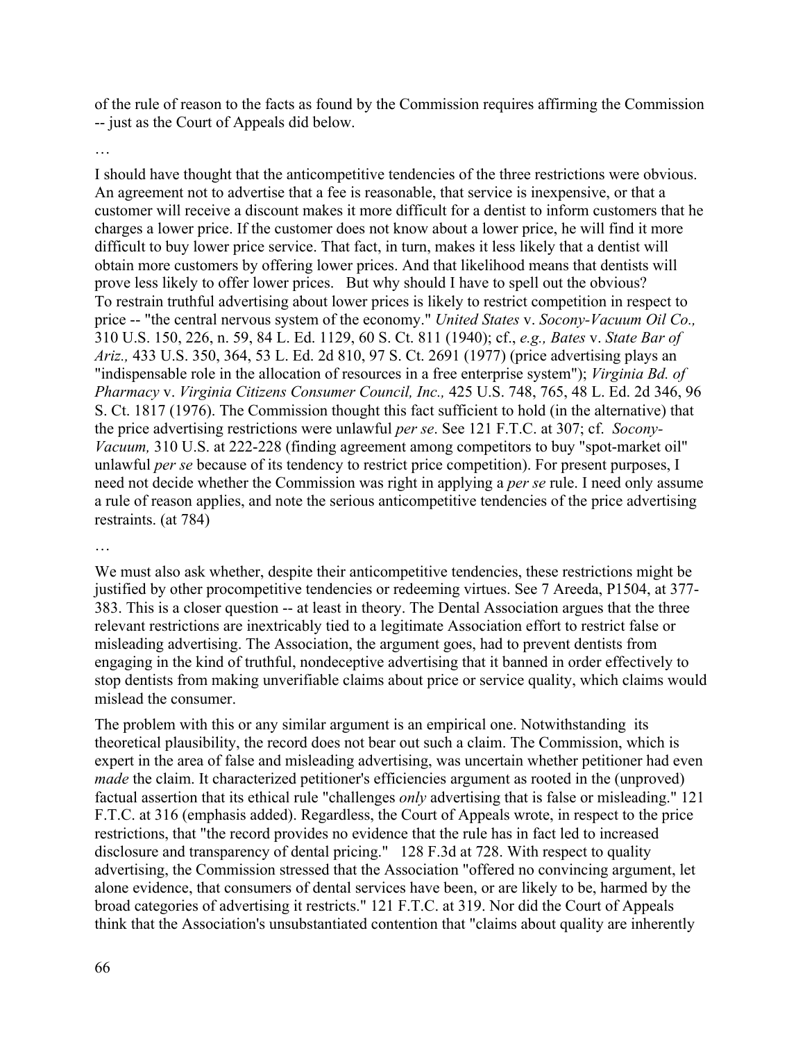of the rule of reason to the facts as found by the Commission requires affirming the Commission -- just as the Court of Appeals did below.

…

I should have thought that the anticompetitive tendencies of the three restrictions were obvious. An agreement not to advertise that a fee is reasonable, that service is inexpensive, or that a customer will receive a discount makes it more difficult for a dentist to inform customers that he charges a lower price. If the customer does not know about a lower price, he will find it more difficult to buy lower price service. That fact, in turn, makes it less likely that a dentist will obtain more customers by offering lower prices. And that likelihood means that dentists will prove less likely to offer lower prices. But why should I have to spell out the obvious? To restrain truthful advertising about lower prices is likely to restrict competition in respect to price -- "the central nervous system of the economy." *United States* v. *Socony-Vacuum Oil Co.,* 310 U.S. 150, 226, n. 59, 84 L. Ed. 1129, 60 S. Ct. 811 (1940); cf., *e.g., Bates* v. *State Bar of Ariz.,* 433 U.S. 350, 364, 53 L. Ed. 2d 810, 97 S. Ct. 2691 (1977) (price advertising plays an "indispensable role in the allocation of resources in a free enterprise system"); *Virginia Bd. of Pharmacy* v. *Virginia Citizens Consumer Council, Inc.,* 425 U.S. 748, 765, 48 L. Ed. 2d 346, 96 S. Ct. 1817 (1976). The Commission thought this fact sufficient to hold (in the alternative) that the price advertising restrictions were unlawful *per se*. See 121 F.T.C. at 307; cf. *Socony-Vacuum,* 310 U.S. at 222-228 (finding agreement among competitors to buy "spot-market oil" unlawful *per se* because of its tendency to restrict price competition). For present purposes, I need not decide whether the Commission was right in applying a *per se* rule. I need only assume a rule of reason applies, and note the serious anticompetitive tendencies of the price advertising restraints. (at 784)

…

We must also ask whether, despite their anticompetitive tendencies, these restrictions might be justified by other procompetitive tendencies or redeeming virtues. See 7 Areeda, P1504, at 377-383. This is a closer question -- at least in theory. The Dental Association argues that the three relevant restrictions are inextricably tied to a legitimate Association effort to restrict false or misleading advertising. The Association, the argument goes, had to prevent dentists from engaging in the kind of truthful, nondeceptive advertising that it banned in order effectively to stop dentists from making unverifiable claims about price or service quality, which claims would mislead the consumer.

The problem with this or any similar argument is an empirical one. Notwithstanding its theoretical plausibility, the record does not bear out such a claim. The Commission, which is expert in the area of false and misleading advertising, was uncertain whether petitioner had even *made* the claim. It characterized petitioner's efficiencies argument as rooted in the (unproved) factual assertion that its ethical rule "challenges *only* advertising that is false or misleading." 121 F.T.C. at 316 (emphasis added). Regardless, the Court of Appeals wrote, in respect to the price restrictions, that "the record provides no evidence that the rule has in fact led to increased disclosure and transparency of dental pricing." 128 F.3d at 728. With respect to quality advertising, the Commission stressed that the Association "offered no convincing argument, let alone evidence, that consumers of dental services have been, or are likely to be, harmed by the broad categories of advertising it restricts." 121 F.T.C. at 319. Nor did the Court of Appeals think that the Association's unsubstantiated contention that "claims about quality are inherently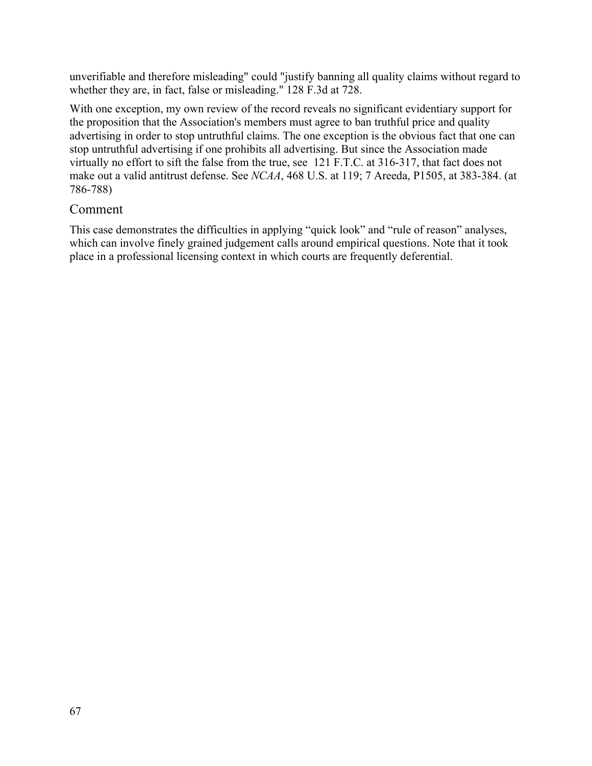unverifiable and therefore misleading" could "justify banning all quality claims without regard to whether they are, in fact, false or misleading." 128 F.3d at 728.

With one exception, my own review of the record reveals no significant evidentiary support for the proposition that the Association's members must agree to ban truthful price and quality advertising in order to stop untruthful claims. The one exception is the obvious fact that one can stop untruthful advertising if one prohibits all advertising. But since the Association made virtually no effort to sift the false from the true, see 121 F.T.C. at 316-317, that fact does not make out a valid antitrust defense. See *NCAA*, 468 U.S. at 119; 7 Areeda, P1505, at 383-384. (at 786-788)

## Comment

This case demonstrates the difficulties in applying “quick look” and “rule of reason” analyses, which can involve finely grained judgement calls around empirical questions. Note that it took place in a professional licensing context in which courts are frequently deferential.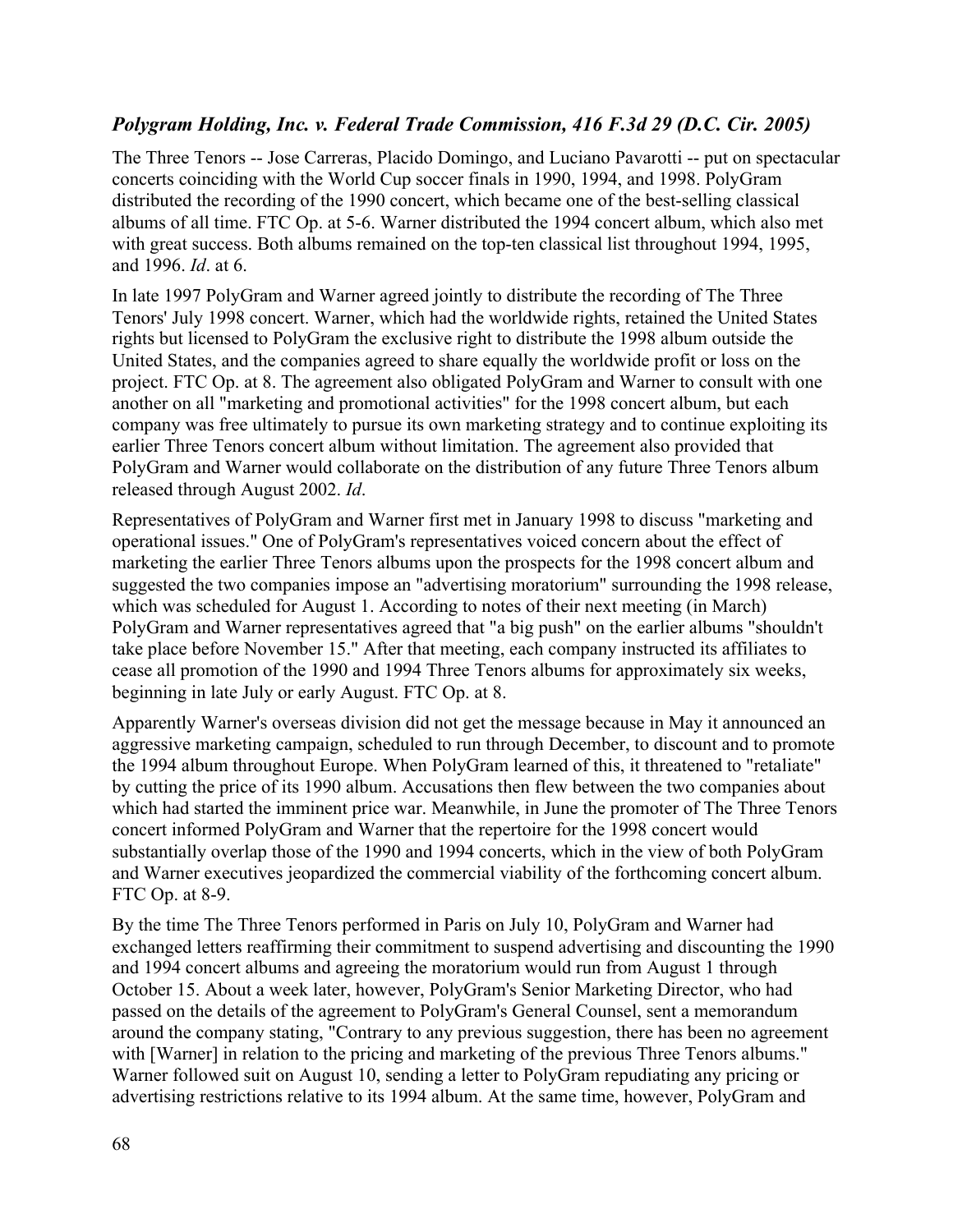### *Polygram Holding, Inc. v. Federal Trade Commission, 416 F.3d 29 (D.C. Cir. 2005)*

The Three Tenors -- Jose Carreras, Placido Domingo, and Luciano Pavarotti -- put on spectacular concerts coinciding with the World Cup soccer finals in 1990, 1994, and 1998. PolyGram distributed the recording of the 1990 concert, which became one of the best-selling classical albums of all time. FTC Op. at 5-6. Warner distributed the 1994 concert album, which also met with great success. Both albums remained on the top-ten classical list throughout 1994, 1995, and 1996. *Id*. at 6.

In late 1997 PolyGram and Warner agreed jointly to distribute the recording of The Three Tenors' July 1998 concert. Warner, which had the worldwide rights, retained the United States rights but licensed to PolyGram the exclusive right to distribute the 1998 album outside the United States, and the companies agreed to share equally the worldwide profit or loss on the project. FTC Op. at 8. The agreement also obligated PolyGram and Warner to consult with one another on all "marketing and promotional activities" for the 1998 concert album, but each company was free ultimately to pursue its own marketing strategy and to continue exploiting its earlier Three Tenors concert album without limitation. The agreement also provided that PolyGram and Warner would collaborate on the distribution of any future Three Tenors album released through August 2002. *Id*.

Representatives of PolyGram and Warner first met in January 1998 to discuss "marketing and operational issues." One of PolyGram's representatives voiced concern about the effect of marketing the earlier Three Tenors albums upon the prospects for the 1998 concert album and suggested the two companies impose an "advertising moratorium" surrounding the 1998 release, which was scheduled for August 1. According to notes of their next meeting (in March) PolyGram and Warner representatives agreed that "a big push" on the earlier albums "shouldn't take place before November 15." After that meeting, each company instructed its affiliates to cease all promotion of the 1990 and 1994 Three Tenors albums for approximately six weeks, beginning in late July or early August. FTC Op. at 8.

Apparently Warner's overseas division did not get the message because in May it announced an aggressive marketing campaign, scheduled to run through December, to discount and to promote the 1994 album throughout Europe. When PolyGram learned of this, it threatened to "retaliate" by cutting the price of its 1990 album. Accusations then flew between the two companies about which had started the imminent price war. Meanwhile, in June the promoter of The Three Tenors concert informed PolyGram and Warner that the repertoire for the 1998 concert would substantially overlap those of the 1990 and 1994 concerts, which in the view of both PolyGram and Warner executives jeopardized the commercial viability of the forthcoming concert album. FTC Op. at 8-9.

By the time The Three Tenors performed in Paris on July 10, PolyGram and Warner had exchanged letters reaffirming their commitment to suspend advertising and discounting the 1990 and 1994 concert albums and agreeing the moratorium would run from August 1 through October 15. About a week later, however, PolyGram's Senior Marketing Director, who had passed on the details of the agreement to PolyGram's General Counsel, sent a memorandum around the company stating, "Contrary to any previous suggestion, there has been no agreement with [Warner] in relation to the pricing and marketing of the previous Three Tenors albums." Warner followed suit on August 10, sending a letter to PolyGram repudiating any pricing or advertising restrictions relative to its 1994 album. At the same time, however, PolyGram and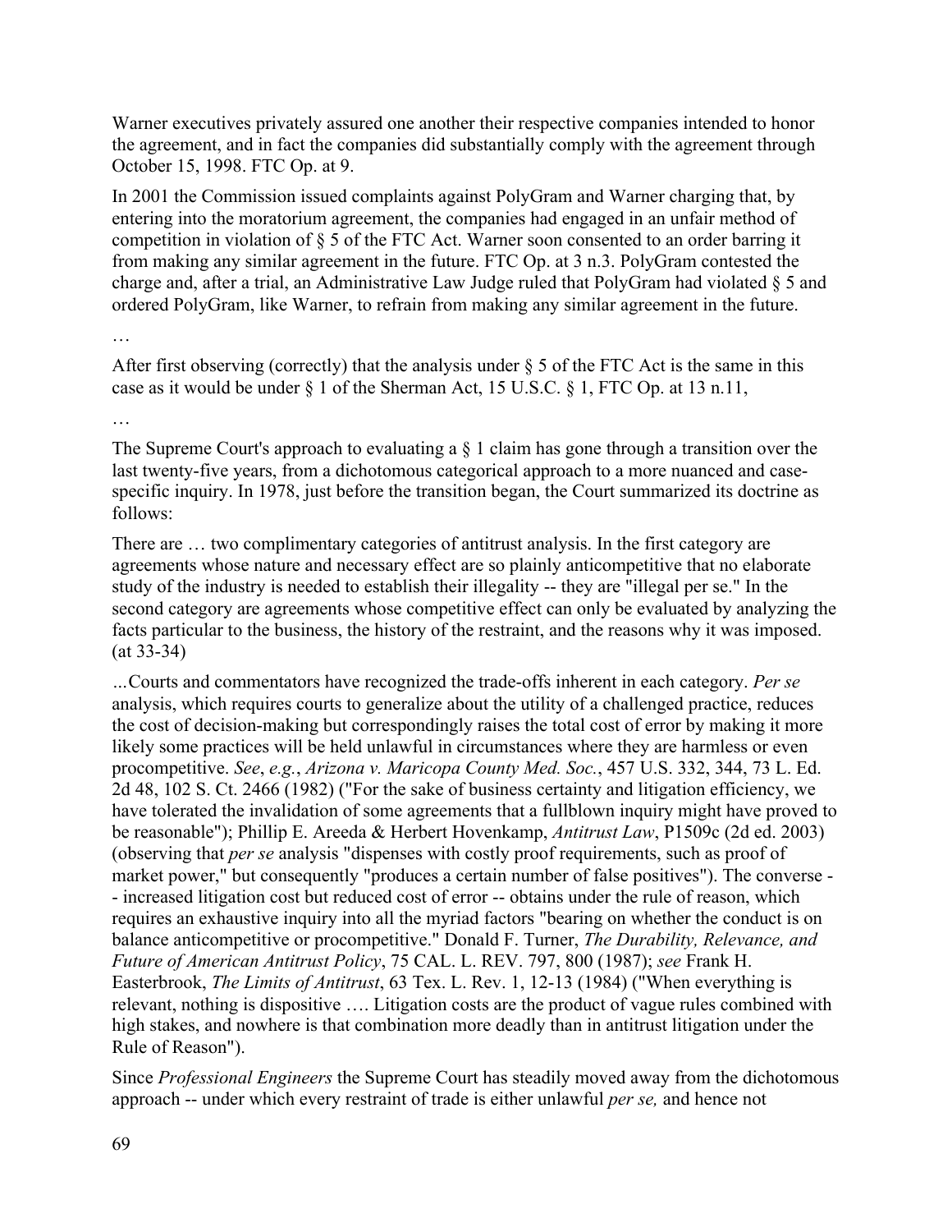Warner executives privately assured one another their respective companies intended to honor the agreement, and in fact the companies did substantially comply with the agreement through October 15, 1998. FTC Op. at 9.

In 2001 the Commission issued complaints against PolyGram and Warner charging that, by entering into the moratorium agreement, the companies had engaged in an unfair method of competition in violation of § 5 of the FTC Act. Warner soon consented to an order barring it from making any similar agreement in the future. FTC Op. at 3 n.3. PolyGram contested the charge and, after a trial, an Administrative Law Judge ruled that PolyGram had violated § 5 and ordered PolyGram, like Warner, to refrain from making any similar agreement in the future.

…

After first observing (correctly) that the analysis under § 5 of the FTC Act is the same in this case as it would be under § 1 of the Sherman Act, 15 U.S.C. § 1, FTC Op. at 13 n.11,

…

The Supreme Court's approach to evaluating a § 1 claim has gone through a transition over the last twenty-five years, from a dichotomous categorical approach to a more nuanced and case-specific inquiry. In 1978, just before the transition began, the Court summarized its doctrine as follows:

There are … two complimentary categories of antitrust analysis. In the first category are agreements whose nature and necessary effect are so plainly anticompetitive that no elaborate study of the industry is needed to establish their illegality -- they are "illegal per se." In the second category are agreements whose competitive effect can only be evaluated by analyzing the facts particular to the business, the history of the restraint, and the reasons why it was imposed. (at 33-34)

...Courts and commentators have recognized the trade-offs inherent in each category. *Per se* analysis, which requires courts to generalize about the utility of a challenged practice, reduces the cost of decision-making but correspondingly raises the total cost of error by making it more likely some practices will be held unlawful in circumstances where they are harmless or even procompetitive. *See*, *e.g.*, *Arizona v. Maricopa County Med. Soc.*, 457 U.S. 332, 344, 73 L. Ed. 2d 48, 102 S. Ct. 2466 (1982) ("For the sake of business certainty and litigation efficiency, we have tolerated the invalidation of some agreements that a fullblown inquiry might have proved to be reasonable"); Phillip E. Areeda & Herbert Hovenkamp, *Antitrust Law*, P1509c (2d ed. 2003) (observing that *per se* analysis "dispenses with costly proof requirements, such as proof of market power," but consequently "produces a certain number of false positives"). The converse -- increased litigation cost but reduced cost of error -- obtains under the rule of reason, which requires an exhaustive inquiry into all the myriad factors "bearing on whether the conduct is on balance anticompetitive or procompetitive." Donald F. Turner, *The Durability, Relevance, and Future of American Antitrust Policy*, 75 CAL. L. REV. 797, 800 (1987); *see* Frank H. Easterbrook, *The Limits of Antitrust*, 63 Tex. L. Rev. 1, 12-13 (1984) ("When everything is relevant, nothing is dispositive …. Litigation costs are the product of vague rules combined with high stakes, and nowhere is that combination more deadly than in antitrust litigation under the Rule of Reason").

Since *Professional Engineers* the Supreme Court has steadily moved away from the dichotomous approach -- under which every restraint of trade is either unlawful *per se,* and hence not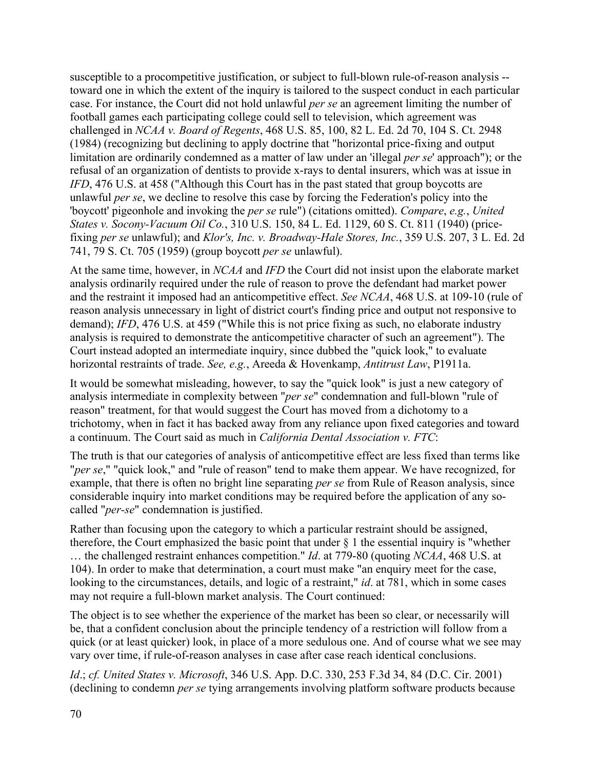susceptible to a procompetitive justification, or subject to full-blown rule-of-reason analysis -- toward one in which the extent of the inquiry is tailored to the suspect conduct in each particular case. For instance, the Court did not hold unlawful *per se* an agreement limiting the number of football games each participating college could sell to television, which agreement was challenged in *NCAA v. Board of Regents*, 468 U.S. 85, 100, 82 L. Ed. 2d 70, 104 S. Ct. 2948 (1984) (recognizing but declining to apply doctrine that "horizontal price-fixing and output limitation are ordinarily condemned as a matter of law under an 'illegal *per se*' approach"); or the refusal of an organization of dentists to provide x-rays to dental insurers, which was at issue in *IFD*, 476 U.S. at 458 ("Although this Court has in the past stated that group boycotts are unlawful *per se*, we decline to resolve this case by forcing the Federation's policy into the 'boycott' pigeonhole and invoking the *per se* rule") (citations omitted). *Compare*, *e.g.*, *United States v. Socony-Vacuum Oil Co.*, 310 U.S. 150, 84 L. Ed. 1129, 60 S. Ct. 811 (1940) (price-fixing *per se* unlawful); and *Klor's, Inc. v. Broadway-Hale Stores, Inc.*, 359 U.S. 207, 3 L. Ed. 2d 741, 79 S. Ct. 705 (1959) (group boycott *per se* unlawful).

At the same time, however, in *NCAA* and *IFD* the Court did not insist upon the elaborate market analysis ordinarily required under the rule of reason to prove the defendant had market power and the restraint it imposed had an anticompetitive effect. *See NCAA*, 468 U.S. at 109-10 (rule of reason analysis unnecessary in light of district court's finding price and output not responsive to demand); *IFD*, 476 U.S. at 459 ("While this is not price fixing as such, no elaborate industry analysis is required to demonstrate the anticompetitive character of such an agreement"). The Court instead adopted an intermediate inquiry, since dubbed the "quick look," to evaluate horizontal restraints of trade. *See, e.g.*, Areeda & Hovenkamp, *Antitrust Law*, P1911a.

It would be somewhat misleading, however, to say the "quick look" is just a new category of analysis intermediate in complexity between "*per se*" condemnation and full-blown "rule of reason" treatment, for that would suggest the Court has moved from a dichotomy to a trichotomy, when in fact it has backed away from any reliance upon fixed categories and toward a continuum. The Court said as much in *California Dental Association v. FTC*:

The truth is that our categories of analysis of anticompetitive effect are less fixed than terms like "*per se*," "quick look," and "rule of reason" tend to make them appear. We have recognized, for example, that there is often no bright line separating *per se* from Rule of Reason analysis, since considerable inquiry into market conditions may be required before the application of any so-called "*per-se*" condemnation is justified.

Rather than focusing upon the category to which a particular restraint should be assigned, therefore, the Court emphasized the basic point that under § 1 the essential inquiry is "whether … the challenged restraint enhances competition." *Id*. at 779-80 (quoting *NCAA*, 468 U.S. at 104). In order to make that determination, a court must make "an enquiry meet for the case, looking to the circumstances, details, and logic of a restraint," *id*. at 781, which in some cases may not require a full-blown market analysis. The Court continued:

The object is to see whether the experience of the market has been so clear, or necessarily will be, that a confident conclusion about the principle tendency of a restriction will follow from a quick (or at least quicker) look, in place of a more sedulous one. And of course what we see may vary over time, if rule-of-reason analyses in case after case reach identical conclusions.

*Id*.; *cf. United States v. Microsoft*, 346 U.S. App. D.C. 330, 253 F.3d 34, 84 (D.C. Cir. 2001) (declining to condemn *per se* tying arrangements involving platform software products because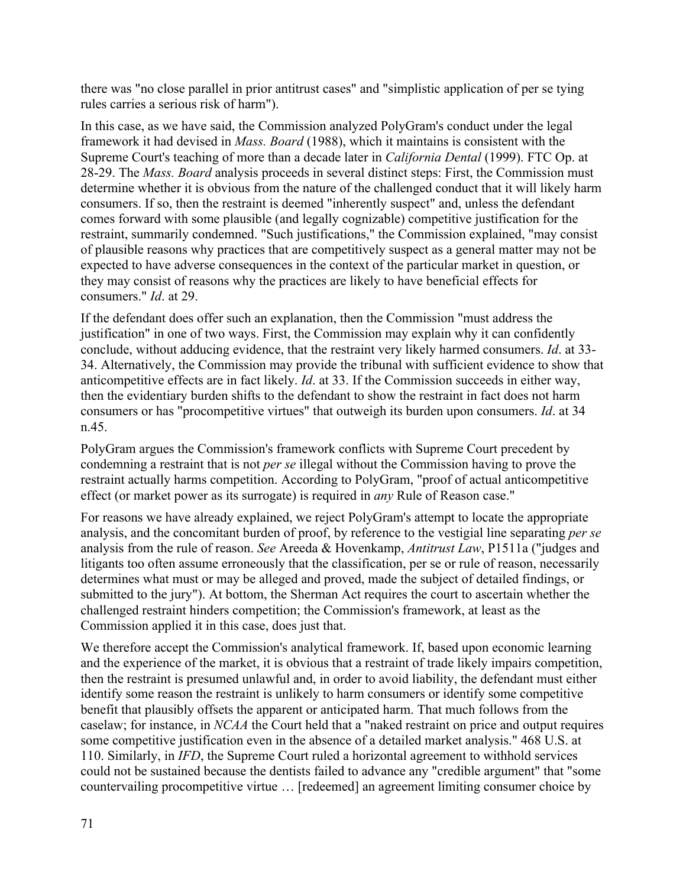there was "no close parallel in prior antitrust cases" and "simplistic application of per se tying rules carries a serious risk of harm").

In this case, as we have said, the Commission analyzed PolyGram's conduct under the legal framework it had devised in *Mass. Board* (1988), which it maintains is consistent with the Supreme Court's teaching of more than a decade later in *California Dental* (1999). FTC Op. at 28-29. The *Mass. Board* analysis proceeds in several distinct steps: First, the Commission must determine whether it is obvious from the nature of the challenged conduct that it will likely harm consumers. If so, then the restraint is deemed "inherently suspect" and, unless the defendant comes forward with some plausible (and legally cognizable) competitive justification for the restraint, summarily condemned. "Such justifications," the Commission explained, "may consist of plausible reasons why practices that are competitively suspect as a general matter may not be expected to have adverse consequences in the context of the particular market in question, or they may consist of reasons why the practices are likely to have beneficial effects for consumers." *Id*. at 29.

If the defendant does offer such an explanation, then the Commission "must address the justification" in one of two ways. First, the Commission may explain why it can confidently conclude, without adducing evidence, that the restraint very likely harmed consumers. *Id*. at 33-34. Alternatively, the Commission may provide the tribunal with sufficient evidence to show that anticompetitive effects are in fact likely. *Id*. at 33. If the Commission succeeds in either way, then the evidentiary burden shifts to the defendant to show the restraint in fact does not harm consumers or has "procompetitive virtues" that outweigh its burden upon consumers. *Id*. at 34 n.45.

PolyGram argues the Commission's framework conflicts with Supreme Court precedent by condemning a restraint that is not *per se* illegal without the Commission having to prove the restraint actually harms competition. According to PolyGram, "proof of actual anticompetitive effect (or market power as its surrogate) is required in *any* Rule of Reason case."

For reasons we have already explained, we reject PolyGram's attempt to locate the appropriate analysis, and the concomitant burden of proof, by reference to the vestigial line separating *per se* analysis from the rule of reason. *See* Areeda & Hovenkamp, *Antitrust Law*, P1511a ("judges and litigants too often assume erroneously that the classification, per se or rule of reason, necessarily determines what must or may be alleged and proved, made the subject of detailed findings, or submitted to the jury"). At bottom, the Sherman Act requires the court to ascertain whether the challenged restraint hinders competition; the Commission's framework, at least as the Commission applied it in this case, does just that.

We therefore accept the Commission's analytical framework. If, based upon economic learning and the experience of the market, it is obvious that a restraint of trade likely impairs competition, then the restraint is presumed unlawful and, in order to avoid liability, the defendant must either identify some reason the restraint is unlikely to harm consumers or identify some competitive benefit that plausibly offsets the apparent or anticipated harm. That much follows from the caselaw; for instance, in *NCAA* the Court held that a "naked restraint on price and output requires some competitive justification even in the absence of a detailed market analysis." 468 U.S. at 110. Similarly, in *IFD*, the Supreme Court ruled a horizontal agreement to withhold services could not be sustained because the dentists failed to advance any "credible argument" that "some countervailing procompetitive virtue … [redeemed] an agreement limiting consumer choice by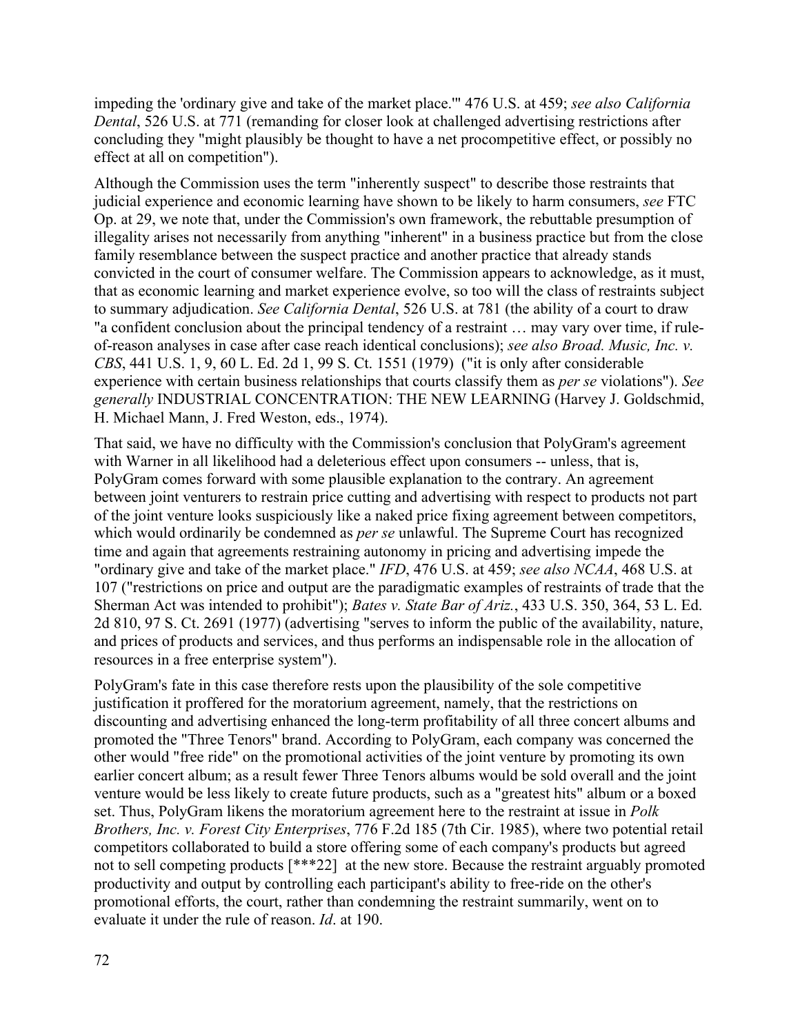impeding the 'ordinary give and take of the market place.'" 476 U.S. at 459; *see also California Dental*, 526 U.S. at 771 (remanding for closer look at challenged advertising restrictions after concluding they "might plausibly be thought to have a net procompetitive effect, or possibly no effect at all on competition").

Although the Commission uses the term "inherently suspect" to describe those restraints that judicial experience and economic learning have shown to be likely to harm consumers, *see* FTC Op. at 29, we note that, under the Commission's own framework, the rebuttable presumption of illegality arises not necessarily from anything "inherent" in a business practice but from the close family resemblance between the suspect practice and another practice that already stands convicted in the court of consumer welfare. The Commission appears to acknowledge, as it must, that as economic learning and market experience evolve, so too will the class of restraints subject to summary adjudication. *See California Dental*, 526 U.S. at 781 (the ability of a court to draw "a confident conclusion about the principal tendency of a restraint … may vary over time, if rule-of-reason analyses in case after case reach identical conclusions); *see also Broad. Music, Inc. v. CBS*, 441 U.S. 1, 9, 60 L. Ed. 2d 1, 99 S. Ct. 1551 (1979) ("it is only after considerable experience with certain business relationships that courts classify them as *per se* violations"). *See generally* INDUSTRIAL CONCENTRATION: THE NEW LEARNING (Harvey J. Goldschmid, H. Michael Mann, J. Fred Weston, eds., 1974).

That said, we have no difficulty with the Commission's conclusion that PolyGram's agreement with Warner in all likelihood had a deleterious effect upon consumers -- unless, that is, PolyGram comes forward with some plausible explanation to the contrary. An agreement between joint venturers to restrain price cutting and advertising with respect to products not part of the joint venture looks suspiciously like a naked price fixing agreement between competitors, which would ordinarily be condemned as *per se* unlawful. The Supreme Court has recognized time and again that agreements restraining autonomy in pricing and advertising impede the "ordinary give and take of the market place." *IFD*, 476 U.S. at 459; *see also NCAA*, 468 U.S. at 107 ("restrictions on price and output are the paradigmatic examples of restraints of trade that the Sherman Act was intended to prohibit"); *Bates v. State Bar of Ariz.*, 433 U.S. 350, 364, 53 L. Ed. 2d 810, 97 S. Ct. 2691 (1977) (advertising "serves to inform the public of the availability, nature, and prices of products and services, and thus performs an indispensable role in the allocation of resources in a free enterprise system").

PolyGram's fate in this case therefore rests upon the plausibility of the sole competitive justification it proffered for the moratorium agreement, namely, that the restrictions on discounting and advertising enhanced the long-term profitability of all three concert albums and promoted the "Three Tenors" brand. According to PolyGram, each company was concerned the other would "free ride" on the promotional activities of the joint venture by promoting its own earlier concert album; as a result fewer Three Tenors albums would be sold overall and the joint venture would be less likely to create future products, such as a "greatest hits" album or a boxed set. Thus, PolyGram likens the moratorium agreement here to the restraint at issue in *Polk Brothers, Inc. v. Forest City Enterprises*, 776 F.2d 185 (7th Cir. 1985), where two potential retail competitors collaborated to build a store offering some of each company's products but agreed not to sell competing products [***22] at the new store. Because the restraint arguably promoted productivity and output by controlling each participant's ability to free-ride on the other's promotional efforts, the court, rather than condemning the restraint summarily, went on to evaluate it under the rule of reason. *Id*. at 190.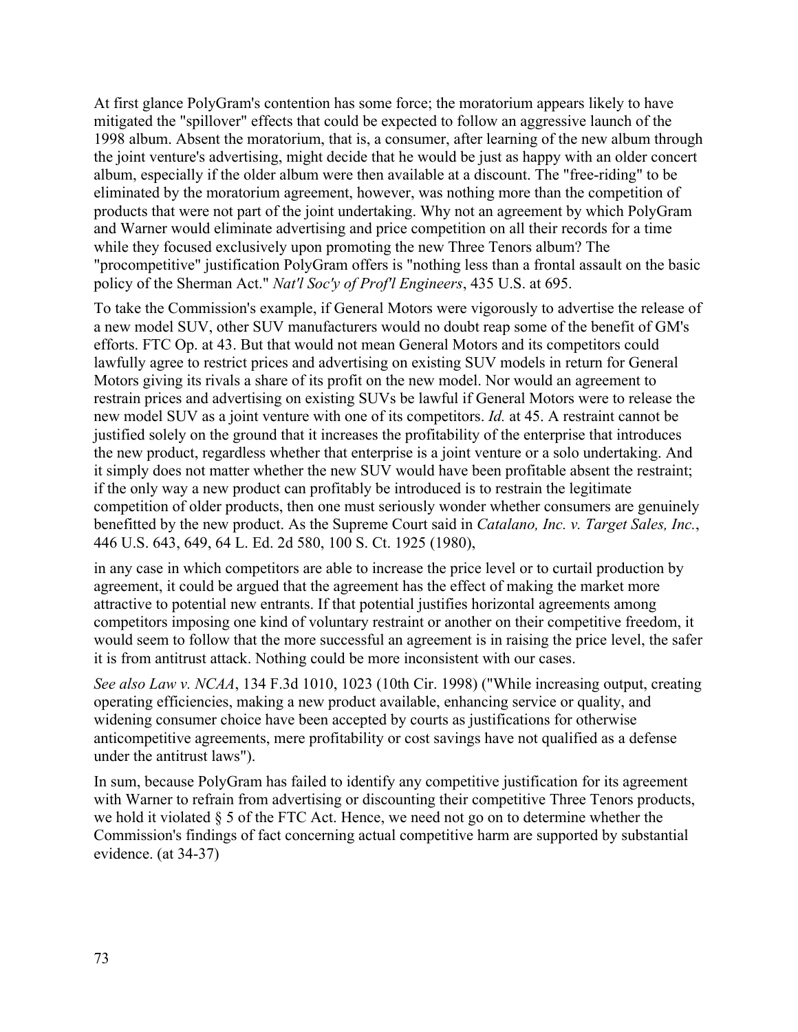At first glance PolyGram's contention has some force; the moratorium appears likely to have mitigated the "spillover" effects that could be expected to follow an aggressive launch of the 1998 album. Absent the moratorium, that is, a consumer, after learning of the new album through the joint venture's advertising, might decide that he would be just as happy with an older concert album, especially if the older album were then available at a discount. The "free-riding" to be eliminated by the moratorium agreement, however, was nothing more than the competition of products that were not part of the joint undertaking. Why not an agreement by which PolyGram and Warner would eliminate advertising and price competition on all their records for a time while they focused exclusively upon promoting the new Three Tenors album? The "procompetitive" justification PolyGram offers is "nothing less than a frontal assault on the basic policy of the Sherman Act." *Nat'l Soc'y of Prof'l Engineers*, 435 U.S. at 695.

To take the Commission's example, if General Motors were vigorously to advertise the release of a new model SUV, other SUV manufacturers would no doubt reap some of the benefit of GM's efforts. FTC Op. at 43. But that would not mean General Motors and its competitors could lawfully agree to restrict prices and advertising on existing SUV models in return for General Motors giving its rivals a share of its profit on the new model. Nor would an agreement to restrain prices and advertising on existing SUVs be lawful if General Motors were to release the new model SUV as a joint venture with one of its competitors. *Id.* at 45. A restraint cannot be justified solely on the ground that it increases the profitability of the enterprise that introduces the new product, regardless whether that enterprise is a joint venture or a solo undertaking. And it simply does not matter whether the new SUV would have been profitable absent the restraint; if the only way a new product can profitably be introduced is to restrain the legitimate competition of older products, then one must seriously wonder whether consumers are genuinely benefitted by the new product. As the Supreme Court said in *Catalano, Inc. v. Target Sales, Inc.*, 446 U.S. 643, 649, 64 L. Ed. 2d 580, 100 S. Ct. 1925 (1980),

in any case in which competitors are able to increase the price level or to curtail production by agreement, it could be argued that the agreement has the effect of making the market more attractive to potential new entrants. If that potential justifies horizontal agreements among competitors imposing one kind of voluntary restraint or another on their competitive freedom, it would seem to follow that the more successful an agreement is in raising the price level, the safer it is from antitrust attack. Nothing could be more inconsistent with our cases.

*See also Law v. NCAA*, 134 F.3d 1010, 1023 (10th Cir. 1998) ("While increasing output, creating operating efficiencies, making a new product available, enhancing service or quality, and widening consumer choice have been accepted by courts as justifications for otherwise anticompetitive agreements, mere profitability or cost savings have not qualified as a defense under the antitrust laws").

In sum, because PolyGram has failed to identify any competitive justification for its agreement with Warner to refrain from advertising or discounting their competitive Three Tenors products, we hold it violated § 5 of the FTC Act. Hence, we need not go on to determine whether the Commission's findings of fact concerning actual competitive harm are supported by substantial evidence. (at 34-37)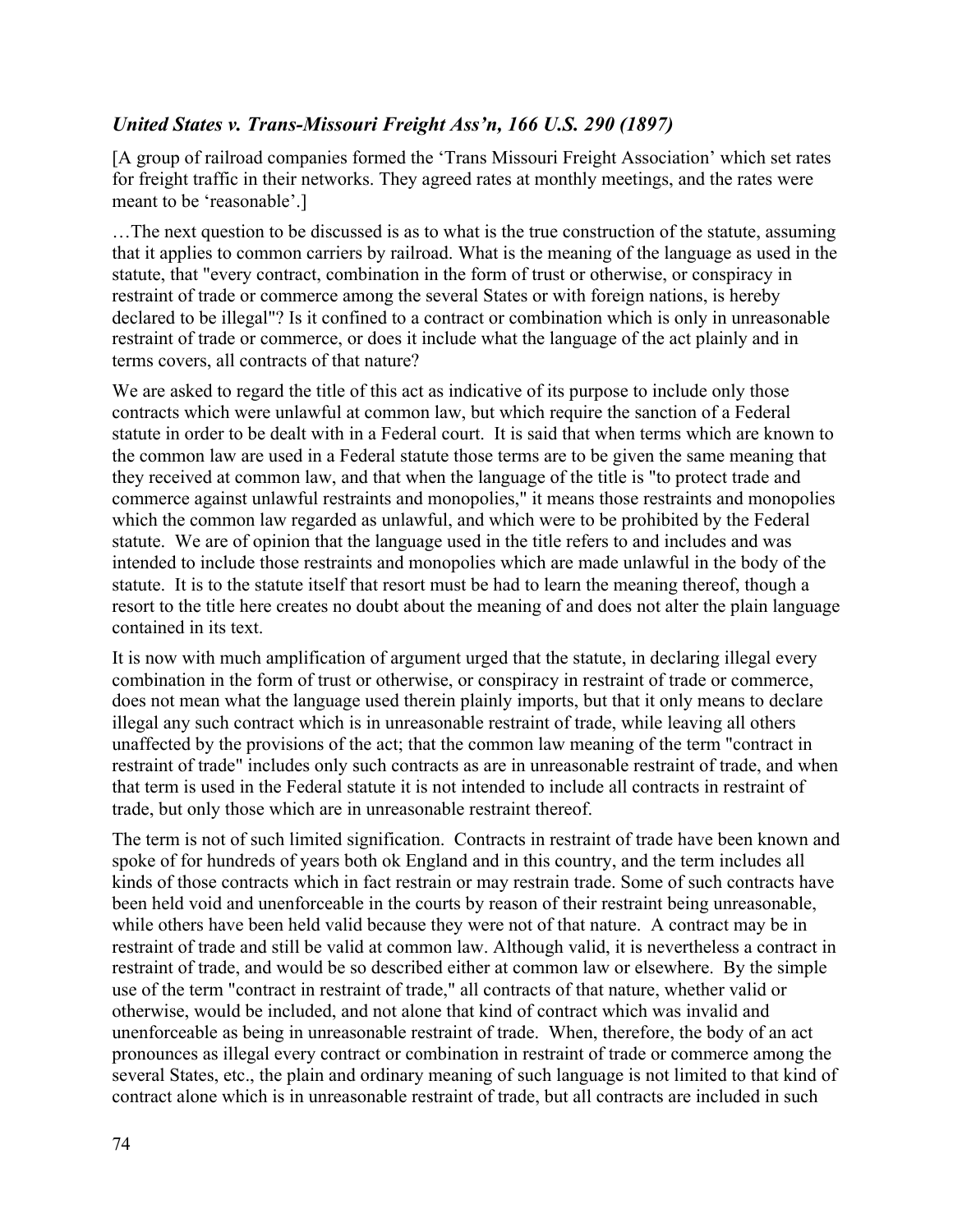### *United States v. Trans-Missouri Freight Ass'n, 166 U.S. 290 (1897)*

[A group of railroad companies formed the 'Trans Missouri Freight Association' which set rates for freight traffic in their networks. They agreed rates at monthly meetings, and the rates were meant to be 'reasonable'.]

…The next question to be discussed is as to what is the true construction of the statute, assuming that it applies to common carriers by railroad. What is the meaning of the language as used in the statute, that "every contract, combination in the form of trust or otherwise, or conspiracy in restraint of trade or commerce among the several States or with foreign nations, is hereby declared to be illegal"? Is it confined to a contract or combination which is only in unreasonable restraint of trade or commerce, or does it include what the language of the act plainly and in terms covers, all contracts of that nature?

We are asked to regard the title of this act as indicative of its purpose to include only those contracts which were unlawful at common law, but which require the sanction of a Federal statute in order to be dealt with in a Federal court. It is said that when terms which are known to the common law are used in a Federal statute those terms are to be given the same meaning that they received at common law, and that when the language of the title is "to protect trade and commerce against unlawful restraints and monopolies," it means those restraints and monopolies which the common law regarded as unlawful, and which were to be prohibited by the Federal statute. We are of opinion that the language used in the title refers to and includes and was intended to include those restraints and monopolies which are made unlawful in the body of the statute. It is to the statute itself that resort must be had to learn the meaning thereof, though a resort to the title here creates no doubt about the meaning of and does not alter the plain language contained in its text.

It is now with much amplification of argument urged that the statute, in declaring illegal every combination in the form of trust or otherwise, or conspiracy in restraint of trade or commerce, does not mean what the language used therein plainly imports, but that it only means to declare illegal any such contract which is in unreasonable restraint of trade, while leaving all others unaffected by the provisions of the act; that the common law meaning of the term "contract in restraint of trade" includes only such contracts as are in unreasonable restraint of trade, and when that term is used in the Federal statute it is not intended to include all contracts in restraint of trade, but only those which are in unreasonable restraint thereof.

The term is not of such limited signification. Contracts in restraint of trade have been known and spoke of for hundreds of years both ok England and in this country, and the term includes all kinds of those contracts which in fact restrain or may restrain trade. Some of such contracts have been held void and unenforceable in the courts by reason of their restraint being unreasonable, while others have been held valid because they were not of that nature. A contract may be in restraint of trade and still be valid at common law. Although valid, it is nevertheless a contract in restraint of trade, and would be so described either at common law or elsewhere. By the simple use of the term "contract in restraint of trade," all contracts of that nature, whether valid or otherwise, would be included, and not alone that kind of contract which was invalid and unenforceable as being in unreasonable restraint of trade. When, therefore, the body of an act pronounces as illegal every contract or combination in restraint of trade or commerce among the several States, etc., the plain and ordinary meaning of such language is not limited to that kind of contract alone which is in unreasonable restraint of trade, but all contracts are included in such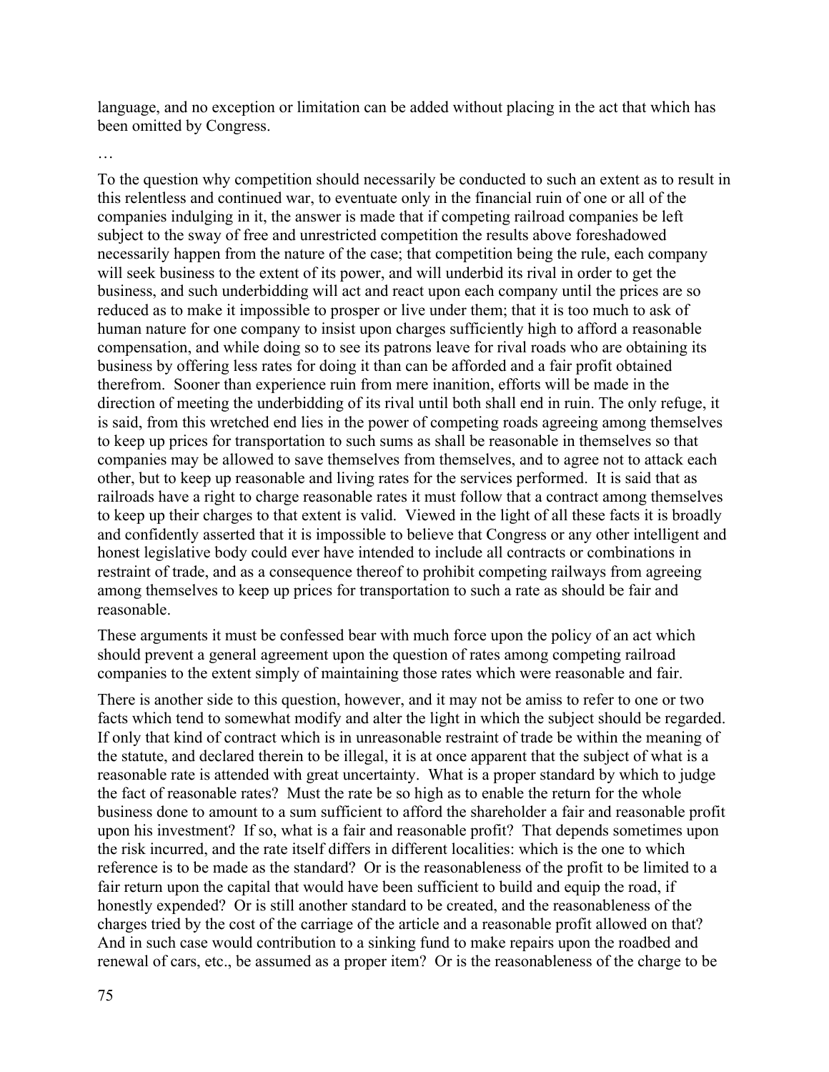language, and no exception or limitation can be added without placing in the act that which has been omitted by Congress.

…

To the question why competition should necessarily be conducted to such an extent as to result in this relentless and continued war, to eventuate only in the financial ruin of one or all of the companies indulging in it, the answer is made that if competing railroad companies be left subject to the sway of free and unrestricted competition the results above foreshadowed necessarily happen from the nature of the case; that competition being the rule, each company will seek business to the extent of its power, and will underbid its rival in order to get the business, and such underbidding will act and react upon each company until the prices are so reduced as to make it impossible to prosper or live under them; that it is too much to ask of human nature for one company to insist upon charges sufficiently high to afford a reasonable compensation, and while doing so to see its patrons leave for rival roads who are obtaining its business by offering less rates for doing it than can be afforded and a fair profit obtained therefrom. Sooner than experience ruin from mere inanition, efforts will be made in the direction of meeting the underbidding of its rival until both shall end in ruin. The only refuge, it is said, from this wretched end lies in the power of competing roads agreeing among themselves to keep up prices for transportation to such sums as shall be reasonable in themselves so that companies may be allowed to save themselves from themselves, and to agree not to attack each other, but to keep up reasonable and living rates for the services performed. It is said that as railroads have a right to charge reasonable rates it must follow that a contract among themselves to keep up their charges to that extent is valid. Viewed in the light of all these facts it is broadly and confidently asserted that it is impossible to believe that Congress or any other intelligent and honest legislative body could ever have intended to include all contracts or combinations in restraint of trade, and as a consequence thereof to prohibit competing railways from agreeing among themselves to keep up prices for transportation to such a rate as should be fair and reasonable.

These arguments it must be confessed bear with much force upon the policy of an act which should prevent a general agreement upon the question of rates among competing railroad companies to the extent simply of maintaining those rates which were reasonable and fair.

There is another side to this question, however, and it may not be amiss to refer to one or two facts which tend to somewhat modify and alter the light in which the subject should be regarded. If only that kind of contract which is in unreasonable restraint of trade be within the meaning of the statute, and declared therein to be illegal, it is at once apparent that the subject of what is a reasonable rate is attended with great uncertainty. What is a proper standard by which to judge the fact of reasonable rates? Must the rate be so high as to enable the return for the whole business done to amount to a sum sufficient to afford the shareholder a fair and reasonable profit upon his investment? If so, what is a fair and reasonable profit? That depends sometimes upon the risk incurred, and the rate itself differs in different localities: which is the one to which reference is to be made as the standard? Or is the reasonableness of the profit to be limited to a fair return upon the capital that would have been sufficient to build and equip the road, if honestly expended? Or is still another standard to be created, and the reasonableness of the charges tried by the cost of the carriage of the article and a reasonable profit allowed on that? And in such case would contribution to a sinking fund to make repairs upon the roadbed and renewal of cars, etc., be assumed as a proper item? Or is the reasonableness of the charge to be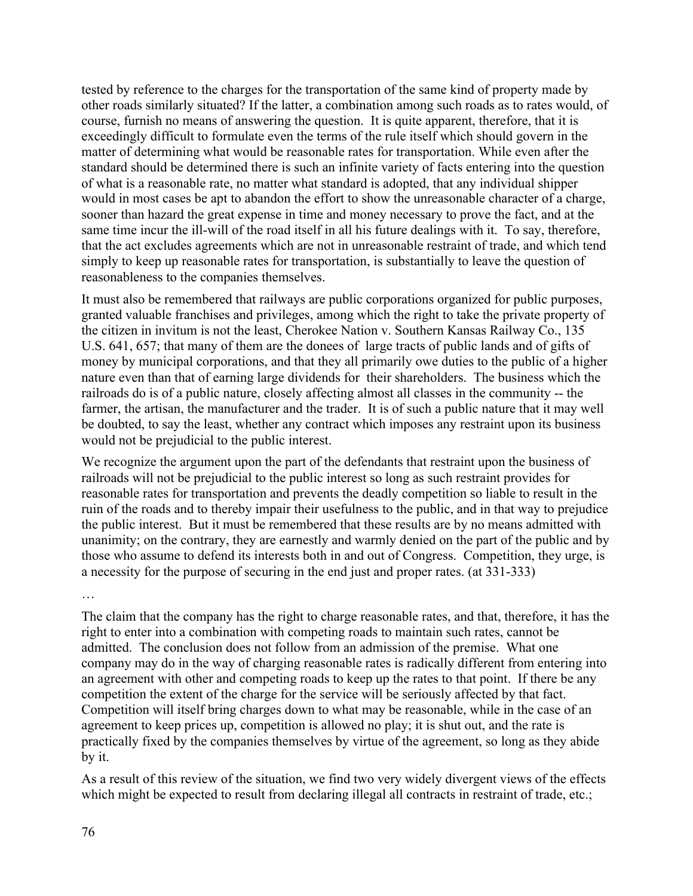tested by reference to the charges for the transportation of the same kind of property made by other roads similarly situated? If the latter, a combination among such roads as to rates would, of course, furnish no means of answering the question. It is quite apparent, therefore, that it is exceedingly difficult to formulate even the terms of the rule itself which should govern in the matter of determining what would be reasonable rates for transportation. While even after the standard should be determined there is such an infinite variety of facts entering into the question of what is a reasonable rate, no matter what standard is adopted, that any individual shipper would in most cases be apt to abandon the effort to show the unreasonable character of a charge, sooner than hazard the great expense in time and money necessary to prove the fact, and at the same time incur the ill-will of the road itself in all his future dealings with it. To say, therefore, that the act excludes agreements which are not in unreasonable restraint of trade, and which tend simply to keep up reasonable rates for transportation, is substantially to leave the question of reasonableness to the companies themselves.

It must also be remembered that railways are public corporations organized for public purposes, granted valuable franchises and privileges, among which the right to take the private property of the citizen in invitum is not the least, Cherokee Nation v. Southern Kansas Railway Co., 135 U.S. 641, 657; that many of them are the donees of large tracts of public lands and of gifts of money by municipal corporations, and that they all primarily owe duties to the public of a higher nature even than that of earning large dividends for their shareholders. The business which the railroads do is of a public nature, closely affecting almost all classes in the community -- the farmer, the artisan, the manufacturer and the trader. It is of such a public nature that it may well be doubted, to say the least, whether any contract which imposes any restraint upon its business would not be prejudicial to the public interest.

We recognize the argument upon the part of the defendants that restraint upon the business of railroads will not be prejudicial to the public interest so long as such restraint provides for reasonable rates for transportation and prevents the deadly competition so liable to result in the ruin of the roads and to thereby impair their usefulness to the public, and in that way to prejudice the public interest. But it must be remembered that these results are by no means admitted with unanimity; on the contrary, they are earnestly and warmly denied on the part of the public and by those who assume to defend its interests both in and out of Congress. Competition, they urge, is a necessity for the purpose of securing in the end just and proper rates. (at 331-333)

…

The claim that the company has the right to charge reasonable rates, and that, therefore, it has the right to enter into a combination with competing roads to maintain such rates, cannot be admitted. The conclusion does not follow from an admission of the premise. What one company may do in the way of charging reasonable rates is radically different from entering into an agreement with other and competing roads to keep up the rates to that point. If there be any competition the extent of the charge for the service will be seriously affected by that fact. Competition will itself bring charges down to what may be reasonable, while in the case of an agreement to keep prices up, competition is allowed no play; it is shut out, and the rate is practically fixed by the companies themselves by virtue of the agreement, so long as they abide by it.

As a result of this review of the situation, we find two very widely divergent views of the effects which might be expected to result from declaring illegal all contracts in restraint of trade, etc.;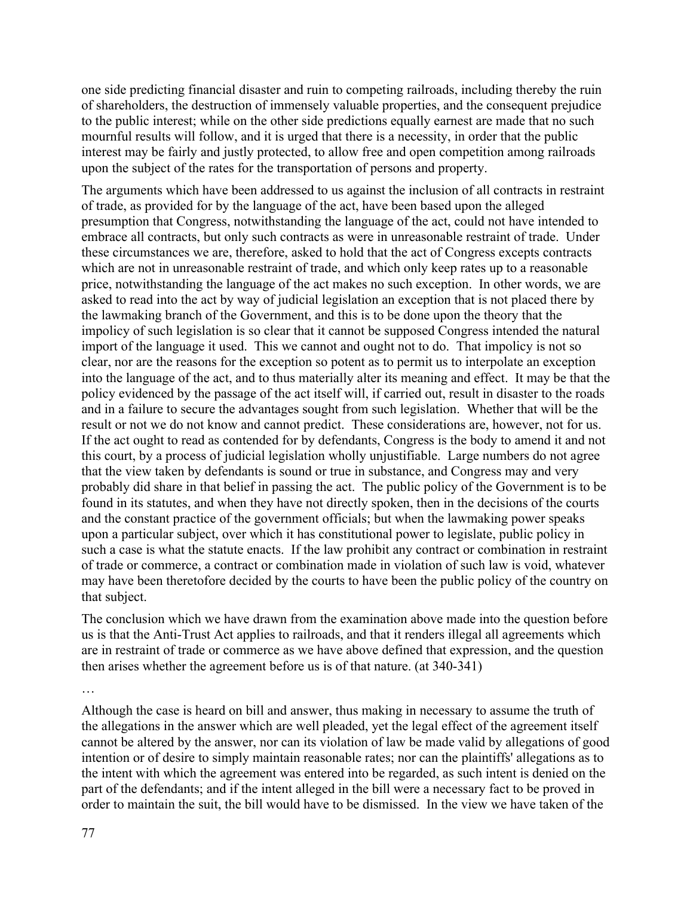one side predicting financial disaster and ruin to competing railroads, including thereby the ruin of shareholders, the destruction of immensely valuable properties, and the consequent prejudice to the public interest; while on the other side predictions equally earnest are made that no such mournful results will follow, and it is urged that there is a necessity, in order that the public interest may be fairly and justly protected, to allow free and open competition among railroads upon the subject of the rates for the transportation of persons and property.

The arguments which have been addressed to us against the inclusion of all contracts in restraint of trade, as provided for by the language of the act, have been based upon the alleged presumption that Congress, notwithstanding the language of the act, could not have intended to embrace all contracts, but only such contracts as were in unreasonable restraint of trade. Under these circumstances we are, therefore, asked to hold that the act of Congress excepts contracts which are not in unreasonable restraint of trade, and which only keep rates up to a reasonable price, notwithstanding the language of the act makes no such exception. In other words, we are asked to read into the act by way of judicial legislation an exception that is not placed there by the lawmaking branch of the Government, and this is to be done upon the theory that the impolicy of such legislation is so clear that it cannot be supposed Congress intended the natural import of the language it used. This we cannot and ought not to do. That impolicy is not so clear, nor are the reasons for the exception so potent as to permit us to interpolate an exception into the language of the act, and to thus materially alter its meaning and effect. It may be that the policy evidenced by the passage of the act itself will, if carried out, result in disaster to the roads and in a failure to secure the advantages sought from such legislation. Whether that will be the result or not we do not know and cannot predict. These considerations are, however, not for us. If the act ought to read as contended for by defendants, Congress is the body to amend it and not this court, by a process of judicial legislation wholly unjustifiable. Large numbers do not agree that the view taken by defendants is sound or true in substance, and Congress may and very probably did share in that belief in passing the act. The public policy of the Government is to be found in its statutes, and when they have not directly spoken, then in the decisions of the courts and the constant practice of the government officials; but when the lawmaking power speaks upon a particular subject, over which it has constitutional power to legislate, public policy in such a case is what the statute enacts. If the law prohibit any contract or combination in restraint of trade or commerce, a contract or combination made in violation of such law is void, whatever may have been theretofore decided by the courts to have been the public policy of the country on that subject.

The conclusion which we have drawn from the examination above made into the question before us is that the Anti-Trust Act applies to railroads, and that it renders illegal all agreements which are in restraint of trade or commerce as we have above defined that expression, and the question then arises whether the agreement before us is of that nature. (at 340-341)

…

Although the case is heard on bill and answer, thus making in necessary to assume the truth of the allegations in the answer which are well pleaded, yet the legal effect of the agreement itself cannot be altered by the answer, nor can its violation of law be made valid by allegations of good intention or of desire to simply maintain reasonable rates; nor can the plaintiffs' allegations as to the intent with which the agreement was entered into be regarded, as such intent is denied on the part of the defendants; and if the intent alleged in the bill were a necessary fact to be proved in order to maintain the suit, the bill would have to be dismissed. In the view we have taken of the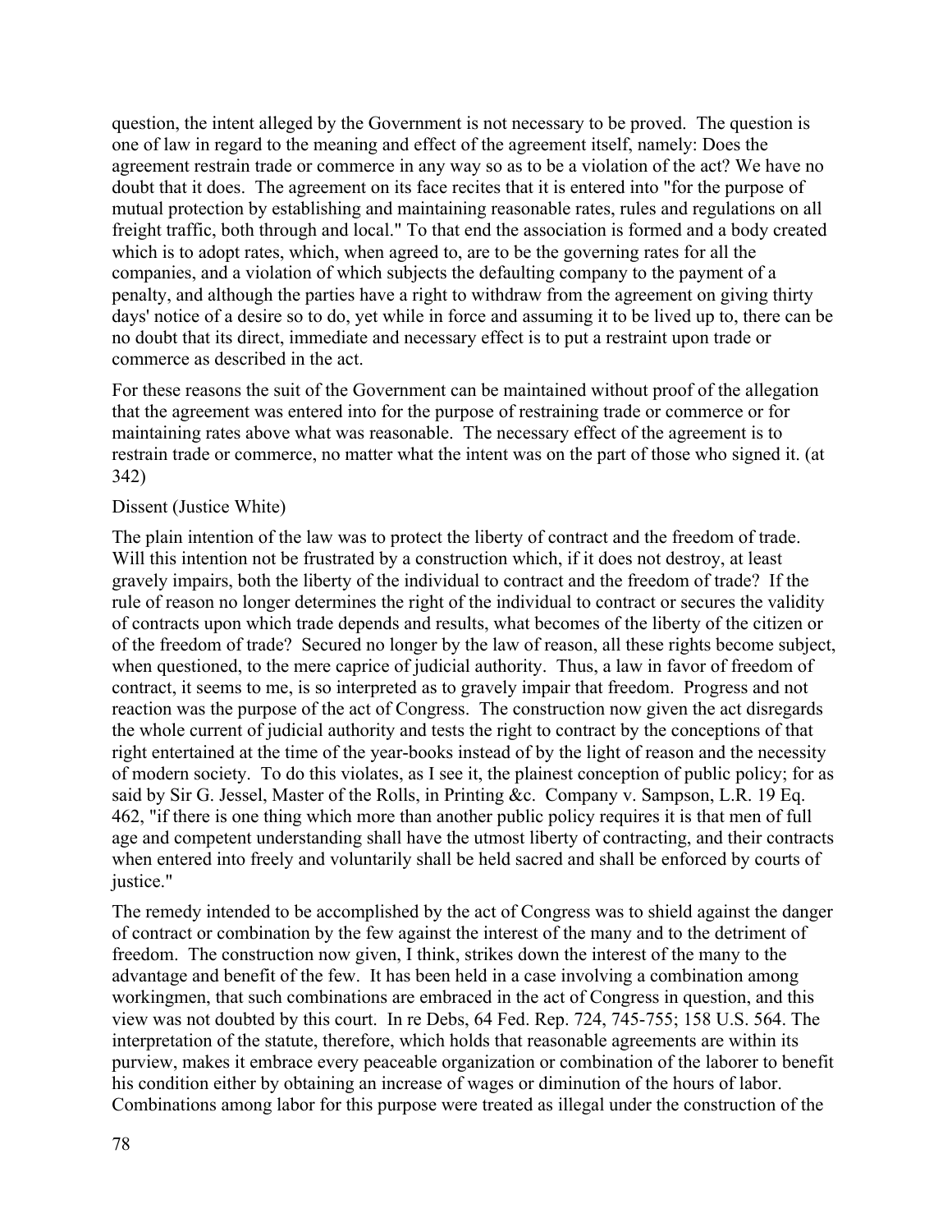question, the intent alleged by the Government is not necessary to be proved. The question is one of law in regard to the meaning and effect of the agreement itself, namely: Does the agreement restrain trade or commerce in any way so as to be a violation of the act? We have no doubt that it does. The agreement on its face recites that it is entered into "for the purpose of mutual protection by establishing and maintaining reasonable rates, rules and regulations on all freight traffic, both through and local." To that end the association is formed and a body created which is to adopt rates, which, when agreed to, are to be the governing rates for all the companies, and a violation of which subjects the defaulting company to the payment of a penalty, and although the parties have a right to withdraw from the agreement on giving thirty days' notice of a desire so to do, yet while in force and assuming it to be lived up to, there can be no doubt that its direct, immediate and necessary effect is to put a restraint upon trade or commerce as described in the act.

For these reasons the suit of the Government can be maintained without proof of the allegation that the agreement was entered into for the purpose of restraining trade or commerce or for maintaining rates above what was reasonable. The necessary effect of the agreement is to restrain trade or commerce, no matter what the intent was on the part of those who signed it. (at 342)

Dissent (Justice White)

The plain intention of the law was to protect the liberty of contract and the freedom of trade. Will this intention not be frustrated by a construction which, if it does not destroy, at least gravely impairs, both the liberty of the individual to contract and the freedom of trade? If the rule of reason no longer determines the right of the individual to contract or secures the validity of contracts upon which trade depends and results, what becomes of the liberty of the citizen or of the freedom of trade? Secured no longer by the law of reason, all these rights become subject, when questioned, to the mere caprice of judicial authority. Thus, a law in favor of freedom of contract, it seems to me, is so interpreted as to gravely impair that freedom. Progress and not reaction was the purpose of the act of Congress. The construction now given the act disregards the whole current of judicial authority and tests the right to contract by the conceptions of that right entertained at the time of the year-books instead of by the light of reason and the necessity of modern society. To do this violates, as I see it, the plainest conception of public policy; for as said by Sir G. Jessel, Master of the Rolls, in Printing &c. Company v. Sampson, L.R. 19 Eq. 462, "if there is one thing which more than another public policy requires it is that men of full age and competent understanding shall have the utmost liberty of contracting, and their contracts when entered into freely and voluntarily shall be held sacred and shall be enforced by courts of justice."

The remedy intended to be accomplished by the act of Congress was to shield against the danger of contract or combination by the few against the interest of the many and to the detriment of freedom. The construction now given, I think, strikes down the interest of the many to the advantage and benefit of the few. It has been held in a case involving a combination among workingmen, that such combinations are embraced in the act of Congress in question, and this view was not doubted by this court. In re Debs, 64 Fed. Rep. 724, 745-755; 158 U.S. 564. The interpretation of the statute, therefore, which holds that reasonable agreements are within its purview, makes it embrace every peaceable organization or combination of the laborer to benefit his condition either by obtaining an increase of wages or diminution of the hours of labor. Combinations among labor for this purpose were treated as illegal under the construction of the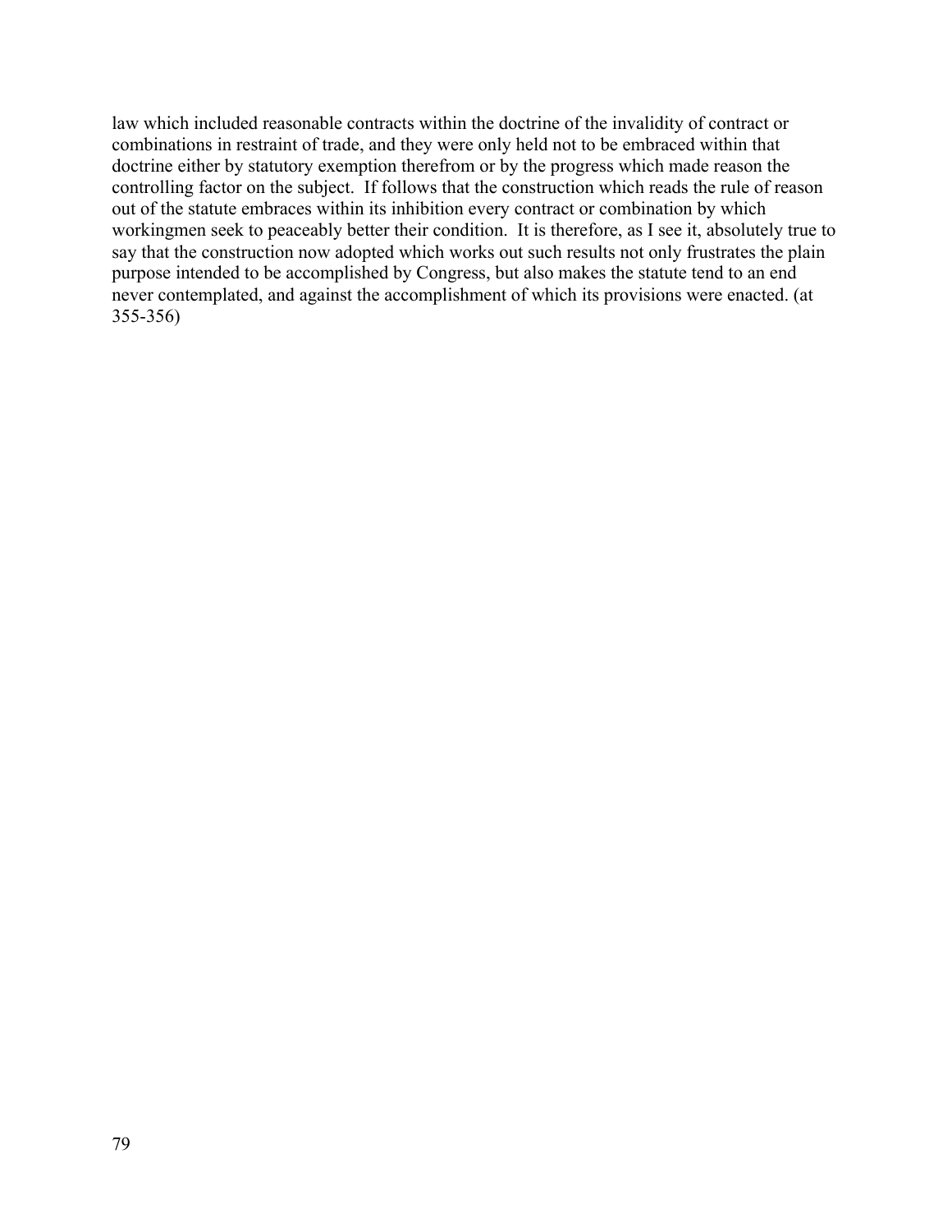law which included reasonable contracts within the doctrine of the invalidity of contract or combinations in restraint of trade, and they were only held not to be embraced within that doctrine either by statutory exemption therefrom or by the progress which made reason the controlling factor on the subject. If follows that the construction which reads the rule of reason out of the statute embraces within its inhibition every contract or combination by which workingmen seek to peaceably better their condition. It is therefore, as I see it, absolutely true to say that the construction now adopted which works out such results not only frustrates the plain purpose intended to be accomplished by Congress, but also makes the statute tend to an end never contemplated, and against the accomplishment of which its provisions were enacted. (at 355-356)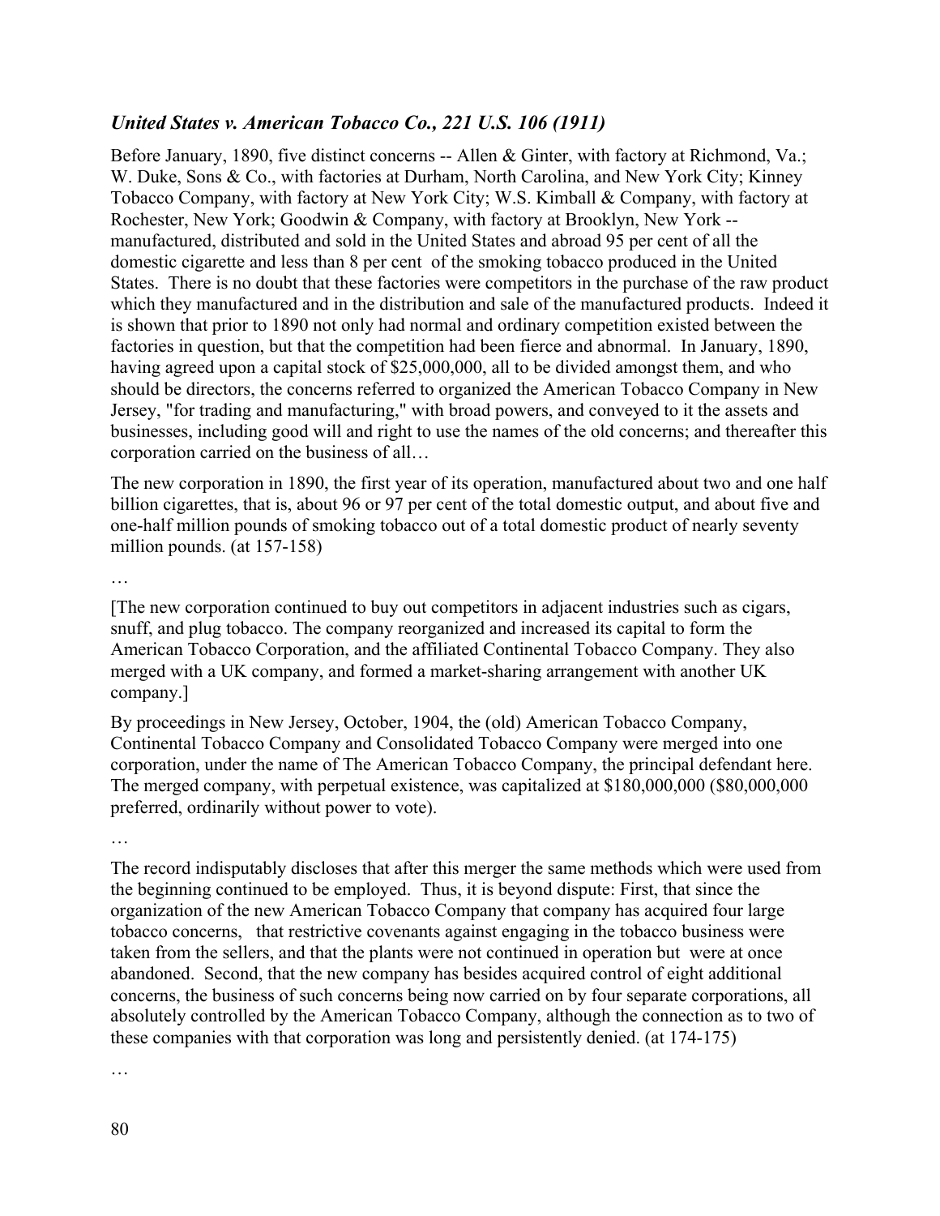### *United States v. American Tobacco Co., 221 U.S. 106 (1911)*

Before January, 1890, five distinct concerns -- Allen & Ginter, with factory at Richmond, Va.; W. Duke, Sons & Co., with factories at Durham, North Carolina, and New York City; Kinney Tobacco Company, with factory at New York City; W.S. Kimball & Company, with factory at Rochester, New York; Goodwin & Company, with factory at Brooklyn, New York -- manufactured, distributed and sold in the United States and abroad 95 per cent of all the domestic cigarette and less than 8 per cent of the smoking tobacco produced in the United States. There is no doubt that these factories were competitors in the purchase of the raw product which they manufactured and in the distribution and sale of the manufactured products. Indeed it is shown that prior to 1890 not only had normal and ordinary competition existed between the factories in question, but that the competition had been fierce and abnormal. In January, 1890, having agreed upon a capital stock of $25,000,000, all to be divided amongst them, and who should be directors, the concerns referred to organized the American Tobacco Company in New Jersey, "for trading and manufacturing," with broad powers, and conveyed to it the assets and businesses, including good will and right to use the names of the old concerns; and thereafter this corporation carried on the business of all…

The new corporation in 1890, the first year of its operation, manufactured about two and one half billion cigarettes, that is, about 96 or 97 per cent of the total domestic output, and about five and one-half million pounds of smoking tobacco out of a total domestic product of nearly seventy million pounds. (at 157-158)

…

[The new corporation continued to buy out competitors in adjacent industries such as cigars, snuff, and plug tobacco. The company reorganized and increased its capital to form the American Tobacco Corporation, and the affiliated Continental Tobacco Company. They also merged with a UK company, and formed a market-sharing arrangement with another UK company.]

By proceedings in New Jersey, October, 1904, the (old) American Tobacco Company, Continental Tobacco Company and Consolidated Tobacco Company were merged into one corporation, under the name of The American Tobacco Company, the principal defendant here. The merged company, with perpetual existence, was capitalized at $180,000,000 ($80,000,000 preferred, ordinarily without power to vote).

…

The record indisputably discloses that after this merger the same methods which were used from the beginning continued to be employed. Thus, it is beyond dispute: First, that since the organization of the new American Tobacco Company that company has acquired four large tobacco concerns, that restrictive covenants against engaging in the tobacco business were taken from the sellers, and that the plants were not continued in operation but were at once abandoned. Second, that the new company has besides acquired control of eight additional concerns, the business of such concerns being now carried on by four separate corporations, all absolutely controlled by the American Tobacco Company, although the connection as to two of these companies with that corporation was long and persistently denied. (at 174-175)

…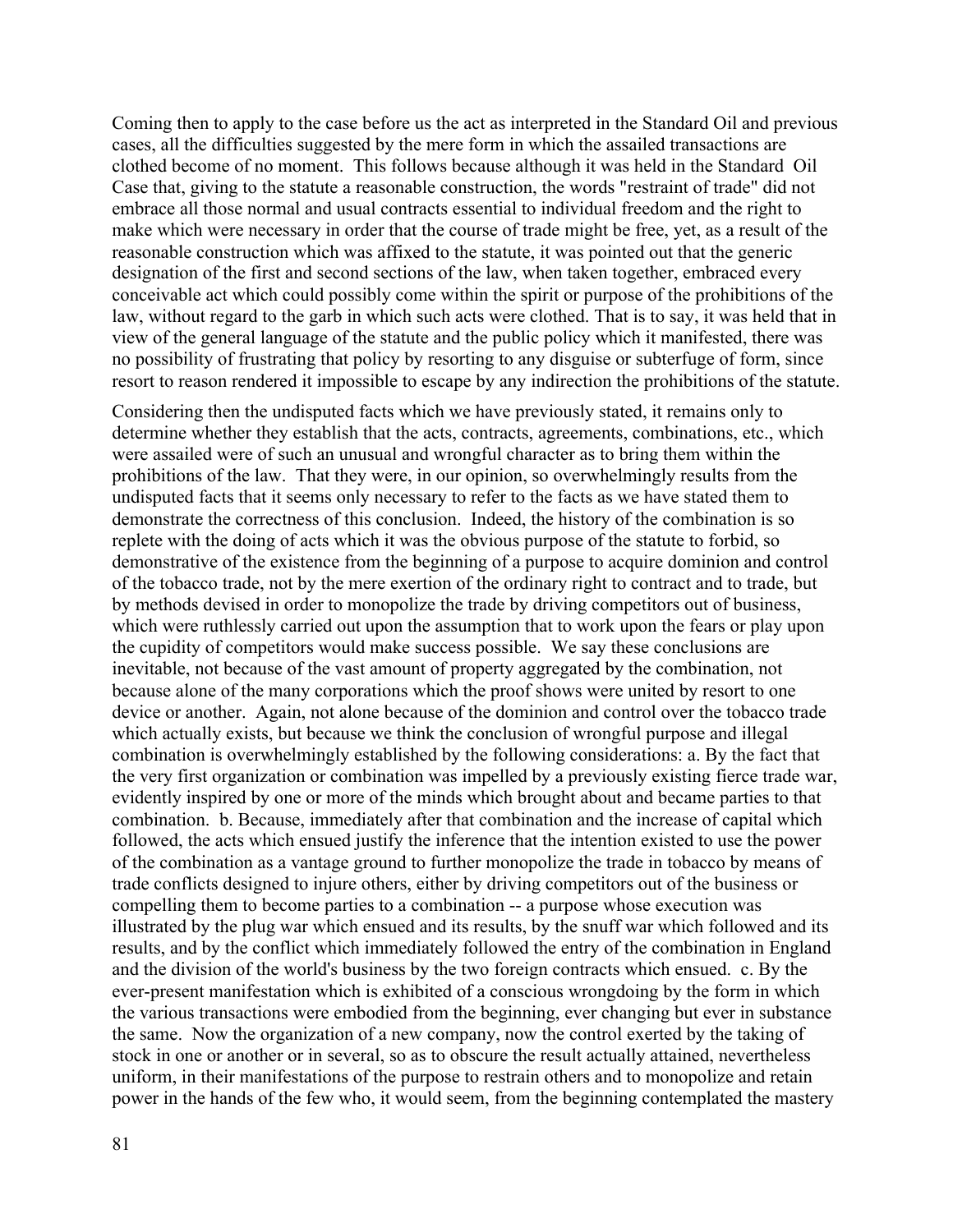Coming then to apply to the case before us the act as interpreted in the Standard Oil and previous cases, all the difficulties suggested by the mere form in which the assailed transactions are clothed become of no moment. This follows because although it was held in the Standard Oil Case that, giving to the statute a reasonable construction, the words "restraint of trade" did not embrace all those normal and usual contracts essential to individual freedom and the right to make which were necessary in order that the course of trade might be free, yet, as a result of the reasonable construction which was affixed to the statute, it was pointed out that the generic designation of the first and second sections of the law, when taken together, embraced every conceivable act which could possibly come within the spirit or purpose of the prohibitions of the law, without regard to the garb in which such acts were clothed. That is to say, it was held that in view of the general language of the statute and the public policy which it manifested, there was no possibility of frustrating that policy by resorting to any disguise or subterfuge of form, since resort to reason rendered it impossible to escape by any indirection the prohibitions of the statute.

Considering then the undisputed facts which we have previously stated, it remains only to determine whether they establish that the acts, contracts, agreements, combinations, etc., which were assailed were of such an unusual and wrongful character as to bring them within the prohibitions of the law. That they were, in our opinion, so overwhelmingly results from the undisputed facts that it seems only necessary to refer to the facts as we have stated them to demonstrate the correctness of this conclusion. Indeed, the history of the combination is so replete with the doing of acts which it was the obvious purpose of the statute to forbid, so demonstrative of the existence from the beginning of a purpose to acquire dominion and control of the tobacco trade, not by the mere exertion of the ordinary right to contract and to trade, but by methods devised in order to monopolize the trade by driving competitors out of business, which were ruthlessly carried out upon the assumption that to work upon the fears or play upon the cupidity of competitors would make success possible. We say these conclusions are inevitable, not because of the vast amount of property aggregated by the combination, not because alone of the many corporations which the proof shows were united by resort to one device or another. Again, not alone because of the dominion and control over the tobacco trade which actually exists, but because we think the conclusion of wrongful purpose and illegal combination is overwhelmingly established by the following considerations: a. By the fact that the very first organization or combination was impelled by a previously existing fierce trade war, evidently inspired by one or more of the minds which brought about and became parties to that combination. b. Because, immediately after that combination and the increase of capital which followed, the acts which ensued justify the inference that the intention existed to use the power of the combination as a vantage ground to further monopolize the trade in tobacco by means of trade conflicts designed to injure others, either by driving competitors out of the business or compelling them to become parties to a combination -- a purpose whose execution was illustrated by the plug war which ensued and its results, by the snuff war which followed and its results, and by the conflict which immediately followed the entry of the combination in England and the division of the world's business by the two foreign contracts which ensued. c. By the ever-present manifestation which is exhibited of a conscious wrongdoing by the form in which the various transactions were embodied from the beginning, ever changing but ever in substance the same. Now the organization of a new company, now the control exerted by the taking of stock in one or another or in several, so as to obscure the result actually attained, nevertheless uniform, in their manifestations of the purpose to restrain others and to monopolize and retain power in the hands of the few who, it would seem, from the beginning contemplated the mastery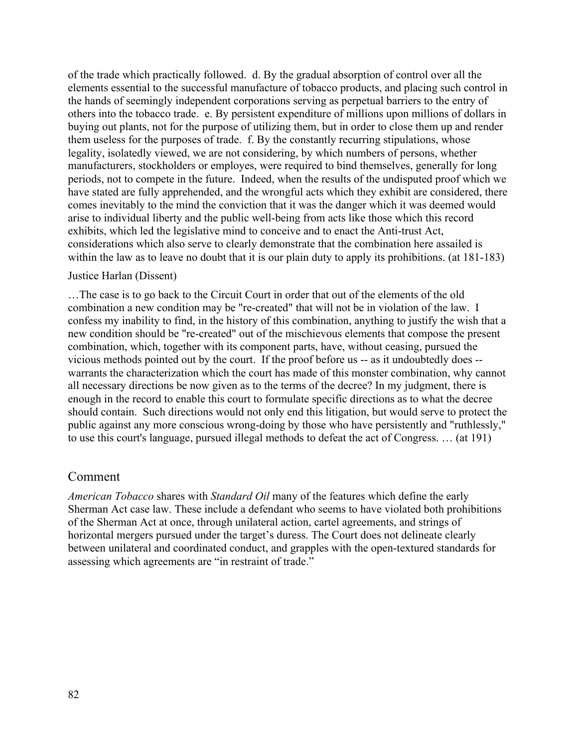of the trade which practically followed. d. By the gradual absorption of control over all the elements essential to the successful manufacture of tobacco products, and placing such control in the hands of seemingly independent corporations serving as perpetual barriers to the entry of others into the tobacco trade. e. By persistent expenditure of millions upon millions of dollars in buying out plants, not for the purpose of utilizing them, but in order to close them up and render them useless for the purposes of trade. f. By the constantly recurring stipulations, whose legality, isolatedly viewed, we are not considering, by which numbers of persons, whether manufacturers, stockholders or employes, were required to bind themselves, generally for long periods, not to compete in the future. Indeed, when the results of the undisputed proof which we have stated are fully apprehended, and the wrongful acts which they exhibit are considered, there comes inevitably to the mind the conviction that it was the danger which it was deemed would arise to individual liberty and the public well-being from acts like those which this record exhibits, which led the legislative mind to conceive and to enact the Anti-trust Act, considerations which also serve to clearly demonstrate that the combination here assailed is within the law as to leave no doubt that it is our plain duty to apply its prohibitions. (at 181-183)

Justice Harlan (Dissent)

…The case is to go back to the Circuit Court in order that out of the elements of the old combination a new condition may be "re-created" that will not be in violation of the law. I confess my inability to find, in the history of this combination, anything to justify the wish that a new condition should be "re-created" out of the mischievous elements that compose the present combination, which, together with its component parts, have, without ceasing, pursued the vicious methods pointed out by the court. If the proof before us -- as it undoubtedly does -- warrants the characterization which the court has made of this monster combination, why cannot all necessary directions be now given as to the terms of the decree? In my judgment, there is enough in the record to enable this court to formulate specific directions as to what the decree should contain. Such directions would not only end this litigation, but would serve to protect the public against any more conscious wrong-doing by those who have persistently and "ruthlessly," to use this court's language, pursued illegal methods to defeat the act of Congress. … (at 191)

## Comment

*American Tobacco* shares with *Standard Oil* many of the features which define the early Sherman Act case law. These include a defendant who seems to have violated both prohibitions of the Sherman Act at once, through unilateral action, cartel agreements, and strings of horizontal mergers pursued under the target's duress. The Court does not delineate clearly between unilateral and coordinated conduct, and grapples with the open-textured standards for assessing which agreements are "in restraint of trade."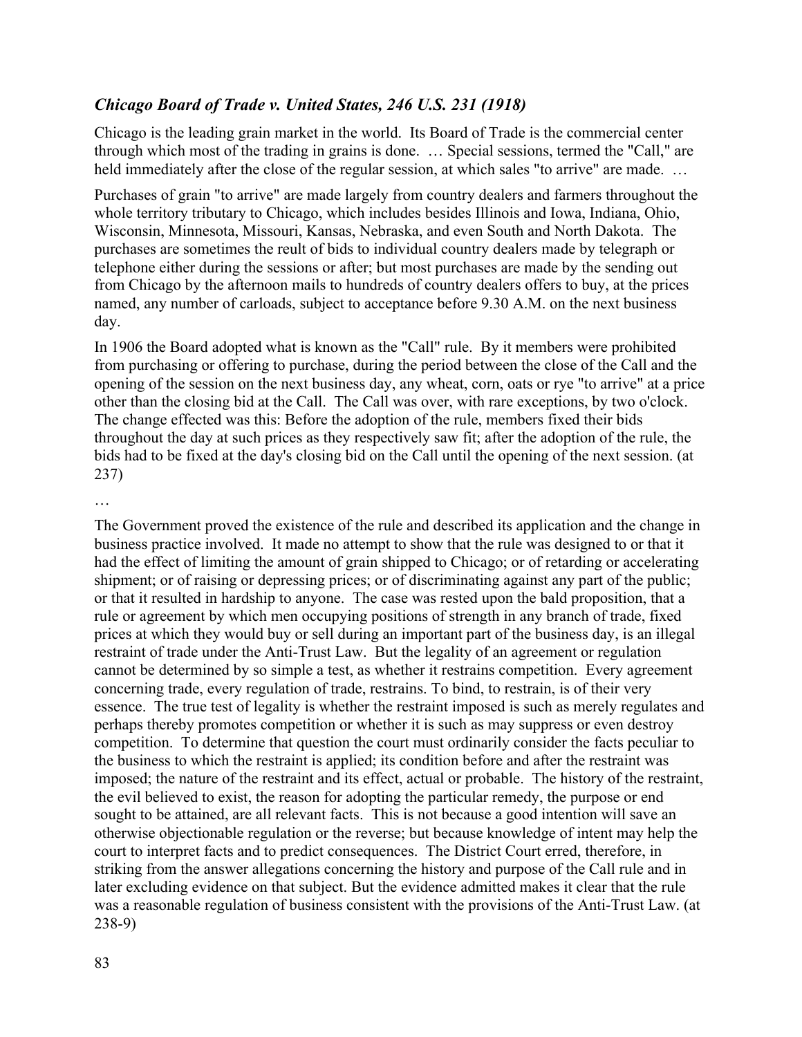### *Chicago Board of Trade v. United States, 246 U.S. 231 (1918)*

Chicago is the leading grain market in the world. Its Board of Trade is the commercial center through which most of the trading in grains is done. … Special sessions, termed the "Call," are held immediately after the close of the regular session, at which sales "to arrive" are made. …

Purchases of grain "to arrive" are made largely from country dealers and farmers throughout the whole territory tributary to Chicago, which includes besides Illinois and Iowa, Indiana, Ohio, Wisconsin, Minnesota, Missouri, Kansas, Nebraska, and even South and North Dakota. The purchases are sometimes the reult of bids to individual country dealers made by telegraph or telephone either during the sessions or after; but most purchases are made by the sending out from Chicago by the afternoon mails to hundreds of country dealers offers to buy, at the prices named, any number of carloads, subject to acceptance before 9.30 A.M. on the next business day.

In 1906 the Board adopted what is known as the "Call" rule. By it members were prohibited from purchasing or offering to purchase, during the period between the close of the Call and the opening of the session on the next business day, any wheat, corn, oats or rye "to arrive" at a price other than the closing bid at the Call. The Call was over, with rare exceptions, by two o'clock. The change effected was this: Before the adoption of the rule, members fixed their bids throughout the day at such prices as they respectively saw fit; after the adoption of the rule, the bids had to be fixed at the day's closing bid on the Call until the opening of the next session. (at 237)

…

The Government proved the existence of the rule and described its application and the change in business practice involved. It made no attempt to show that the rule was designed to or that it had the effect of limiting the amount of grain shipped to Chicago; or of retarding or accelerating shipment; or of raising or depressing prices; or of discriminating against any part of the public; or that it resulted in hardship to anyone. The case was rested upon the bald proposition, that a rule or agreement by which men occupying positions of strength in any branch of trade, fixed prices at which they would buy or sell during an important part of the business day, is an illegal restraint of trade under the Anti-Trust Law. But the legality of an agreement or regulation cannot be determined by so simple a test, as whether it restrains competition. Every agreement concerning trade, every regulation of trade, restrains. To bind, to restrain, is of their very essence. The true test of legality is whether the restraint imposed is such as merely regulates and perhaps thereby promotes competition or whether it is such as may suppress or even destroy competition. To determine that question the court must ordinarily consider the facts peculiar to the business to which the restraint is applied; its condition before and after the restraint was imposed; the nature of the restraint and its effect, actual or probable. The history of the restraint, the evil believed to exist, the reason for adopting the particular remedy, the purpose or end sought to be attained, are all relevant facts. This is not because a good intention will save an otherwise objectionable regulation or the reverse; but because knowledge of intent may help the court to interpret facts and to predict consequences. The District Court erred, therefore, in striking from the answer allegations concerning the history and purpose of the Call rule and in later excluding evidence on that subject. But the evidence admitted makes it clear that the rule was a reasonable regulation of business consistent with the provisions of the Anti-Trust Law. (at 238-9)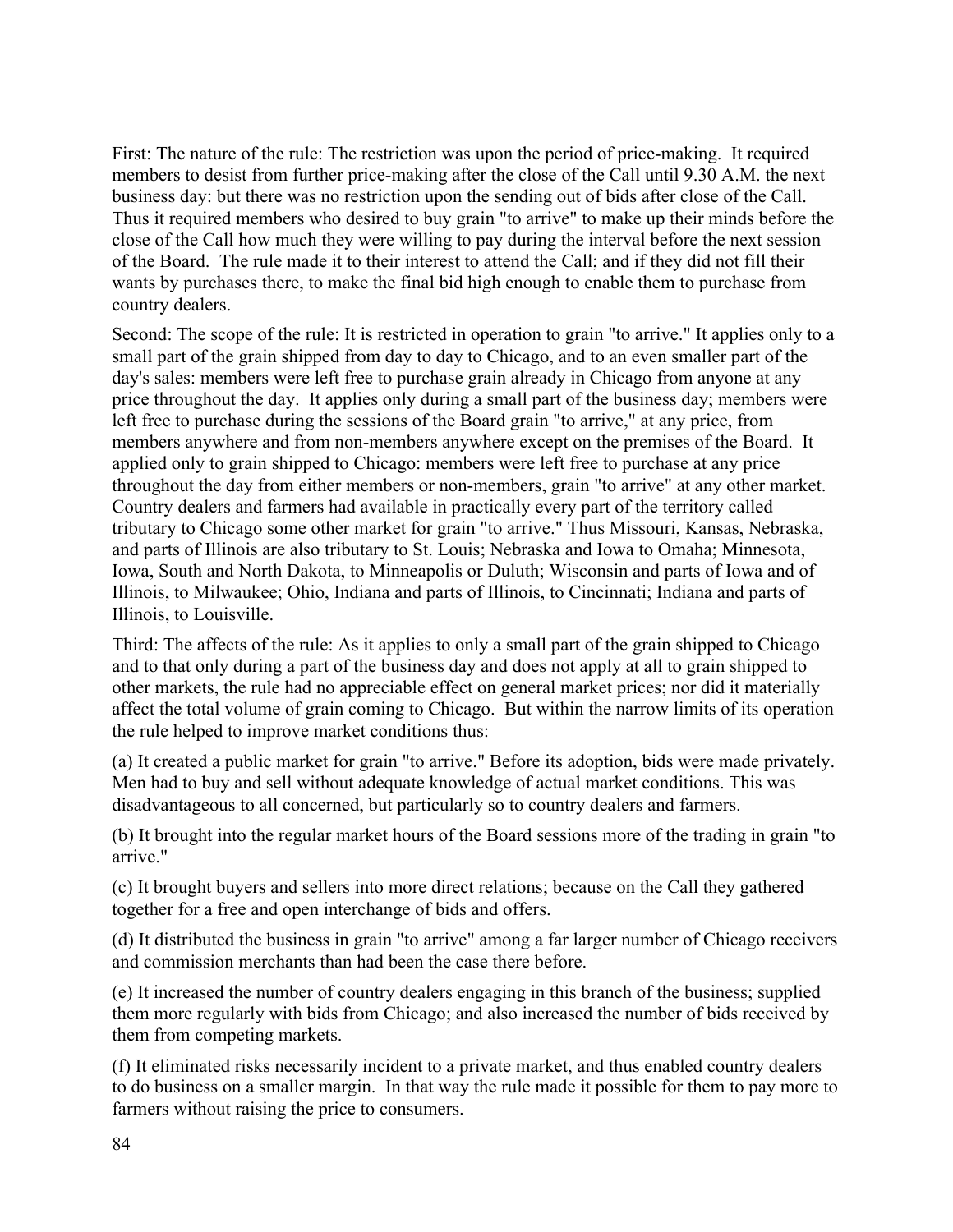First: The nature of the rule: The restriction was upon the period of price-making. It required members to desist from further price-making after the close of the Call until 9.30 A.M. the next business day: but there was no restriction upon the sending out of bids after close of the Call. Thus it required members who desired to buy grain "to arrive" to make up their minds before the close of the Call how much they were willing to pay during the interval before the next session of the Board. The rule made it to their interest to attend the Call; and if they did not fill their wants by purchases there, to make the final bid high enough to enable them to purchase from country dealers.

Second: The scope of the rule: It is restricted in operation to grain "to arrive." It applies only to a small part of the grain shipped from day to day to Chicago, and to an even smaller part of the day's sales: members were left free to purchase grain already in Chicago from anyone at any price throughout the day. It applies only during a small part of the business day; members were left free to purchase during the sessions of the Board grain "to arrive," at any price, from members anywhere and from non-members anywhere except on the premises of the Board. It applied only to grain shipped to Chicago: members were left free to purchase at any price throughout the day from either members or non-members, grain "to arrive" at any other market. Country dealers and farmers had available in practically every part of the territory called tributary to Chicago some other market for grain "to arrive." Thus Missouri, Kansas, Nebraska, and parts of Illinois are also tributary to St. Louis; Nebraska and Iowa to Omaha; Minnesota, Iowa, South and North Dakota, to Minneapolis or Duluth; Wisconsin and parts of Iowa and of Illinois, to Milwaukee; Ohio, Indiana and parts of Illinois, to Cincinnati; Indiana and parts of Illinois, to Louisville.

Third: The affects of the rule: As it applies to only a small part of the grain shipped to Chicago and to that only during a part of the business day and does not apply at all to grain shipped to other markets, the rule had no appreciable effect on general market prices; nor did it materially affect the total volume of grain coming to Chicago. But within the narrow limits of its operation the rule helped to improve market conditions thus:

(a) It created a public market for grain "to arrive." Before its adoption, bids were made privately. Men had to buy and sell without adequate knowledge of actual market conditions. This was disadvantageous to all concerned, but particularly so to country dealers and farmers.

(b) It brought into the regular market hours of the Board sessions more of the trading in grain "to arrive."

(c) It brought buyers and sellers into more direct relations; because on the Call they gathered together for a free and open interchange of bids and offers.

(d) It distributed the business in grain "to arrive" among a far larger number of Chicago receivers and commission merchants than had been the case there before.

(e) It increased the number of country dealers engaging in this branch of the business; supplied them more regularly with bids from Chicago; and also increased the number of bids received by them from competing markets.

(f) It eliminated risks necessarily incident to a private market, and thus enabled country dealers to do business on a smaller margin. In that way the rule made it possible for them to pay more to farmers without raising the price to consumers.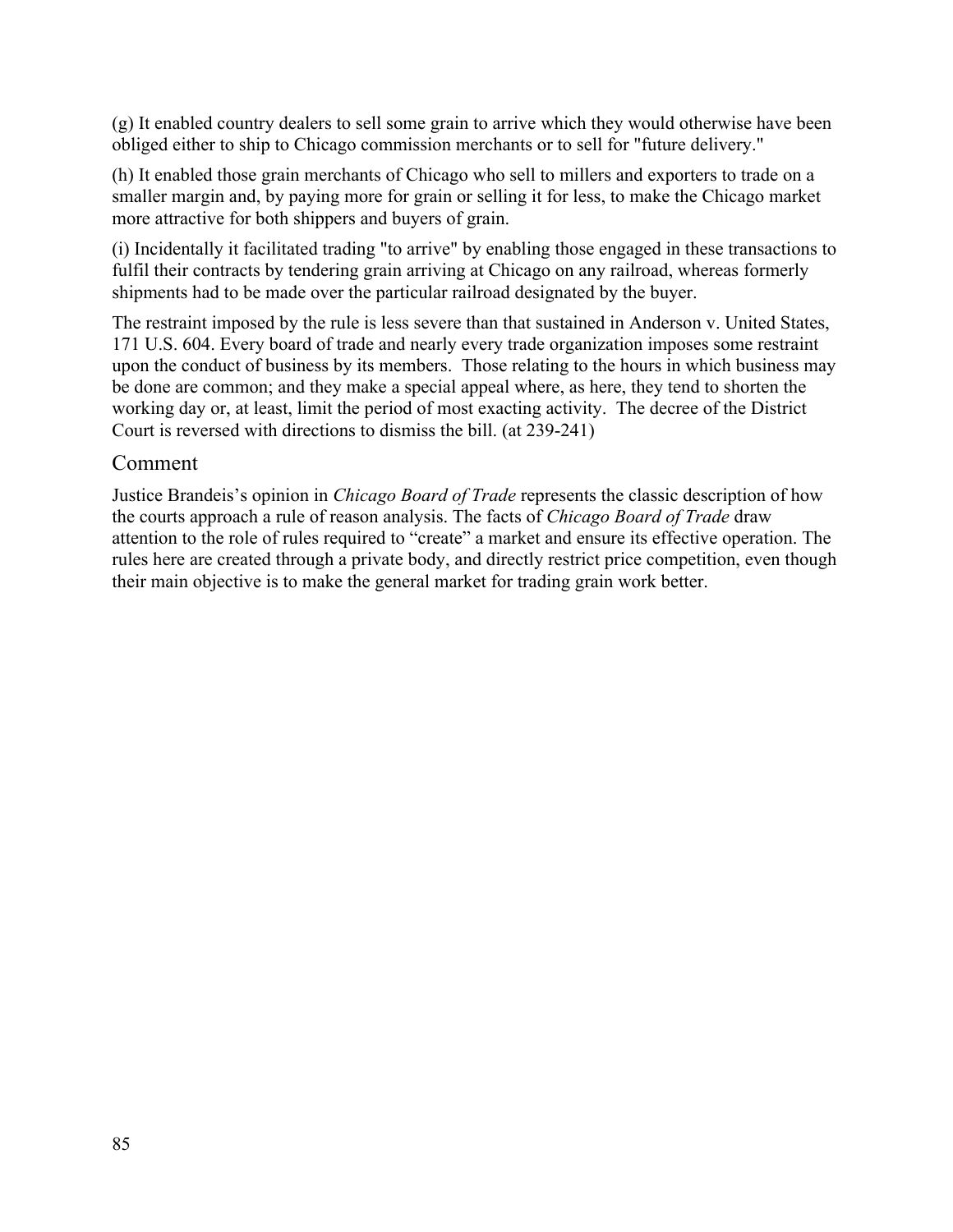(g) It enabled country dealers to sell some grain to arrive which they would otherwise have been obliged either to ship to Chicago commission merchants or to sell for "future delivery."

(h) It enabled those grain merchants of Chicago who sell to millers and exporters to trade on a smaller margin and, by paying more for grain or selling it for less, to make the Chicago market more attractive for both shippers and buyers of grain.

(i) Incidentally it facilitated trading "to arrive" by enabling those engaged in these transactions to fulfil their contracts by tendering grain arriving at Chicago on any railroad, whereas formerly shipments had to be made over the particular railroad designated by the buyer.

The restraint imposed by the rule is less severe than that sustained in Anderson v. United States, 171 U.S. 604. Every board of trade and nearly every trade organization imposes some restraint upon the conduct of business by its members. Those relating to the hours in which business may be done are common; and they make a special appeal where, as here, they tend to shorten the working day or, at least, limit the period of most exacting activity. The decree of the District Court is reversed with directions to dismiss the bill. (at 239-241)

## Comment

Justice Brandeis's opinion in *Chicago Board of Trade* represents the classic description of how the courts approach a rule of reason analysis. The facts of *Chicago Board of Trade* draw attention to the role of rules required to "create" a market and ensure its effective operation. The rules here are created through a private body, and directly restrict price competition, even though their main objective is to make the general market for trading grain work better.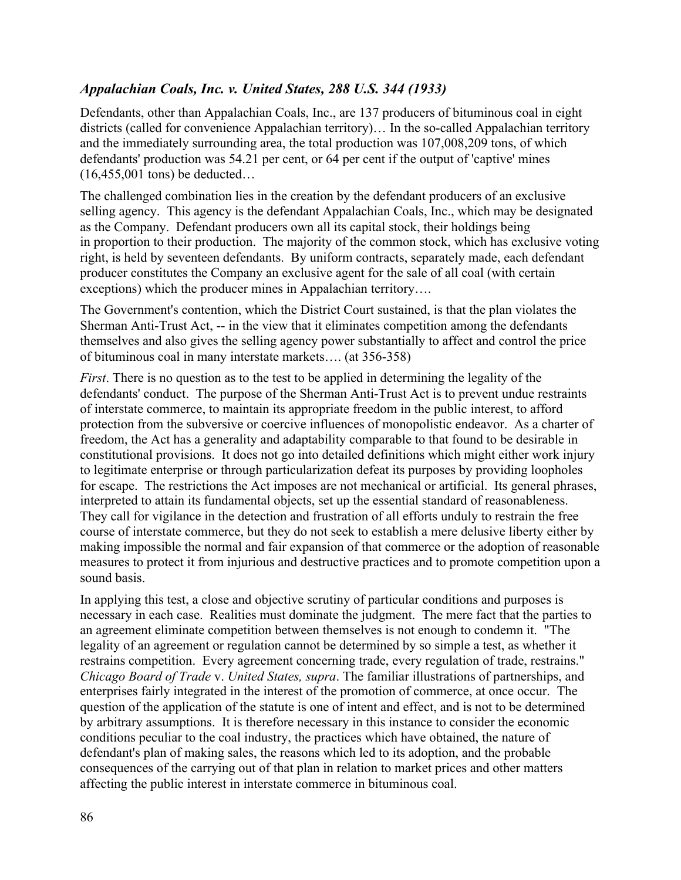## *Appalachian Coals, Inc. v. United States, 288 U.S. 344 (1933)*

Defendants, other than Appalachian Coals, Inc., are 137 producers of bituminous coal in eight districts (called for convenience Appalachian territory)… In the so-called Appalachian territory and the immediately surrounding area, the total production was 107,008,209 tons, of which defendants' production was 54.21 per cent, or 64 per cent if the output of 'captive' mines (16,455,001 tons) be deducted…

The challenged combination lies in the creation by the defendant producers of an exclusive selling agency. This agency is the defendant Appalachian Coals, Inc., which may be designated as the Company. Defendant producers own all its capital stock, their holdings being in proportion to their production. The majority of the common stock, which has exclusive voting right, is held by seventeen defendants. By uniform contracts, separately made, each defendant producer constitutes the Company an exclusive agent for the sale of all coal (with certain exceptions) which the producer mines in Appalachian territory….

The Government's contention, which the District Court sustained, is that the plan violates the Sherman Anti-Trust Act, -- in the view that it eliminates competition among the defendants themselves and also gives the selling agency power substantially to affect and control the price of bituminous coal in many interstate markets…. (at 356-358)

*First*. There is no question as to the test to be applied in determining the legality of the defendants' conduct. The purpose of the Sherman Anti-Trust Act is to prevent undue restraints of interstate commerce, to maintain its appropriate freedom in the public interest, to afford protection from the subversive or coercive influences of monopolistic endeavor. As a charter of freedom, the Act has a generality and adaptability comparable to that found to be desirable in constitutional provisions. It does not go into detailed definitions which might either work injury to legitimate enterprise or through particularization defeat its purposes by providing loopholes for escape. The restrictions the Act imposes are not mechanical or artificial. Its general phrases, interpreted to attain its fundamental objects, set up the essential standard of reasonableness. They call for vigilance in the detection and frustration of all efforts unduly to restrain the free course of interstate commerce, but they do not seek to establish a mere delusive liberty either by making impossible the normal and fair expansion of that commerce or the adoption of reasonable measures to protect it from injurious and destructive practices and to promote competition upon a sound basis.

In applying this test, a close and objective scrutiny of particular conditions and purposes is necessary in each case. Realities must dominate the judgment. The mere fact that the parties to an agreement eliminate competition between themselves is not enough to condemn it. "The legality of an agreement or regulation cannot be determined by so simple a test, as whether it restrains competition. Every agreement concerning trade, every regulation of trade, restrains." *Chicago Board of Trade* v. *United States, supra*. The familiar illustrations of partnerships, and enterprises fairly integrated in the interest of the promotion of commerce, at once occur. The question of the application of the statute is one of intent and effect, and is not to be determined by arbitrary assumptions. It is therefore necessary in this instance to consider the economic conditions peculiar to the coal industry, the practices which have obtained, the nature of defendant's plan of making sales, the reasons which led to its adoption, and the probable consequences of the carrying out of that plan in relation to market prices and other matters affecting the public interest in interstate commerce in bituminous coal.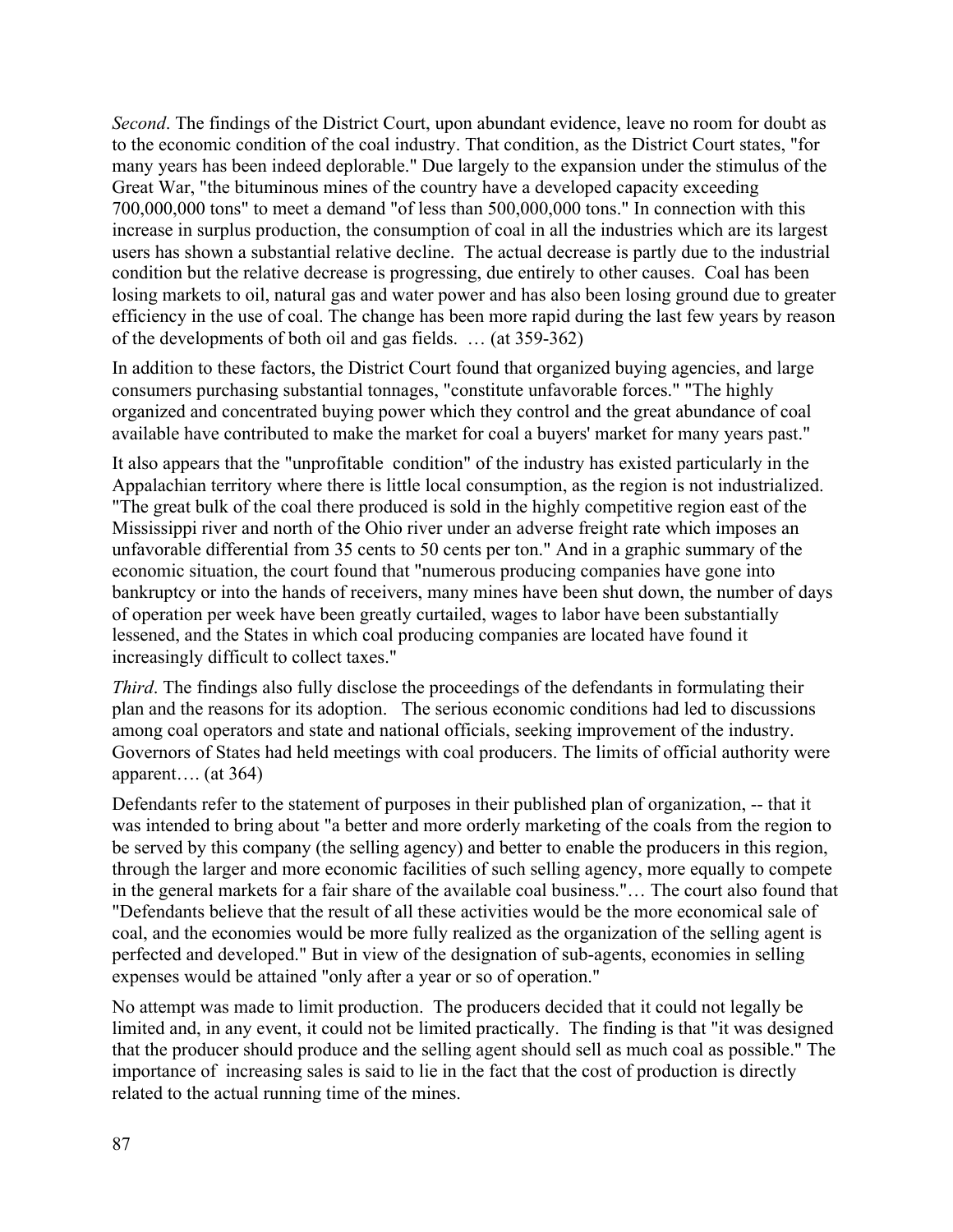*Second*. The findings of the District Court, upon abundant evidence, leave no room for doubt as to the economic condition of the coal industry. That condition, as the District Court states, "for many years has been indeed deplorable." Due largely to the expansion under the stimulus of the Great War, "the bituminous mines of the country have a developed capacity exceeding 700,000,000 tons" to meet a demand "of less than 500,000,000 tons." In connection with this increase in surplus production, the consumption of coal in all the industries which are its largest users has shown a substantial relative decline. The actual decrease is partly due to the industrial condition but the relative decrease is progressing, due entirely to other causes. Coal has been losing markets to oil, natural gas and water power and has also been losing ground due to greater efficiency in the use of coal. The change has been more rapid during the last few years by reason of the developments of both oil and gas fields. … (at 359-362)

In addition to these factors, the District Court found that organized buying agencies, and large consumers purchasing substantial tonnages, "constitute unfavorable forces." "The highly organized and concentrated buying power which they control and the great abundance of coal available have contributed to make the market for coal a buyers' market for many years past."

It also appears that the "unprofitable condition" of the industry has existed particularly in the Appalachian territory where there is little local consumption, as the region is not industrialized. "The great bulk of the coal there produced is sold in the highly competitive region east of the Mississippi river and north of the Ohio river under an adverse freight rate which imposes an unfavorable differential from 35 cents to 50 cents per ton." And in a graphic summary of the economic situation, the court found that "numerous producing companies have gone into bankruptcy or into the hands of receivers, many mines have been shut down, the number of days of operation per week have been greatly curtailed, wages to labor have been substantially lessened, and the States in which coal producing companies are located have found it increasingly difficult to collect taxes."

*Third*. The findings also fully disclose the proceedings of the defendants in formulating their plan and the reasons for its adoption. The serious economic conditions had led to discussions among coal operators and state and national officials, seeking improvement of the industry. Governors of States had held meetings with coal producers. The limits of official authority were apparent…. (at 364)

Defendants refer to the statement of purposes in their published plan of organization, -- that it was intended to bring about "a better and more orderly marketing of the coals from the region to be served by this company (the selling agency) and better to enable the producers in this region, through the larger and more economic facilities of such selling agency, more equally to compete in the general markets for a fair share of the available coal business."… The court also found that "Defendants believe that the result of all these activities would be the more economical sale of coal, and the economies would be more fully realized as the organization of the selling agent is perfected and developed." But in view of the designation of sub-agents, economies in selling expenses would be attained "only after a year or so of operation."

No attempt was made to limit production. The producers decided that it could not legally be limited and, in any event, it could not be limited practically. The finding is that "it was designed that the producer should produce and the selling agent should sell as much coal as possible." The importance of increasing sales is said to lie in the fact that the cost of production is directly related to the actual running time of the mines.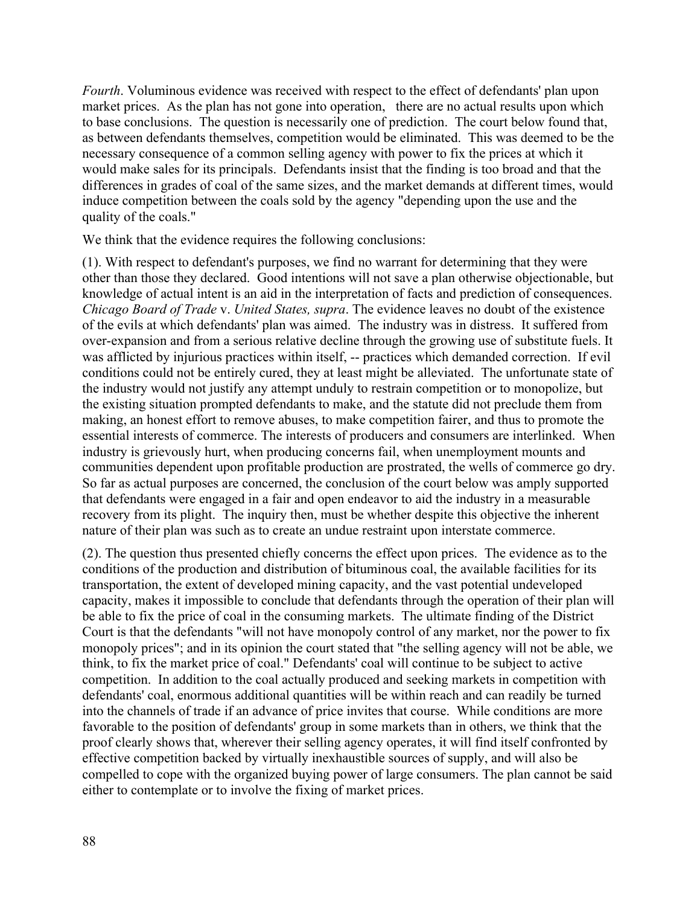*Fourth*. Voluminous evidence was received with respect to the effect of defendants' plan upon market prices. As the plan has not gone into operation, there are no actual results upon which to base conclusions. The question is necessarily one of prediction. The court below found that, as between defendants themselves, competition would be eliminated. This was deemed to be the necessary consequence of a common selling agency with power to fix the prices at which it would make sales for its principals. Defendants insist that the finding is too broad and that the differences in grades of coal of the same sizes, and the market demands at different times, would induce competition between the coals sold by the agency "depending upon the use and the quality of the coals."

We think that the evidence requires the following conclusions:

(1). With respect to defendant's purposes, we find no warrant for determining that they were other than those they declared. Good intentions will not save a plan otherwise objectionable, but knowledge of actual intent is an aid in the interpretation of facts and prediction of consequences. *Chicago Board of Trade* v. *United States, supra*. The evidence leaves no doubt of the existence of the evils at which defendants' plan was aimed. The industry was in distress. It suffered from over-expansion and from a serious relative decline through the growing use of substitute fuels. It was afflicted by injurious practices within itself, -- practices which demanded correction. If evil conditions could not be entirely cured, they at least might be alleviated. The unfortunate state of the industry would not justify any attempt unduly to restrain competition or to monopolize, but the existing situation prompted defendants to make, and the statute did not preclude them from making, an honest effort to remove abuses, to make competition fairer, and thus to promote the essential interests of commerce. The interests of producers and consumers are interlinked. When industry is grievously hurt, when producing concerns fail, when unemployment mounts and communities dependent upon profitable production are prostrated, the wells of commerce go dry. So far as actual purposes are concerned, the conclusion of the court below was amply supported that defendants were engaged in a fair and open endeavor to aid the industry in a measurable recovery from its plight. The inquiry then, must be whether despite this objective the inherent nature of their plan was such as to create an undue restraint upon interstate commerce.

(2). The question thus presented chiefly concerns the effect upon prices. The evidence as to the conditions of the production and distribution of bituminous coal, the available facilities for its transportation, the extent of developed mining capacity, and the vast potential undeveloped capacity, makes it impossible to conclude that defendants through the operation of their plan will be able to fix the price of coal in the consuming markets. The ultimate finding of the District Court is that the defendants "will not have monopoly control of any market, nor the power to fix monopoly prices"; and in its opinion the court stated that "the selling agency will not be able, we think, to fix the market price of coal." Defendants' coal will continue to be subject to active competition. In addition to the coal actually produced and seeking markets in competition with defendants' coal, enormous additional quantities will be within reach and can readily be turned into the channels of trade if an advance of price invites that course. While conditions are more favorable to the position of defendants' group in some markets than in others, we think that the proof clearly shows that, wherever their selling agency operates, it will find itself confronted by effective competition backed by virtually inexhaustible sources of supply, and will also be compelled to cope with the organized buying power of large consumers. The plan cannot be said either to contemplate or to involve the fixing of market prices.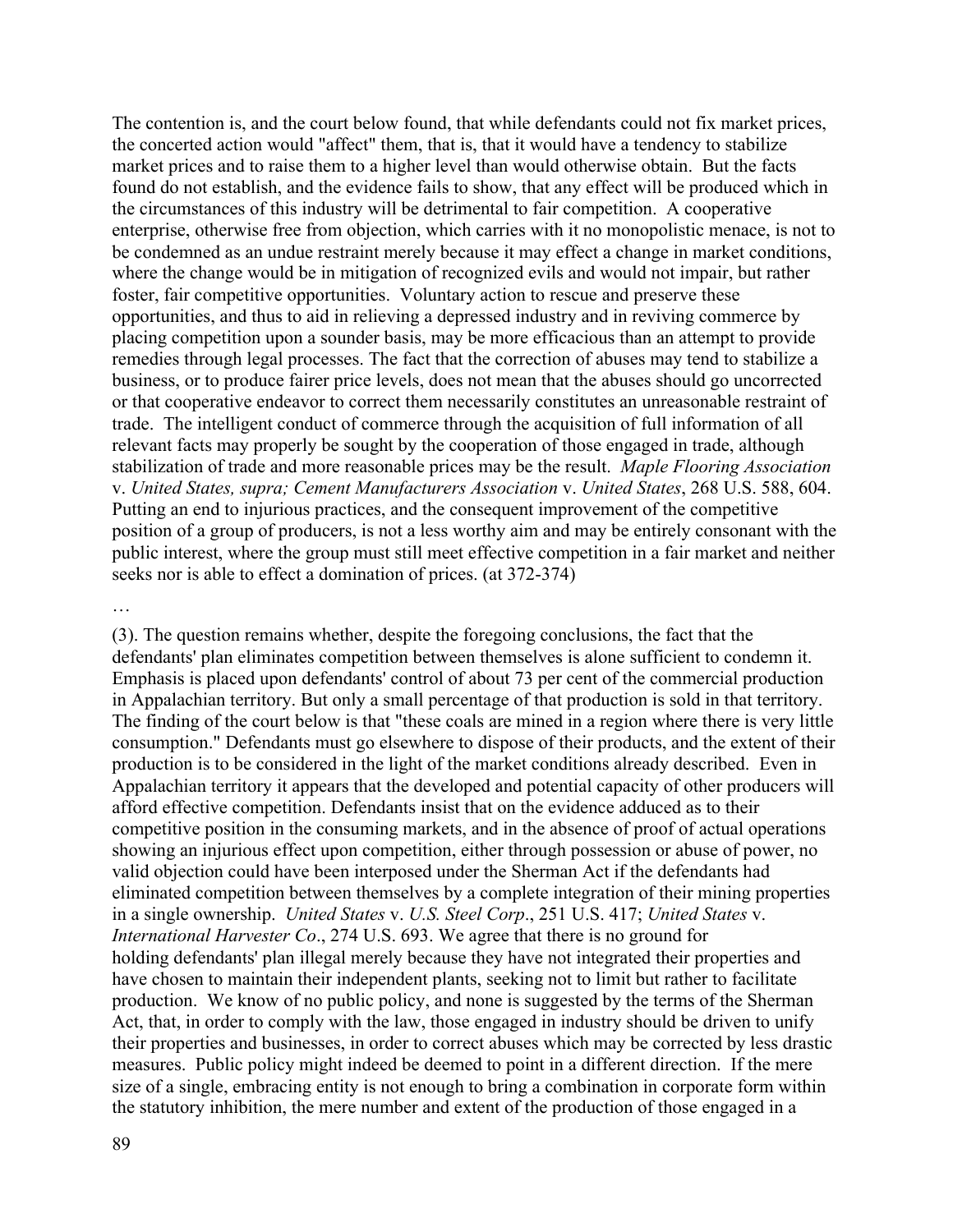The contention is, and the court below found, that while defendants could not fix market prices, the concerted action would "affect" them, that is, that it would have a tendency to stabilize market prices and to raise them to a higher level than would otherwise obtain. But the facts found do not establish, and the evidence fails to show, that any effect will be produced which in the circumstances of this industry will be detrimental to fair competition. A cooperative enterprise, otherwise free from objection, which carries with it no monopolistic menace, is not to be condemned as an undue restraint merely because it may effect a change in market conditions, where the change would be in mitigation of recognized evils and would not impair, but rather foster, fair competitive opportunities. Voluntary action to rescue and preserve these opportunities, and thus to aid in relieving a depressed industry and in reviving commerce by placing competition upon a sounder basis, may be more efficacious than an attempt to provide remedies through legal processes. The fact that the correction of abuses may tend to stabilize a business, or to produce fairer price levels, does not mean that the abuses should go uncorrected or that cooperative endeavor to correct them necessarily constitutes an unreasonable restraint of trade. The intelligent conduct of commerce through the acquisition of full information of all relevant facts may properly be sought by the cooperation of those engaged in trade, although stabilization of trade and more reasonable prices may be the result. *Maple Flooring Association* v. *United States, supra; Cement Manufacturers Association* v. *United States*, 268 U.S. 588, 604. Putting an end to injurious practices, and the consequent improvement of the competitive position of a group of producers, is not a less worthy aim and may be entirely consonant with the public interest, where the group must still meet effective competition in a fair market and neither seeks nor is able to effect a domination of prices. (at 372-374)

…

(3). The question remains whether, despite the foregoing conclusions, the fact that the defendants' plan eliminates competition between themselves is alone sufficient to condemn it. Emphasis is placed upon defendants' control of about 73 per cent of the commercial production in Appalachian territory. But only a small percentage of that production is sold in that territory. The finding of the court below is that "these coals are mined in a region where there is very little consumption." Defendants must go elsewhere to dispose of their products, and the extent of their production is to be considered in the light of the market conditions already described. Even in Appalachian territory it appears that the developed and potential capacity of other producers will afford effective competition. Defendants insist that on the evidence adduced as to their competitive position in the consuming markets, and in the absence of proof of actual operations showing an injurious effect upon competition, either through possession or abuse of power, no valid objection could have been interposed under the Sherman Act if the defendants had eliminated competition between themselves by a complete integration of their mining properties in a single ownership. *United States* v. *U.S. Steel Corp*., 251 U.S. 417; *United States* v. *International Harvester Co*., 274 U.S. 693. We agree that there is no ground for holding defendants' plan illegal merely because they have not integrated their properties and have chosen to maintain their independent plants, seeking not to limit but rather to facilitate production. We know of no public policy, and none is suggested by the terms of the Sherman Act, that, in order to comply with the law, those engaged in industry should be driven to unify their properties and businesses, in order to correct abuses which may be corrected by less drastic measures. Public policy might indeed be deemed to point in a different direction. If the mere size of a single, embracing entity is not enough to bring a combination in corporate form within the statutory inhibition, the mere number and extent of the production of those engaged in a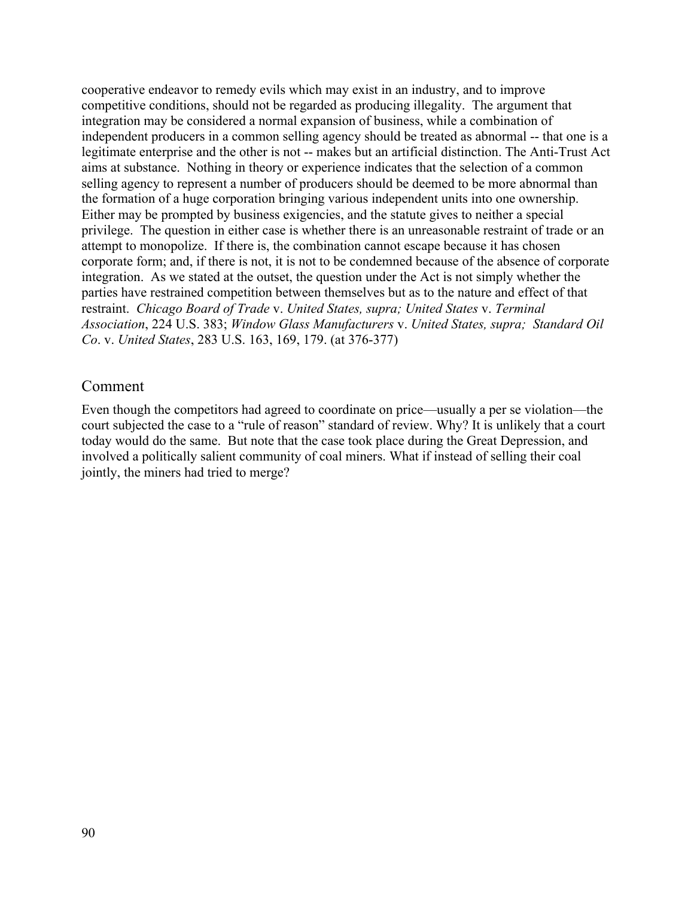cooperative endeavor to remedy evils which may exist in an industry, and to improve competitive conditions, should not be regarded as producing illegality. The argument that integration may be considered a normal expansion of business, while a combination of independent producers in a common selling agency should be treated as abnormal -- that one is a legitimate enterprise and the other is not -- makes but an artificial distinction. The Anti-Trust Act aims at substance. Nothing in theory or experience indicates that the selection of a common selling agency to represent a number of producers should be deemed to be more abnormal than the formation of a huge corporation bringing various independent units into one ownership. Either may be prompted by business exigencies, and the statute gives to neither a special privilege. The question in either case is whether there is an unreasonable restraint of trade or an attempt to monopolize. If there is, the combination cannot escape because it has chosen corporate form; and, if there is not, it is not to be condemned because of the absence of corporate integration. As we stated at the outset, the question under the Act is not simply whether the parties have restrained competition between themselves but as to the nature and effect of that restraint. *Chicago Board of Trade* v. *United States, supra; United States* v. *Terminal Association*, 224 U.S. 383; *Window Glass Manufacturers* v. *United States, supra; Standard Oil Co*. v. *United States*, 283 U.S. 163, 169, 179. (at 376-377)

## Comment

Even though the competitors had agreed to coordinate on price—usually a per se violation—the court subjected the case to a "rule of reason" standard of review. Why? It is unlikely that a court today would do the same. But note that the case took place during the Great Depression, and involved a politically salient community of coal miners. What if instead of selling their coal jointly, the miners had tried to merge?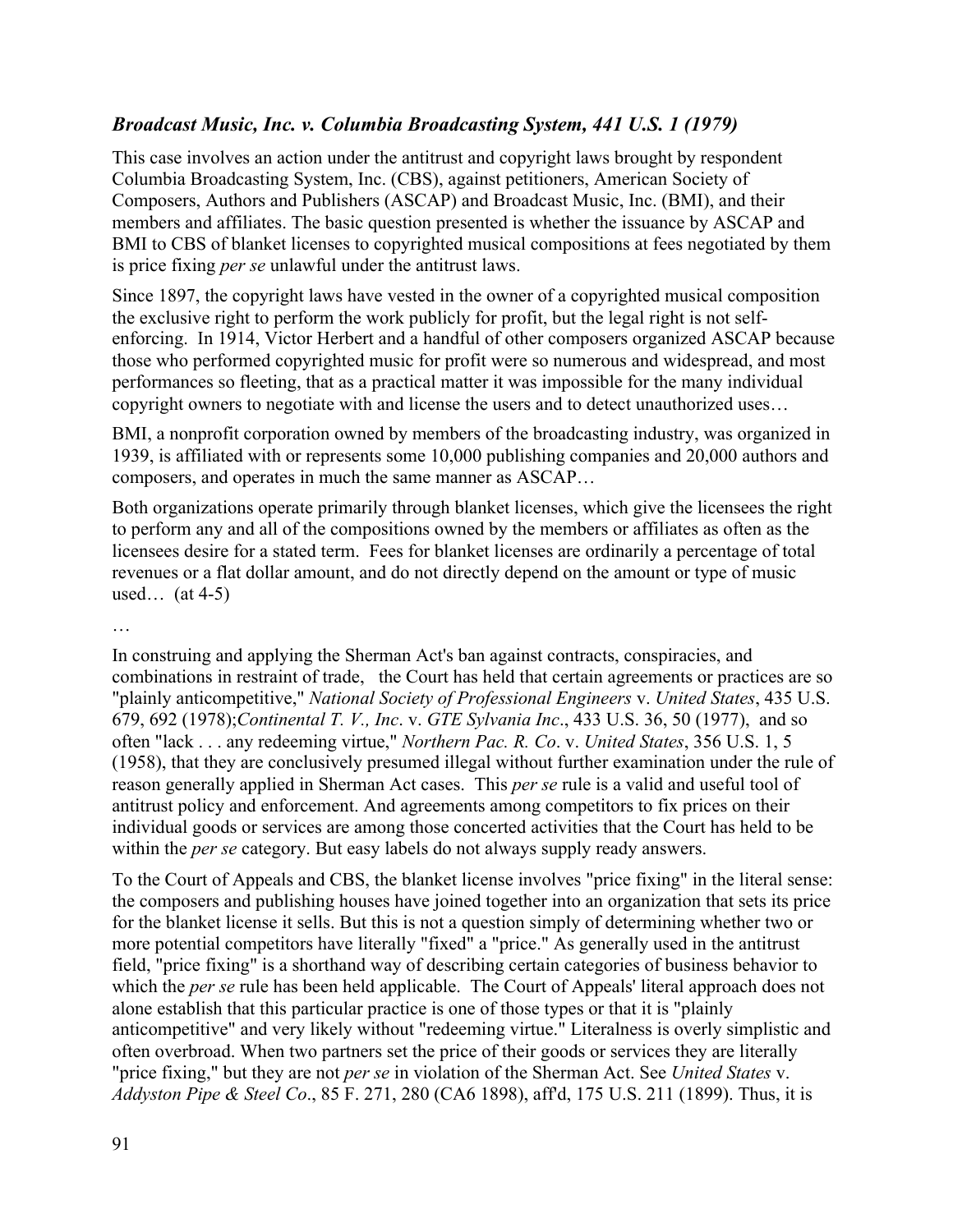## *Broadcast Music, Inc. v. Columbia Broadcasting System, 441 U.S. 1 (1979)*

This case involves an action under the antitrust and copyright laws brought by respondent Columbia Broadcasting System, Inc. (CBS), against petitioners, American Society of Composers, Authors and Publishers (ASCAP) and Broadcast Music, Inc. (BMI), and their members and affiliates. The basic question presented is whether the issuance by ASCAP and BMI to CBS of blanket licenses to copyrighted musical compositions at fees negotiated by them is price fixing *per se* unlawful under the antitrust laws.

Since 1897, the copyright laws have vested in the owner of a copyrighted musical composition the exclusive right to perform the work publicly for profit, but the legal right is not self-enforcing. In 1914, Victor Herbert and a handful of other composers organized ASCAP because those who performed copyrighted music for profit were so numerous and widespread, and most performances so fleeting, that as a practical matter it was impossible for the many individual copyright owners to negotiate with and license the users and to detect unauthorized uses…

BMI, a nonprofit corporation owned by members of the broadcasting industry, was organized in 1939, is affiliated with or represents some 10,000 publishing companies and 20,000 authors and composers, and operates in much the same manner as ASCAP…

Both organizations operate primarily through blanket licenses, which give the licensees the right to perform any and all of the compositions owned by the members or affiliates as often as the licensees desire for a stated term. Fees for blanket licenses are ordinarily a percentage of total revenues or a flat dollar amount, and do not directly depend on the amount or type of music used… (at 4-5)

…

In construing and applying the Sherman Act's ban against contracts, conspiracies, and combinations in restraint of trade, the Court has held that certain agreements or practices are so "plainly anticompetitive," *National Society of Professional Engineers* v. *United States*, 435 U.S. 679, 692 (1978);*Continental T. V., Inc*. v. *GTE Sylvania Inc*., 433 U.S. 36, 50 (1977), and so often "lack . . . any redeeming virtue," *Northern Pac. R. Co*. v. *United States*, 356 U.S. 1, 5 (1958), that they are conclusively presumed illegal without further examination under the rule of reason generally applied in Sherman Act cases. This *per se* rule is a valid and useful tool of antitrust policy and enforcement. And agreements among competitors to fix prices on their individual goods or services are among those concerted activities that the Court has held to be within the *per se* category. But easy labels do not always supply ready answers.

To the Court of Appeals and CBS, the blanket license involves "price fixing" in the literal sense: the composers and publishing houses have joined together into an organization that sets its price for the blanket license it sells. But this is not a question simply of determining whether two or more potential competitors have literally "fixed" a "price." As generally used in the antitrust field, "price fixing" is a shorthand way of describing certain categories of business behavior to which the *per se* rule has been held applicable. The Court of Appeals' literal approach does not alone establish that this particular practice is one of those types or that it is "plainly anticompetitive" and very likely without "redeeming virtue." Literalness is overly simplistic and often overbroad. When two partners set the price of their goods or services they are literally "price fixing," but they are not *per se* in violation of the Sherman Act. See *United States* v. *Addyston Pipe & Steel Co*., 85 F. 271, 280 (CA6 1898), aff'd, 175 U.S. 211 (1899). Thus, it is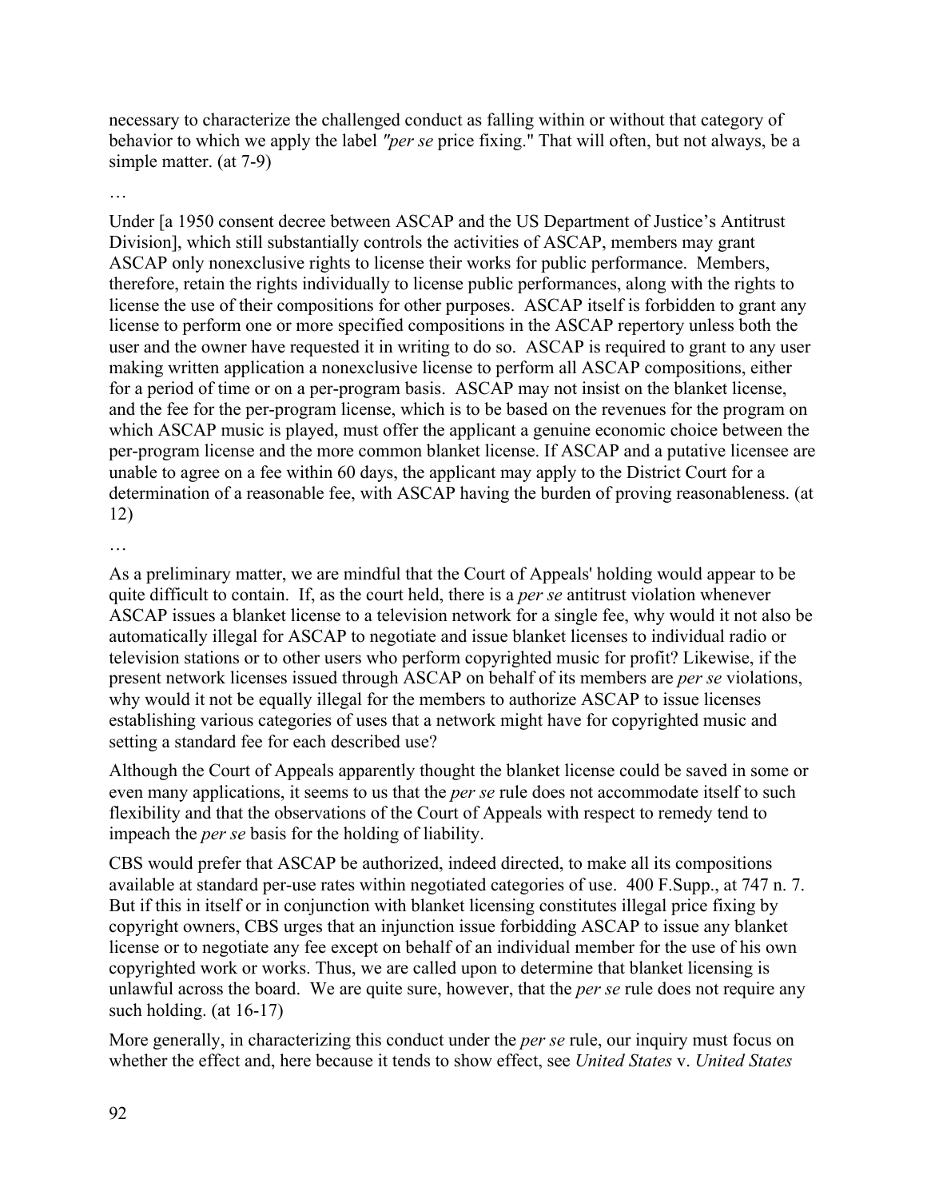necessary to characterize the challenged conduct as falling within or without that category of behavior to which we apply the label *"per se* price fixing." That will often, but not always, be a simple matter. (at 7-9)

…

Under [a 1950 consent decree between ASCAP and the US Department of Justice's Antitrust Division], which still substantially controls the activities of ASCAP, members may grant ASCAP only nonexclusive rights to license their works for public performance. Members, therefore, retain the rights individually to license public performances, along with the rights to license the use of their compositions for other purposes. ASCAP itself is forbidden to grant any license to perform one or more specified compositions in the ASCAP repertory unless both the user and the owner have requested it in writing to do so. ASCAP is required to grant to any user making written application a nonexclusive license to perform all ASCAP compositions, either for a period of time or on a per-program basis. ASCAP may not insist on the blanket license, and the fee for the per-program license, which is to be based on the revenues for the program on which ASCAP music is played, must offer the applicant a genuine economic choice between the per-program license and the more common blanket license. If ASCAP and a putative licensee are unable to agree on a fee within 60 days, the applicant may apply to the District Court for a determination of a reasonable fee, with ASCAP having the burden of proving reasonableness. (at 12)

…

As a preliminary matter, we are mindful that the Court of Appeals' holding would appear to be quite difficult to contain. If, as the court held, there is a *per se* antitrust violation whenever ASCAP issues a blanket license to a television network for a single fee, why would it not also be automatically illegal for ASCAP to negotiate and issue blanket licenses to individual radio or television stations or to other users who perform copyrighted music for profit? Likewise, if the present network licenses issued through ASCAP on behalf of its members are *per se* violations, why would it not be equally illegal for the members to authorize ASCAP to issue licenses establishing various categories of uses that a network might have for copyrighted music and setting a standard fee for each described use?

Although the Court of Appeals apparently thought the blanket license could be saved in some or even many applications, it seems to us that the *per se* rule does not accommodate itself to such flexibility and that the observations of the Court of Appeals with respect to remedy tend to impeach the *per se* basis for the holding of liability.

CBS would prefer that ASCAP be authorized, indeed directed, to make all its compositions available at standard per-use rates within negotiated categories of use. 400 F.Supp., at 747 n. 7. But if this in itself or in conjunction with blanket licensing constitutes illegal price fixing by copyright owners, CBS urges that an injunction issue forbidding ASCAP to issue any blanket license or to negotiate any fee except on behalf of an individual member for the use of his own copyrighted work or works. Thus, we are called upon to determine that blanket licensing is unlawful across the board. We are quite sure, however, that the *per se* rule does not require any such holding. (at 16-17)

More generally, in characterizing this conduct under the *per se* rule, our inquiry must focus on whether the effect and, here because it tends to show effect, see *United States* v. *United States*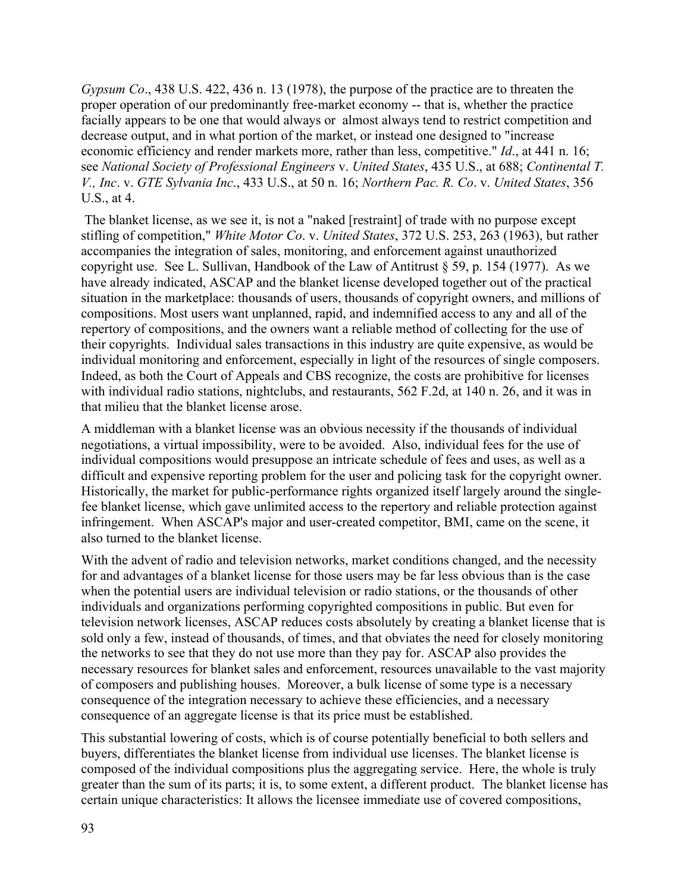*Gypsum Co*., 438 U.S. 422, 436 n. 13 (1978), the purpose of the practice are to threaten the proper operation of our predominantly free-market economy -- that is, whether the practice facially appears to be one that would always or almost always tend to restrict competition and decrease output, and in what portion of the market, or instead one designed to "increase economic efficiency and render markets more, rather than less, competitive." *Id*., at 441 n. 16; see *National Society of Professional Engineers* v. *United States*, 435 U.S., at 688; *Continental T. V., Inc*. v. *GTE Sylvania Inc*., 433 U.S., at 50 n. 16; *Northern Pac. R. Co*. v. *United States*, 356 U.S., at 4.

The blanket license, as we see it, is not a "naked [restraint] of trade with no purpose except stifling of competition," *White Motor Co*. v. *United States*, 372 U.S. 253, 263 (1963), but rather accompanies the integration of sales, monitoring, and enforcement against unauthorized copyright use. See L. Sullivan, Handbook of the Law of Antitrust § 59, p. 154 (1977). As we have already indicated, ASCAP and the blanket license developed together out of the practical situation in the marketplace: thousands of users, thousands of copyright owners, and millions of compositions. Most users want unplanned, rapid, and indemnified access to any and all of the repertory of compositions, and the owners want a reliable method of collecting for the use of their copyrights. Individual sales transactions in this industry are quite expensive, as would be individual monitoring and enforcement, especially in light of the resources of single composers. Indeed, as both the Court of Appeals and CBS recognize, the costs are prohibitive for licenses with individual radio stations, nightclubs, and restaurants, 562 F.2d, at 140 n. 26, and it was in that milieu that the blanket license arose.

A middleman with a blanket license was an obvious necessity if the thousands of individual negotiations, a virtual impossibility, were to be avoided. Also, individual fees for the use of individual compositions would presuppose an intricate schedule of fees and uses, as well as a difficult and expensive reporting problem for the user and policing task for the copyright owner. Historically, the market for public-performance rights organized itself largely around the single-fee blanket license, which gave unlimited access to the repertory and reliable protection against infringement. When ASCAP's major and user-created competitor, BMI, came on the scene, it also turned to the blanket license.

With the advent of radio and television networks, market conditions changed, and the necessity for and advantages of a blanket license for those users may be far less obvious than is the case when the potential users are individual television or radio stations, or the thousands of other individuals and organizations performing copyrighted compositions in public. But even for television network licenses, ASCAP reduces costs absolutely by creating a blanket license that is sold only a few, instead of thousands, of times, and that obviates the need for closely monitoring the networks to see that they do not use more than they pay for. ASCAP also provides the necessary resources for blanket sales and enforcement, resources unavailable to the vast majority of composers and publishing houses. Moreover, a bulk license of some type is a necessary consequence of the integration necessary to achieve these efficiencies, and a necessary consequence of an aggregate license is that its price must be established.

This substantial lowering of costs, which is of course potentially beneficial to both sellers and buyers, differentiates the blanket license from individual use licenses. The blanket license is composed of the individual compositions plus the aggregating service. Here, the whole is truly greater than the sum of its parts; it is, to some extent, a different product. The blanket license has certain unique characteristics: It allows the licensee immediate use of covered compositions,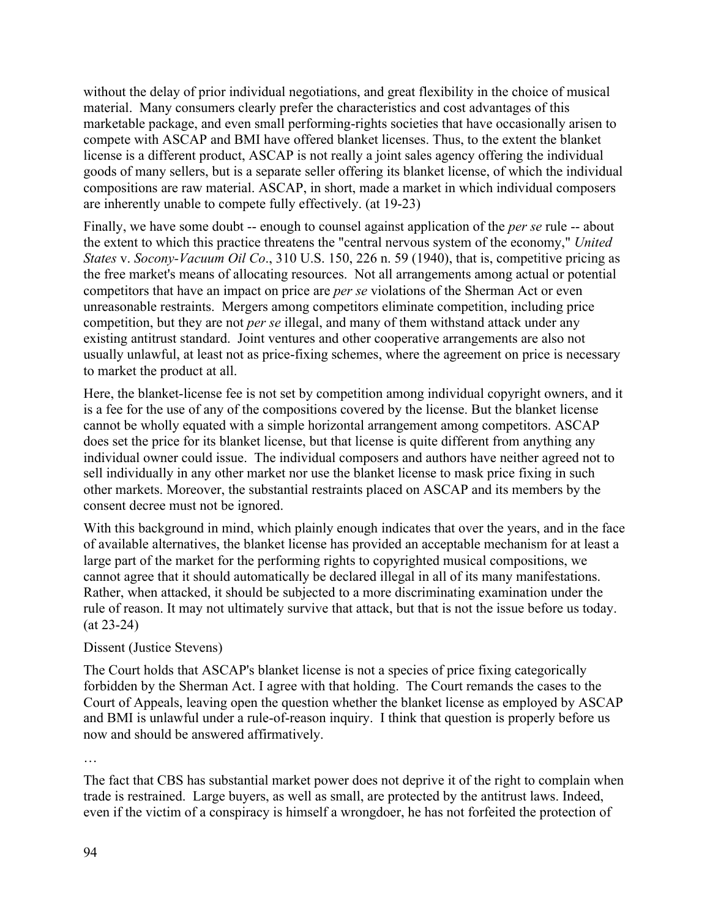without the delay of prior individual negotiations, and great flexibility in the choice of musical material. Many consumers clearly prefer the characteristics and cost advantages of this marketable package, and even small performing-rights societies that have occasionally arisen to compete with ASCAP and BMI have offered blanket licenses. Thus, to the extent the blanket license is a different product, ASCAP is not really a joint sales agency offering the individual goods of many sellers, but is a separate seller offering its blanket license, of which the individual compositions are raw material. ASCAP, in short, made a market in which individual composers are inherently unable to compete fully effectively. (at 19-23)

Finally, we have some doubt -- enough to counsel against application of the *per se* rule -- about the extent to which this practice threatens the "central nervous system of the economy," *United States* v. *Socony-Vacuum Oil Co*., 310 U.S. 150, 226 n. 59 (1940), that is, competitive pricing as the free market's means of allocating resources. Not all arrangements among actual or potential competitors that have an impact on price are *per se* violations of the Sherman Act or even unreasonable restraints. Mergers among competitors eliminate competition, including price competition, but they are not *per se* illegal, and many of them withstand attack under any existing antitrust standard. Joint ventures and other cooperative arrangements are also not usually unlawful, at least not as price-fixing schemes, where the agreement on price is necessary to market the product at all.

Here, the blanket-license fee is not set by competition among individual copyright owners, and it is a fee for the use of any of the compositions covered by the license. But the blanket license cannot be wholly equated with a simple horizontal arrangement among competitors. ASCAP does set the price for its blanket license, but that license is quite different from anything any individual owner could issue. The individual composers and authors have neither agreed not to sell individually in any other market nor use the blanket license to mask price fixing in such other markets. Moreover, the substantial restraints placed on ASCAP and its members by the consent decree must not be ignored.

With this background in mind, which plainly enough indicates that over the years, and in the face of available alternatives, the blanket license has provided an acceptable mechanism for at least a large part of the market for the performing rights to copyrighted musical compositions, we cannot agree that it should automatically be declared illegal in all of its many manifestations. Rather, when attacked, it should be subjected to a more discriminating examination under the rule of reason. It may not ultimately survive that attack, but that is not the issue before us today. (at 23-24)

Dissent (Justice Stevens)

The Court holds that ASCAP's blanket license is not a species of price fixing categorically forbidden by the Sherman Act. I agree with that holding. The Court remands the cases to the Court of Appeals, leaving open the question whether the blanket license as employed by ASCAP and BMI is unlawful under a rule-of-reason inquiry. I think that question is properly before us now and should be answered affirmatively.

…

The fact that CBS has substantial market power does not deprive it of the right to complain when trade is restrained. Large buyers, as well as small, are protected by the antitrust laws. Indeed, even if the victim of a conspiracy is himself a wrongdoer, he has not forfeited the protection of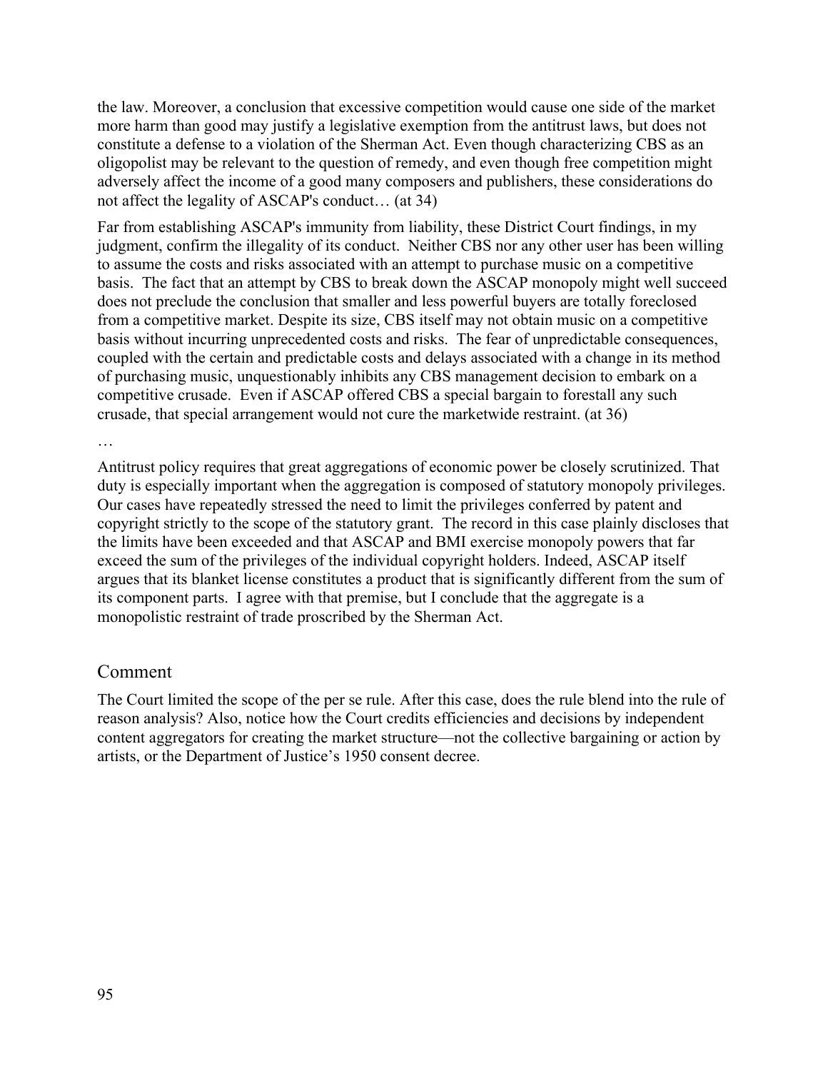the law. Moreover, a conclusion that excessive competition would cause one side of the market more harm than good may justify a legislative exemption from the antitrust laws, but does not constitute a defense to a violation of the Sherman Act. Even though characterizing CBS as an oligopolist may be relevant to the question of remedy, and even though free competition might adversely affect the income of a good many composers and publishers, these considerations do not affect the legality of ASCAP's conduct… (at 34)

Far from establishing ASCAP's immunity from liability, these District Court findings, in my judgment, confirm the illegality of its conduct. Neither CBS nor any other user has been willing to assume the costs and risks associated with an attempt to purchase music on a competitive basis. The fact that an attempt by CBS to break down the ASCAP monopoly might well succeed does not preclude the conclusion that smaller and less powerful buyers are totally foreclosed from a competitive market. Despite its size, CBS itself may not obtain music on a competitive basis without incurring unprecedented costs and risks. The fear of unpredictable consequences, coupled with the certain and predictable costs and delays associated with a change in its method of purchasing music, unquestionably inhibits any CBS management decision to embark on a competitive crusade. Even if ASCAP offered CBS a special bargain to forestall any such crusade, that special arrangement would not cure the marketwide restraint. (at 36)

…

Antitrust policy requires that great aggregations of economic power be closely scrutinized. That duty is especially important when the aggregation is composed of statutory monopoly privileges. Our cases have repeatedly stressed the need to limit the privileges conferred by patent and copyright strictly to the scope of the statutory grant. The record in this case plainly discloses that the limits have been exceeded and that ASCAP and BMI exercise monopoly powers that far exceed the sum of the privileges of the individual copyright holders. Indeed, ASCAP itself argues that its blanket license constitutes a product that is significantly different from the sum of its component parts. I agree with that premise, but I conclude that the aggregate is a monopolistic restraint of trade proscribed by the Sherman Act.

## Comment

The Court limited the scope of the per se rule. After this case, does the rule blend into the rule of reason analysis? Also, notice how the Court credits efficiencies and decisions by independent content aggregators for creating the market structure—not the collective bargaining or action by artists, or the Department of Justice's 1950 consent decree.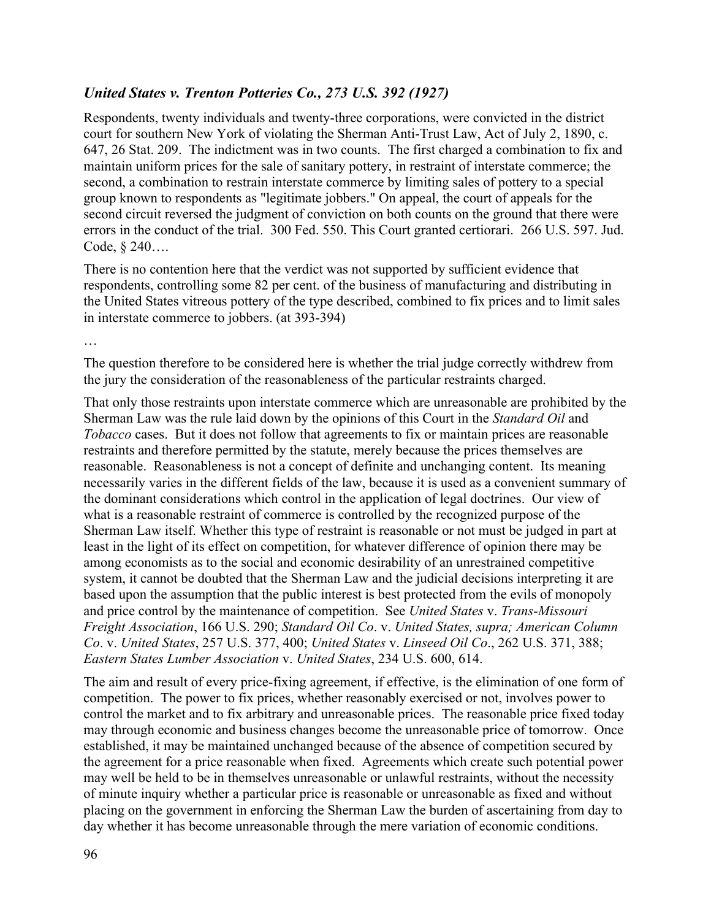### *United States v. Trenton Potteries Co., 273 U.S. 392 (1927)*

Respondents, twenty individuals and twenty-three corporations, were convicted in the district court for southern New York of violating the Sherman Anti-Trust Law, Act of July 2, 1890, c. 647, 26 Stat. 209. The indictment was in two counts. The first charged a combination to fix and maintain uniform prices for the sale of sanitary pottery, in restraint of interstate commerce; the second, a combination to restrain interstate commerce by limiting sales of pottery to a special group known to respondents as "legitimate jobbers." On appeal, the court of appeals for the second circuit reversed the judgment of conviction on both counts on the ground that there were errors in the conduct of the trial. 300 Fed. 550. This Court granted certiorari. 266 U.S. 597. Jud. Code, § 240….

There is no contention here that the verdict was not supported by sufficient evidence that respondents, controlling some 82 per cent. of the business of manufacturing and distributing in the United States vitreous pottery of the type described, combined to fix prices and to limit sales in interstate commerce to jobbers. (at 393-394)

…

The question therefore to be considered here is whether the trial judge correctly withdrew from the jury the consideration of the reasonableness of the particular restraints charged.

That only those restraints upon interstate commerce which are unreasonable are prohibited by the Sherman Law was the rule laid down by the opinions of this Court in the *Standard Oil* and *Tobacco* cases. But it does not follow that agreements to fix or maintain prices are reasonable restraints and therefore permitted by the statute, merely because the prices themselves are reasonable. Reasonableness is not a concept of definite and unchanging content. Its meaning necessarily varies in the different fields of the law, because it is used as a convenient summary of the dominant considerations which control in the application of legal doctrines. Our view of what is a reasonable restraint of commerce is controlled by the recognized purpose of the Sherman Law itself. Whether this type of restraint is reasonable or not must be judged in part at least in the light of its effect on competition, for whatever difference of opinion there may be among economists as to the social and economic desirability of an unrestrained competitive system, it cannot be doubted that the Sherman Law and the judicial decisions interpreting it are based upon the assumption that the public interest is best protected from the evils of monopoly and price control by the maintenance of competition. See *United States* v. *Trans-Missouri Freight Association*, 166 U.S. 290; *Standard Oil Co*. v. *United States, supra; American Column Co*. v. *United States*, 257 U.S. 377, 400; *United States* v. *Linseed Oil Co*., 262 U.S. 371, 388; *Eastern States Lumber Association* v. *United States*, 234 U.S. 600, 614.

The aim and result of every price-fixing agreement, if effective, is the elimination of one form of competition. The power to fix prices, whether reasonably exercised or not, involves power to control the market and to fix arbitrary and unreasonable prices. The reasonable price fixed today may through economic and business changes become the unreasonable price of tomorrow. Once established, it may be maintained unchanged because of the absence of competition secured by the agreement for a price reasonable when fixed. Agreements which create such potential power may well be held to be in themselves unreasonable or unlawful restraints, without the necessity of minute inquiry whether a particular price is reasonable or unreasonable as fixed and without placing on the government in enforcing the Sherman Law the burden of ascertaining from day to day whether it has become unreasonable through the mere variation of economic conditions.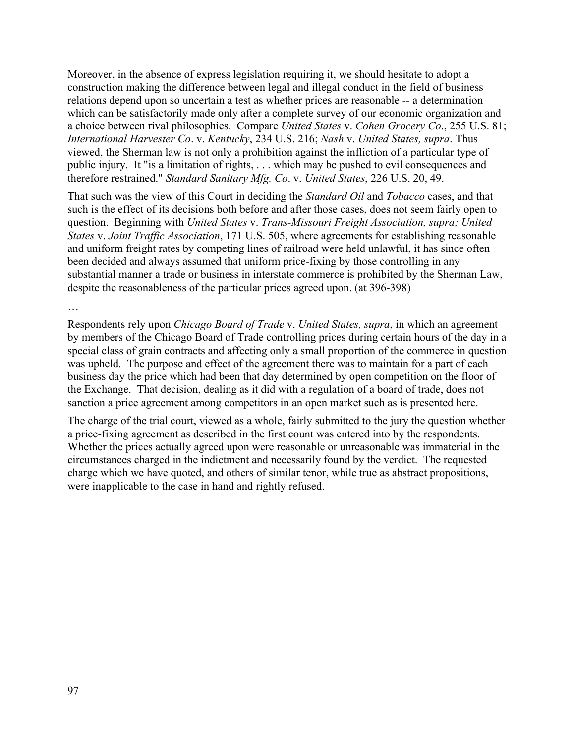Moreover, in the absence of express legislation requiring it, we should hesitate to adopt a construction making the difference between legal and illegal conduct in the field of business relations depend upon so uncertain a test as whether prices are reasonable -- a determination which can be satisfactorily made only after a complete survey of our economic organization and a choice between rival philosophies. Compare *United States* v. *Cohen Grocery Co*., 255 U.S. 81; *International Harvester Co*. v. *Kentucky*, 234 U.S. 216; *Nash* v. *United States, supra*. Thus viewed, the Sherman law is not only a prohibition against the infliction of a particular type of public injury. It "is a limitation of rights, . . . which may be pushed to evil consequences and therefore restrained." *Standard Sanitary Mfg. Co*. v. *United States*, 226 U.S. 20, 49.

That such was the view of this Court in deciding the *Standard Oil* and *Tobacco* cases, and that such is the effect of its decisions both before and after those cases, does not seem fairly open to question. Beginning with *United States* v. *Trans-Missouri Freight Association, supra; United States* v. *Joint Traffic Association*, 171 U.S. 505, where agreements for establishing reasonable and uniform freight rates by competing lines of railroad were held unlawful, it has since often been decided and always assumed that uniform price-fixing by those controlling in any substantial manner a trade or business in interstate commerce is prohibited by the Sherman Law, despite the reasonableness of the particular prices agreed upon. (at 396-398)

…

Respondents rely upon *Chicago Board of Trade* v. *United States, supra*, in which an agreement by members of the Chicago Board of Trade controlling prices during certain hours of the day in a special class of grain contracts and affecting only a small proportion of the commerce in question was upheld. The purpose and effect of the agreement there was to maintain for a part of each business day the price which had been that day determined by open competition on the floor of the Exchange. That decision, dealing as it did with a regulation of a board of trade, does not sanction a price agreement among competitors in an open market such as is presented here.

The charge of the trial court, viewed as a whole, fairly submitted to the jury the question whether a price-fixing agreement as described in the first count was entered into by the respondents. Whether the prices actually agreed upon were reasonable or unreasonable was immaterial in the circumstances charged in the indictment and necessarily found by the verdict. The requested charge which we have quoted, and others of similar tenor, while true as abstract propositions, were inapplicable to the case in hand and rightly refused.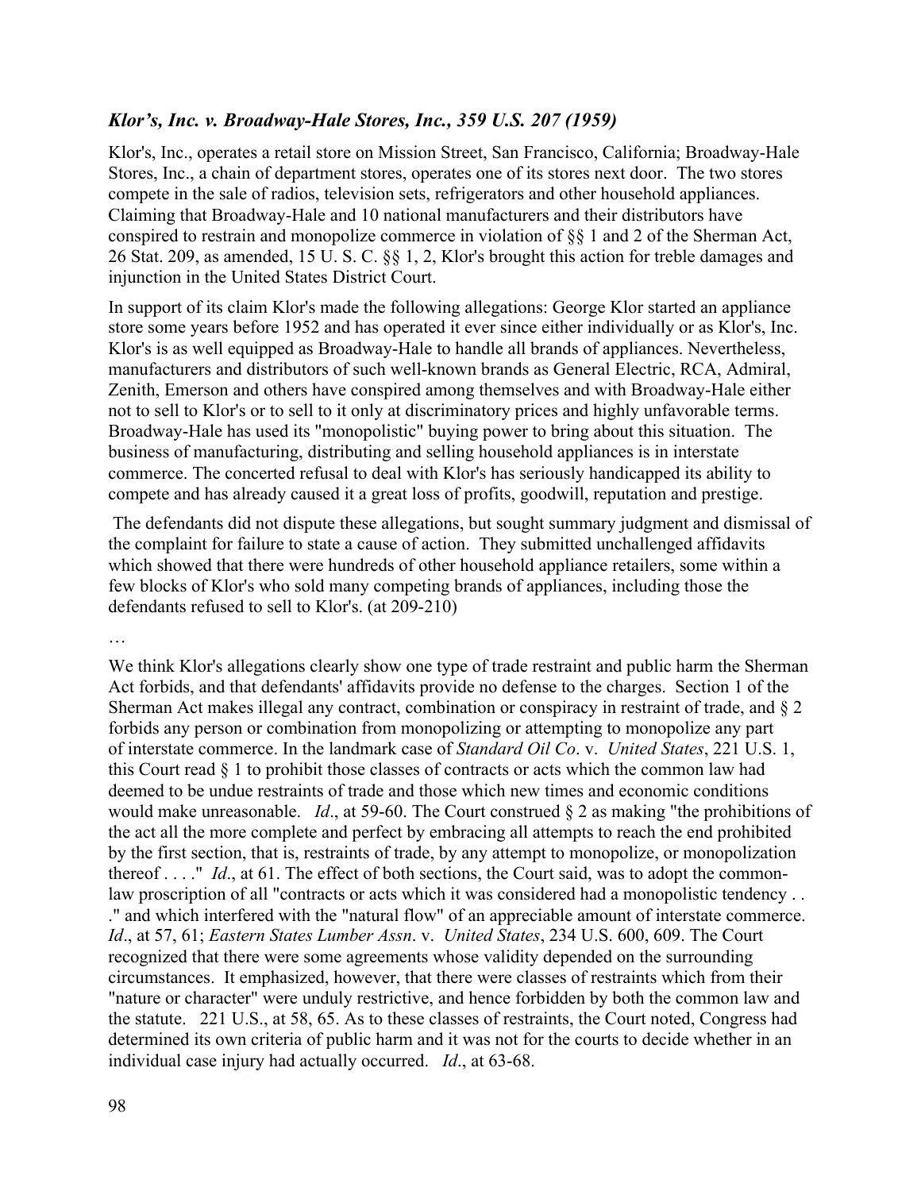### *Klor's, Inc. v. Broadway-Hale Stores, Inc., 359 U.S. 207 (1959)*

Klor's, Inc., operates a retail store on Mission Street, San Francisco, California; Broadway-Hale Stores, Inc., a chain of department stores, operates one of its stores next door. The two stores compete in the sale of radios, television sets, refrigerators and other household appliances. Claiming that Broadway-Hale and 10 national manufacturers and their distributors have conspired to restrain and monopolize commerce in violation of §§ 1 and 2 of the Sherman Act, 26 Stat. 209, as amended, 15 U. S. C. §§ 1, 2, Klor's brought this action for treble damages and injunction in the United States District Court.

In support of its claim Klor's made the following allegations: George Klor started an appliance store some years before 1952 and has operated it ever since either individually or as Klor's, Inc. Klor's is as well equipped as Broadway-Hale to handle all brands of appliances. Nevertheless, manufacturers and distributors of such well-known brands as General Electric, RCA, Admiral, Zenith, Emerson and others have conspired among themselves and with Broadway-Hale either not to sell to Klor's or to sell to it only at discriminatory prices and highly unfavorable terms. Broadway-Hale has used its "monopolistic" buying power to bring about this situation. The business of manufacturing, distributing and selling household appliances is in interstate commerce. The concerted refusal to deal with Klor's has seriously handicapped its ability to compete and has already caused it a great loss of profits, goodwill, reputation and prestige.

The defendants did not dispute these allegations, but sought summary judgment and dismissal of the complaint for failure to state a cause of action. They submitted unchallenged affidavits which showed that there were hundreds of other household appliance retailers, some within a few blocks of Klor's who sold many competing brands of appliances, including those the defendants refused to sell to Klor's. (at 209-210)

…

We think Klor's allegations clearly show one type of trade restraint and public harm the Sherman Act forbids, and that defendants' affidavits provide no defense to the charges. Section 1 of the Sherman Act makes illegal any contract, combination or conspiracy in restraint of trade, and § 2 forbids any person or combination from monopolizing or attempting to monopolize any part of interstate commerce. In the landmark case of *Standard Oil Co*. v. *United States*, 221 U.S. 1, this Court read § 1 to prohibit those classes of contracts or acts which the common law had deemed to be undue restraints of trade and those which new times and economic conditions would make unreasonable. *Id*., at 59-60. The Court construed § 2 as making "the prohibitions of the act all the more complete and perfect by embracing all attempts to reach the end prohibited by the first section, that is, restraints of trade, by any attempt to monopolize, or monopolization thereof . . . ." *Id*., at 61. The effect of both sections, the Court said, was to adopt the common-law proscription of all "contracts or acts which it was considered had a monopolistic tendency . . ." and which interfered with the "natural flow" of an appreciable amount of interstate commerce. *Id*., at 57, 61; *Eastern States Lumber Assn*. v. *United States*, 234 U.S. 600, 609. The Court recognized that there were some agreements whose validity depended on the surrounding circumstances. It emphasized, however, that there were classes of restraints which from their "nature or character" were unduly restrictive, and hence forbidden by both the common law and the statute. 221 U.S., at 58, 65. As to these classes of restraints, the Court noted, Congress had determined its own criteria of public harm and it was not for the courts to decide whether in an individual case injury had actually occurred. *Id*., at 63-68.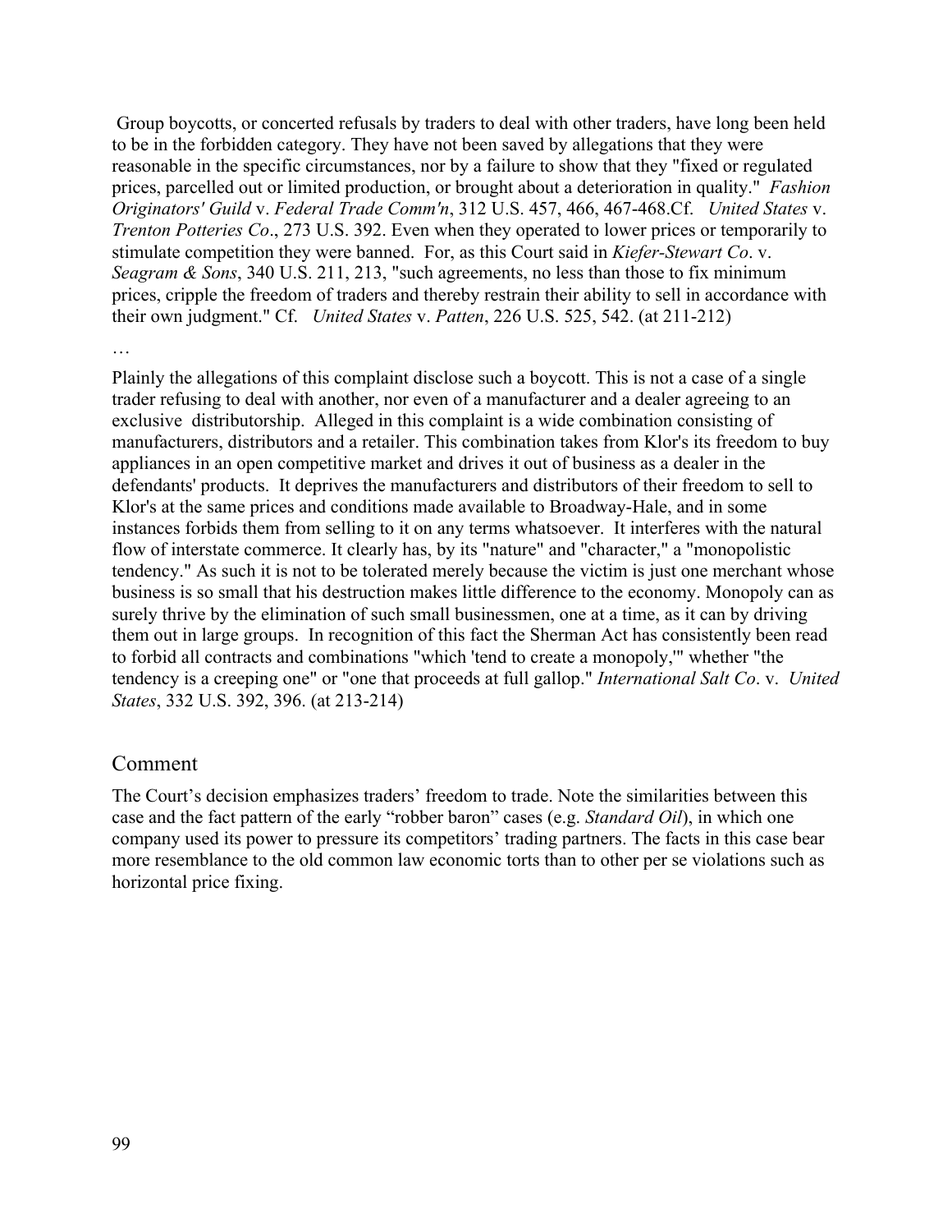Group boycotts, or concerted refusals by traders to deal with other traders, have long been held to be in the forbidden category. They have not been saved by allegations that they were reasonable in the specific circumstances, nor by a failure to show that they "fixed or regulated prices, parcelled out or limited production, or brought about a deterioration in quality." *Fashion Originators' Guild* v. *Federal Trade Comm'n*, 312 U.S. 457, 466, 467-468.Cf. *United States* v. *Trenton Potteries Co*., 273 U.S. 392. Even when they operated to lower prices or temporarily to stimulate competition they were banned. For, as this Court said in *Kiefer-Stewart Co*. v. *Seagram & Sons*, 340 U.S. 211, 213, "such agreements, no less than those to fix minimum prices, cripple the freedom of traders and thereby restrain their ability to sell in accordance with their own judgment." Cf. *United States* v. *Patten*, 226 U.S. 525, 542. (at 211-212)

…

Plainly the allegations of this complaint disclose such a boycott. This is not a case of a single trader refusing to deal with another, nor even of a manufacturer and a dealer agreeing to an exclusive distributorship. Alleged in this complaint is a wide combination consisting of manufacturers, distributors and a retailer. This combination takes from Klor's its freedom to buy appliances in an open competitive market and drives it out of business as a dealer in the defendants' products. It deprives the manufacturers and distributors of their freedom to sell to Klor's at the same prices and conditions made available to Broadway-Hale, and in some instances forbids them from selling to it on any terms whatsoever. It interferes with the natural flow of interstate commerce. It clearly has, by its "nature" and "character," a "monopolistic tendency." As such it is not to be tolerated merely because the victim is just one merchant whose business is so small that his destruction makes little difference to the economy. Monopoly can as surely thrive by the elimination of such small businessmen, one at a time, as it can by driving them out in large groups. In recognition of this fact the Sherman Act has consistently been read to forbid all contracts and combinations "which 'tend to create a monopoly,'" whether "the tendency is a creeping one" or "one that proceeds at full gallop." *International Salt Co*. v. *United States*, 332 U.S. 392, 396. (at 213-214)

## Comment

The Court's decision emphasizes traders' freedom to trade. Note the similarities between this case and the fact pattern of the early "robber baron" cases (e.g. *Standard Oil*), in which one company used its power to pressure its competitors' trading partners. The facts in this case bear more resemblance to the old common law economic torts than to other per se violations such as horizontal price fixing.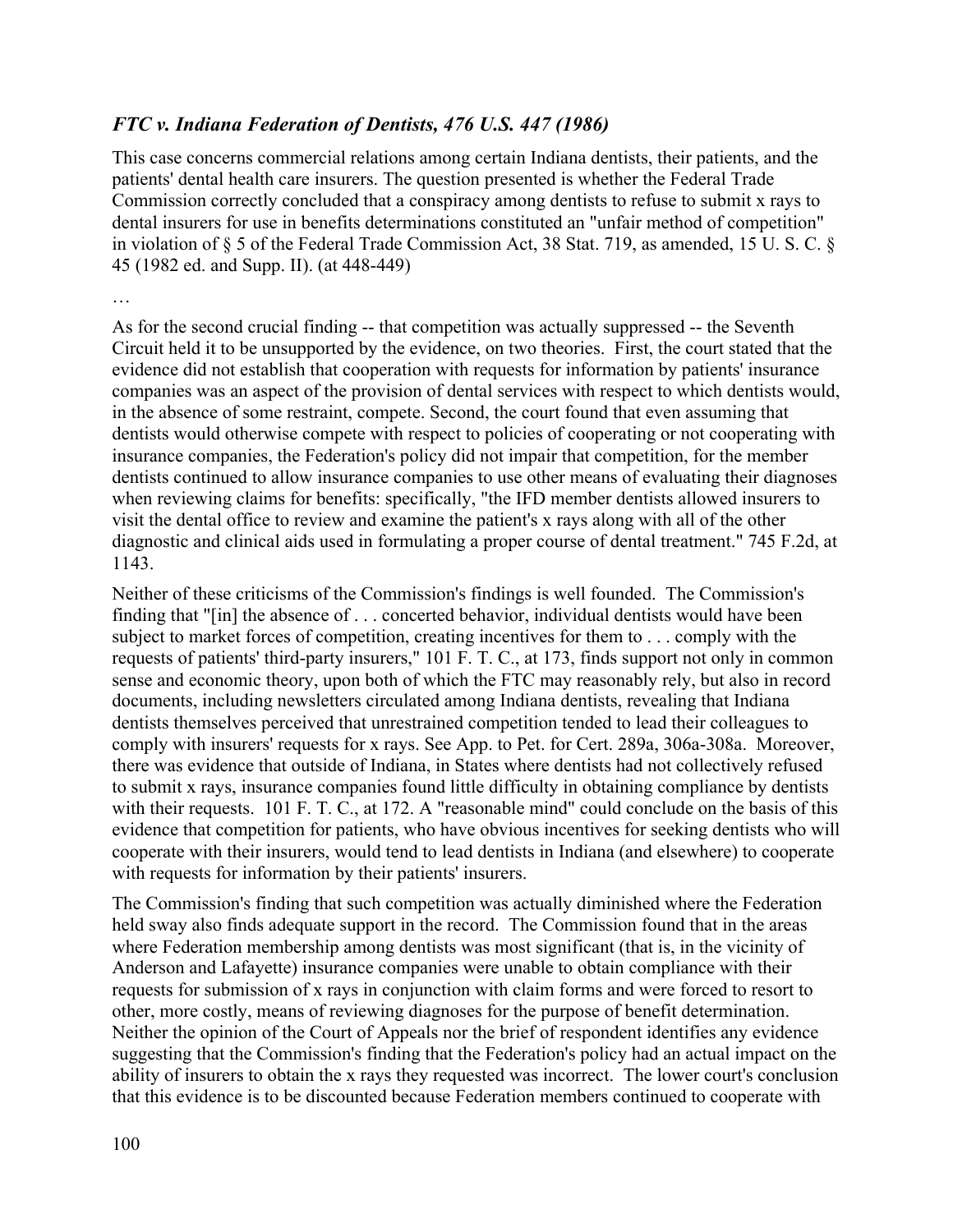## *FTC v. Indiana Federation of Dentists, 476 U.S. 447 (1986)*

This case concerns commercial relations among certain Indiana dentists, their patients, and the patients' dental health care insurers. The question presented is whether the Federal Trade Commission correctly concluded that a conspiracy among dentists to refuse to submit x rays to dental insurers for use in benefits determinations constituted an "unfair method of competition" in violation of § 5 of the Federal Trade Commission Act, 38 Stat. 719, as amended, 15 U. S. C. § 45 (1982 ed. and Supp. II). (at 448-449)

…

As for the second crucial finding -- that competition was actually suppressed -- the Seventh Circuit held it to be unsupported by the evidence, on two theories. First, the court stated that the evidence did not establish that cooperation with requests for information by patients' insurance companies was an aspect of the provision of dental services with respect to which dentists would, in the absence of some restraint, compete. Second, the court found that even assuming that dentists would otherwise compete with respect to policies of cooperating or not cooperating with insurance companies, the Federation's policy did not impair that competition, for the member dentists continued to allow insurance companies to use other means of evaluating their diagnoses when reviewing claims for benefits: specifically, "the IFD member dentists allowed insurers to visit the dental office to review and examine the patient's x rays along with all of the other diagnostic and clinical aids used in formulating a proper course of dental treatment." 745 F.2d, at 1143.

Neither of these criticisms of the Commission's findings is well founded. The Commission's finding that "[in] the absence of . . . concerted behavior, individual dentists would have been subject to market forces of competition, creating incentives for them to . . . comply with the requests of patients' third-party insurers," 101 F. T. C., at 173, finds support not only in common sense and economic theory, upon both of which the FTC may reasonably rely, but also in record documents, including newsletters circulated among Indiana dentists, revealing that Indiana dentists themselves perceived that unrestrained competition tended to lead their colleagues to comply with insurers' requests for x rays. See App. to Pet. for Cert. 289a, 306a-308a. Moreover, there was evidence that outside of Indiana, in States where dentists had not collectively refused to submit x rays, insurance companies found little difficulty in obtaining compliance by dentists with their requests. 101 F. T. C., at 172. A "reasonable mind" could conclude on the basis of this evidence that competition for patients, who have obvious incentives for seeking dentists who will cooperate with their insurers, would tend to lead dentists in Indiana (and elsewhere) to cooperate with requests for information by their patients' insurers.

The Commission's finding that such competition was actually diminished where the Federation held sway also finds adequate support in the record. The Commission found that in the areas where Federation membership among dentists was most significant (that is, in the vicinity of Anderson and Lafayette) insurance companies were unable to obtain compliance with their requests for submission of x rays in conjunction with claim forms and were forced to resort to other, more costly, means of reviewing diagnoses for the purpose of benefit determination. Neither the opinion of the Court of Appeals nor the brief of respondent identifies any evidence suggesting that the Commission's finding that the Federation's policy had an actual impact on the ability of insurers to obtain the x rays they requested was incorrect. The lower court's conclusion that this evidence is to be discounted because Federation members continued to cooperate with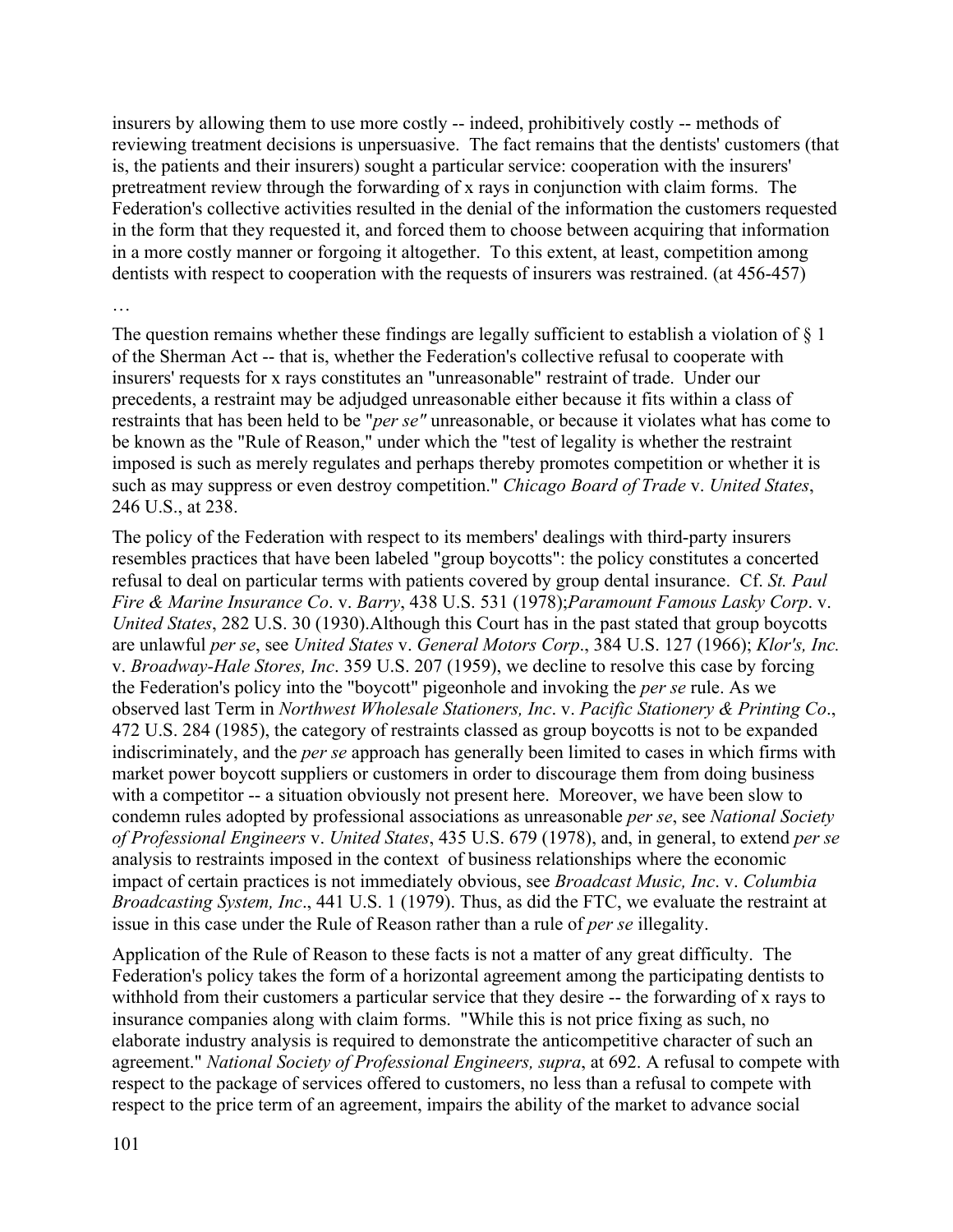insurers by allowing them to use more costly -- indeed, prohibitively costly -- methods of reviewing treatment decisions is unpersuasive. The fact remains that the dentists' customers (that is, the patients and their insurers) sought a particular service: cooperation with the insurers' pretreatment review through the forwarding of x rays in conjunction with claim forms. The Federation's collective activities resulted in the denial of the information the customers requested in the form that they requested it, and forced them to choose between acquiring that information in a more costly manner or forgoing it altogether. To this extent, at least, competition among dentists with respect to cooperation with the requests of insurers was restrained. (at 456-457)

…

The question remains whether these findings are legally sufficient to establish a violation of § 1 of the Sherman Act -- that is, whether the Federation's collective refusal to cooperate with insurers' requests for x rays constitutes an "unreasonable" restraint of trade. Under our precedents, a restraint may be adjudged unreasonable either because it fits within a class of restraints that has been held to be "*per se"* unreasonable, or because it violates what has come to be known as the "Rule of Reason," under which the "test of legality is whether the restraint imposed is such as merely regulates and perhaps thereby promotes competition or whether it is such as may suppress or even destroy competition." *Chicago Board of Trade* v. *United States*, 246 U.S., at 238.

The policy of the Federation with respect to its members' dealings with third-party insurers resembles practices that have been labeled "group boycotts": the policy constitutes a concerted refusal to deal on particular terms with patients covered by group dental insurance. Cf. *St. Paul Fire & Marine Insurance Co*. v. *Barry*, 438 U.S. 531 (1978);*Paramount Famous Lasky Corp*. v. *United States*, 282 U.S. 30 (1930).Although this Court has in the past stated that group boycotts are unlawful *per se*, see *United States* v. *General Motors Corp*., 384 U.S. 127 (1966); *Klor's, Inc.* v. *Broadway-Hale Stores, Inc*. 359 U.S. 207 (1959), we decline to resolve this case by forcing the Federation's policy into the "boycott" pigeonhole and invoking the *per se* rule. As we observed last Term in *Northwest Wholesale Stationers, Inc*. v. *Pacific Stationery & Printing Co*., 472 U.S. 284 (1985), the category of restraints classed as group boycotts is not to be expanded indiscriminately, and the *per se* approach has generally been limited to cases in which firms with market power boycott suppliers or customers in order to discourage them from doing business with a competitor -- a situation obviously not present here. Moreover, we have been slow to condemn rules adopted by professional associations as unreasonable *per se*, see *National Society of Professional Engineers* v. *United States*, 435 U.S. 679 (1978), and, in general, to extend *per se* analysis to restraints imposed in the context of business relationships where the economic impact of certain practices is not immediately obvious, see *Broadcast Music, Inc*. v. *Columbia Broadcasting System, Inc*., 441 U.S. 1 (1979). Thus, as did the FTC, we evaluate the restraint at issue in this case under the Rule of Reason rather than a rule of *per se* illegality.

Application of the Rule of Reason to these facts is not a matter of any great difficulty. The Federation's policy takes the form of a horizontal agreement among the participating dentists to withhold from their customers a particular service that they desire -- the forwarding of x rays to insurance companies along with claim forms. "While this is not price fixing as such, no elaborate industry analysis is required to demonstrate the anticompetitive character of such an agreement." *National Society of Professional Engineers, supra*, at 692. A refusal to compete with respect to the package of services offered to customers, no less than a refusal to compete with respect to the price term of an agreement, impairs the ability of the market to advance social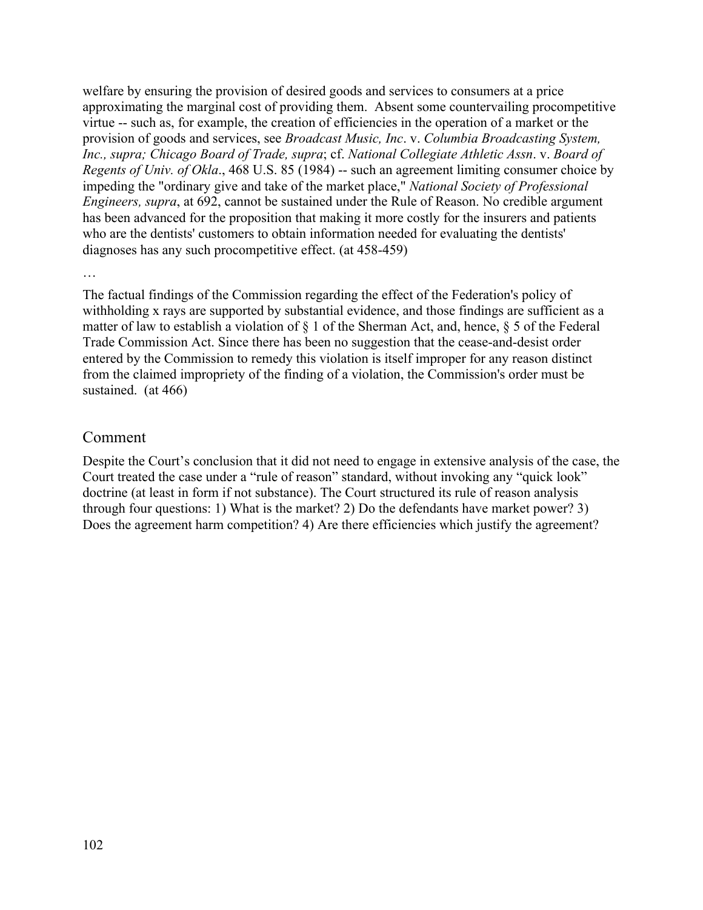welfare by ensuring the provision of desired goods and services to consumers at a price approximating the marginal cost of providing them. Absent some countervailing procompetitive virtue -- such as, for example, the creation of efficiencies in the operation of a market or the provision of goods and services, see *Broadcast Music, Inc*. v. *Columbia Broadcasting System, Inc., supra; Chicago Board of Trade, supra*; cf. *National Collegiate Athletic Assn*. v. *Board of Regents of Univ. of Okla*., 468 U.S. 85 (1984) -- such an agreement limiting consumer choice by impeding the "ordinary give and take of the market place," *National Society of Professional Engineers, supra*, at 692, cannot be sustained under the Rule of Reason. No credible argument has been advanced for the proposition that making it more costly for the insurers and patients who are the dentists' customers to obtain information needed for evaluating the dentists' diagnoses has any such procompetitive effect. (at 458-459)

…

The factual findings of the Commission regarding the effect of the Federation's policy of withholding x rays are supported by substantial evidence, and those findings are sufficient as a matter of law to establish a violation of § 1 of the Sherman Act, and, hence, § 5 of the Federal Trade Commission Act. Since there has been no suggestion that the cease-and-desist order entered by the Commission to remedy this violation is itself improper for any reason distinct from the claimed impropriety of the finding of a violation, the Commission's order must be sustained. (at 466)

## Comment

Despite the Court's conclusion that it did not need to engage in extensive analysis of the case, the Court treated the case under a "rule of reason" standard, without invoking any "quick look" doctrine (at least in form if not substance). The Court structured its rule of reason analysis through four questions: 1) What is the market? 2) Do the defendants have market power? 3) Does the agreement harm competition? 4) Are there efficiencies which justify the agreement?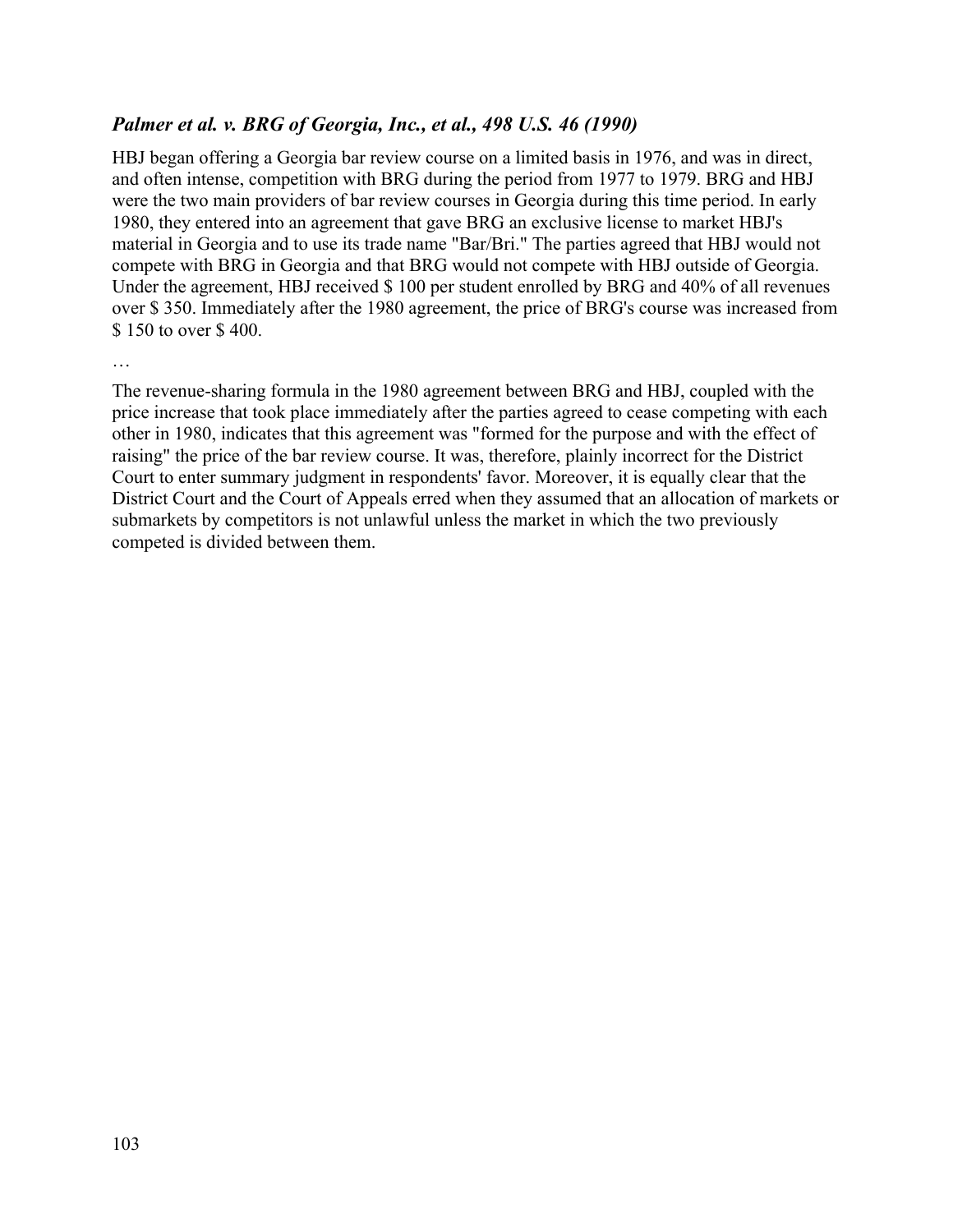### *Palmer et al. v. BRG of Georgia, Inc., et al., 498 U.S. 46 (1990)*

HBJ began offering a Georgia bar review course on a limited basis in 1976, and was in direct, and often intense, competition with BRG during the period from 1977 to 1979. BRG and HBJ were the two main providers of bar review courses in Georgia during this time period. In early 1980, they entered into an agreement that gave BRG an exclusive license to market HBJ's material in Georgia and to use its trade name "Bar/Bri." The parties agreed that HBJ would not compete with BRG in Georgia and that BRG would not compete with HBJ outside of Georgia. Under the agreement, HBJ received $ 100 per student enrolled by BRG and 40% of all revenues over $ 350. Immediately after the 1980 agreement, the price of BRG's course was increased from $ 150 to over $ 400.

…

The revenue-sharing formula in the 1980 agreement between BRG and HBJ, coupled with the price increase that took place immediately after the parties agreed to cease competing with each other in 1980, indicates that this agreement was "formed for the purpose and with the effect of raising" the price of the bar review course. It was, therefore, plainly incorrect for the District Court to enter summary judgment in respondents' favor. Moreover, it is equally clear that the District Court and the Court of Appeals erred when they assumed that an allocation of markets or submarkets by competitors is not unlawful unless the market in which the two previously competed is divided between them.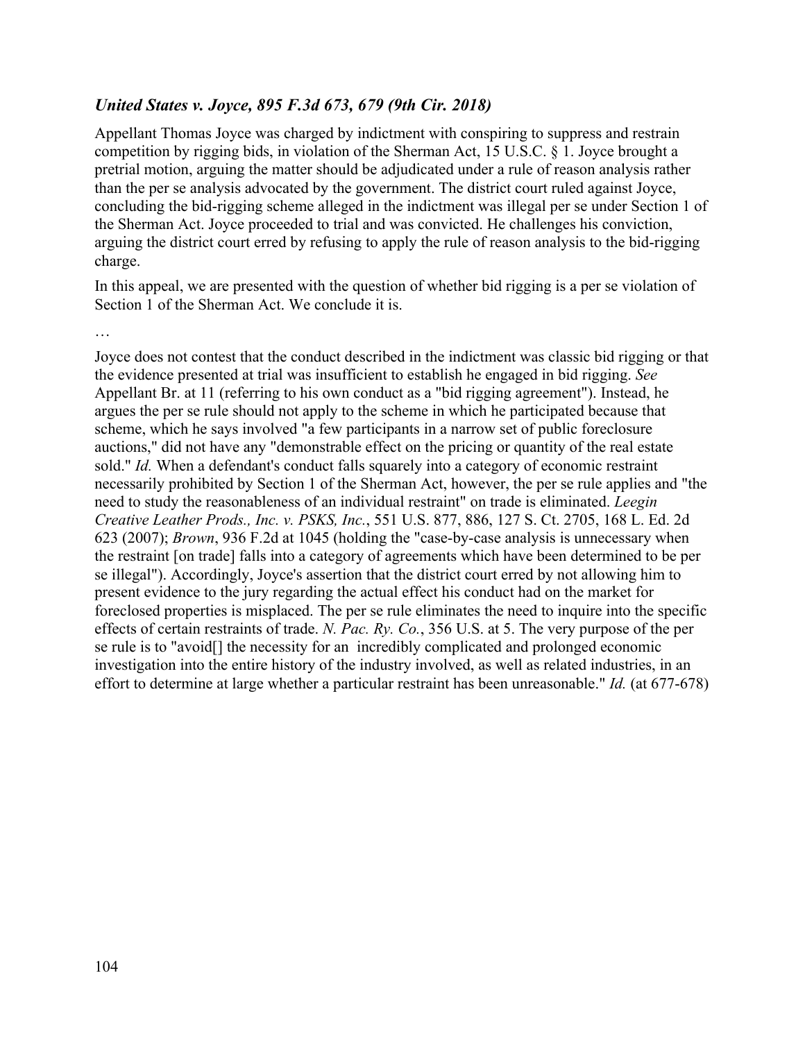### *United States v. Joyce, 895 F.3d 673, 679 (9th Cir. 2018)*

Appellant Thomas Joyce was charged by indictment with conspiring to suppress and restrain competition by rigging bids, in violation of the Sherman Act, 15 U.S.C. § 1. Joyce brought a pretrial motion, arguing the matter should be adjudicated under a rule of reason analysis rather than the per se analysis advocated by the government. The district court ruled against Joyce, concluding the bid-rigging scheme alleged in the indictment was illegal per se under Section 1 of the Sherman Act. Joyce proceeded to trial and was convicted. He challenges his conviction, arguing the district court erred by refusing to apply the rule of reason analysis to the bid-rigging charge.

In this appeal, we are presented with the question of whether bid rigging is a per se violation of Section 1 of the Sherman Act. We conclude it is.

…

Joyce does not contest that the conduct described in the indictment was classic bid rigging or that the evidence presented at trial was insufficient to establish he engaged in bid rigging. *See* Appellant Br. at 11 (referring to his own conduct as a "bid rigging agreement"). Instead, he argues the per se rule should not apply to the scheme in which he participated because that scheme, which he says involved "a few participants in a narrow set of public foreclosure auctions," did not have any "demonstrable effect on the pricing or quantity of the real estate sold." *Id.* When a defendant's conduct falls squarely into a category of economic restraint necessarily prohibited by Section 1 of the Sherman Act, however, the per se rule applies and "the need to study the reasonableness of an individual restraint" on trade is eliminated. *Leegin Creative Leather Prods., Inc. v. PSKS, Inc.*, 551 U.S. 877, 886, 127 S. Ct. 2705, 168 L. Ed. 2d 623 (2007); *Brown*, 936 F.2d at 1045 (holding the "case-by-case analysis is unnecessary when the restraint [on trade] falls into a category of agreements which have been determined to be per se illegal"). Accordingly, Joyce's assertion that the district court erred by not allowing him to present evidence to the jury regarding the actual effect his conduct had on the market for foreclosed properties is misplaced. The per se rule eliminates the need to inquire into the specific effects of certain restraints of trade. *N. Pac. Ry. Co.*, 356 U.S. at 5. The very purpose of the per se rule is to "avoid[] the necessity for an incredibly complicated and prolonged economic investigation into the entire history of the industry involved, as well as related industries, in an effort to determine at large whether a particular restraint has been unreasonable." *Id.* (at 677-678)